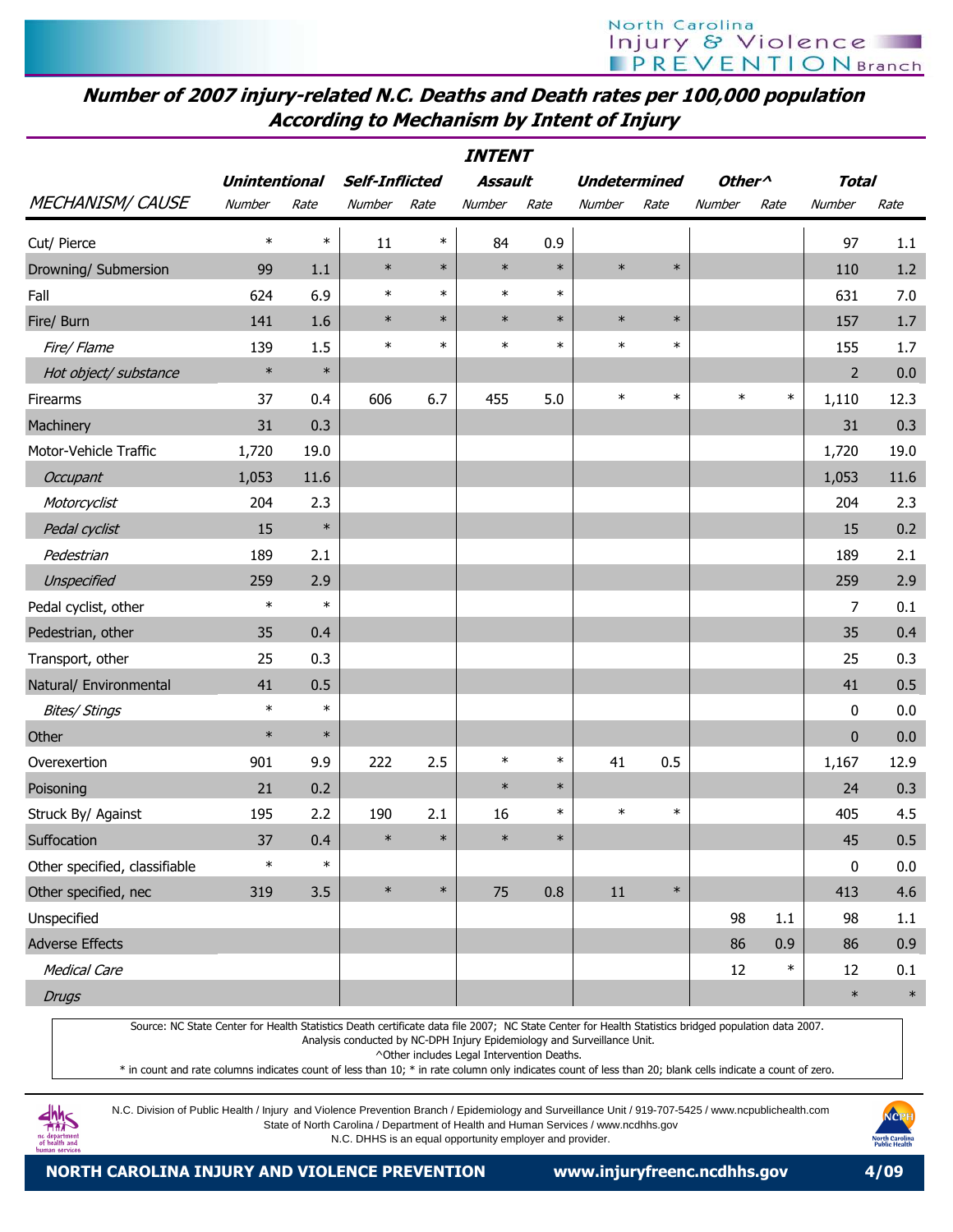# Number of 2007 injury-related N.C. Deaths and Death rates per 100,000 population According to Mechanism by Intent of Injury

| | INTENT | | | | | | | | | | | |
|---|---|---|---|---|---|---|---|---|---|---|---|---|
| | Unintentional | | Self-Inflicted | | Assault | | Undetermined | | Other^ | | Total | |
| MECHANISM/ CAUSE | Number | Rate | Number | Rate | Number | Rate | Number | Rate | Number | Rate | Number | Rate |
| Cut/ Pierce | * | * | 11 | * | 84 | 0.9 | | | | | 97 | 1.1 |
| Drowning/ Submersion | 99 | 1.1 | * | * | * | * | * | * | | | 110 | 1.2 |
| Fall | 624 | 6.9 | * | * | * | * | | | | | 631 | 7.0 |
| Fire/ Burn | 141 | 1.6 | * | * | * | * | * | * | | | 157 | 1.7 |
| *Fire/ Flame* | 139 | 1.5 | * | * | * | * | * | * | | | 155 | 1.7 |
| *Hot object/ substance* | * | * | | | | | | | | | 2 | 0.0 |
| Firearms | 37 | 0.4 | 606 | 6.7 | 455 | 5.0 | * | * | * | * | 1,110 | 12.3 |
| Machinery | 31 | 0.3 | | | | | | | | | 31 | 0.3 |
| Motor-Vehicle Traffic | 1,720 | 19.0 | | | | | | | | | 1,720 | 19.0 |
| *Occupant* | 1,053 | 11.6 | | | | | | | | | 1,053 | 11.6 |
| *Motorcyclist* | 204 | 2.3 | | | | | | | | | 204 | 2.3 |
| *Pedal cyclist* | 15 | * | | | | | | | | | 15 | 0.2 |
| *Pedestrian* | 189 | 2.1 | | | | | | | | | 189 | 2.1 |
| *Unspecified* | 259 | 2.9 | | | | | | | | | 259 | 2.9 |
| Pedal cyclist, other | * | * | | | | | | | | | 7 | 0.1 |
| Pedestrian, other | 35 | 0.4 | | | | | | | | | 35 | 0.4 |
| Transport, other | 25 | 0.3 | | | | | | | | | 25 | 0.3 |
| Natural/ Environmental | 41 | 0.5 | | | | | | | | | 41 | 0.5 |
| *Bites/ Stings* | * | * | | | | | | | | | 0 | 0.0 |
| Other | * | * | | | | | | | | | 0 | 0.0 |
| Overexertion | 901 | 9.9 | 222 | 2.5 | * | * | 41 | 0.5 | | | 1,167 | 12.9 |
| Poisoning | 21 | 0.2 | | | * | * | | | | | 24 | 0.3 |
| Struck By/ Against | 195 | 2.2 | 190 | 2.1 | 16 | * | * | * | | | 405 | 4.5 |
| Suffocation | 37 | 0.4 | * | * | * | * | | | | | 45 | 0.5 |
| Other specified, classifiable | * | * | | | | | | | | | 0 | 0.0 |
| Other specified, nec | 319 | 3.5 | * | * | 75 | 0.8 | 11 | * | | | 413 | 4.6 |
| Unspecified | | | | | | | | | 98 | 1.1 | 98 | 1.1 |
| Adverse Effects | | | | | | | | | 86 | 0.9 | 86 | 0.9 |
| *Medical Care* | | | | | | | | | 12 | * | 12 | 0.1 |
| *Drugs* | | | | | | | | | | | * | * |

Source: NC State Center for Health Statistics Death certificate data file 2007; NC State Center for Health Statistics bridged population data 2007.
Analysis conducted by NC-DPH Injury Epidemiology and Surveillance Unit.
^Other includes Legal Intervention Deaths.
* in count and rate columns indicates count of less than 10; * in rate column only indicates count of less than 20; blank cells indicate a count of zero.

N.C. Division of Public Health / Injury and Violence Prevention Branch / Epidemiology and Surveillance Unit / 919-707-5425 / www.ncpublichealth.com
State of North Carolina / Department of Health and Human Services / www.ncdhhs.gov
N.C. DHHS is an equal opportunity employer and provider.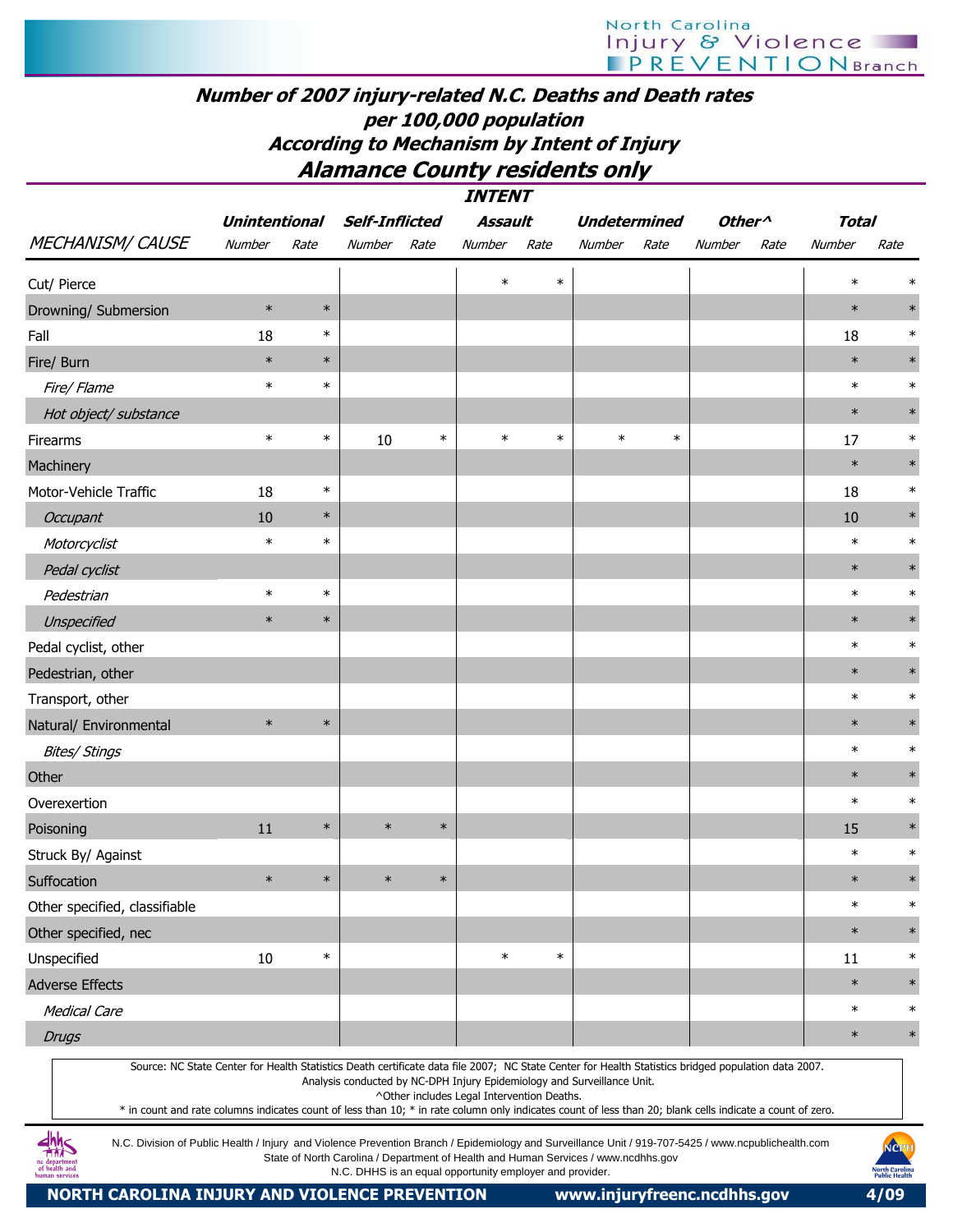## Number of 2007 injury-related N.C. Deaths and Death rates per 100,000 population According to Mechanism by Intent of Injury

## Alamance County residents only

| | INTENT | | | | | | | | | | | |
|---|---|---|---|---|---|---|---|---|---|---|---|---|
| | Unintentional | | Self-Inflicted | | Assault | | Undetermined | | Other^ | | Total | |
| MECHANISM/ CAUSE | Number | Rate | Number | Rate | Number | Rate | Number | Rate | Number | Rate | Number | Rate |
| Cut/ Pierce | | | | | * | * | | | | | * | * |
| Drowning/ Submersion | * | * | | | | | | | | | * | * |
| Fall | 18 | * | | | | | | | | | 18 | * |
| Fire/ Burn | * | * | | | | | | | | | * | * |
| *Fire/ Flame* | * | * | | | | | | | | | * | * |
| *Hot object/ substance* | | | | | | | | | | | * | * |
| Firearms | * | * | 10 | * | * | * | * | * | | | 17 | * |
| Machinery | | | | | | | | | | | * | * |
| Motor-Vehicle Traffic | 18 | * | | | | | | | | | 18 | * |
| *Occupant* | 10 | * | | | | | | | | | 10 | * |
| *Motorcyclist* | * | * | | | | | | | | | * | * |
| *Pedal cyclist* | | | | | | | | | | | * | * |
| *Pedestrian* | * | * | | | | | | | | | * | * |
| *Unspecified* | * | * | | | | | | | | | * | * |
| Pedal cyclist, other | | | | | | | | | | | * | * |
| Pedestrian, other | | | | | | | | | | | * | * |
| Transport, other | | | | | | | | | | | * | * |
| Natural/ Environmental | * | * | | | | | | | | | * | * |
| *Bites/ Stings* | | | | | | | | | | | * | * |
| Other | | | | | | | | | | | * | * |
| Overexertion | | | | | | | | | | | * | * |
| Poisoning | 11 | * | * | * | | | | | | | 15 | * |
| Struck By/ Against | | | | | | | | | | | * | * |
| Suffocation | * | * | * | * | | | | | | | * | * |
| Other specified, classifiable | | | | | | | | | | | * | * |
| Other specified, nec | | | | | | | | | | | * | * |
| Unspecified | 10 | * | | | * | * | | | | | 11 | * |
| Adverse Effects | | | | | | | | | | | * | * |
| *Medical Care* | | | | | | | | | | | * | * |
| *Drugs* | | | | | | | | | | | * | * |

Source: NC State Center for Health Statistics Death certificate data file 2007; NC State Center for Health Statistics bridged population data 2007.
Analysis conducted by NC-DPH Injury Epidemiology and Surveillance Unit.
^Other includes Legal Intervention Deaths.
* in count and rate columns indicates count of less than 10; * in rate column only indicates count of less than 20; blank cells indicate a count of zero.

N.C. Division of Public Health / Injury and Violence Prevention Branch / Epidemiology and Surveillance Unit / 919-707-5425 / www.ncpublichealth.com
State of North Carolina / Department of Health and Human Services / www.ncdhhs.gov
N.C. DHHS is an equal opportunity employer and provider.

**NORTH CAROLINA INJURY AND VIOLENCE PREVENTION** www.injuryfreenc.ncdhhs.gov 4/09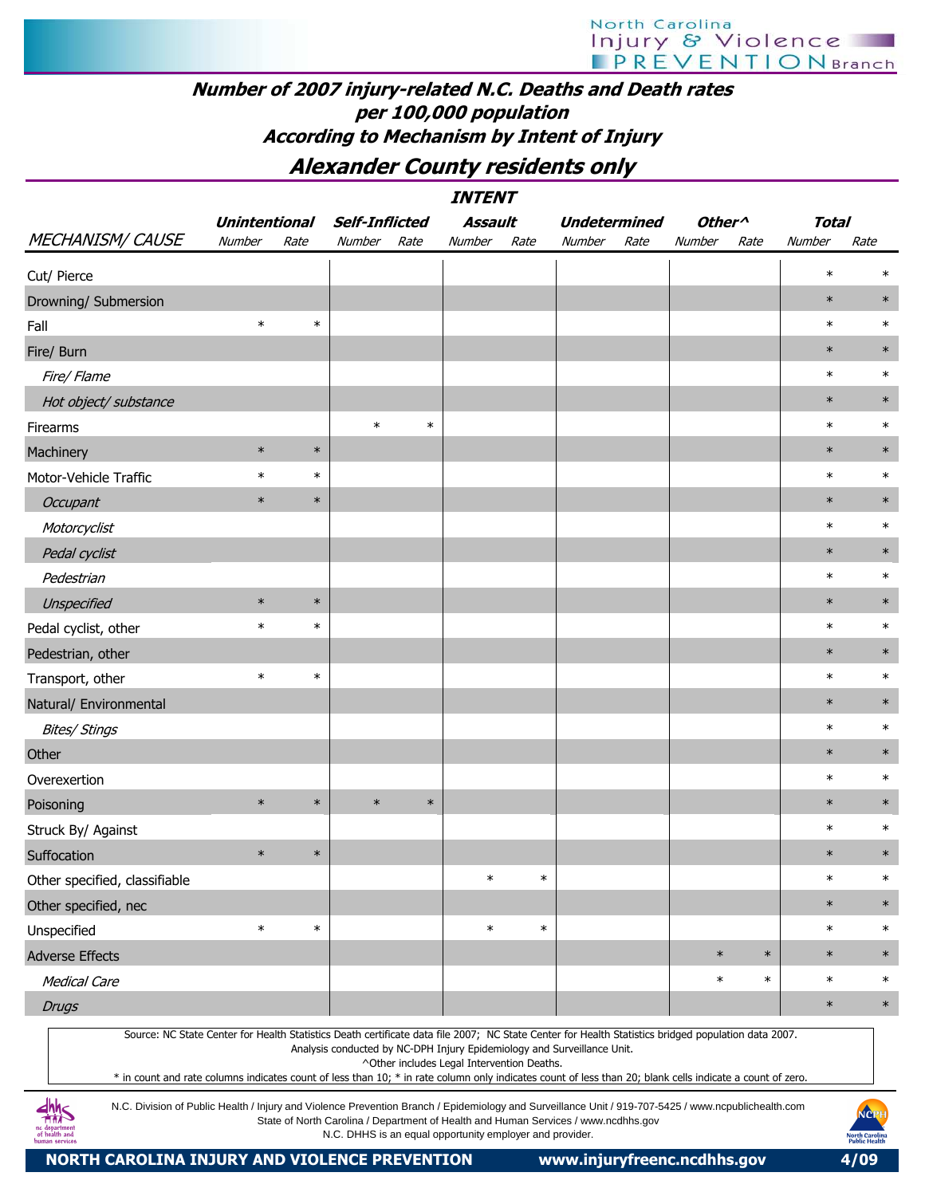## Number of 2007 injury-related N.C. Deaths and Death rates per 100,000 population According to Mechanism by Intent of Injury

## Alexander County residents only

| MECHANISM/ CAUSE | Unintentional Number | Unintentional Rate | Self-Inflicted Number | Self-Inflicted Rate | Assault Number | Assault Rate | Undetermined Number | Undetermined Rate | Other^ Number | Other^ Rate | Total Number | Total Rate |
|---|---|---|---|---|---|---|---|---|---|---|---|---|
| Cut/ Pierce | | | | | | | | | | | * | * |
| Drowning/ Submersion | | | | | | | | | | | * | * |
| Fall | * | * | | | | | | | | | * | * |
| Fire/ Burn | | | | | | | | | | | * | * |
| *Fire/ Flame* | | | | | | | | | | | * | * |
| *Hot object/ substance* | | | | | | | | | | | * | * |
| Firearms | | | * | * | | | | | | | * | * |
| Machinery | * | * | | | | | | | | | * | * |
| Motor-Vehicle Traffic | * | * | | | | | | | | | * | * |
| *Occupant* | * | * | | | | | | | | | * | * |
| *Motorcyclist* | | | | | | | | | | | * | * |
| *Pedal cyclist* | | | | | | | | | | | * | * |
| *Pedestrian* | | | | | | | | | | | * | * |
| *Unspecified* | * | * | | | | | | | | | * | * |
| Pedal cyclist, other | * | * | | | | | | | | | * | * |
| Pedestrian, other | | | | | | | | | | | * | * |
| Transport, other | * | * | | | | | | | | | * | * |
| Natural/ Environmental | | | | | | | | | | | * | * |
| *Bites/ Stings* | | | | | | | | | | | * | * |
| Other | | | | | | | | | | | * | * |
| Overexertion | | | | | | | | | | | * | * |
| Poisoning | * | * | * | * | | | | | | | * | * |
| Struck By/ Against | | | | | | | | | | | * | * |
| Suffocation | * | * | | | | | | | | | * | * |
| Other specified, classifiable | | | | | * | * | | | | | * | * |
| Other specified, nec | | | | | | | | | | | * | * |
| Unspecified | * | * | | | * | * | | | | | * | * |
| Adverse Effects | | | | | | | | | * | * | * | * |
| *Medical Care* | | | | | | | | | * | * | * | * |
| *Drugs* | | | | | | | | | | | * | * |

Source: NC State Center for Health Statistics Death certificate data file 2007; NC State Center for Health Statistics bridged population data 2007.
Analysis conducted by NC-DPH Injury Epidemiology and Surveillance Unit.
^Other includes Legal Intervention Deaths.
* in count and rate columns indicates count of less than 10; * in rate column only indicates count of less than 20; blank cells indicate a count of zero.

N.C. Division of Public Health / Injury and Violence Prevention Branch / Epidemiology and Surveillance Unit / 919-707-5425 / www.ncpublichealth.com
State of North Carolina / Department of Health and Human Services / www.ncdhhs.gov
N.C. DHHS is an equal opportunity employer and provider.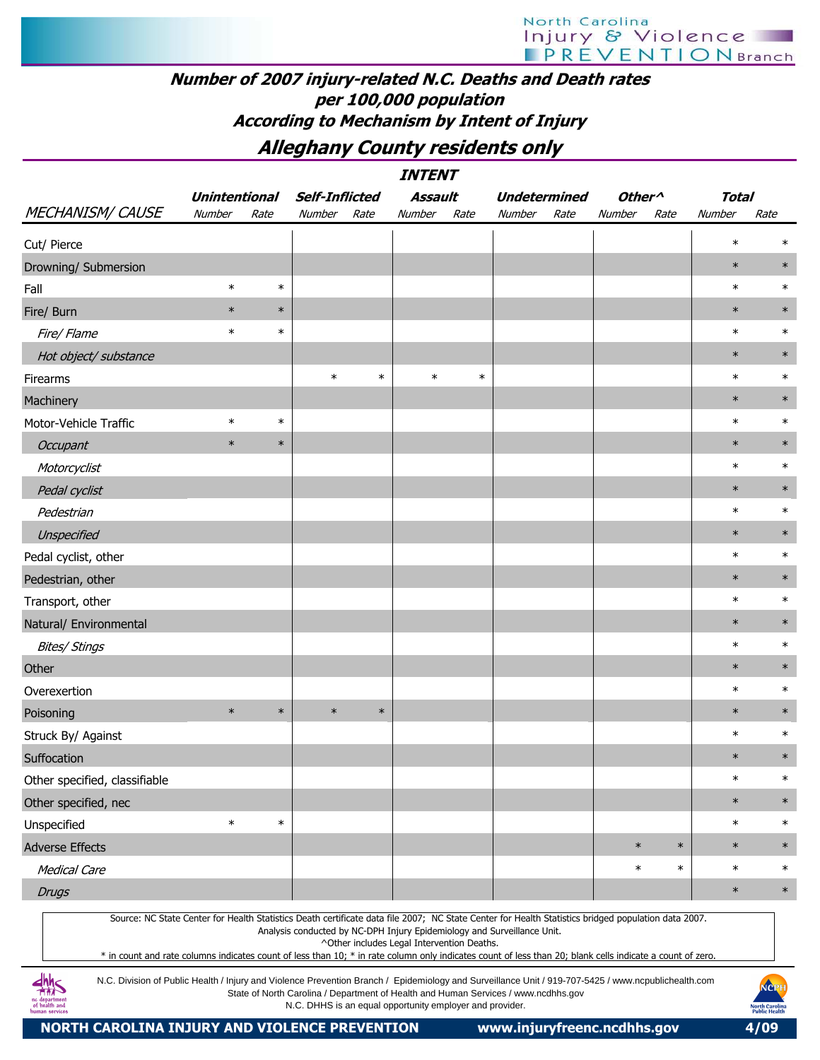# Number of 2007 injury-related N.C. Deaths and Death rates per 100,000 population According to Mechanism by Intent of Injury

## Alleghany County residents only

| | INTENT | | | | | | | | | | | |
|---|---|---|---|---|---|---|---|---|---|---|---|---|
| | Unintentional | | Self-Inflicted | | Assault | | Undetermined | | Other^ | | Total | |
| MECHANISM/ CAUSE | Number | Rate | Number | Rate | Number | Rate | Number | Rate | Number | Rate | Number | Rate |
| Cut/ Pierce | | | | | | | | | | | * | * |
| Drowning/ Submersion | | | | | | | | | | | * | * |
| Fall | * | * | | | | | | | | | * | * |
| Fire/ Burn | * | * | | | | | | | | | * | * |
| *Fire/ Flame* | * | * | | | | | | | | | * | * |
| *Hot object/ substance* | | | | | | | | | | | * | * |
| Firearms | | | * | * | * | * | | | | | * | * |
| Machinery | | | | | | | | | | | * | * |
| Motor-Vehicle Traffic | * | * | | | | | | | | | * | * |
| *Occupant* | * | * | | | | | | | | | * | * |
| *Motorcyclist* | | | | | | | | | | | * | * |
| *Pedal cyclist* | | | | | | | | | | | * | * |
| *Pedestrian* | | | | | | | | | | | * | * |
| *Unspecified* | | | | | | | | | | | * | * |
| Pedal cyclist, other | | | | | | | | | | | * | * |
| Pedestrian, other | | | | | | | | | | | * | * |
| Transport, other | | | | | | | | | | | * | * |
| Natural/ Environmental | | | | | | | | | | | * | * |
| *Bites/ Stings* | | | | | | | | | | | * | * |
| Other | | | | | | | | | | | * | * |
| Overexertion | | | | | | | | | | | * | * |
| Poisoning | * | * | * | * | | | | | | | * | * |
| Struck By/ Against | | | | | | | | | | | * | * |
| Suffocation | | | | | | | | | | | * | * |
| Other specified, classifiable | | | | | | | | | | | * | * |
| Other specified, nec | | | | | | | | | | | * | * |
| Unspecified | * | * | | | | | | | | | * | * |
| Adverse Effects | | | | | | | | | * | * | * | * |
| *Medical Care* | | | | | | | | | * | * | * | * |
| *Drugs* | | | | | | | | | | | * | * |

Source: NC State Center for Health Statistics Death certificate data file 2007; NC State Center for Health Statistics bridged population data 2007.
Analysis conducted by NC-DPH Injury Epidemiology and Surveillance Unit.
^Other includes Legal Intervention Deaths.
* in count and rate columns indicates count of less than 10; * in rate column only indicates count of less than 20; blank cells indicate a count of zero.

N.C. Division of Public Health / Injury and Violence Prevention Branch / Epidemiology and Surveillance Unit / 919-707-5425 / www.ncpublichealth.com
State of North Carolina / Department of Health and Human Services / www.ncdhhs.gov
N.C. DHHS is an equal opportunity employer and provider.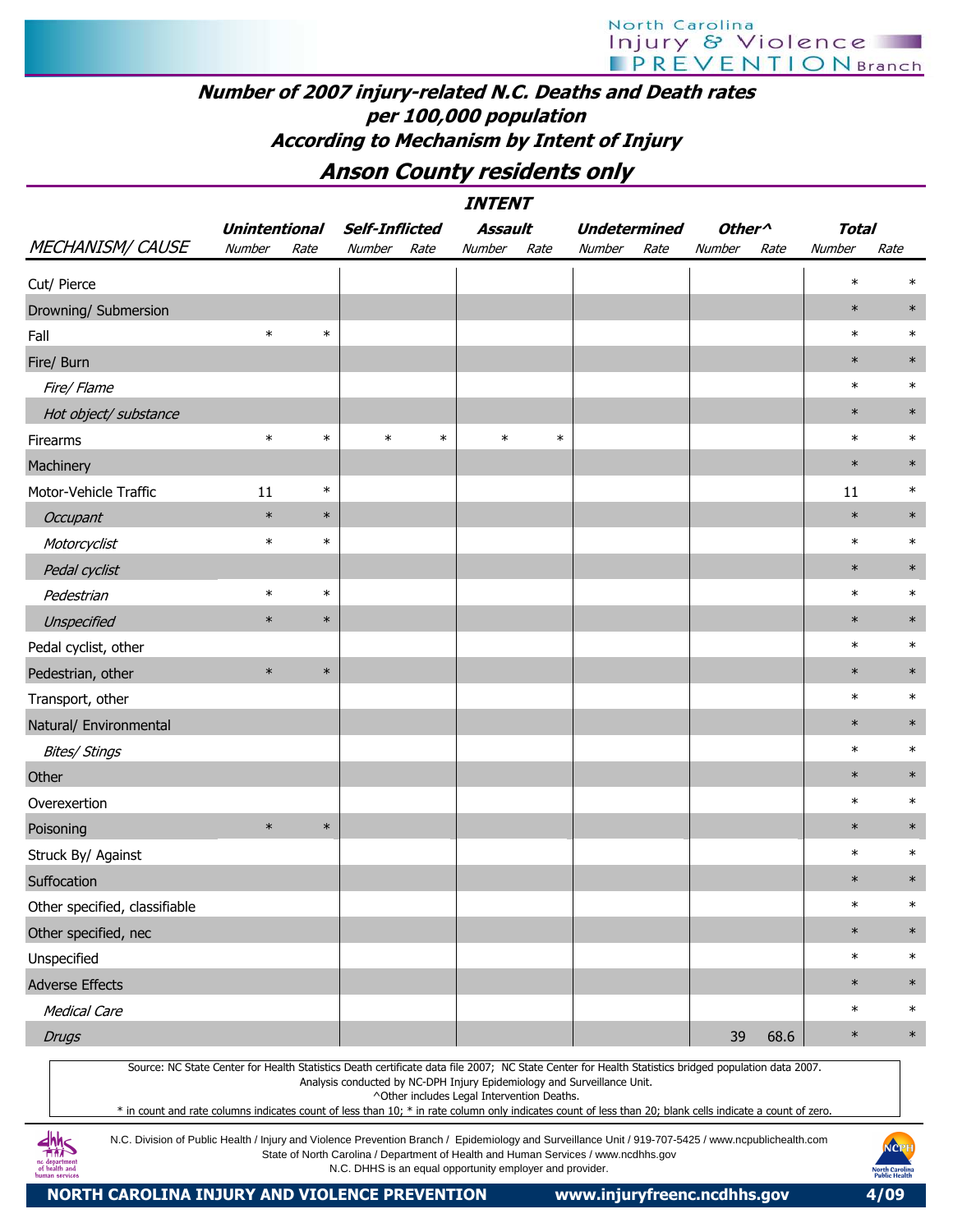# Number of 2007 injury-related N.C. Deaths and Death rates per 100,000 population According to Mechanism by Intent of Injury

## Anson County residents only

| | INTENT | | | | | | | | | | | |
|---|---|---|---|---|---|---|---|---|---|---|---|---|
| | Unintentional | | Self-Inflicted | | Assault | | Undetermined | | Other^ | | Total | |
| MECHANISM/ CAUSE | Number | Rate | Number | Rate | Number | Rate | Number | Rate | Number | Rate | Number | Rate |
| Cut/ Pierce | | | | | | | | | | | * | * |
| Drowning/ Submersion | | | | | | | | | | | * | * |
| Fall | * | * | | | | | | | | | * | * |
| Fire/ Burn | | | | | | | | | | | * | * |
| *Fire/ Flame* | | | | | | | | | | | * | * |
| *Hot object/ substance* | | | | | | | | | | | * | * |
| Firearms | * | * | * | * | * | * | | | | | * | * |
| Machinery | | | | | | | | | | | * | * |
| Motor-Vehicle Traffic | 11 | * | | | | | | | | | 11 | * |
| *Occupant* | * | * | | | | | | | | | * | * |
| *Motorcyclist* | * | * | | | | | | | | | * | * |
| *Pedal cyclist* | | | | | | | | | | | * | * |
| *Pedestrian* | * | * | | | | | | | | | * | * |
| *Unspecified* | * | * | | | | | | | | | * | * |
| Pedal cyclist, other | | | | | | | | | | | * | * |
| Pedestrian, other | * | * | | | | | | | | | * | * |
| Transport, other | | | | | | | | | | | * | * |
| Natural/ Environmental | | | | | | | | | | | * | * |
| *Bites/ Stings* | | | | | | | | | | | * | * |
| Other | | | | | | | | | | | * | * |
| Overexertion | | | | | | | | | | | * | * |
| Poisoning | * | * | | | | | | | | | * | * |
| Struck By/ Against | | | | | | | | | | | * | * |
| Suffocation | | | | | | | | | | | * | * |
| Other specified, classifiable | | | | | | | | | | | * | * |
| Other specified, nec | | | | | | | | | | | * | * |
| Unspecified | | | | | | | | | | | * | * |
| Adverse Effects | | | | | | | | | | | * | * |
| *Medical Care* | | | | | | | | | | | * | * |
| *Drugs* | | | | | | | | | 39 | 68.6 | * | * |

Source: NC State Center for Health Statistics Death certificate data file 2007; NC State Center for Health Statistics bridged population data 2007.
Analysis conducted by NC-DPH Injury Epidemiology and Surveillance Unit.
^Other includes Legal Intervention Deaths.
* in count and rate columns indicates count of less than 10; * in rate column only indicates count of less than 20; blank cells indicate a count of zero.

N.C. Division of Public Health / Injury and Violence Prevention Branch / Epidemiology and Surveillance Unit / 919-707-5425 / www.ncpublichealth.com
State of North Carolina / Department of Health and Human Services / www.ncdhhs.gov
N.C. DHHS is an equal opportunity employer and provider.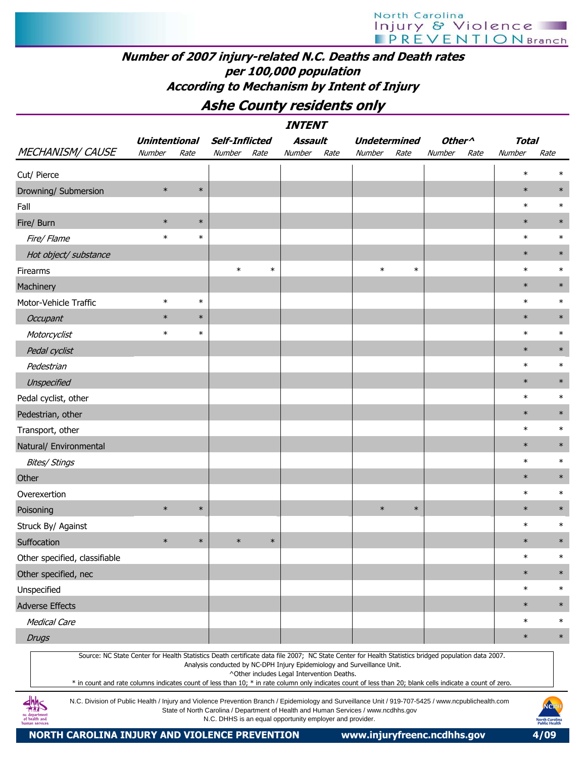# Number of 2007 injury-related N.C. Deaths and Death rates per 100,000 population

## According to Mechanism by Intent of Injury

## Ashe County residents only

| | INTENT | | | | | | | | | | | |
|---|---|---|---|---|---|---|---|---|---|---|---|---|
| | Unintentional | | Self-Inflicted | | Assault | | Undetermined | | Other^ | | Total | |
| MECHANISM/ CAUSE | Number | Rate | Number | Rate | Number | Rate | Number | Rate | Number | Rate | Number | Rate |
| Cut/ Pierce | | | | | | | | | | | * | * |
| Drowning/ Submersion | * | * | | | | | | | | | * | * |
| Fall | | | | | | | | | | | * | * |
| Fire/ Burn | * | * | | | | | | | | | * | * |
| *Fire/ Flame* | * | * | | | | | | | | | * | * |
| *Hot object/ substance* | | | | | | | | | | | * | * |
| Firearms | | | * | * | | | * | * | | | * | * |
| Machinery | | | | | | | | | | | * | * |
| Motor-Vehicle Traffic | * | * | | | | | | | | | * | * |
| *Occupant* | * | * | | | | | | | | | * | * |
| *Motorcyclist* | * | * | | | | | | | | | * | * |
| *Pedal cyclist* | | | | | | | | | | | * | * |
| *Pedestrian* | | | | | | | | | | | * | * |
| *Unspecified* | | | | | | | | | | | * | * |
| Pedal cyclist, other | | | | | | | | | | | * | * |
| Pedestrian, other | | | | | | | | | | | * | * |
| Transport, other | | | | | | | | | | | * | * |
| Natural/ Environmental | | | | | | | | | | | * | * |
| *Bites/ Stings* | | | | | | | | | | | * | * |
| Other | | | | | | | | | | | * | * |
| Overexertion | | | | | | | | | | | * | * |
| Poisoning | * | * | | | | | * | * | | | * | * |
| Struck By/ Against | | | | | | | | | | | * | * |
| Suffocation | * | * | * | * | | | | | | | * | * |
| Other specified, classifiable | | | | | | | | | | | * | * |
| Other specified, nec | | | | | | | | | | | * | * |
| Unspecified | | | | | | | | | | | * | * |
| Adverse Effects | | | | | | | | | | | * | * |
| *Medical Care* | | | | | | | | | | | * | * |
| *Drugs* | | | | | | | | | | | * | * |

Source: NC State Center for Health Statistics Death certificate data file 2007; NC State Center for Health Statistics bridged population data 2007.
Analysis conducted by NC-DPH Injury Epidemiology and Surveillance Unit.
^Other includes Legal Intervention Deaths.
* in count and rate columns indicates count of less than 10; * in rate column only indicates count of less than 20; blank cells indicate a count of zero.

N.C. Division of Public Health / Injury and Violence Prevention Branch / Epidemiology and Surveillance Unit / 919-707-5425 / www.ncpublichealth.com
State of North Carolina / Department of Health and Human Services / www.ncdhhs.gov
N.C. DHHS is an equal opportunity employer and provider.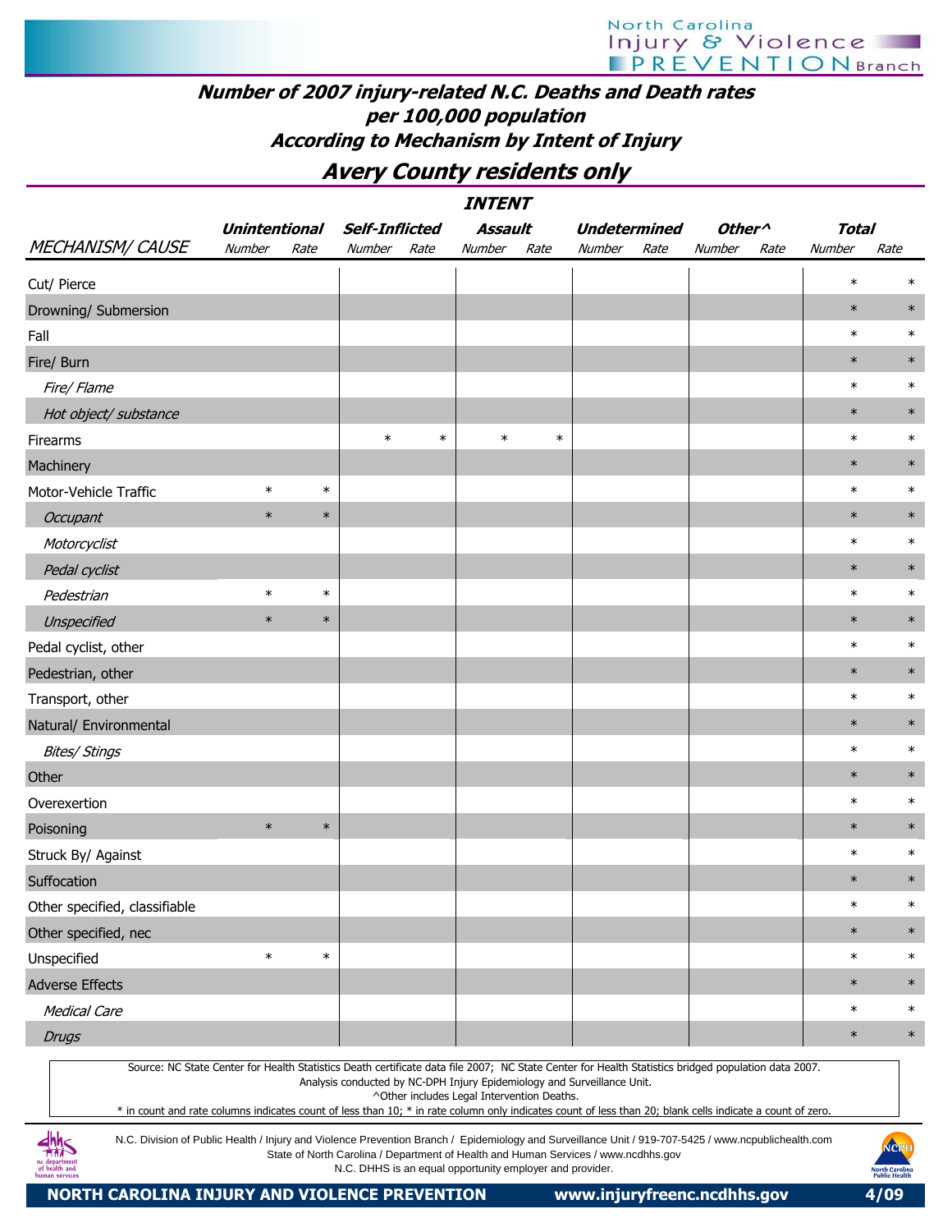# Number of 2007 injury-related N.C. Deaths and Death rates per 100,000 population According to Mechanism by Intent of Injury

## Avery County residents only

| | INTENT | | | | | | | | | | | |
|---|---|---|---|---|---|---|---|---|---|---|---|---|
| | Unintentional | | Self-Inflicted | | Assault | | Undetermined | | Other^ | | Total | |
| MECHANISM/ CAUSE | Number | Rate | Number | Rate | Number | Rate | Number | Rate | Number | Rate | Number | Rate |
| Cut/ Pierce | | | | | | | | | | | * | * |
| Drowning/ Submersion | | | | | | | | | | | * | * |
| Fall | | | | | | | | | | | * | * |
| Fire/ Burn | | | | | | | | | | | * | * |
| *Fire/ Flame* | | | | | | | | | | | * | * |
| *Hot object/ substance* | | | | | | | | | | | * | * |
| Firearms | | | * | * | * | * | | | | | * | * |
| Machinery | | | | | | | | | | | * | * |
| Motor-Vehicle Traffic | * | * | | | | | | | | | * | * |
| *Occupant* | * | * | | | | | | | | | * | * |
| *Motorcyclist* | | | | | | | | | | | * | * |
| *Pedal cyclist* | | | | | | | | | | | * | * |
| *Pedestrian* | * | * | | | | | | | | | * | * |
| *Unspecified* | * | * | | | | | | | | | * | * |
| Pedal cyclist, other | | | | | | | | | | | * | * |
| Pedestrian, other | | | | | | | | | | | * | * |
| Transport, other | | | | | | | | | | | * | * |
| Natural/ Environmental | | | | | | | | | | | * | * |
| *Bites/ Stings* | | | | | | | | | | | * | * |
| Other | | | | | | | | | | | * | * |
| Overexertion | | | | | | | | | | | * | * |
| Poisoning | * | * | | | | | | | | | * | * |
| Struck By/ Against | | | | | | | | | | | * | * |
| Suffocation | | | | | | | | | | | * | * |
| Other specified, classifiable | | | | | | | | | | | * | * |
| Other specified, nec | | | | | | | | | | | * | * |
| Unspecified | * | * | | | | | | | | | * | * |
| Adverse Effects | | | | | | | | | | | * | * |
| *Medical Care* | | | | | | | | | | | * | * |
| *Drugs* | | | | | | | | | | | * | * |

Source: NC State Center for Health Statistics Death certificate data file 2007; NC State Center for Health Statistics bridged population data 2007.
Analysis conducted by NC-DPH Injury Epidemiology and Surveillance Unit.
^Other includes Legal Intervention Deaths.
* in count and rate columns indicates count of less than 10; * in rate column only indicates count of less than 20; blank cells indicate a count of zero.

N.C. Division of Public Health / Injury and Violence Prevention Branch / Epidemiology and Surveillance Unit / 919-707-5425 / www.ncpublichealth.com
State of North Carolina / Department of Health and Human Services / www.ncdhhs.gov
N.C. DHHS is an equal opportunity employer and provider.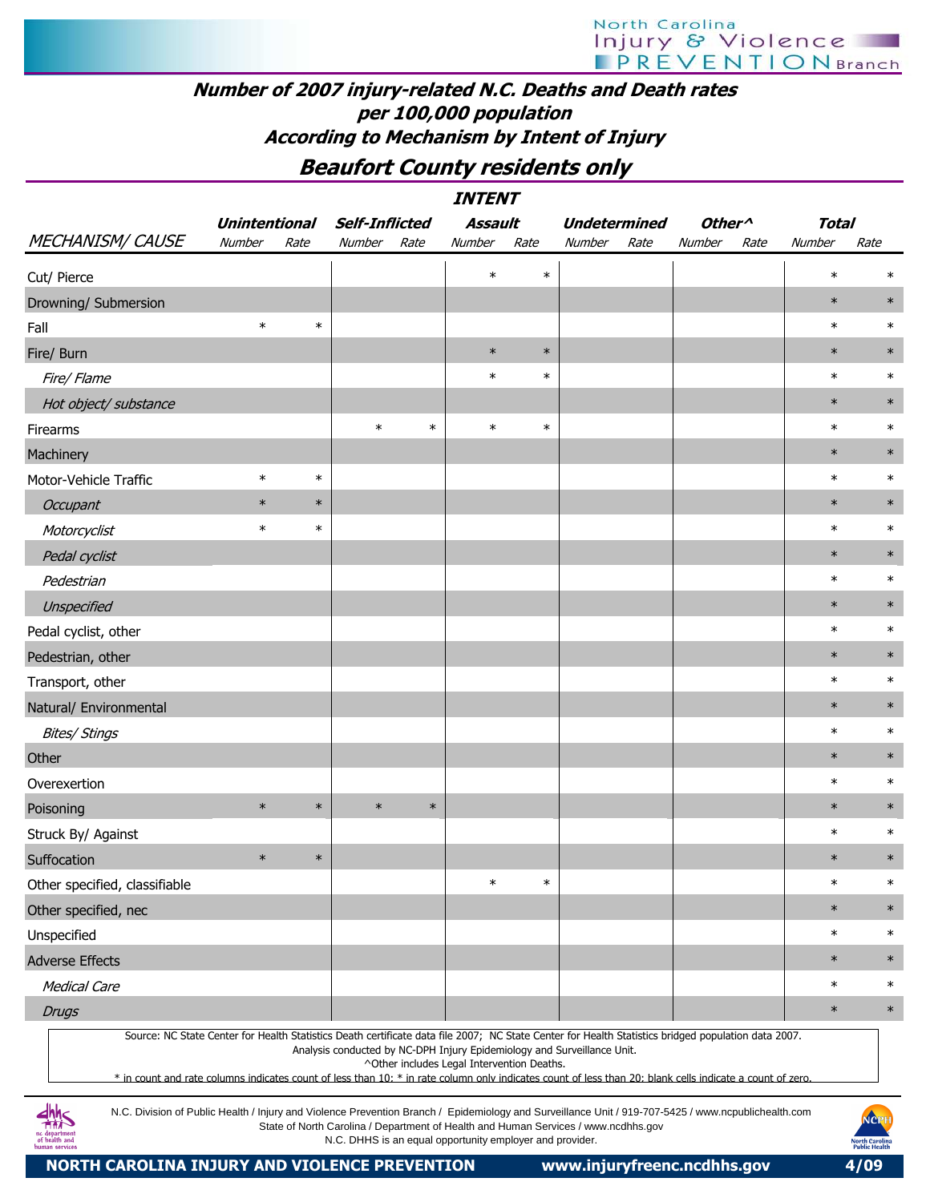# Number of 2007 injury-related N.C. Deaths and Death rates per 100,000 population According to Mechanism by Intent of Injury

## Beaufort County residents only

| | INTENT | | | | | | | | | | | |
|---|---|---|---|---|---|---|---|---|---|---|---|---|
| | Unintentional | | Self-Inflicted | | Assault | | Undetermined | | Other^ | | Total | |
| MECHANISM/ CAUSE | Number | Rate | Number | Rate | Number | Rate | Number | Rate | Number | Rate | Number | Rate |
| Cut/ Pierce | | | | | * | * | | | | | * | * |
| Drowning/ Submersion | | | | | | | | | | | * | * |
| Fall | * | * | | | | | | | | | * | * |
| Fire/ Burn | | | | | * | * | | | | | * | * |
| *Fire/ Flame* | | | | | * | * | | | | | * | * |
| *Hot object/ substance* | | | | | | | | | | | * | * |
| Firearms | | | * | * | * | * | | | | | * | * |
| Machinery | | | | | | | | | | | * | * |
| Motor-Vehicle Traffic | * | * | | | | | | | | | * | * |
| *Occupant* | * | * | | | | | | | | | * | * |
| *Motorcyclist* | * | * | | | | | | | | | * | * |
| *Pedal cyclist* | | | | | | | | | | | * | * |
| *Pedestrian* | | | | | | | | | | | * | * |
| *Unspecified* | | | | | | | | | | | * | * |
| Pedal cyclist, other | | | | | | | | | | | * | * |
| Pedestrian, other | | | | | | | | | | | * | * |
| Transport, other | | | | | | | | | | | * | * |
| Natural/ Environmental | | | | | | | | | | | * | * |
| *Bites/ Stings* | | | | | | | | | | | * | * |
| Other | | | | | | | | | | | * | * |
| Overexertion | | | | | | | | | | | * | * |
| Poisoning | * | * | * | * | | | | | | | * | * |
| Struck By/ Against | | | | | | | | | | | * | * |
| Suffocation | * | * | | | | | | | | | * | * |
| Other specified, classifiable | | | | | * | * | | | | | * | * |
| Other specified, nec | | | | | | | | | | | * | * |
| Unspecified | | | | | | | | | | | * | * |
| Adverse Effects | | | | | | | | | | | * | * |
| *Medical Care* | | | | | | | | | | | * | * |
| *Drugs* | | | | | | | | | | | * | * |

Source: NC State Center for Health Statistics Death certificate data file 2007; NC State Center for Health Statistics bridged population data 2007.
Analysis conducted by NC-DPH Injury Epidemiology and Surveillance Unit.
^Other includes Legal Intervention Deaths.
* in count and rate columns indicates count of less than 10; * in rate column only indicates count of less than 20; blank cells indicate a count of zero.

N.C. Division of Public Health / Injury and Violence Prevention Branch / Epidemiology and Surveillance Unit / 919-707-5425 / www.ncpublichealth.com
State of North Carolina / Department of Health and Human Services / www.ncdhhs.gov
N.C. DHHS is an equal opportunity employer and provider.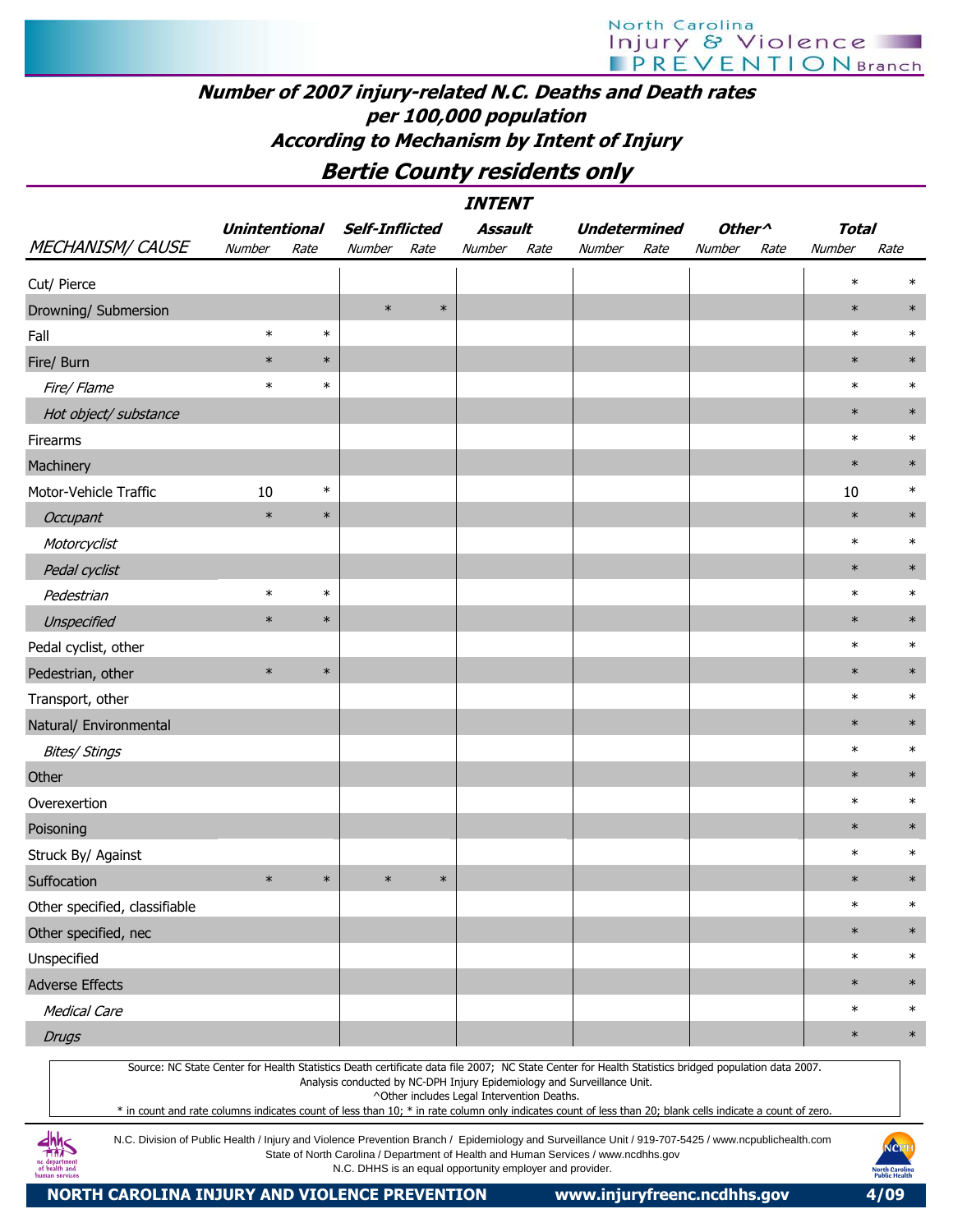## Number of 2007 injury-related N.C. Deaths and Death rates per 100,000 population According to Mechanism by Intent of Injury

## Bertie County residents only

| | INTENT | | | | | | | | | | | |
|---|---|---|---|---|---|---|---|---|---|---|---|---|
| | Unintentional | | Self-Inflicted | | Assault | | Undetermined | | Other^ | | Total | |
| MECHANISM/ CAUSE | Number | Rate | Number | Rate | Number | Rate | Number | Rate | Number | Rate | Number | Rate |
| Cut/ Pierce | | | | | | | | | | | * | * |
| Drowning/ Submersion | | | * | * | | | | | | | * | * |
| Fall | * | * | | | | | | | | | * | * |
| Fire/ Burn | * | * | | | | | | | | | * | * |
| *Fire/ Flame* | * | * | | | | | | | | | * | * |
| *Hot object/ substance* | | | | | | | | | | | * | * |
| Firearms | | | | | | | | | | | * | * |
| Machinery | | | | | | | | | | | * | * |
| Motor-Vehicle Traffic | 10 | * | | | | | | | | | 10 | * |
| *Occupant* | * | * | | | | | | | | | * | * |
| *Motorcyclist* | | | | | | | | | | | * | * |
| *Pedal cyclist* | | | | | | | | | | | * | * |
| *Pedestrian* | * | * | | | | | | | | | * | * |
| *Unspecified* | * | * | | | | | | | | | * | * |
| Pedal cyclist, other | | | | | | | | | | | * | * |
| Pedestrian, other | * | * | | | | | | | | | * | * |
| Transport, other | | | | | | | | | | | * | * |
| Natural/ Environmental | | | | | | | | | | | * | * |
| *Bites/ Stings* | | | | | | | | | | | * | * |
| Other | | | | | | | | | | | * | * |
| Overexertion | | | | | | | | | | | * | * |
| Poisoning | | | | | | | | | | | * | * |
| Struck By/ Against | | | | | | | | | | | * | * |
| Suffocation | * | * | * | * | | | | | | | * | * |
| Other specified, classifiable | | | | | | | | | | | * | * |
| Other specified, nec | | | | | | | | | | | * | * |
| Unspecified | | | | | | | | | | | * | * |
| Adverse Effects | | | | | | | | | | | * | * |
| *Medical Care* | | | | | | | | | | | * | * |
| *Drugs* | | | | | | | | | | | * | * |

Source: NC State Center for Health Statistics Death certificate data file 2007; NC State Center for Health Statistics bridged population data 2007. Analysis conducted by NC-DPH Injury Epidemiology and Surveillance Unit.
^Other includes Legal Intervention Deaths.
* in count and rate columns indicates count of less than 10; * in rate column only indicates count of less than 20; blank cells indicate a count of zero.

N.C. Division of Public Health / Injury and Violence Prevention Branch / Epidemiology and Surveillance Unit / 919-707-5425 / www.ncpublichealth.com
State of North Carolina / Department of Health and Human Services / www.ncdhhs.gov
N.C. DHHS is an equal opportunity employer and provider.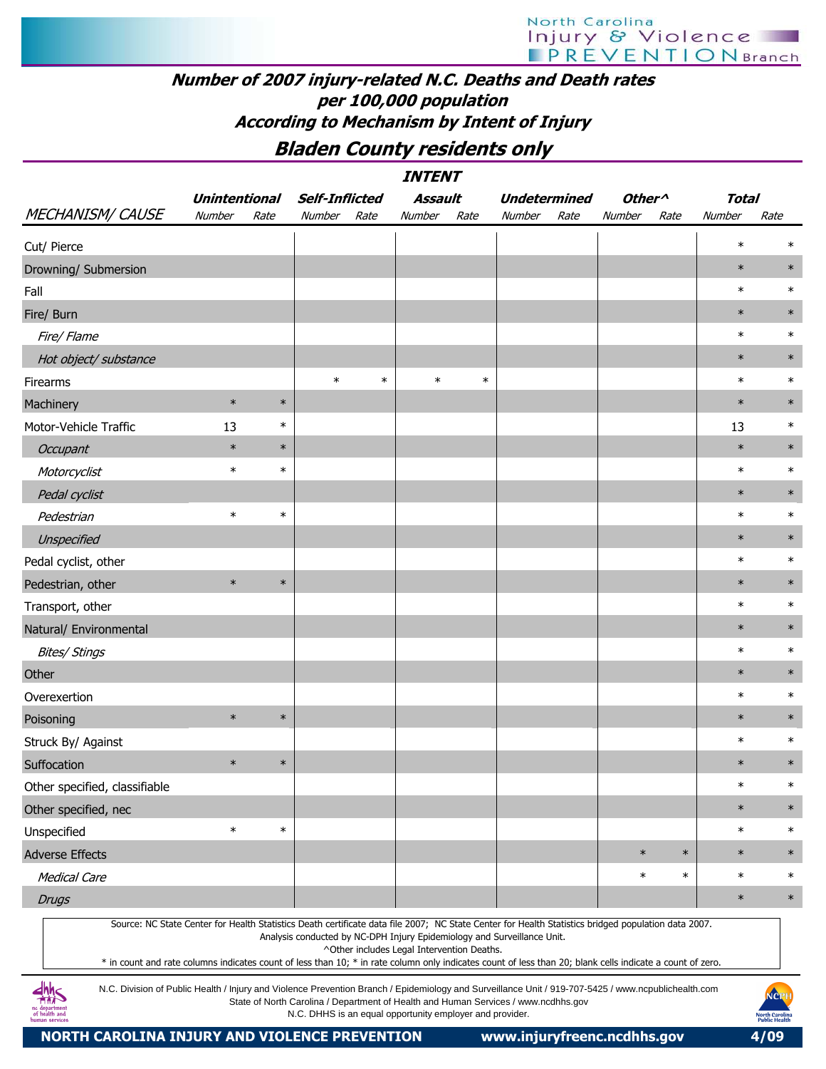# Number of 2007 injury-related N.C. Deaths and Death rates per 100,000 population According to Mechanism by Intent of Injury

## Bladen County residents only

| | INTENT | | | | | | | | | | | |
|---|---|---|---|---|---|---|---|---|---|---|---|---|
| | Unintentional | | Self-Inflicted | | Assault | | Undetermined | | Other^ | | Total | |
| MECHANISM/ CAUSE | Number | Rate | Number | Rate | Number | Rate | Number | Rate | Number | Rate | Number | Rate |
| Cut/ Pierce | | | | | | | | | | | * | * |
| Drowning/ Submersion | | | | | | | | | | | * | * |
| Fall | | | | | | | | | | | * | * |
| Fire/ Burn | | | | | | | | | | | * | * |
| *Fire/ Flame* | | | | | | | | | | | * | * |
| *Hot object/ substance* | | | | | | | | | | | * | * |
| Firearms | | | * | * | * | * | | | | | * | * |
| Machinery | * | * | | | | | | | | | * | * |
| Motor-Vehicle Traffic | 13 | * | | | | | | | | | 13 | * |
| *Occupant* | * | * | | | | | | | | | * | * |
| *Motorcyclist* | * | * | | | | | | | | | * | * |
| *Pedal cyclist* | | | | | | | | | | | * | * |
| *Pedestrian* | * | * | | | | | | | | | * | * |
| *Unspecified* | | | | | | | | | | | * | * |
| Pedal cyclist, other | | | | | | | | | | | * | * |
| Pedestrian, other | * | * | | | | | | | | | * | * |
| Transport, other | | | | | | | | | | | * | * |
| Natural/ Environmental | | | | | | | | | | | * | * |
| *Bites/ Stings* | | | | | | | | | | | * | * |
| Other | | | | | | | | | | | * | * |
| Overexertion | | | | | | | | | | | * | * |
| Poisoning | * | * | | | | | | | | | * | * |
| Struck By/ Against | | | | | | | | | | | * | * |
| Suffocation | * | * | | | | | | | | | * | * |
| Other specified, classifiable | | | | | | | | | | | * | * |
| Other specified, nec | | | | | | | | | | | * | * |
| Unspecified | * | * | | | | | | | | | * | * |
| Adverse Effects | | | | | | | | | * | * | * | * |
| *Medical Care* | | | | | | | | | * | * | * | * |
| *Drugs* | | | | | | | | | | | * | * |

Source: NC State Center for Health Statistics Death certificate data file 2007; NC State Center for Health Statistics bridged population data 2007.
Analysis conducted by NC-DPH Injury Epidemiology and Surveillance Unit.
^Other includes Legal Intervention Deaths.
* in count and rate columns indicates count of less than 10; * in rate column only indicates count of less than 20; blank cells indicate a count of zero.

N.C. Division of Public Health / Injury and Violence Prevention Branch / Epidemiology and Surveillance Unit / 919-707-5425 / www.ncpublichealth.com
State of North Carolina / Department of Health and Human Services / www.ncdhhs.gov
N.C. DHHS is an equal opportunity employer and provider.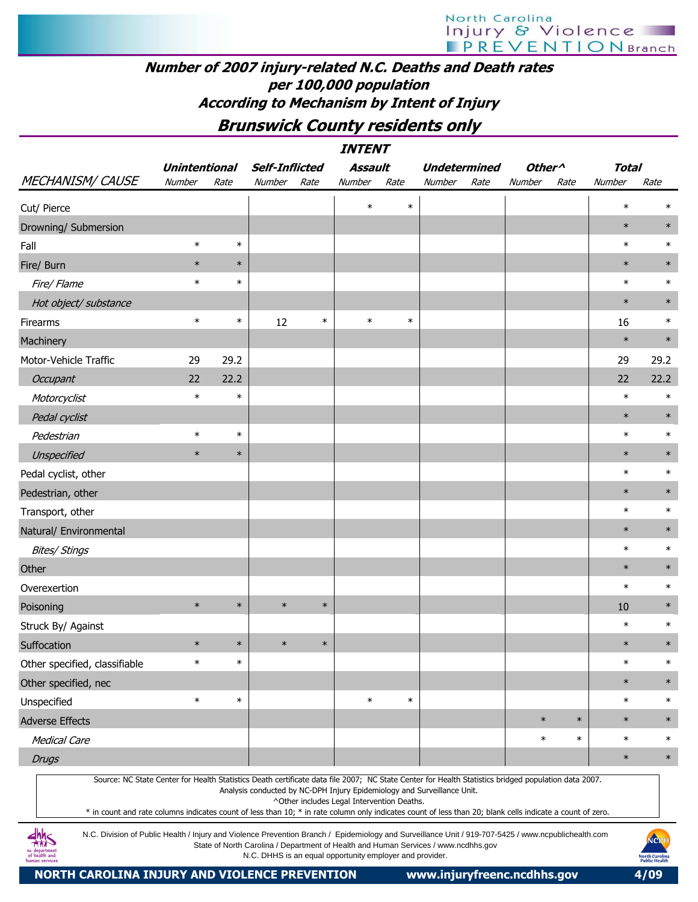## Number of 2007 injury-related N.C. Deaths and Death rates per 100,000 population According to Mechanism by Intent of Injury

## Brunswick County residents only

| | INTENT | | | | | | | | | | | |
|---|---|---|---|---|---|---|---|---|---|---|---|---|
| | Unintentional | | Self-Inflicted | | Assault | | Undetermined | | Other^ | | Total | |
| MECHANISM/ CAUSE | Number | Rate | Number | Rate | Number | Rate | Number | Rate | Number | Rate | Number | Rate |
| Cut/ Pierce | | | | | * | * | | | | | * | * |
| Drowning/ Submersion | | | | | | | | | | | * | * |
| Fall | * | * | | | | | | | | | * | * |
| Fire/ Burn | * | * | | | | | | | | | * | * |
| *Fire/ Flame* | * | * | | | | | | | | | * | * |
| *Hot object/ substance* | | | | | | | | | | | * | * |
| Firearms | * | * | 12 | * | * | * | | | | | 16 | * |
| Machinery | | | | | | | | | | | * | * |
| Motor-Vehicle Traffic | 29 | 29.2 | | | | | | | | | 29 | 29.2 |
| *Occupant* | 22 | 22.2 | | | | | | | | | 22 | 22.2 |
| *Motorcyclist* | * | * | | | | | | | | | * | * |
| *Pedal cyclist* | | | | | | | | | | | * | * |
| *Pedestrian* | * | * | | | | | | | | | * | * |
| *Unspecified* | * | * | | | | | | | | | * | * |
| Pedal cyclist, other | | | | | | | | | | | * | * |
| Pedestrian, other | | | | | | | | | | | * | * |
| Transport, other | | | | | | | | | | | * | * |
| Natural/ Environmental | | | | | | | | | | | * | * |
| *Bites/ Stings* | | | | | | | | | | | * | * |
| Other | | | | | | | | | | | * | * |
| Overexertion | | | | | | | | | | | * | * |
| Poisoning | * | * | * | * | | | | | | | 10 | * |
| Struck By/ Against | | | | | | | | | | | * | * |
| Suffocation | * | * | * | * | | | | | | | * | * |
| Other specified, classifiable | * | * | | | | | | | | | * | * |
| Other specified, nec | | | | | | | | | | | * | * |
| Unspecified | * | * | | | * | * | | | | | * | * |
| Adverse Effects | | | | | | | | | * | * | * | * |
| *Medical Care* | | | | | | | | | * | * | * | * |
| *Drugs* | | | | | | | | | | | * | * |

Source: NC State Center for Health Statistics Death certificate data file 2007; NC State Center for Health Statistics bridged population data 2007.
Analysis conducted by NC-DPH Injury Epidemiology and Surveillance Unit.
^Other includes Legal Intervention Deaths.
* in count and rate columns indicates count of less than 10; * in rate column only indicates count of less than 20; blank cells indicate a count of zero.

N.C. Division of Public Health / Injury and Violence Prevention Branch / Epidemiology and Surveillance Unit / 919-707-5425 / www.ncpublichealth.com
State of North Carolina / Department of Health and Human Services / www.ncdhhs.gov
N.C. DHHS is an equal opportunity employer and provider.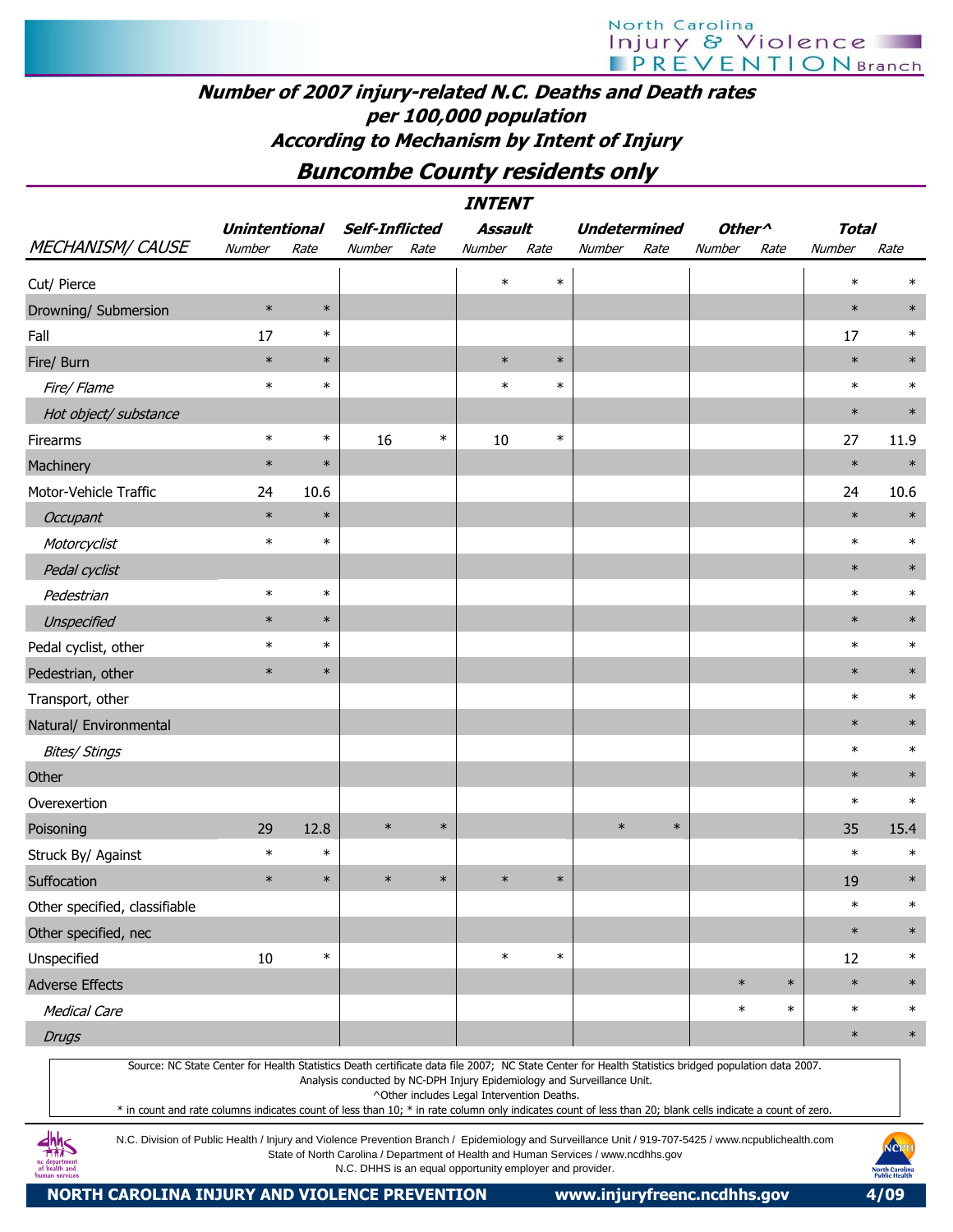# Number of 2007 injury-related N.C. Deaths and Death rates per 100,000 population According to Mechanism by Intent of Injury

## Buncombe County residents only

| MECHANISM/ CAUSE | Unintentional | | Self-Inflicted | | Assault | | Undetermined | | Other^ | | Total | |
|---|---|---|---|---|---|---|---|---|---|---|---|---|
| | Number | Rate | Number | Rate | Number | Rate | Number | Rate | Number | Rate | Number | Rate |
| Cut/ Pierce | | | | | * | * | | | | | * | * |
| Drowning/ Submersion | * | * | | | | | | | | | * | * |
| Fall | 17 | * | | | | | | | | | 17 | * |
| Fire/ Burn | * | * | | | * | * | | | | | * | * |
| *Fire/ Flame* | * | * | | | * | * | | | | | * | * |
| *Hot object/ substance* | | | | | | | | | | | * | * |
| Firearms | * | * | 16 | * | 10 | * | | | | | 27 | 11.9 |
| Machinery | * | * | | | | | | | | | * | * |
| Motor-Vehicle Traffic | 24 | 10.6 | | | | | | | | | 24 | 10.6 |
| *Occupant* | * | * | | | | | | | | | * | * |
| *Motorcyclist* | * | * | | | | | | | | | * | * |
| *Pedal cyclist* | | | | | | | | | | | * | * |
| *Pedestrian* | * | * | | | | | | | | | * | * |
| *Unspecified* | * | * | | | | | | | | | * | * |
| Pedal cyclist, other | * | * | | | | | | | | | * | * |
| Pedestrian, other | * | * | | | | | | | | | * | * |
| Transport, other | | | | | | | | | | | * | * |
| Natural/ Environmental | | | | | | | | | | | * | * |
| *Bites/ Stings* | | | | | | | | | | | * | * |
| Other | | | | | | | | | | | * | * |
| Overexertion | | | | | | | | | | | * | * |
| Poisoning | 29 | 12.8 | * | * | | | * | * | | | 35 | 15.4 |
| Struck By/ Against | * | * | | | | | | | | | * | * |
| Suffocation | * | * | * | * | * | * | | | | | 19 | * |
| Other specified, classifiable | | | | | | | | | | | * | * |
| Other specified, nec | | | | | | | | | | | * | * |
| Unspecified | 10 | * | | | * | * | | | | | 12 | * |
| Adverse Effects | | | | | | | | | * | * | * | * |
| *Medical Care* | | | | | | | | | * | * | * | * |
| *Drugs* | | | | | | | | | | | * | * |

Source: NC State Center for Health Statistics Death certificate data file 2007; NC State Center for Health Statistics bridged population data 2007.
Analysis conducted by NC-DPH Injury Epidemiology and Surveillance Unit.
^Other includes Legal Intervention Deaths.
* in count and rate columns indicates count of less than 10; * in rate column only indicates count of less than 20; blank cells indicate a count of zero.

N.C. Division of Public Health / Injury and Violence Prevention Branch / Epidemiology and Surveillance Unit / 919-707-5425 / www.ncpublichealth.com
State of North Carolina / Department of Health and Human Services / www.ncdhhs.gov
N.C. DHHS is an equal opportunity employer and provider.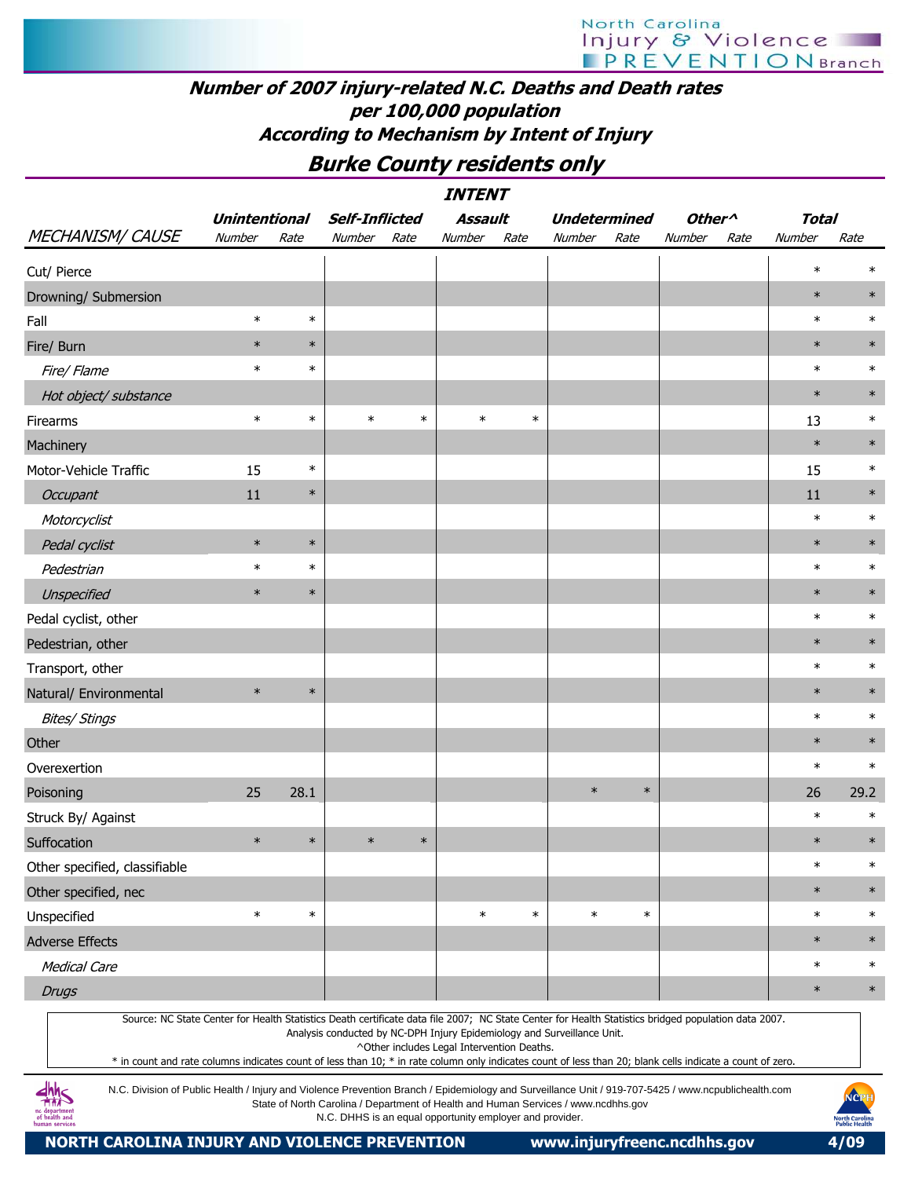## Number of 2007 injury-related N.C. Deaths and Death rates per 100,000 population According to Mechanism by Intent of Injury

## Burke County residents only

| | INTENT | | | | | | | | | | | |
|---|---|---|---|---|---|---|---|---|---|---|---|---|
| | Unintentional | | Self-Inflicted | | Assault | | Undetermined | | Other^ | | Total | |
| MECHANISM/ CAUSE | Number | Rate | Number | Rate | Number | Rate | Number | Rate | Number | Rate | Number | Rate |
| Cut/ Pierce | | | | | | | | | | | * | * |
| Drowning/ Submersion | | | | | | | | | | | * | * |
| Fall | * | * | | | | | | | | | * | * |
| Fire/ Burn | * | * | | | | | | | | | * | * |
| *Fire/ Flame* | * | * | | | | | | | | | * | * |
| *Hot object/ substance* | | | | | | | | | | | * | * |
| Firearms | * | * | * | * | * | * | | | | | 13 | * |
| Machinery | | | | | | | | | | | * | * |
| Motor-Vehicle Traffic | 15 | * | | | | | | | | | 15 | * |
| *Occupant* | 11 | * | | | | | | | | | 11 | * |
| *Motorcyclist* | | | | | | | | | | | * | * |
| *Pedal cyclist* | * | * | | | | | | | | | * | * |
| *Pedestrian* | * | * | | | | | | | | | * | * |
| *Unspecified* | * | * | | | | | | | | | * | * |
| Pedal cyclist, other | | | | | | | | | | | * | * |
| Pedestrian, other | | | | | | | | | | | * | * |
| Transport, other | | | | | | | | | | | * | * |
| Natural/ Environmental | * | * | | | | | | | | | * | * |
| *Bites/ Stings* | | | | | | | | | | | * | * |
| Other | | | | | | | | | | | * | * |
| Overexertion | | | | | | | | | | | * | * |
| Poisoning | 25 | 28.1 | | | | | * | * | | | 26 | 29.2 |
| Struck By/ Against | | | | | | | | | | | * | * |
| Suffocation | * | * | * | * | | | | | | | * | * |
| Other specified, classifiable | | | | | | | | | | | * | * |
| Other specified, nec | | | | | | | | | | | * | * |
| Unspecified | * | * | | | * | * | * | * | | | * | * |
| Adverse Effects | | | | | | | | | | | * | * |
| *Medical Care* | | | | | | | | | | | * | * |
| *Drugs* | | | | | | | | | | | * | * |

Source: NC State Center for Health Statistics Death certificate data file 2007; NC State Center for Health Statistics bridged population data 2007.
Analysis conducted by NC-DPH Injury Epidemiology and Surveillance Unit.
^Other includes Legal Intervention Deaths.
* in count and rate columns indicates count of less than 10; * in rate column only indicates count of less than 20; blank cells indicate a count of zero.

N.C. Division of Public Health / Injury and Violence Prevention Branch / Epidemiology and Surveillance Unit / 919-707-5425 / www.ncpublichealth.com
State of North Carolina / Department of Health and Human Services / www.ncdhhs.gov
N.C. DHHS is an equal opportunity employer and provider.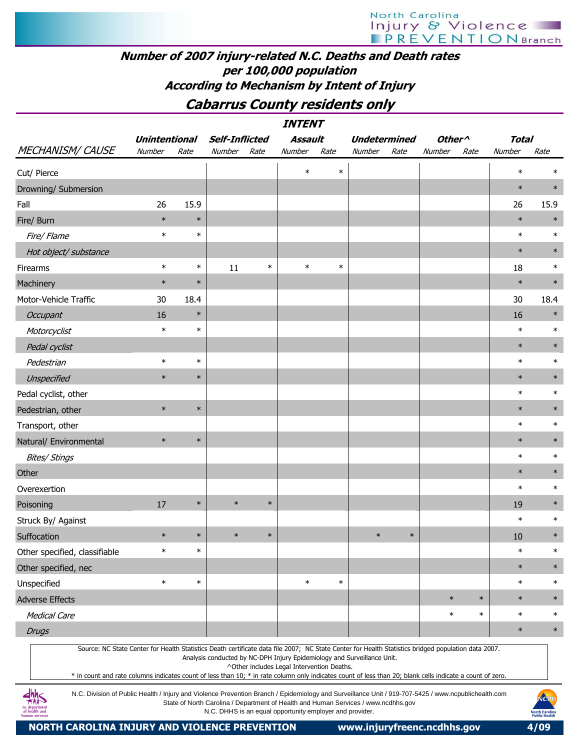## Number of 2007 injury-related N.C. Deaths and Death rates per 100,000 population According to Mechanism by Intent of Injury

## Cabarrus County residents only

| | INTENT | | | | | | | | | | | |
|---|---|---|---|---|---|---|---|---|---|---|---|---|
| | Unintentional | | Self-Inflicted | | Assault | | Undetermined | | Other^ | | Total | |
| MECHANISM/ CAUSE | Number | Rate | Number | Rate | Number | Rate | Number | Rate | Number | Rate | Number | Rate |
| Cut/ Pierce | | | | | * | * | | | | | * | * |
| Drowning/ Submersion | | | | | | | | | | | * | * |
| Fall | 26 | 15.9 | | | | | | | | | 26 | 15.9 |
| Fire/ Burn | * | * | | | | | | | | | * | * |
| *Fire/ Flame* | * | * | | | | | | | | | * | * |
| *Hot object/ substance* | | | | | | | | | | | * | * |
| Firearms | * | * | 11 | * | * | * | | | | | 18 | * |
| Machinery | * | * | | | | | | | | | * | * |
| Motor-Vehicle Traffic | 30 | 18.4 | | | | | | | | | 30 | 18.4 |
| *Occupant* | 16 | * | | | | | | | | | 16 | * |
| *Motorcyclist* | * | * | | | | | | | | | * | * |
| *Pedal cyclist* | | | | | | | | | | | * | * |
| *Pedestrian* | * | * | | | | | | | | | * | * |
| *Unspecified* | * | * | | | | | | | | | * | * |
| Pedal cyclist, other | | | | | | | | | | | * | * |
| Pedestrian, other | * | * | | | | | | | | | * | * |
| Transport, other | | | | | | | | | | | * | * |
| Natural/ Environmental | * | * | | | | | | | | | * | * |
| *Bites/ Stings* | | | | | | | | | | | * | * |
| Other | | | | | | | | | | | * | * |
| Overexertion | | | | | | | | | | | * | * |
| Poisoning | 17 | * | * | * | | | | | | | 19 | * |
| Struck By/ Against | | | | | | | | | | | * | * |
| Suffocation | * | * | * | * | | | * | * | | | 10 | * |
| Other specified, classifiable | * | * | | | | | | | | | * | * |
| Other specified, nec | | | | | | | | | | | * | * |
| Unspecified | * | * | | | * | * | | | | | * | * |
| Adverse Effects | | | | | | | | | * | * | * | * |
| *Medical Care* | | | | | | | | | * | * | * | * |
| *Drugs* | | | | | | | | | | | * | * |

Source: NC State Center for Health Statistics Death certificate data file 2007; NC State Center for Health Statistics bridged population data 2007.
Analysis conducted by NC-DPH Injury Epidemiology and Surveillance Unit.
^Other includes Legal Intervention Deaths.
* in count and rate columns indicates count of less than 10; * in rate column only indicates count of less than 20; blank cells indicate a count of zero.

N.C. Division of Public Health / Injury and Violence Prevention Branch / Epidemiology and Surveillance Unit / 919-707-5425 / www.ncpublichealth.com
State of North Carolina / Department of Health and Human Services / www.ncdhhs.gov
N.C. DHHS is an equal opportunity employer and provider.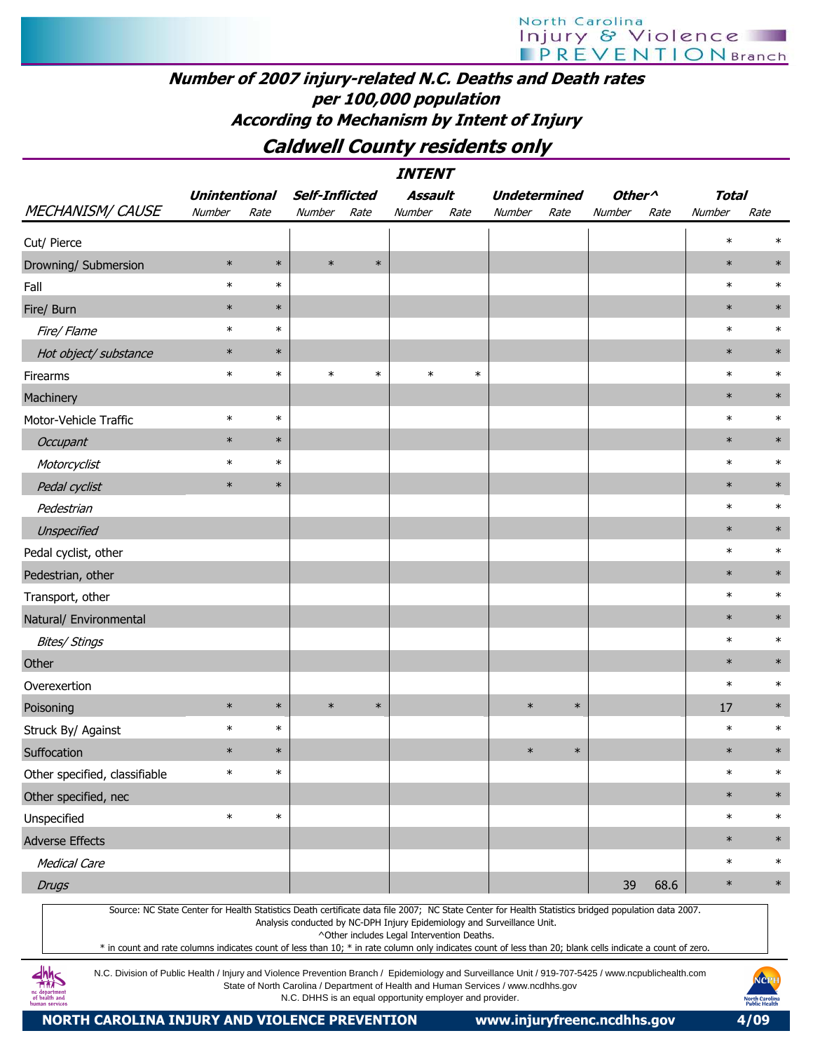# Number of 2007 injury-related N.C. Deaths and Death rates per 100,000 population According to Mechanism by Intent of Injury

## Caldwell County residents only

| | INTENT | | | | | | | | | | | |
|---|---|---|---|---|---|---|---|---|---|---|---|---|
| | **Unintentional** | | **Self-Inflicted** | | **Assault** | | **Undetermined** | | **Other^** | | **Total** | |
| *MECHANISM/ CAUSE* | *Number* | *Rate* | *Number* | *Rate* | *Number* | *Rate* | *Number* | *Rate* | *Number* | *Rate* | *Number* | *Rate* |
| Cut/ Pierce | | | | | | | | | | | * | * |
| Drowning/ Submersion | * | * | * | * | | | | | | | * | * |
| Fall | * | * | | | | | | | | | * | * |
| Fire/ Burn | * | * | | | | | | | | | * | * |
| *Fire/ Flame* | * | * | | | | | | | | | * | * |
| *Hot object/ substance* | * | * | | | | | | | | | * | * |
| Firearms | * | * | * | * | * | * | | | | | * | * |
| Machinery | | | | | | | | | | | * | * |
| Motor-Vehicle Traffic | * | * | | | | | | | | | * | * |
| *Occupant* | * | * | | | | | | | | | * | * |
| *Motorcyclist* | * | * | | | | | | | | | * | * |
| *Pedal cyclist* | * | * | | | | | | | | | * | * |
| *Pedestrian* | | | | | | | | | | | * | * |
| *Unspecified* | | | | | | | | | | | * | * |
| Pedal cyclist, other | | | | | | | | | | | * | * |
| Pedestrian, other | | | | | | | | | | | * | * |
| Transport, other | | | | | | | | | | | * | * |
| Natural/ Environmental | | | | | | | | | | | * | * |
| *Bites/ Stings* | | | | | | | | | | | * | * |
| Other | | | | | | | | | | | * | * |
| Overexertion | | | | | | | | | | | * | * |
| Poisoning | * | * | * | * | | | * | * | | | 17 | * |
| Struck By/ Against | * | * | | | | | | | | | * | * |
| Suffocation | * | * | | | | | * | * | | | * | * |
| Other specified, classifiable | * | * | | | | | | | | | * | * |
| Other specified, nec | | | | | | | | | | | * | * |
| Unspecified | * | * | | | | | | | | | * | * |
| Adverse Effects | | | | | | | | | | | * | * |
| *Medical Care* | | | | | | | | | | | * | * |
| *Drugs* | | | | | | | | | 39 | 68.6 | * | * |

Source: NC State Center for Health Statistics Death certificate data file 2007; NC State Center for Health Statistics bridged population data 2007.
Analysis conducted by NC-DPH Injury Epidemiology and Surveillance Unit.
^Other includes Legal Intervention Deaths.
* in count and rate columns indicates count of less than 10; * in rate column only indicates count of less than 20; blank cells indicate a count of zero.

N.C. Division of Public Health / Injury and Violence Prevention Branch / Epidemiology and Surveillance Unit / 919-707-5425 / www.ncpublichealth.com
State of North Carolina / Department of Health and Human Services / www.ncdhhs.gov
N.C. DHHS is an equal opportunity employer and provider.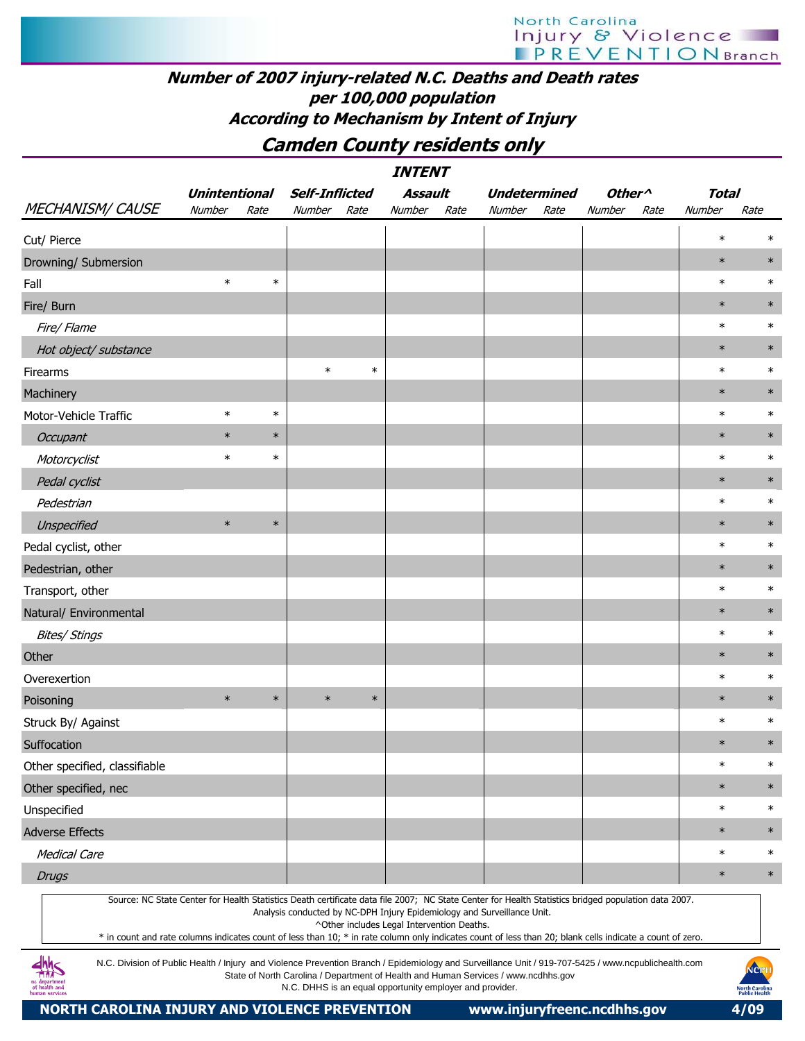# Number of 2007 injury-related N.C. Deaths and Death rates per 100,000 population

## According to Mechanism by Intent of Injury

## Camden County residents only

| | INTENT | | | | | | | | | | | |
|---|---|---|---|---|---|---|---|---|---|---|---|---|
| | Unintentional | | Self-Inflicted | | Assault | | Undetermined | | Other^ | | Total | |
| MECHANISM/ CAUSE | Number | Rate | Number | Rate | Number | Rate | Number | Rate | Number | Rate | Number | Rate |
| Cut/ Pierce | | | | | | | | | | | * | * |
| Drowning/ Submersion | | | | | | | | | | | * | * |
| Fall | * | * | | | | | | | | | * | * |
| Fire/ Burn | | | | | | | | | | | * | * |
| *Fire/ Flame* | | | | | | | | | | | * | * |
| *Hot object/ substance* | | | | | | | | | | | * | * |
| Firearms | | | * | * | | | | | | | * | * |
| Machinery | | | | | | | | | | | * | * |
| Motor-Vehicle Traffic | * | * | | | | | | | | | * | * |
| *Occupant* | * | * | | | | | | | | | * | * |
| *Motorcyclist* | * | * | | | | | | | | | * | * |
| *Pedal cyclist* | | | | | | | | | | | * | * |
| *Pedestrian* | | | | | | | | | | | * | * |
| *Unspecified* | * | * | | | | | | | | | * | * |
| Pedal cyclist, other | | | | | | | | | | | * | * |
| Pedestrian, other | | | | | | | | | | | * | * |
| Transport, other | | | | | | | | | | | * | * |
| Natural/ Environmental | | | | | | | | | | | * | * |
| *Bites/ Stings* | | | | | | | | | | | * | * |
| Other | | | | | | | | | | | * | * |
| Overexertion | | | | | | | | | | | * | * |
| Poisoning | * | * | * | * | | | | | | | * | * |
| Struck By/ Against | | | | | | | | | | | * | * |
| Suffocation | | | | | | | | | | | * | * |
| Other specified, classifiable | | | | | | | | | | | * | * |
| Other specified, nec | | | | | | | | | | | * | * |
| Unspecified | | | | | | | | | | | * | * |
| Adverse Effects | | | | | | | | | | | * | * |
| *Medical Care* | | | | | | | | | | | * | * |
| *Drugs* | | | | | | | | | | | * | * |

Source: NC State Center for Health Statistics Death certificate data file 2007; NC State Center for Health Statistics bridged population data 2007.
Analysis conducted by NC-DPH Injury Epidemiology and Surveillance Unit.
^Other includes Legal Intervention Deaths.
* in count and rate columns indicates count of less than 10; * in rate column only indicates count of less than 20; blank cells indicate a count of zero.

N.C. Division of Public Health / Injury and Violence Prevention Branch / Epidemiology and Surveillance Unit / 919-707-5425 / www.ncpublichealth.com
State of North Carolina / Department of Health and Human Services / www.ncdhhs.gov
N.C. DHHS is an equal opportunity employer and provider.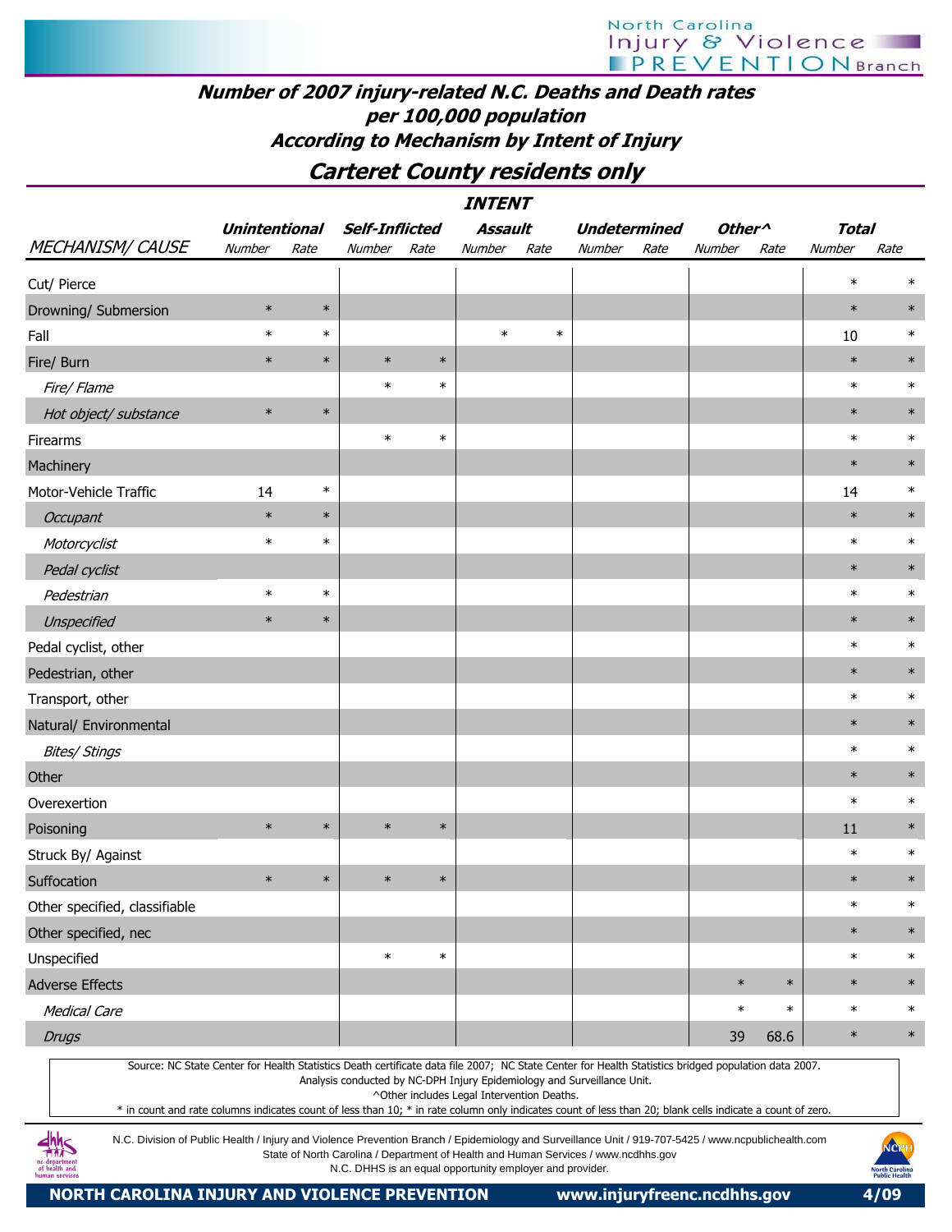# Number of 2007 injury-related N.C. Deaths and Death rates per 100,000 population

## According to Mechanism by Intent of Injury

## Carteret County residents only

| MECHANISM/ CAUSE | Unintentional Number | Unintentional Rate | Self-Inflicted Number | Self-Inflicted Rate | Assault Number | Assault Rate | Undetermined Number | Undetermined Rate | Other^ Number | Other^ Rate | Total Number | Total Rate |
|---|---|---|---|---|---|---|---|---|---|---|---|---|
| Cut/ Pierce | | | | | | | | | | | * | * |
| Drowning/ Submersion | * | * | | | | | | | | | * | * |
| Fall | * | * | | | * | * | | | | | 10 | * |
| Fire/ Burn | * | * | * | * | | | | | | | * | * |
| *Fire/ Flame* | | | * | * | | | | | | | * | * |
| *Hot object/ substance* | * | * | | | | | | | | | * | * |
| Firearms | | | * | * | | | | | | | * | * |
| Machinery | | | | | | | | | | | * | * |
| Motor-Vehicle Traffic | 14 | * | | | | | | | | | 14 | * |
| *Occupant* | * | * | | | | | | | | | * | * |
| *Motorcyclist* | * | * | | | | | | | | | * | * |
| *Pedal cyclist* | | | | | | | | | | | * | * |
| *Pedestrian* | * | * | | | | | | | | | * | * |
| *Unspecified* | * | * | | | | | | | | | * | * |
| Pedal cyclist, other | | | | | | | | | | | * | * |
| Pedestrian, other | | | | | | | | | | | * | * |
| Transport, other | | | | | | | | | | | * | * |
| Natural/ Environmental | | | | | | | | | | | * | * |
| *Bites/ Stings* | | | | | | | | | | | * | * |
| Other | | | | | | | | | | | * | * |
| Overexertion | | | | | | | | | | | * | * |
| Poisoning | * | * | * | * | | | | | | | 11 | * |
| Struck By/ Against | | | | | | | | | | | * | * |
| Suffocation | * | * | * | * | | | | | | | * | * |
| Other specified, classifiable | | | | | | | | | | | * | * |
| Other specified, nec | | | | | | | | | | | * | * |
| Unspecified | | | * | * | | | | | | | * | * |
| Adverse Effects | | | | | | | | | * | * | * | * |
| *Medical Care* | | | | | | | | | * | * | * | * |
| *Drugs* | | | | | | | | | 39 | 68.6 | * | * |

Source: NC State Center for Health Statistics Death certificate data file 2007; NC State Center for Health Statistics bridged population data 2007.
Analysis conducted by NC-DPH Injury Epidemiology and Surveillance Unit.
^Other includes Legal Intervention Deaths.
* in count and rate columns indicates count of less than 10; * in rate column only indicates count of less than 20; blank cells indicate a count of zero.

N.C. Division of Public Health / Injury and Violence Prevention Branch / Epidemiology and Surveillance Unit / 919-707-5425 / www.ncpublichealth.com
State of North Carolina / Department of Health and Human Services / www.ncdhhs.gov
N.C. DHHS is an equal opportunity employer and provider.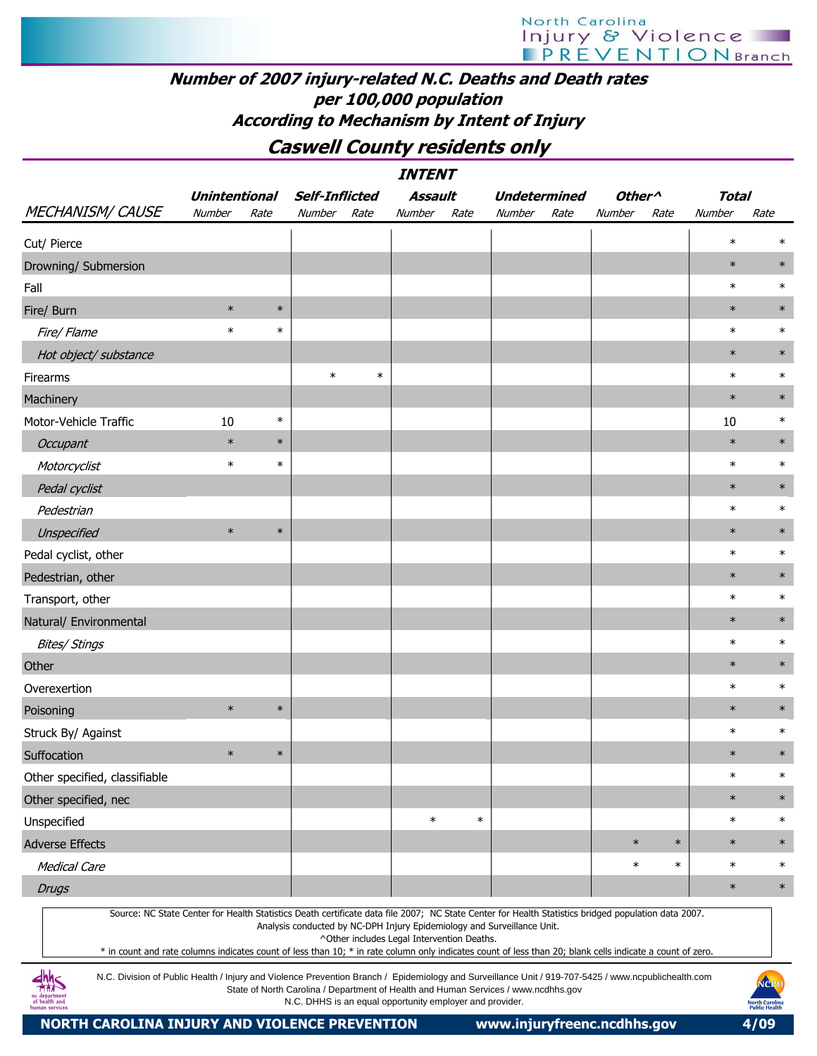# Number of 2007 injury-related N.C. Deaths and Death rates per 100,000 population According to Mechanism by Intent of Injury

## Caswell County residents only

| MECHANISM/ CAUSE | Unintentional Number | Unintentional Rate | Self-Inflicted Number | Self-Inflicted Rate | Assault Number | Assault Rate | Undetermined Number | Undetermined Rate | Other^ Number | Other^ Rate | Total Number | Total Rate |
|---|---|---|---|---|---|---|---|---|---|---|---|---|
| Cut/ Pierce | | | | | | | | | | | * | * |
| Drowning/ Submersion | | | | | | | | | | | * | * |
| Fall | | | | | | | | | | | * | * |
| Fire/ Burn | * | * | | | | | | | | | * | * |
| *Fire/ Flame* | * | * | | | | | | | | | * | * |
| *Hot object/ substance* | | | | | | | | | | | * | * |
| Firearms | | | * | * | | | | | | | * | * |
| Machinery | | | | | | | | | | | * | * |
| Motor-Vehicle Traffic | 10 | * | | | | | | | | | 10 | * |
| *Occupant* | * | * | | | | | | | | | * | * |
| *Motorcyclist* | * | * | | | | | | | | | * | * |
| *Pedal cyclist* | | | | | | | | | | | * | * |
| *Pedestrian* | | | | | | | | | | | * | * |
| *Unspecified* | * | * | | | | | | | | | * | * |
| Pedal cyclist, other | | | | | | | | | | | * | * |
| Pedestrian, other | | | | | | | | | | | * | * |
| Transport, other | | | | | | | | | | | * | * |
| Natural/ Environmental | | | | | | | | | | | * | * |
| *Bites/ Stings* | | | | | | | | | | | * | * |
| Other | | | | | | | | | | | * | * |
| Overexertion | | | | | | | | | | | * | * |
| Poisoning | * | * | | | | | | | | | * | * |
| Struck By/ Against | | | | | | | | | | | * | * |
| Suffocation | * | * | | | | | | | | | * | * |
| Other specified, classifiable | | | | | | | | | | | * | * |
| Other specified, nec | | | | | | | | | | | * | * |
| Unspecified | | | | | * | * | | | | | * | * |
| Adverse Effects | | | | | | | | | * | * | * | * |
| *Medical Care* | | | | | | | | | * | * | * | * |
| *Drugs* | | | | | | | | | | | * | * |

Source: NC State Center for Health Statistics Death certificate data file 2007; NC State Center for Health Statistics bridged population data 2007.
Analysis conducted by NC-DPH Injury Epidemiology and Surveillance Unit.
^Other includes Legal Intervention Deaths.
* in count and rate columns indicates count of less than 10; * in rate column only indicates count of less than 20; blank cells indicate a count of zero.

N.C. Division of Public Health / Injury and Violence Prevention Branch / Epidemiology and Surveillance Unit / 919-707-5425 / www.ncpublichealth.com
State of North Carolina / Department of Health and Human Services / www.ncdhhs.gov
N.C. DHHS is an equal opportunity employer and provider.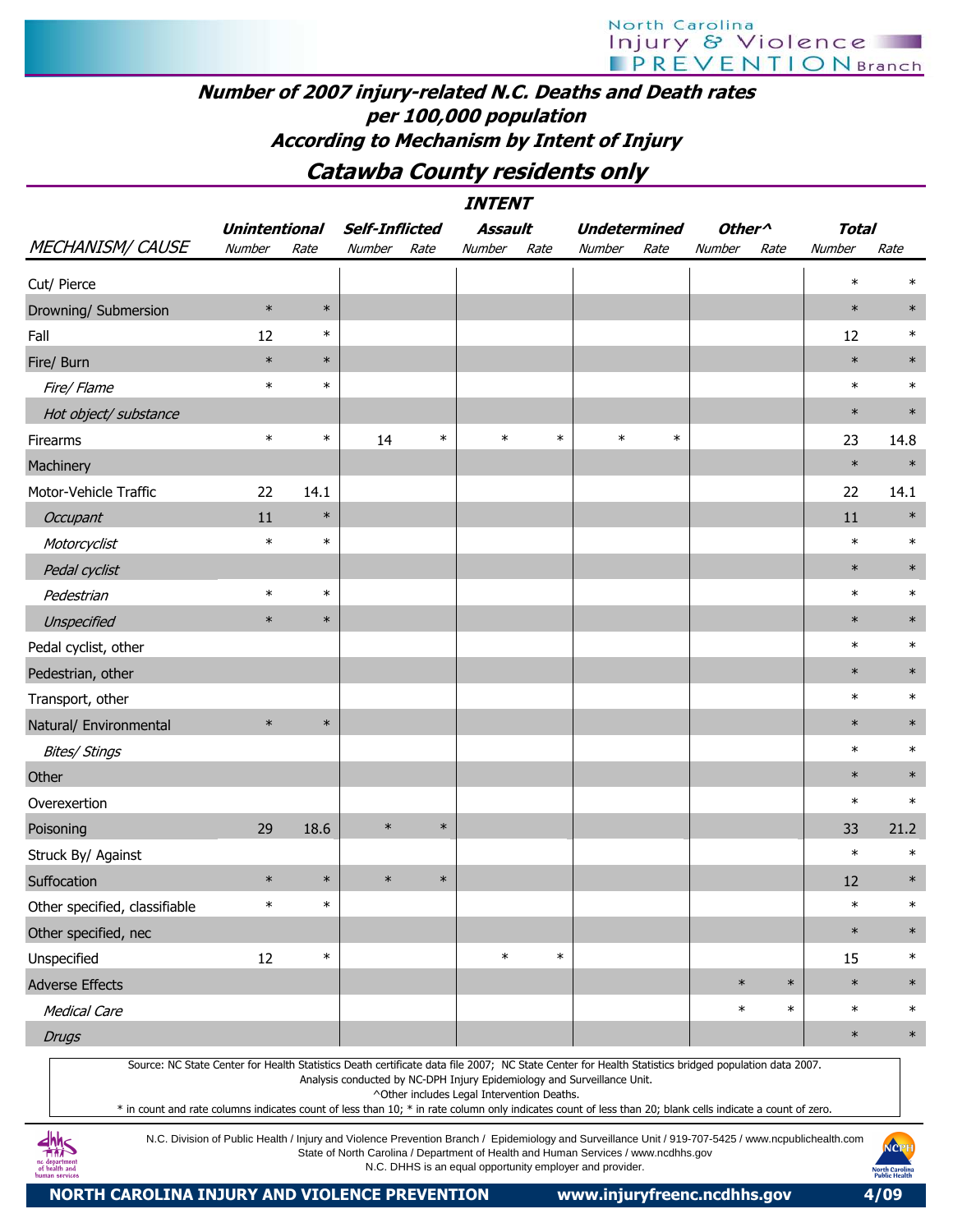## Number of 2007 injury-related N.C. Deaths and Death rates per 100,000 population According to Mechanism by Intent of Injury

## Catawba County residents only

| MECHANISM/ CAUSE | Unintentional Number | Unintentional Rate | Self-Inflicted Number | Self-Inflicted Rate | Assault Number | Assault Rate | Undetermined Number | Undetermined Rate | Other^ Number | Other^ Rate | Total Number | Total Rate |
|---|---|---|---|---|---|---|---|---|---|---|---|---|
| Cut/ Pierce | | | | | | | | | | | * | * |
| Drowning/ Submersion | * | * | | | | | | | | | * | * |
| Fall | 12 | * | | | | | | | | | 12 | * |
| Fire/ Burn | * | * | | | | | | | | | * | * |
| *Fire/ Flame* | * | * | | | | | | | | | * | * |
| *Hot object/ substance* | | | | | | | | | | | * | * |
| Firearms | * | * | 14 | * | * | * | * | * | | | 23 | 14.8 |
| Machinery | | | | | | | | | | | * | * |
| Motor-Vehicle Traffic | 22 | 14.1 | | | | | | | | | 22 | 14.1 |
| *Occupant* | 11 | * | | | | | | | | | 11 | * |
| *Motorcyclist* | * | * | | | | | | | | | * | * |
| *Pedal cyclist* | | | | | | | | | | | * | * |
| *Pedestrian* | * | * | | | | | | | | | * | * |
| *Unspecified* | * | * | | | | | | | | | * | * |
| Pedal cyclist, other | | | | | | | | | | | * | * |
| Pedestrian, other | | | | | | | | | | | * | * |
| Transport, other | | | | | | | | | | | * | * |
| Natural/ Environmental | * | * | | | | | | | | | * | * |
| *Bites/ Stings* | | | | | | | | | | | * | * |
| Other | | | | | | | | | | | * | * |
| Overexertion | | | | | | | | | | | * | * |
| Poisoning | 29 | 18.6 | * | * | | | | | | | 33 | 21.2 |
| Struck By/ Against | | | | | | | | | | | * | * |
| Suffocation | * | * | * | * | | | | | | | 12 | * |
| Other specified, classifiable | * | * | | | | | | | | | * | * |
| Other specified, nec | | | | | | | | | | | * | * |
| Unspecified | 12 | * | | | * | * | | | | | 15 | * |
| Adverse Effects | | | | | | | | | * | * | * | * |
| *Medical Care* | | | | | | | | | * | * | * | * |
| *Drugs* | | | | | | | | | | | * | * |

Source: NC State Center for Health Statistics Death certificate data file 2007; NC State Center for Health Statistics bridged population data 2007.
Analysis conducted by NC-DPH Injury Epidemiology and Surveillance Unit.
^Other includes Legal Intervention Deaths.
* in count and rate columns indicates count of less than 10; * in rate column only indicates count of less than 20; blank cells indicate a count of zero.

N.C. Division of Public Health / Injury and Violence Prevention Branch / Epidemiology and Surveillance Unit / 919-707-5425 / www.ncpublichealth.com
State of North Carolina / Department of Health and Human Services / www.ncdhhs.gov
N.C. DHHS is an equal opportunity employer and provider.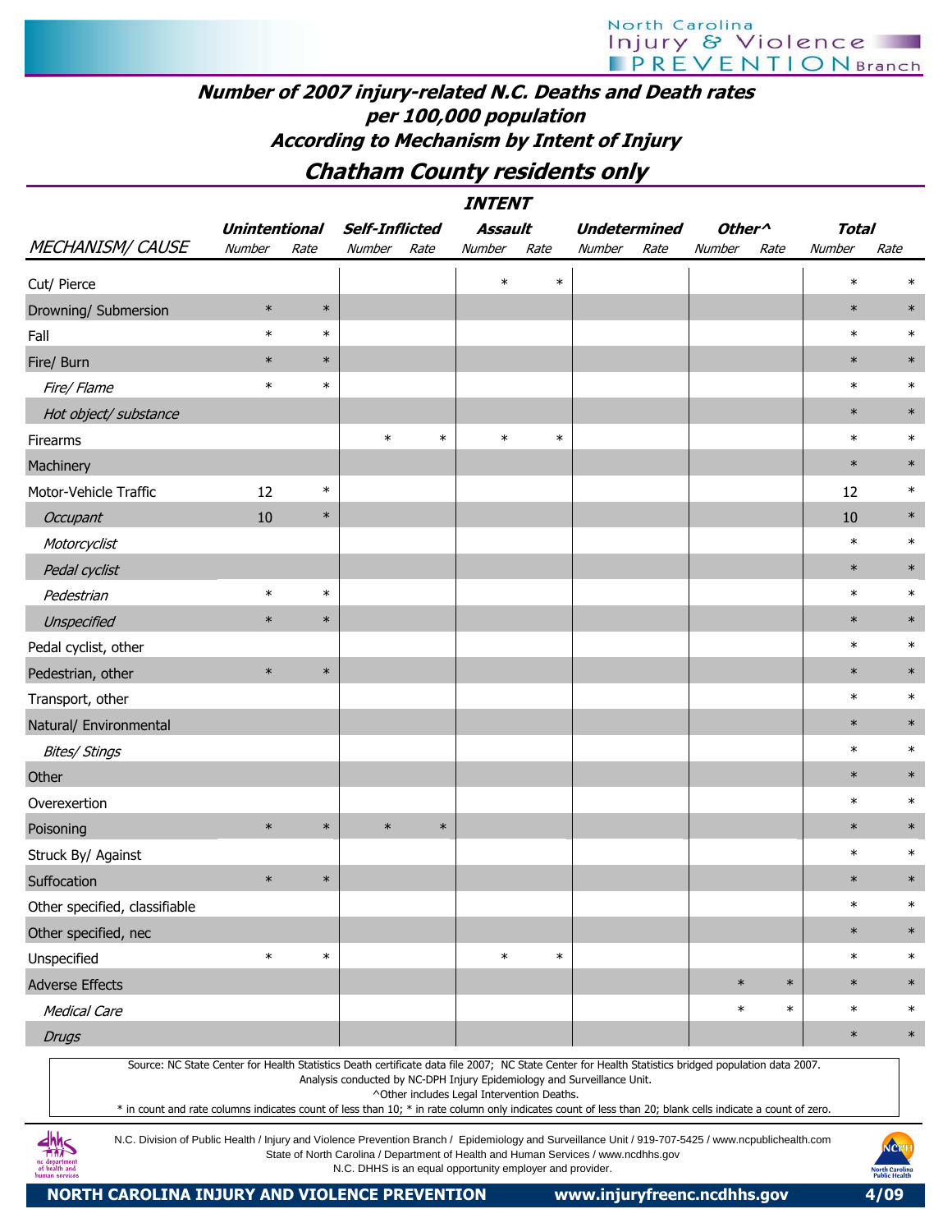# Number of 2007 injury-related N.C. Deaths and Death rates per 100,000 population According to Mechanism by Intent of Injury

## Chatham County residents only

| MECHANISM/ CAUSE | Unintentional Number | Unintentional Rate | Self-Inflicted Number | Self-Inflicted Rate | Assault Number | Assault Rate | Undetermined Number | Undetermined Rate | Other^ Number | Other^ Rate | Total Number | Total Rate |
|---|---|---|---|---|---|---|---|---|---|---|---|---|
| Cut/ Pierce | | | | | * | * | | | | | * | * |
| Drowning/ Submersion | * | * | | | | | | | | | * | * |
| Fall | * | * | | | | | | | | | * | * |
| Fire/ Burn | * | * | | | | | | | | | * | * |
| *Fire/ Flame* | * | * | | | | | | | | | * | * |
| *Hot object/ substance* | | | | | | | | | | | * | * |
| Firearms | | | * | * | * | * | | | | | * | * |
| Machinery | | | | | | | | | | | * | * |
| Motor-Vehicle Traffic | 12 | * | | | | | | | | | 12 | * |
| *Occupant* | 10 | * | | | | | | | | | 10 | * |
| *Motorcyclist* | | | | | | | | | | | * | * |
| *Pedal cyclist* | | | | | | | | | | | * | * |
| *Pedestrian* | * | * | | | | | | | | | * | * |
| *Unspecified* | * | * | | | | | | | | | * | * |
| Pedal cyclist, other | | | | | | | | | | | * | * |
| Pedestrian, other | * | * | | | | | | | | | * | * |
| Transport, other | | | | | | | | | | | * | * |
| Natural/ Environmental | | | | | | | | | | | * | * |
| *Bites/ Stings* | | | | | | | | | | | * | * |
| Other | | | | | | | | | | | * | * |
| Overexertion | | | | | | | | | | | * | * |
| Poisoning | * | * | * | * | | | | | | | * | * |
| Struck By/ Against | | | | | | | | | | | * | * |
| Suffocation | * | * | | | | | | | | | * | * |
| Other specified, classifiable | | | | | | | | | | | * | * |
| Other specified, nec | | | | | | | | | | | * | * |
| Unspecified | * | * | | | * | * | | | | | * | * |
| Adverse Effects | | | | | | | | | * | * | * | * |
| *Medical Care* | | | | | | | | | * | * | * | * |
| *Drugs* | | | | | | | | | | | * | * |

Source: NC State Center for Health Statistics Death certificate data file 2007; NC State Center for Health Statistics bridged population data 2007.
Analysis conducted by NC-DPH Injury Epidemiology and Surveillance Unit.
^Other includes Legal Intervention Deaths.
* in count and rate columns indicates count of less than 10; * in rate column only indicates count of less than 20; blank cells indicate a count of zero.

N.C. Division of Public Health / Injury and Violence Prevention Branch / Epidemiology and Surveillance Unit / 919-707-5425 / www.ncpublichealth.com
State of North Carolina / Department of Health and Human Services / www.ncdhhs.gov
N.C. DHHS is an equal opportunity employer and provider.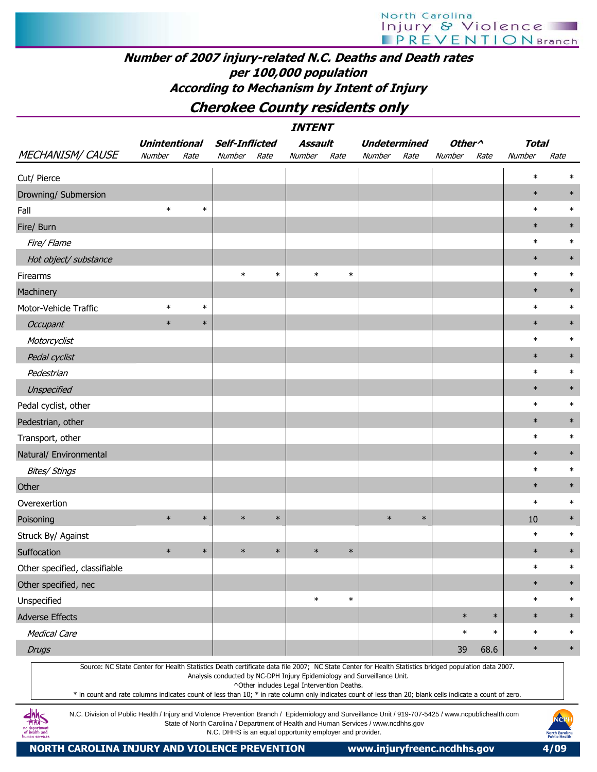## Number of 2007 injury-related N.C. Deaths and Death rates per 100,000 population According to Mechanism by Intent of Injury

## Cherokee County residents only

| | INTENT | | | | | | | | | | | |
|---|---|---|---|---|---|---|---|---|---|---|---|---|
| | Unintentional | | Self-Inflicted | | Assault | | Undetermined | | Other^ | | Total | |
| MECHANISM/ CAUSE | Number | Rate | Number | Rate | Number | Rate | Number | Rate | Number | Rate | Number | Rate |
| Cut/ Pierce | | | | | | | | | | | * | * |
| Drowning/ Submersion | | | | | | | | | | | * | * |
| Fall | * | * | | | | | | | | | * | * |
| Fire/ Burn | | | | | | | | | | | * | * |
| *Fire/ Flame* | | | | | | | | | | | * | * |
| *Hot object/ substance* | | | | | | | | | | | * | * |
| Firearms | | | * | * | * | * | | | | | * | * |
| Machinery | | | | | | | | | | | * | * |
| Motor-Vehicle Traffic | * | * | | | | | | | | | * | * |
| *Occupant* | * | * | | | | | | | | | * | * |
| *Motorcyclist* | | | | | | | | | | | * | * |
| *Pedal cyclist* | | | | | | | | | | | * | * |
| *Pedestrian* | | | | | | | | | | | * | * |
| *Unspecified* | | | | | | | | | | | * | * |
| Pedal cyclist, other | | | | | | | | | | | * | * |
| Pedestrian, other | | | | | | | | | | | * | * |
| Transport, other | | | | | | | | | | | * | * |
| Natural/ Environmental | | | | | | | | | | | * | * |
| *Bites/ Stings* | | | | | | | | | | | * | * |
| Other | | | | | | | | | | | * | * |
| Overexertion | | | | | | | | | | | * | * |
| Poisoning | * | * | * | * | | | * | * | | | 10 | * |
| Struck By/ Against | | | | | | | | | | | * | * |
| Suffocation | * | * | * | * | * | * | | | | | * | * |
| Other specified, classifiable | | | | | | | | | | | * | * |
| Other specified, nec | | | | | | | | | | | * | * |
| Unspecified | | | | | * | * | | | | | * | * |
| Adverse Effects | | | | | | | | | * | * | * | * |
| *Medical Care* | | | | | | | | | * | * | * | * |
| *Drugs* | | | | | | | | | 39 | 68.6 | * | * |

Source: NC State Center for Health Statistics Death certificate data file 2007; NC State Center for Health Statistics bridged population data 2007.
Analysis conducted by NC-DPH Injury Epidemiology and Surveillance Unit.
^Other includes Legal Intervention Deaths.
* in count and rate columns indicates count of less than 10; * in rate column only indicates count of less than 20; blank cells indicate a count of zero.

N.C. Division of Public Health / Injury and Violence Prevention Branch / Epidemiology and Surveillance Unit / 919-707-5425 / www.ncpublichealth.com
State of North Carolina / Department of Health and Human Services / www.ncdhhs.gov
N.C. DHHS is an equal opportunity employer and provider.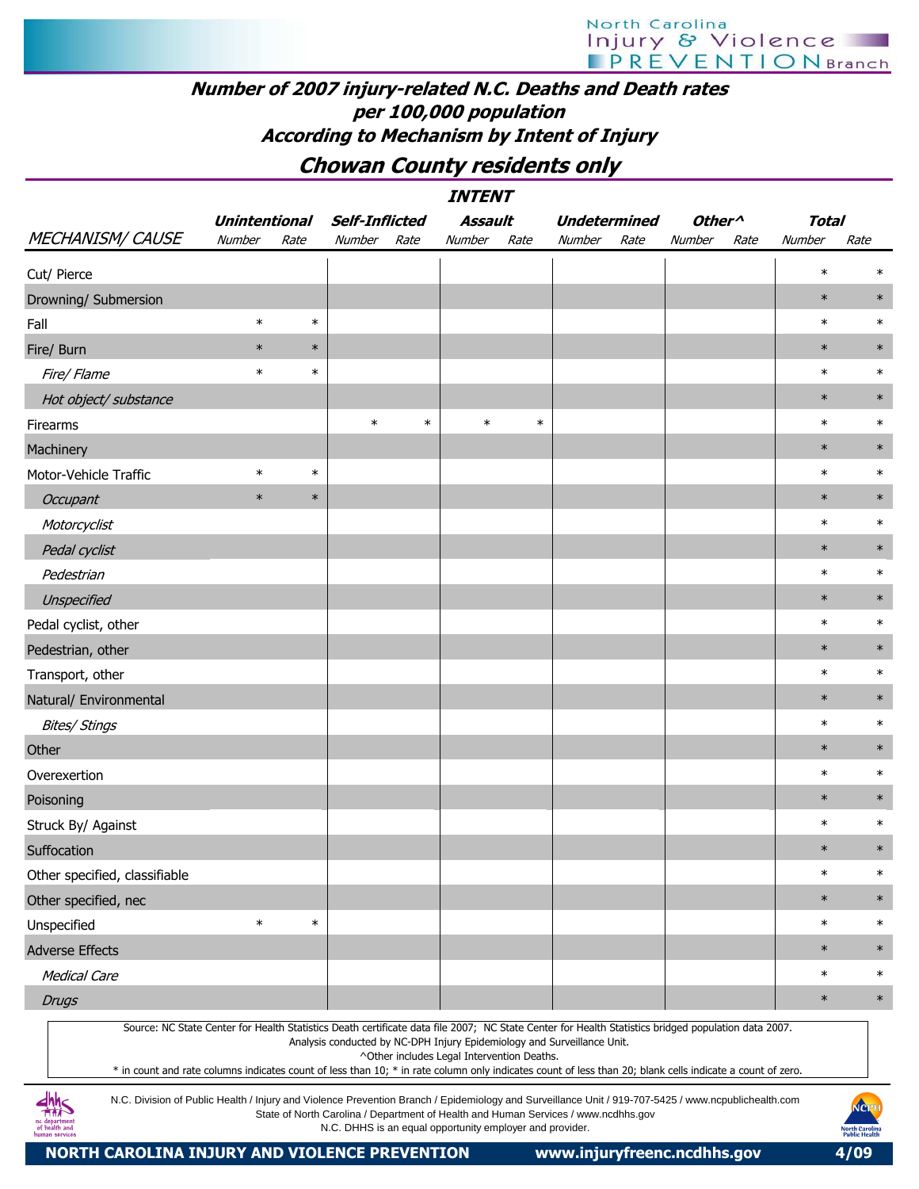## Number of 2007 injury-related N.C. Deaths and Death rates per 100,000 population According to Mechanism by Intent of Injury

## Chowan County residents only

| | INTENT | | | | | | | | | | | |
|---|---|---|---|---|---|---|---|---|---|---|---|---|
| | Unintentional | | Self-Inflicted | | Assault | | Undetermined | | Other^ | | Total | |
| MECHANISM/ CAUSE | Number | Rate | Number | Rate | Number | Rate | Number | Rate | Number | Rate | Number | Rate |
| Cut/ Pierce | | | | | | | | | | | * | * |
| Drowning/ Submersion | | | | | | | | | | | * | * |
| Fall | * | * | | | | | | | | | * | * |
| Fire/ Burn | * | * | | | | | | | | | * | * |
| *Fire/ Flame* | * | * | | | | | | | | | * | * |
| *Hot object/ substance* | | | | | | | | | | | * | * |
| Firearms | | | * | * | * | * | | | | | * | * |
| Machinery | | | | | | | | | | | * | * |
| Motor-Vehicle Traffic | * | * | | | | | | | | | * | * |
| *Occupant* | * | * | | | | | | | | | * | * |
| *Motorcyclist* | | | | | | | | | | | * | * |
| *Pedal cyclist* | | | | | | | | | | | * | * |
| *Pedestrian* | | | | | | | | | | | * | * |
| *Unspecified* | | | | | | | | | | | * | * |
| Pedal cyclist, other | | | | | | | | | | | * | * |
| Pedestrian, other | | | | | | | | | | | * | * |
| Transport, other | | | | | | | | | | | * | * |
| Natural/ Environmental | | | | | | | | | | | * | * |
| *Bites/ Stings* | | | | | | | | | | | * | * |
| Other | | | | | | | | | | | * | * |
| Overexertion | | | | | | | | | | | * | * |
| Poisoning | | | | | | | | | | | * | * |
| Struck By/ Against | | | | | | | | | | | * | * |
| Suffocation | | | | | | | | | | | * | * |
| Other specified, classifiable | | | | | | | | | | | * | * |
| Other specified, nec | | | | | | | | | | | * | * |
| Unspecified | * | * | | | | | | | | | * | * |
| Adverse Effects | | | | | | | | | | | * | * |
| *Medical Care* | | | | | | | | | | | * | * |
| *Drugs* | | | | | | | | | | | * | * |

Source: NC State Center for Health Statistics Death certificate data file 2007; NC State Center for Health Statistics bridged population data 2007.
Analysis conducted by NC-DPH Injury Epidemiology and Surveillance Unit.
^Other includes Legal Intervention Deaths.
* in count and rate columns indicates count of less than 10; * in rate column only indicates count of less than 20; blank cells indicate a count of zero.

N.C. Division of Public Health / Injury and Violence Prevention Branch / Epidemiology and Surveillance Unit / 919-707-5425 / www.ncpublichealth.com
State of North Carolina / Department of Health and Human Services / www.ncdhhs.gov
N.C. DHHS is an equal opportunity employer and provider.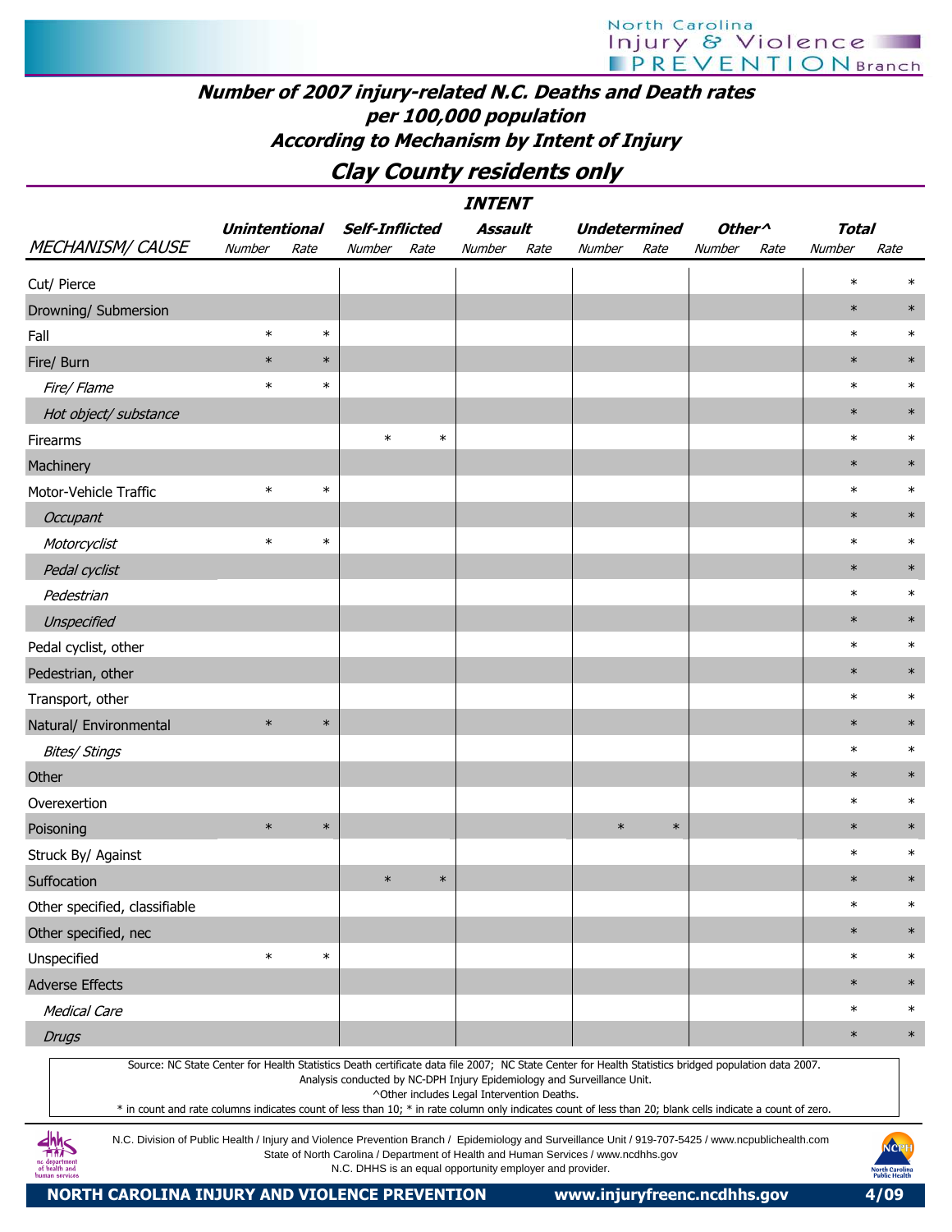## Number of 2007 injury-related N.C. Deaths and Death rates per 100,000 population According to Mechanism by Intent of Injury

## Clay County residents only

| | INTENT | | | | | | | | | | | |
|---|---|---|---|---|---|---|---|---|---|---|---|---|
| | Unintentional | | Self-Inflicted | | Assault | | Undetermined | | Other^ | | Total | |
| MECHANISM/ CAUSE | Number | Rate | Number | Rate | Number | Rate | Number | Rate | Number | Rate | Number | Rate |
| Cut/ Pierce | | | | | | | | | | | * | * |
| Drowning/ Submersion | | | | | | | | | | | * | * |
| Fall | * | * | | | | | | | | | * | * |
| Fire/ Burn | * | * | | | | | | | | | * | * |
| *Fire/ Flame* | * | * | | | | | | | | | * | * |
| *Hot object/ substance* | | | | | | | | | | | * | * |
| Firearms | | | * | * | | | | | | | * | * |
| Machinery | | | | | | | | | | | * | * |
| Motor-Vehicle Traffic | * | * | | | | | | | | | * | * |
| *Occupant* | | | | | | | | | | | * | * |
| *Motorcyclist* | * | * | | | | | | | | | * | * |
| *Pedal cyclist* | | | | | | | | | | | * | * |
| *Pedestrian* | | | | | | | | | | | * | * |
| *Unspecified* | | | | | | | | | | | * | * |
| Pedal cyclist, other | | | | | | | | | | | * | * |
| Pedestrian, other | | | | | | | | | | | * | * |
| Transport, other | | | | | | | | | | | * | * |
| Natural/ Environmental | * | * | | | | | | | | | * | * |
| *Bites/ Stings* | | | | | | | | | | | * | * |
| Other | | | | | | | | | | | * | * |
| Overexertion | | | | | | | | | | | * | * |
| Poisoning | * | * | | | | | * | * | | | * | * |
| Struck By/ Against | | | | | | | | | | | * | * |
| Suffocation | | | * | * | | | | | | | * | * |
| Other specified, classifiable | | | | | | | | | | | * | * |
| Other specified, nec | | | | | | | | | | | * | * |
| Unspecified | * | * | | | | | | | | | * | * |
| Adverse Effects | | | | | | | | | | | * | * |
| *Medical Care* | | | | | | | | | | | * | * |
| *Drugs* | | | | | | | | | | | * | * |

Source: NC State Center for Health Statistics Death certificate data file 2007; NC State Center for Health Statistics bridged population data 2007.
Analysis conducted by NC-DPH Injury Epidemiology and Surveillance Unit.
^Other includes Legal Intervention Deaths.
* in count and rate columns indicates count of less than 10; * in rate column only indicates count of less than 20; blank cells indicate a count of zero.

N.C. Division of Public Health / Injury and Violence Prevention Branch / Epidemiology and Surveillance Unit / 919-707-5425 / www.ncpublichealth.com
State of North Carolina / Department of Health and Human Services / www.ncdhhs.gov
N.C. DHHS is an equal opportunity employer and provider.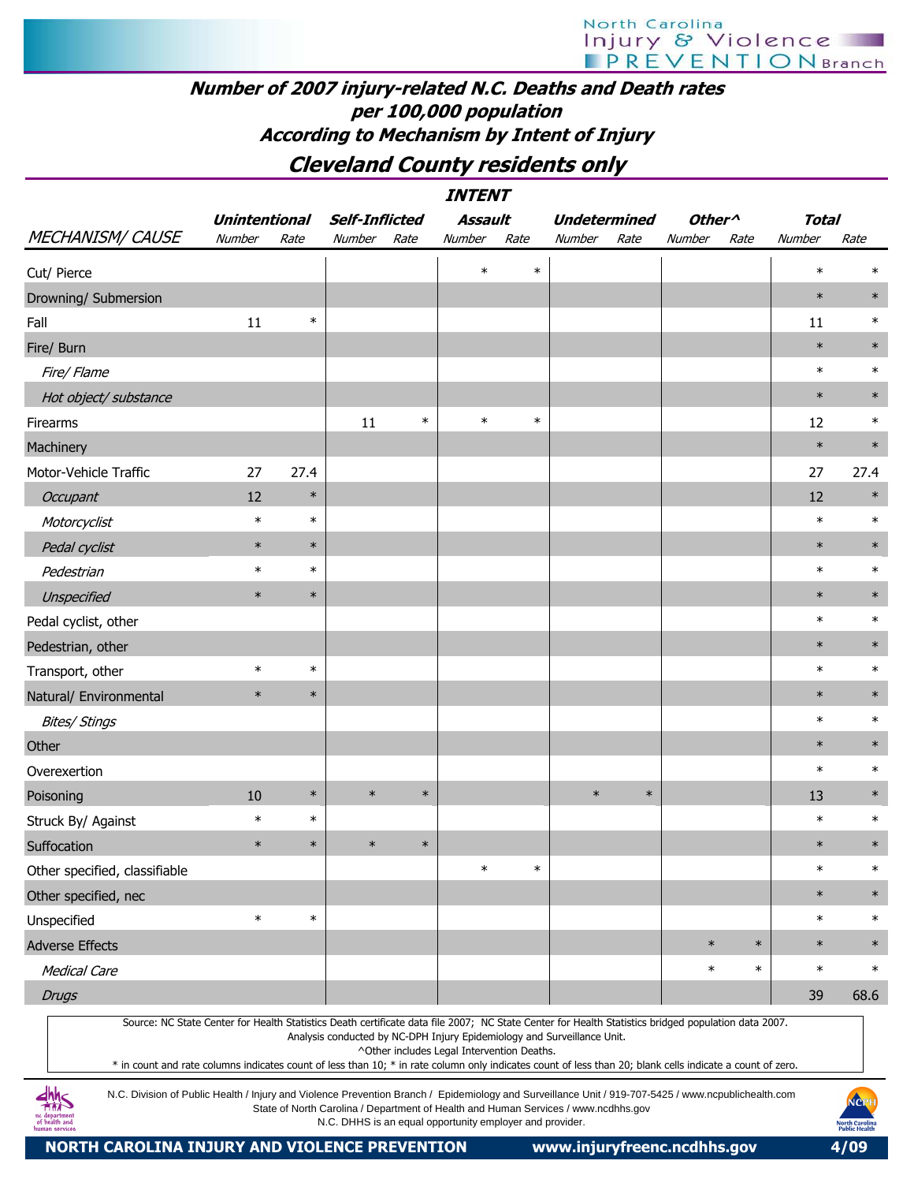North Carolina Injury & Violence PREVENTION Branch

# Number of 2007 injury-related N.C. Deaths and Death rates per 100,000 population According to Mechanism by Intent of Injury

## Cleveland County residents only

| MECHANISM/ CAUSE | Unintentional | | Self-Inflicted | | Assault | | Undetermined | | Other^ | | Total | |
|---|---|---|---|---|---|---|---|---|---|---|---|---|
| | Number | Rate | Number | Rate | Number | Rate | Number | Rate | Number | Rate | Number | Rate |
| Cut/ Pierce | | | | | * | * | | | | | * | * |
| Drowning/ Submersion | | | | | | | | | | | * | * |
| Fall | 11 | * | | | | | | | | | 11 | * |
| Fire/ Burn | | | | | | | | | | | * | * |
| *Fire/ Flame* | | | | | | | | | | | * | * |
| *Hot object/ substance* | | | | | | | | | | | * | * |
| Firearms | | | 11 | * | * | * | | | | | 12 | * |
| Machinery | | | | | | | | | | | * | * |
| Motor-Vehicle Traffic | 27 | 27.4 | | | | | | | | | 27 | 27.4 |
| *Occupant* | 12 | * | | | | | | | | | 12 | * |
| *Motorcyclist* | * | * | | | | | | | | | * | * |
| *Pedal cyclist* | * | * | | | | | | | | | * | * |
| *Pedestrian* | * | * | | | | | | | | | * | * |
| *Unspecified* | * | * | | | | | | | | | * | * |
| Pedal cyclist, other | | | | | | | | | | | * | * |
| Pedestrian, other | | | | | | | | | | | * | * |
| Transport, other | * | * | | | | | | | | | * | * |
| Natural/ Environmental | * | * | | | | | | | | | * | * |
| *Bites/ Stings* | | | | | | | | | | | * | * |
| Other | | | | | | | | | | | * | * |
| Overexertion | | | | | | | | | | | * | * |
| Poisoning | 10 | * | * | * | | | * | * | | | 13 | * |
| Struck By/ Against | * | * | | | | | | | | | * | * |
| Suffocation | * | * | * | * | | | | | | | * | * |
| Other specified, classifiable | | | | | * | * | | | | | * | * |
| Other specified, nec | | | | | | | | | | | * | * |
| Unspecified | * | * | | | | | | | | | * | * |
| Adverse Effects | | | | | | | | | * | * | * | * |
| *Medical Care* | | | | | | | | | * | * | * | * |
| *Drugs* | | | | | | | | | | | 39 | 68.6 |

Source: NC State Center for Health Statistics Death certificate data file 2007; NC State Center for Health Statistics bridged population data 2007.
Analysis conducted by NC-DPH Injury Epidemiology and Surveillance Unit.
^Other includes Legal Intervention Deaths.
* in count and rate columns indicates count of less than 10; * in rate column only indicates count of less than 20; blank cells indicate a count of zero.

N.C. Division of Public Health / Injury and Violence Prevention Branch / Epidemiology and Surveillance Unit / 919-707-5425 / www.ncpublichealth.com
State of North Carolina / Department of Health and Human Services / www.ncdhhs.gov
N.C. DHHS is an equal opportunity employer and provider.

NORTH CAROLINA INJURY AND VIOLENCE PREVENTION www.injuryfreenc.ncdhhs.gov 4/09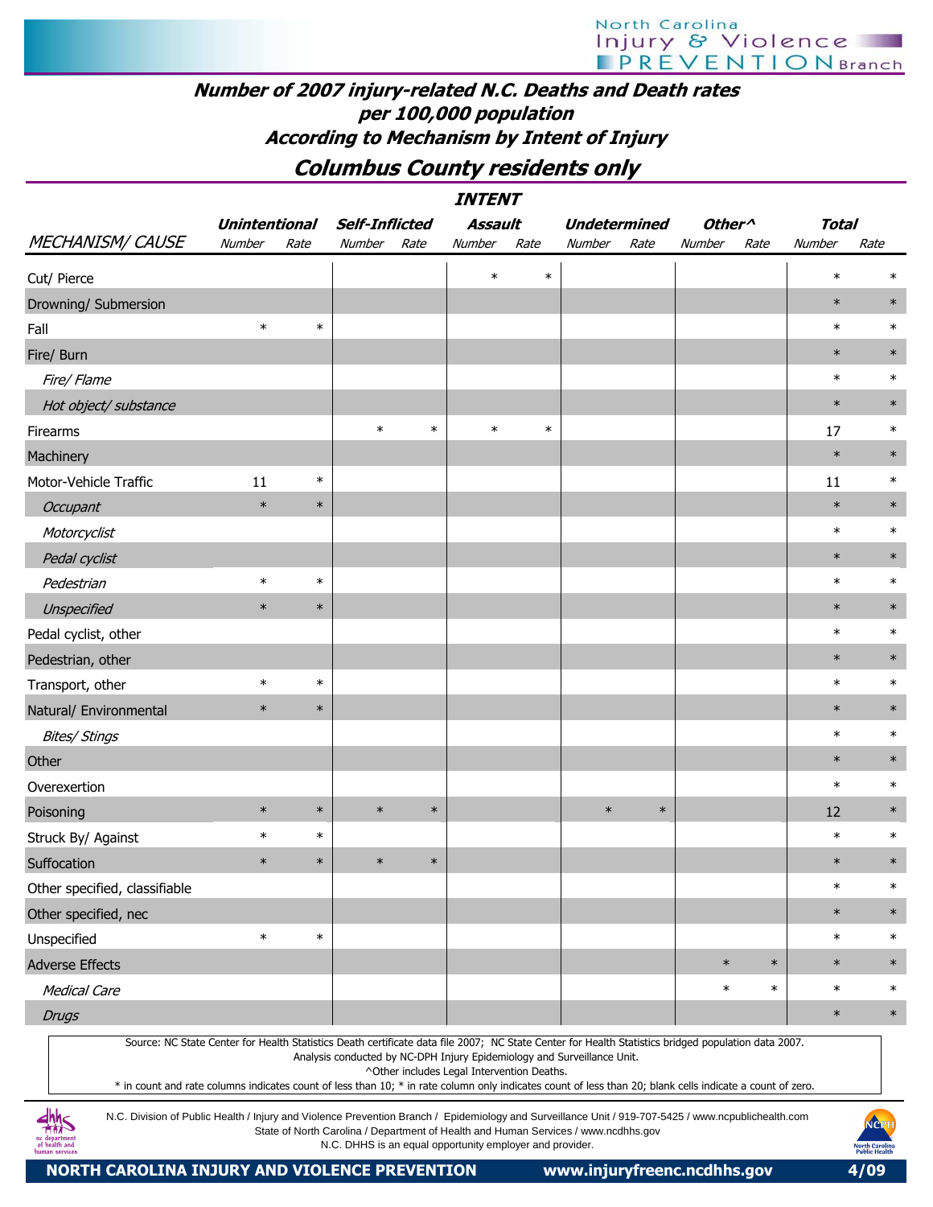## Number of 2007 injury-related N.C. Deaths and Death rates per 100,000 population According to Mechanism by Intent of Injury

## Columbus County residents only

| | INTENT | | | | | | | | | | | |
|---|---|---|---|---|---|---|---|---|---|---|---|---|
| | Unintentional | | Self-Inflicted | | Assault | | Undetermined | | Other^ | | Total | |
| MECHANISM/ CAUSE | Number | Rate | Number | Rate | Number | Rate | Number | Rate | Number | Rate | Number | Rate |
| Cut/ Pierce | | | | | * | * | | | | | * | * |
| Drowning/ Submersion | | | | | | | | | | | * | * |
| Fall | * | * | | | | | | | | | * | * |
| Fire/ Burn | | | | | | | | | | | * | * |
| *Fire/ Flame* | | | | | | | | | | | * | * |
| *Hot object/ substance* | | | | | | | | | | | * | * |
| Firearms | | | * | * | * | * | | | | | 17 | * |
| Machinery | | | | | | | | | | | * | * |
| Motor-Vehicle Traffic | 11 | * | | | | | | | | | 11 | * |
| *Occupant* | * | * | | | | | | | | | * | * |
| *Motorcyclist* | | | | | | | | | | | * | * |
| *Pedal cyclist* | | | | | | | | | | | * | * |
| *Pedestrian* | * | * | | | | | | | | | * | * |
| *Unspecified* | * | * | | | | | | | | | * | * |
| Pedal cyclist, other | | | | | | | | | | | * | * |
| Pedestrian, other | | | | | | | | | | | * | * |
| Transport, other | * | * | | | | | | | | | * | * |
| Natural/ Environmental | * | * | | | | | | | | | * | * |
| *Bites/ Stings* | | | | | | | | | | | * | * |
| Other | | | | | | | | | | | * | * |
| Overexertion | | | | | | | | | | | * | * |
| Poisoning | * | * | * | * | | | * | * | | | 12 | * |
| Struck By/ Against | * | * | | | | | | | | | * | * |
| Suffocation | * | * | * | * | | | | | | | * | * |
| Other specified, classifiable | | | | | | | | | | | * | * |
| Other specified, nec | | | | | | | | | | | * | * |
| Unspecified | * | * | | | | | | | | | * | * |
| Adverse Effects | | | | | | | | | * | * | * | * |
| *Medical Care* | | | | | | | | | * | * | * | * |
| *Drugs* | | | | | | | | | | | * | * |

Source: NC State Center for Health Statistics Death certificate data file 2007; NC State Center for Health Statistics bridged population data 2007.
Analysis conducted by NC-DPH Injury Epidemiology and Surveillance Unit.
^Other includes Legal Intervention Deaths.
* in count and rate columns indicates count of less than 10; * in rate column only indicates count of less than 20; blank cells indicate a count of zero.

N.C. Division of Public Health / Injury and Violence Prevention Branch / Epidemiology and Surveillance Unit / 919-707-5425 / www.ncpublichealth.com
State of North Carolina / Department of Health and Human Services / www.ncdhhs.gov
N.C. DHHS is an equal opportunity employer and provider.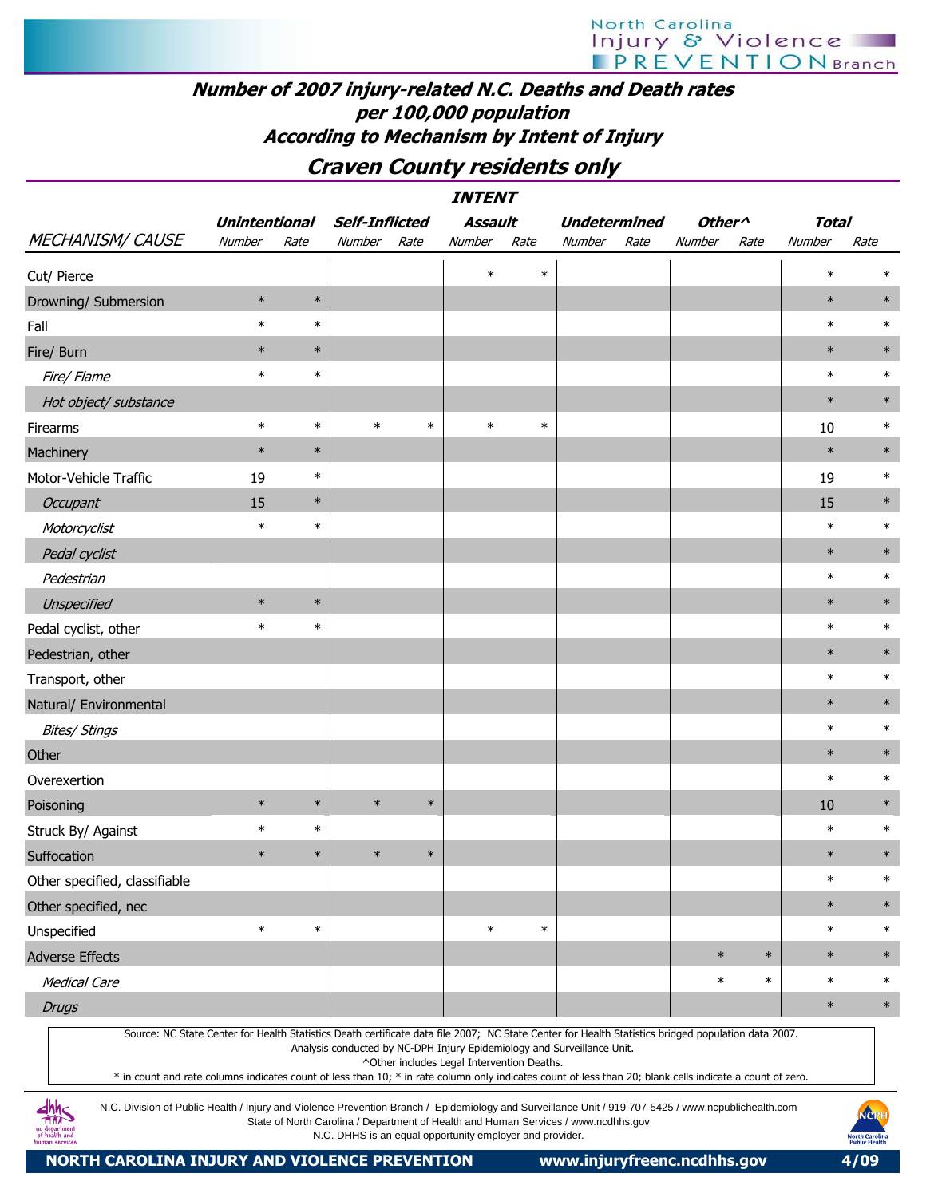## Number of 2007 injury-related N.C. Deaths and Death rates per 100,000 population According to Mechanism by Intent of Injury

## Craven County residents only

| | INTENT | | | | | | | | | | | |
|---|---|---|---|---|---|---|---|---|---|---|---|---|
| | Unintentional | | Self-Inflicted | | Assault | | Undetermined | | Other^ | | Total | |
| MECHANISM/ CAUSE | Number | Rate | Number | Rate | Number | Rate | Number | Rate | Number | Rate | Number | Rate |
| Cut/ Pierce | | | | | * | * | | | | | * | * |
| Drowning/ Submersion | * | * | | | | | | | | | * | * |
| Fall | * | * | | | | | | | | | * | * |
| Fire/ Burn | * | * | | | | | | | | | * | * |
| *Fire/ Flame* | * | * | | | | | | | | | * | * |
| *Hot object/ substance* | | | | | | | | | | | * | * |
| Firearms | * | * | * | * | * | * | | | | | 10 | * |
| Machinery | * | * | | | | | | | | | * | * |
| Motor-Vehicle Traffic | 19 | * | | | | | | | | | 19 | * |
| *Occupant* | 15 | * | | | | | | | | | 15 | * |
| *Motorcyclist* | * | * | | | | | | | | | * | * |
| *Pedal cyclist* | | | | | | | | | | | * | * |
| *Pedestrian* | | | | | | | | | | | * | * |
| *Unspecified* | * | * | | | | | | | | | * | * |
| Pedal cyclist, other | * | * | | | | | | | | | * | * |
| Pedestrian, other | | | | | | | | | | | * | * |
| Transport, other | | | | | | | | | | | * | * |
| Natural/ Environmental | | | | | | | | | | | * | * |
| *Bites/ Stings* | | | | | | | | | | | * | * |
| Other | | | | | | | | | | | * | * |
| Overexertion | | | | | | | | | | | * | * |
| Poisoning | * | * | * | * | | | | | | | 10 | * |
| Struck By/ Against | * | * | | | | | | | | | * | * |
| Suffocation | * | * | * | * | | | | | | | * | * |
| Other specified, classifiable | | | | | | | | | | | * | * |
| Other specified, nec | | | | | | | | | | | * | * |
| Unspecified | * | * | | | * | * | | | | | * | * |
| Adverse Effects | | | | | | | | | * | * | * | * |
| *Medical Care* | | | | | | | | | * | * | * | * |
| *Drugs* | | | | | | | | | | | * | * |

Source: NC State Center for Health Statistics Death certificate data file 2007; NC State Center for Health Statistics bridged population data 2007. Analysis conducted by NC-DPH Injury Epidemiology and Surveillance Unit.
^Other includes Legal Intervention Deaths.
* in count and rate columns indicates count of less than 10; * in rate column only indicates count of less than 20; blank cells indicate a count of zero.

N.C. Division of Public Health / Injury and Violence Prevention Branch / Epidemiology and Surveillance Unit / 919-707-5425 / www.ncpublichealth.com
State of North Carolina / Department of Health and Human Services / www.ncdhhs.gov
N.C. DHHS is an equal opportunity employer and provider.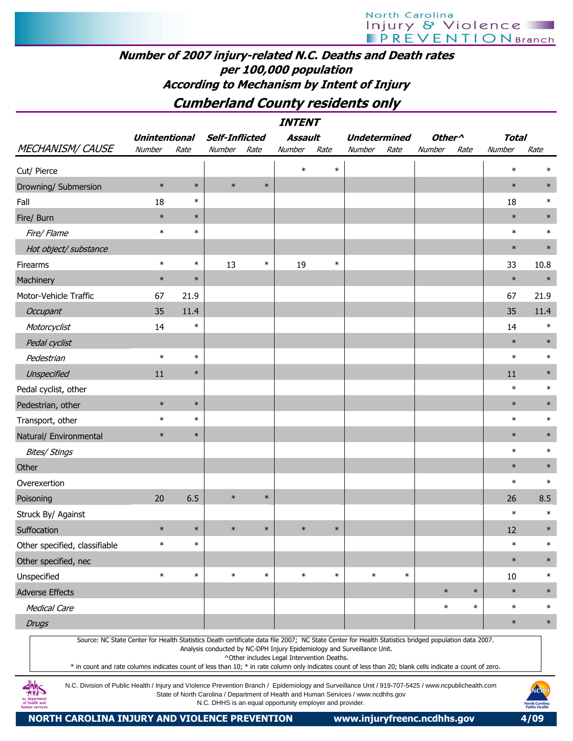## Number of 2007 injury-related N.C. Deaths and Death rates per 100,000 population According to Mechanism by Intent of Injury

## Cumberland County residents only

| | INTENT | | | | | | | | | | | |
|---|---|---|---|---|---|---|---|---|---|---|---|---|
| | Unintentional | | Self-Inflicted | | Assault | | Undetermined | | Other^ | | Total | |
| MECHANISM/ CAUSE | Number | Rate | Number | Rate | Number | Rate | Number | Rate | Number | Rate | Number | Rate |
| Cut/ Pierce | | | | | * | * | | | | | * | * |
| Drowning/ Submersion | * | * | * | * | | | | | | | * | * |
| Fall | 18 | * | | | | | | | | | 18 | * |
| Fire/ Burn | * | * | | | | | | | | | * | * |
| *Fire/ Flame* | * | * | | | | | | | | | * | * |
| *Hot object/ substance* | | | | | | | | | | | * | * |
| Firearms | * | * | 13 | * | 19 | * | | | | | 33 | 10.8 |
| Machinery | * | * | | | | | | | | | * | * |
| Motor-Vehicle Traffic | 67 | 21.9 | | | | | | | | | 67 | 21.9 |
| *Occupant* | 35 | 11.4 | | | | | | | | | 35 | 11.4 |
| *Motorcyclist* | 14 | * | | | | | | | | | 14 | * |
| *Pedal cyclist* | | | | | | | | | | | * | * |
| *Pedestrian* | * | * | | | | | | | | | * | * |
| *Unspecified* | 11 | * | | | | | | | | | 11 | * |
| Pedal cyclist, other | | | | | | | | | | | * | * |
| Pedestrian, other | * | * | | | | | | | | | * | * |
| Transport, other | * | * | | | | | | | | | * | * |
| Natural/ Environmental | * | * | | | | | | | | | * | * |
| *Bites/ Stings* | | | | | | | | | | | * | * |
| Other | | | | | | | | | | | * | * |
| Overexertion | | | | | | | | | | | * | * |
| Poisoning | 20 | 6.5 | * | * | | | | | | | 26 | 8.5 |
| Struck By/ Against | | | | | | | | | | | * | * |
| Suffocation | * | * | * | * | * | * | | | | | 12 | * |
| Other specified, classifiable | * | * | | | | | | | | | * | * |
| Other specified, nec | | | | | | | | | | | * | * |
| Unspecified | * | * | * | * | * | * | * | * | | | 10 | * |
| Adverse Effects | | | | | | | | | * | * | * | * |
| *Medical Care* | | | | | | | | | * | * | * | * |
| *Drugs* | | | | | | | | | | | * | * |

Source: NC State Center for Health Statistics Death certificate data file 2007; NC State Center for Health Statistics bridged population data 2007.
Analysis conducted by NC-DPH Injury Epidemiology and Surveillance Unit.
^Other includes Legal Intervention Deaths.
* in count and rate columns indicates count of less than 10; * in rate column only indicates count of less than 20; blank cells indicate a count of zero.

N.C. Division of Public Health / Injury and Violence Prevention Branch / Epidemiology and Surveillance Unit / 919-707-5425 / www.ncpublichealth.com
State of North Carolina / Department of Health and Human Services / www.ncdhhs.gov
N.C. DHHS is an equal opportunity employer and provider.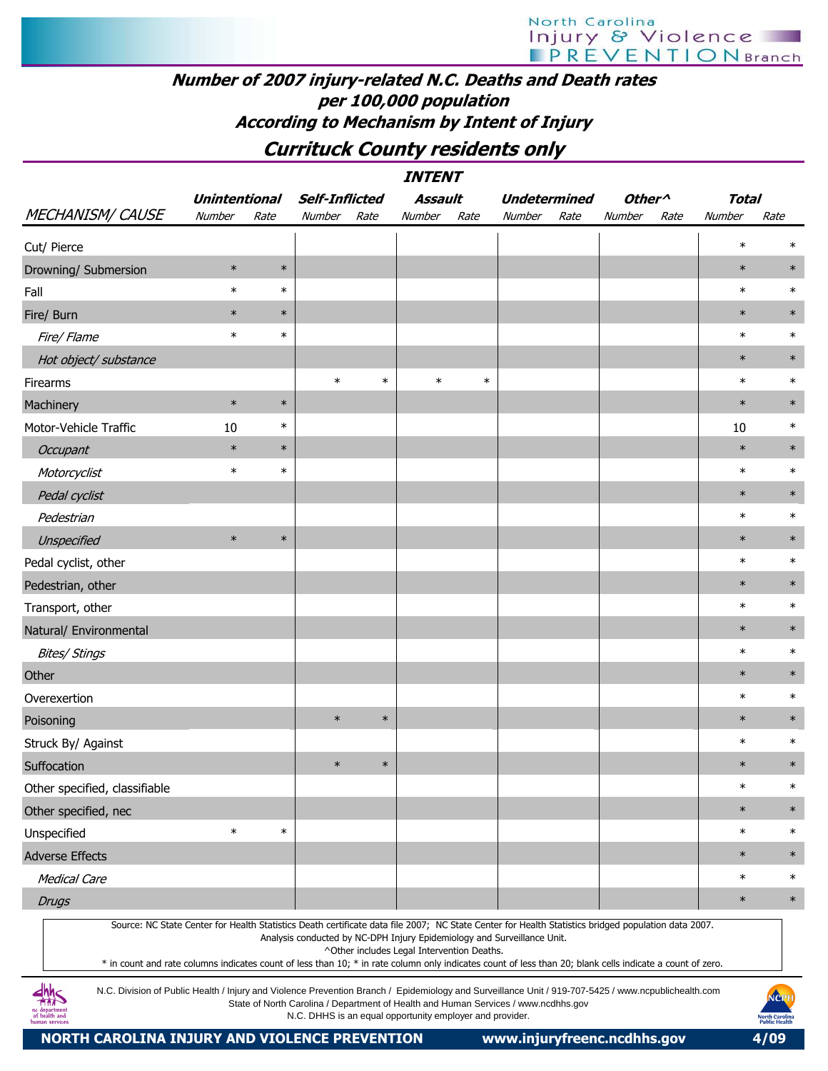# Number of 2007 injury-related N.C. Deaths and Death rates per 100,000 population

## According to Mechanism by Intent of Injury

## Currituck County residents only

| | INTENT | | | | | | | | | | | |
|---|---|---|---|---|---|---|---|---|---|---|---|---|
| | Unintentional | | Self-Inflicted | | Assault | | Undetermined | | Other^ | | Total | |
| MECHANISM/ CAUSE | Number | Rate | Number | Rate | Number | Rate | Number | Rate | Number | Rate | Number | Rate |
| Cut/ Pierce | | | | | | | | | | | * | * |
| Drowning/ Submersion | * | * | | | | | | | | | * | * |
| Fall | * | * | | | | | | | | | * | * |
| Fire/ Burn | * | * | | | | | | | | | * | * |
| *Fire/ Flame* | * | * | | | | | | | | | * | * |
| *Hot object/ substance* | | | | | | | | | | | * | * |
| Firearms | | | * | * | * | * | | | | | * | * |
| Machinery | * | * | | | | | | | | | * | * |
| Motor-Vehicle Traffic | 10 | * | | | | | | | | | 10 | * |
| *Occupant* | * | * | | | | | | | | | * | * |
| *Motorcyclist* | * | * | | | | | | | | | * | * |
| *Pedal cyclist* | | | | | | | | | | | * | * |
| *Pedestrian* | | | | | | | | | | | * | * |
| *Unspecified* | * | * | | | | | | | | | * | * |
| Pedal cyclist, other | | | | | | | | | | | * | * |
| Pedestrian, other | | | | | | | | | | | * | * |
| Transport, other | | | | | | | | | | | * | * |
| Natural/ Environmental | | | | | | | | | | | * | * |
| *Bites/ Stings* | | | | | | | | | | | * | * |
| Other | | | | | | | | | | | * | * |
| Overexertion | | | | | | | | | | | * | * |
| Poisoning | | | * | * | | | | | | | * | * |
| Struck By/ Against | | | | | | | | | | | * | * |
| Suffocation | | | * | * | | | | | | | * | * |
| Other specified, classifiable | | | | | | | | | | | * | * |
| Other specified, nec | | | | | | | | | | | * | * |
| Unspecified | * | * | | | | | | | | | * | * |
| Adverse Effects | | | | | | | | | | | * | * |
| *Medical Care* | | | | | | | | | | | * | * |
| *Drugs* | | | | | | | | | | | * | * |

Source: NC State Center for Health Statistics Death certificate data file 2007; NC State Center for Health Statistics bridged population data 2007.
Analysis conducted by NC-DPH Injury Epidemiology and Surveillance Unit.
^Other includes Legal Intervention Deaths.
* in count and rate columns indicates count of less than 10; * in rate column only indicates count of less than 20; blank cells indicate a count of zero.

N.C. Division of Public Health / Injury and Violence Prevention Branch / Epidemiology and Surveillance Unit / 919-707-5425 / www.ncpublichealth.com
State of North Carolina / Department of Health and Human Services / www.ncdhhs.gov
N.C. DHHS is an equal opportunity employer and provider.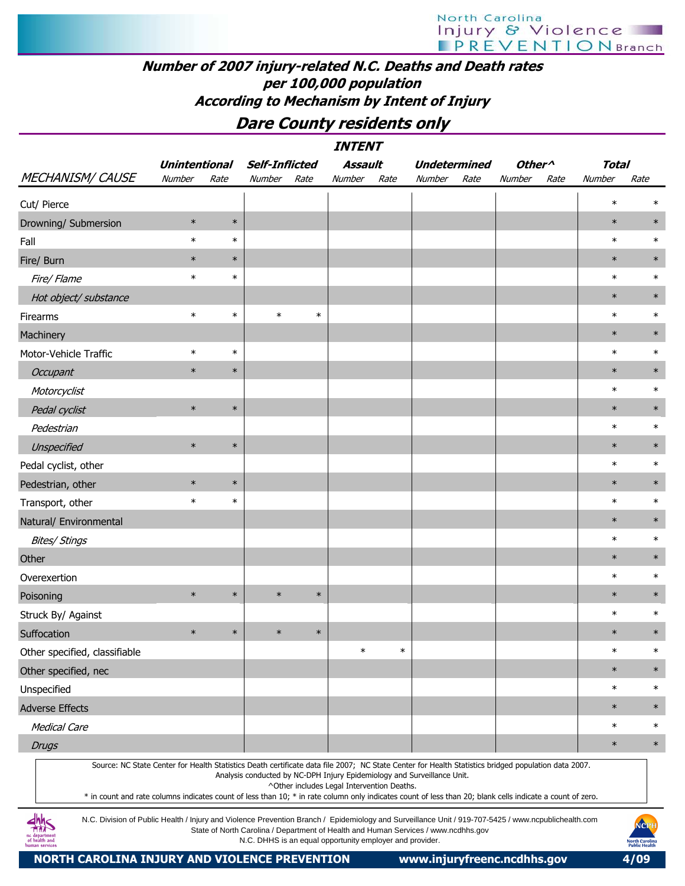# Number of 2007 injury-related N.C. Deaths and Death rates per 100,000 population According to Mechanism by Intent of Injury

## Dare County residents only

| | INTENT | | | | | | | | | | | |
|---|---|---|---|---|---|---|---|---|---|---|---|---|
| | Unintentional | | Self-Inflicted | | Assault | | Undetermined | | Other^ | | Total | |
| MECHANISM/ CAUSE | Number | Rate | Number | Rate | Number | Rate | Number | Rate | Number | Rate | Number | Rate |
| Cut/ Pierce | | | | | | | | | | | * | * |
| Drowning/ Submersion | * | * | | | | | | | | | * | * |
| Fall | * | * | | | | | | | | | * | * |
| Fire/ Burn | * | * | | | | | | | | | * | * |
| *Fire/ Flame* | * | * | | | | | | | | | * | * |
| *Hot object/ substance* | | | | | | | | | | | * | * |
| Firearms | * | * | * | * | | | | | | | * | * |
| Machinery | | | | | | | | | | | * | * |
| Motor-Vehicle Traffic | * | * | | | | | | | | | * | * |
| *Occupant* | * | * | | | | | | | | | * | * |
| *Motorcyclist* | | | | | | | | | | | * | * |
| *Pedal cyclist* | * | * | | | | | | | | | * | * |
| *Pedestrian* | | | | | | | | | | | * | * |
| *Unspecified* | * | * | | | | | | | | | * | * |
| Pedal cyclist, other | | | | | | | | | | | * | * |
| Pedestrian, other | * | * | | | | | | | | | * | * |
| Transport, other | * | * | | | | | | | | | * | * |
| Natural/ Environmental | | | | | | | | | | | * | * |
| *Bites/ Stings* | | | | | | | | | | | * | * |
| Other | | | | | | | | | | | * | * |
| Overexertion | | | | | | | | | | | * | * |
| Poisoning | * | * | * | * | | | | | | | * | * |
| Struck By/ Against | | | | | | | | | | | * | * |
| Suffocation | * | * | * | * | | | | | | | * | * |
| Other specified, classifiable | | | | | * | * | | | | | * | * |
| Other specified, nec | | | | | | | | | | | * | * |
| Unspecified | | | | | | | | | | | * | * |
| Adverse Effects | | | | | | | | | | | * | * |
| *Medical Care* | | | | | | | | | | | * | * |
| *Drugs* | | | | | | | | | | | * | * |

Source: NC State Center for Health Statistics Death certificate data file 2007; NC State Center for Health Statistics bridged population data 2007.
Analysis conducted by NC-DPH Injury Epidemiology and Surveillance Unit.
^Other includes Legal Intervention Deaths.
* in count and rate columns indicates count of less than 10; * in rate column only indicates count of less than 20; blank cells indicate a count of zero.

N.C. Division of Public Health / Injury and Violence Prevention Branch / Epidemiology and Surveillance Unit / 919-707-5425 / www.ncpublichealth.com
State of North Carolina / Department of Health and Human Services / www.ncdhhs.gov
N.C. DHHS is an equal opportunity employer and provider.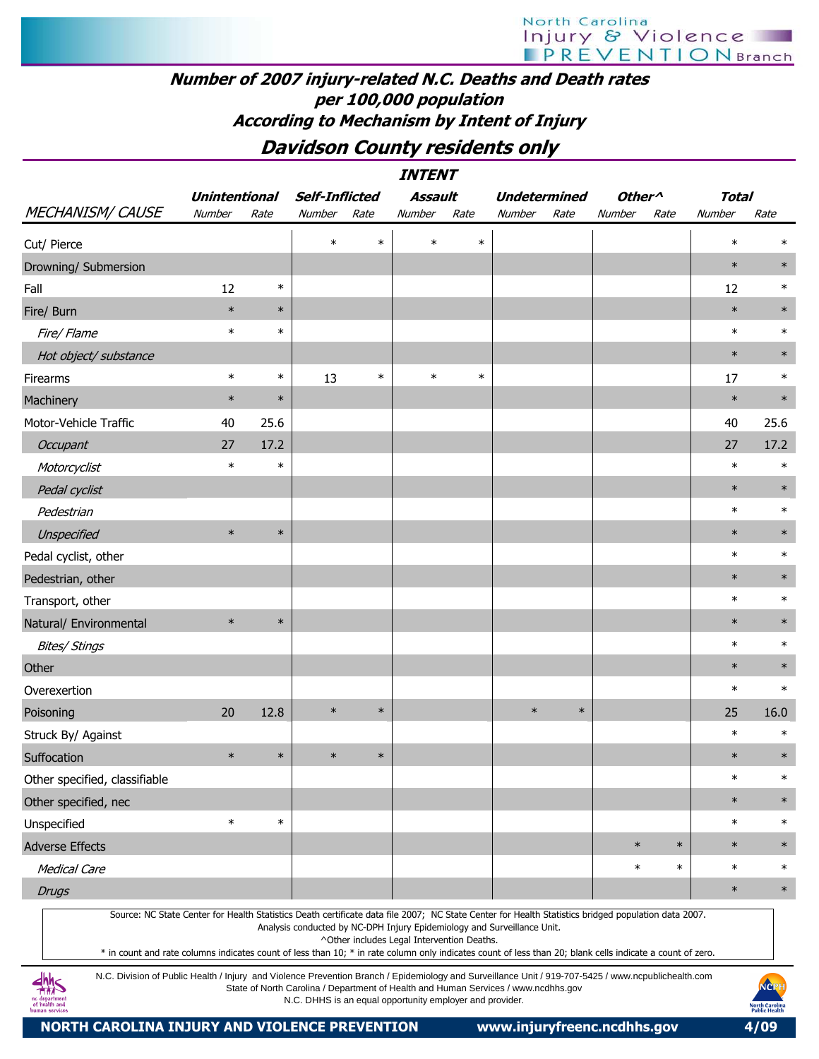# Number of 2007 injury-related N.C. Deaths and Death rates per 100,000 population According to Mechanism by Intent of Injury

## Davidson County residents only

| | INTENT | | | | | | | | | | | |
|---|---|---|---|---|---|---|---|---|---|---|---|---|
| | Unintentional | | Self-Inflicted | | Assault | | Undetermined | | Other^ | | Total | |
| MECHANISM/ CAUSE | Number | Rate | Number | Rate | Number | Rate | Number | Rate | Number | Rate | Number | Rate |
| Cut/ Pierce | | | * | * | * | * | | | | | * | * |
| Drowning/ Submersion | | | | | | | | | | | * | * |
| Fall | 12 | * | | | | | | | | | 12 | * |
| Fire/ Burn | * | * | | | | | | | | | * | * |
| *Fire/ Flame* | * | * | | | | | | | | | * | * |
| *Hot object/ substance* | | | | | | | | | | | * | * |
| Firearms | * | * | 13 | * | * | * | | | | | 17 | * |
| Machinery | * | * | | | | | | | | | * | * |
| Motor-Vehicle Traffic | 40 | 25.6 | | | | | | | | | 40 | 25.6 |
| *Occupant* | 27 | 17.2 | | | | | | | | | 27 | 17.2 |
| *Motorcyclist* | * | * | | | | | | | | | * | * |
| *Pedal cyclist* | | | | | | | | | | | * | * |
| *Pedestrian* | | | | | | | | | | | * | * |
| *Unspecified* | * | * | | | | | | | | | * | * |
| Pedal cyclist, other | | | | | | | | | | | * | * |
| Pedestrian, other | | | | | | | | | | | * | * |
| Transport, other | | | | | | | | | | | * | * |
| Natural/ Environmental | * | * | | | | | | | | | * | * |
| *Bites/ Stings* | | | | | | | | | | | * | * |
| Other | | | | | | | | | | | * | * |
| Overexertion | | | | | | | | | | | * | * |
| Poisoning | 20 | 12.8 | * | * | | | * | * | | | 25 | 16.0 |
| Struck By/ Against | | | | | | | | | | | * | * |
| Suffocation | * | * | * | * | | | | | | | * | * |
| Other specified, classifiable | | | | | | | | | | | * | * |
| Other specified, nec | | | | | | | | | | | * | * |
| Unspecified | * | * | | | | | | | | | * | * |
| Adverse Effects | | | | | | | | | * | * | * | * |
| *Medical Care* | | | | | | | | | * | * | * | * |
| *Drugs* | | | | | | | | | | | * | * |

Source: NC State Center for Health Statistics Death certificate data file 2007; NC State Center for Health Statistics bridged population data 2007.
Analysis conducted by NC-DPH Injury Epidemiology and Surveillance Unit.
^Other includes Legal Intervention Deaths.
* in count and rate columns indicates count of less than 10; * in rate column only indicates count of less than 20; blank cells indicate a count of zero.

N.C. Division of Public Health / Injury and Violence Prevention Branch / Epidemiology and Surveillance Unit / 919-707-5425 / www.ncpublichealth.com
State of North Carolina / Department of Health and Human Services / www.ncdhhs.gov
N.C. DHHS is an equal opportunity employer and provider.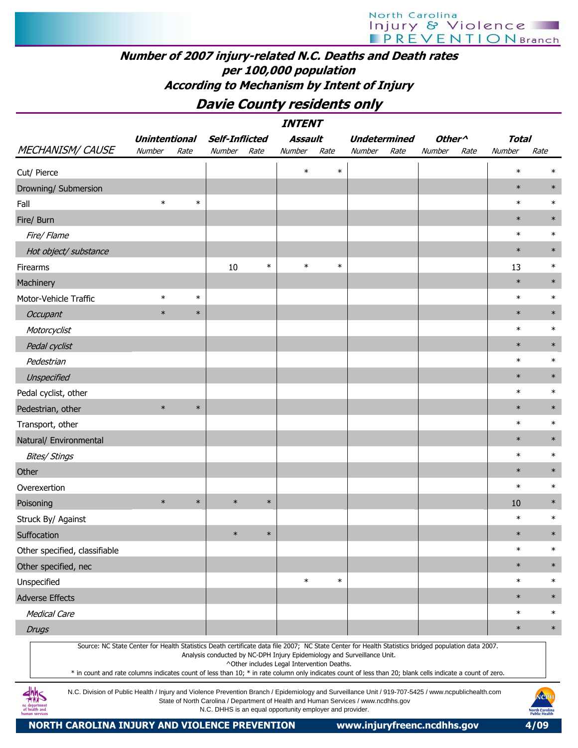# Number of 2007 injury-related N.C. Deaths and Death rates per 100,000 population According to Mechanism by Intent of Injury

## Davie County residents only

| MECHANISM/ CAUSE | Unintentional Number | Unintentional Rate | Self-Inflicted Number | Self-Inflicted Rate | Assault Number | Assault Rate | Undetermined Number | Undetermined Rate | Other^ Number | Other^ Rate | Total Number | Total Rate |
|---|---|---|---|---|---|---|---|---|---|---|---|---|
| Cut/ Pierce | | | | | * | * | | | | | * | * |
| Drowning/ Submersion | | | | | | | | | | | * | * |
| Fall | * | * | | | | | | | | | * | * |
| Fire/ Burn | | | | | | | | | | | * | * |
| *Fire/ Flame* | | | | | | | | | | | * | * |
| *Hot object/ substance* | | | | | | | | | | | * | * |
| Firearms | | | 10 | * | * | * | | | | | 13 | * |
| Machinery | | | | | | | | | | | * | * |
| Motor-Vehicle Traffic | * | * | | | | | | | | | * | * |
| *Occupant* | * | * | | | | | | | | | * | * |
| *Motorcyclist* | | | | | | | | | | | * | * |
| *Pedal cyclist* | | | | | | | | | | | * | * |
| *Pedestrian* | | | | | | | | | | | * | * |
| *Unspecified* | | | | | | | | | | | * | * |
| Pedal cyclist, other | | | | | | | | | | | * | * |
| Pedestrian, other | * | * | | | | | | | | | * | * |
| Transport, other | | | | | | | | | | | * | * |
| Natural/ Environmental | | | | | | | | | | | * | * |
| *Bites/ Stings* | | | | | | | | | | | * | * |
| Other | | | | | | | | | | | * | * |
| Overexertion | | | | | | | | | | | * | * |
| Poisoning | * | * | * | * | | | | | | | 10 | * |
| Struck By/ Against | | | | | | | | | | | * | * |
| Suffocation | | | * | * | | | | | | | * | * |
| Other specified, classifiable | | | | | | | | | | | * | * |
| Other specified, nec | | | | | | | | | | | * | * |
| Unspecified | | | | | * | * | | | | | * | * |
| Adverse Effects | | | | | | | | | | | * | * |
| *Medical Care* | | | | | | | | | | | * | * |
| *Drugs* | | | | | | | | | | | * | * |

Source: NC State Center for Health Statistics Death certificate data file 2007; NC State Center for Health Statistics bridged population data 2007.
Analysis conducted by NC-DPH Injury Epidemiology and Surveillance Unit.
^Other includes Legal Intervention Deaths.
* in count and rate columns indicates count of less than 10; * in rate column only indicates count of less than 20; blank cells indicate a count of zero.

N.C. Division of Public Health / Injury and Violence Prevention Branch / Epidemiology and Surveillance Unit / 919-707-5425 / www.ncpublichealth.com
State of North Carolina / Department of Health and Human Services / www.ncdhhs.gov
N.C. DHHS is an equal opportunity employer and provider.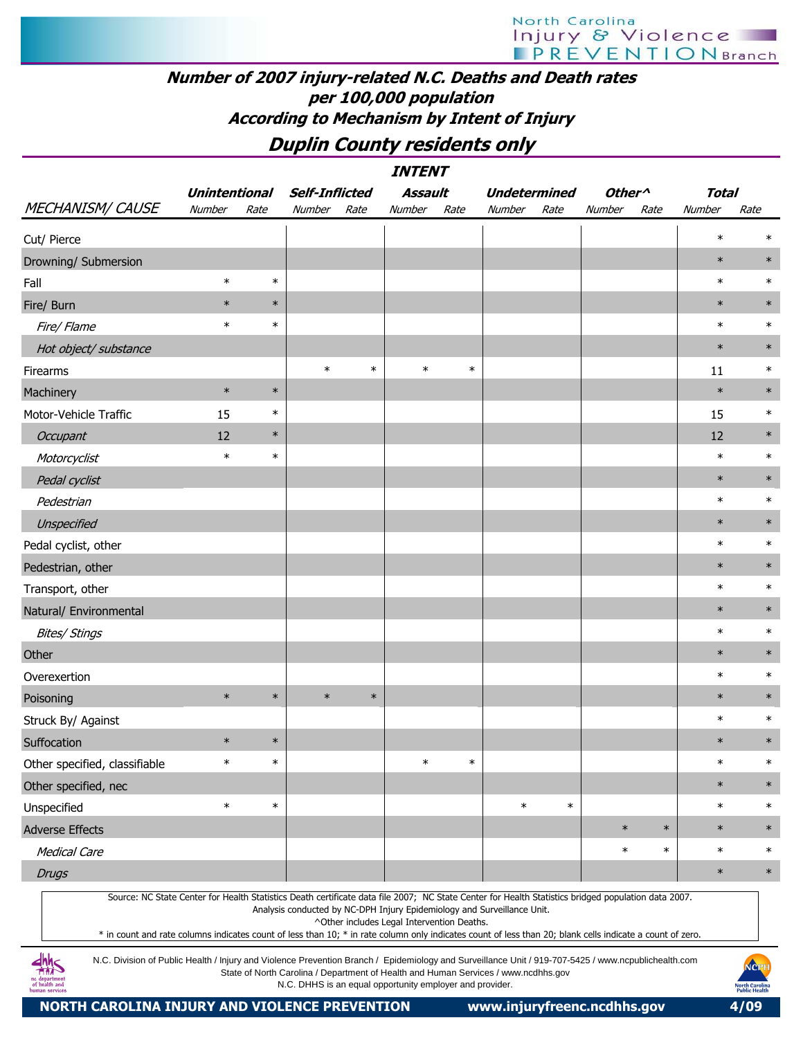# Number of 2007 injury-related N.C. Deaths and Death rates per 100,000 population

## According to Mechanism by Intent of Injury

## Duplin County residents only

| | INTENT | | | | | | | | | | | |
|---|---|---|---|---|---|---|---|---|---|---|---|---|
| | Unintentional | | Self-Inflicted | | Assault | | Undetermined | | Other^ | | Total | |
| MECHANISM/ CAUSE | Number | Rate | Number | Rate | Number | Rate | Number | Rate | Number | Rate | Number | Rate |
| Cut/ Pierce | | | | | | | | | | | * | * |
| Drowning/ Submersion | | | | | | | | | | | * | * |
| Fall | * | * | | | | | | | | | * | * |
| Fire/ Burn | * | * | | | | | | | | | * | * |
| *Fire/ Flame* | * | * | | | | | | | | | * | * |
| *Hot object/ substance* | | | | | | | | | | | * | * |
| Firearms | | | * | * | * | * | | | | | 11 | * |
| Machinery | * | * | | | | | | | | | * | * |
| Motor-Vehicle Traffic | 15 | * | | | | | | | | | 15 | * |
| *Occupant* | 12 | * | | | | | | | | | 12 | * |
| *Motorcyclist* | * | * | | | | | | | | | * | * |
| *Pedal cyclist* | | | | | | | | | | | * | * |
| *Pedestrian* | | | | | | | | | | | * | * |
| *Unspecified* | | | | | | | | | | | * | * |
| Pedal cyclist, other | | | | | | | | | | | * | * |
| Pedestrian, other | | | | | | | | | | | * | * |
| Transport, other | | | | | | | | | | | * | * |
| Natural/ Environmental | | | | | | | | | | | * | * |
| *Bites/ Stings* | | | | | | | | | | | * | * |
| Other | | | | | | | | | | | * | * |
| Overexertion | | | | | | | | | | | * | * |
| Poisoning | * | * | * | * | | | | | | | * | * |
| Struck By/ Against | | | | | | | | | | | * | * |
| Suffocation | * | * | | | | | | | | | * | * |
| Other specified, classifiable | * | * | | | * | * | | | | | * | * |
| Other specified, nec | | | | | | | | | | | * | * |
| Unspecified | * | * | | | | | * | * | | | * | * |
| Adverse Effects | | | | | | | | | * | * | * | * |
| *Medical Care* | | | | | | | | | * | * | * | * |
| *Drugs* | | | | | | | | | | | * | * |

Source: NC State Center for Health Statistics Death certificate data file 2007; NC State Center for Health Statistics bridged population data 2007.
Analysis conducted by NC-DPH Injury Epidemiology and Surveillance Unit.
^Other includes Legal Intervention Deaths.
* in count and rate columns indicates count of less than 10; * in rate column only indicates count of less than 20; blank cells indicate a count of zero.

N.C. Division of Public Health / Injury and Violence Prevention Branch / Epidemiology and Surveillance Unit / 919-707-5425 / www.ncpublichealth.com
State of North Carolina / Department of Health and Human Services / www.ncdhhs.gov
N.C. DHHS is an equal opportunity employer and provider.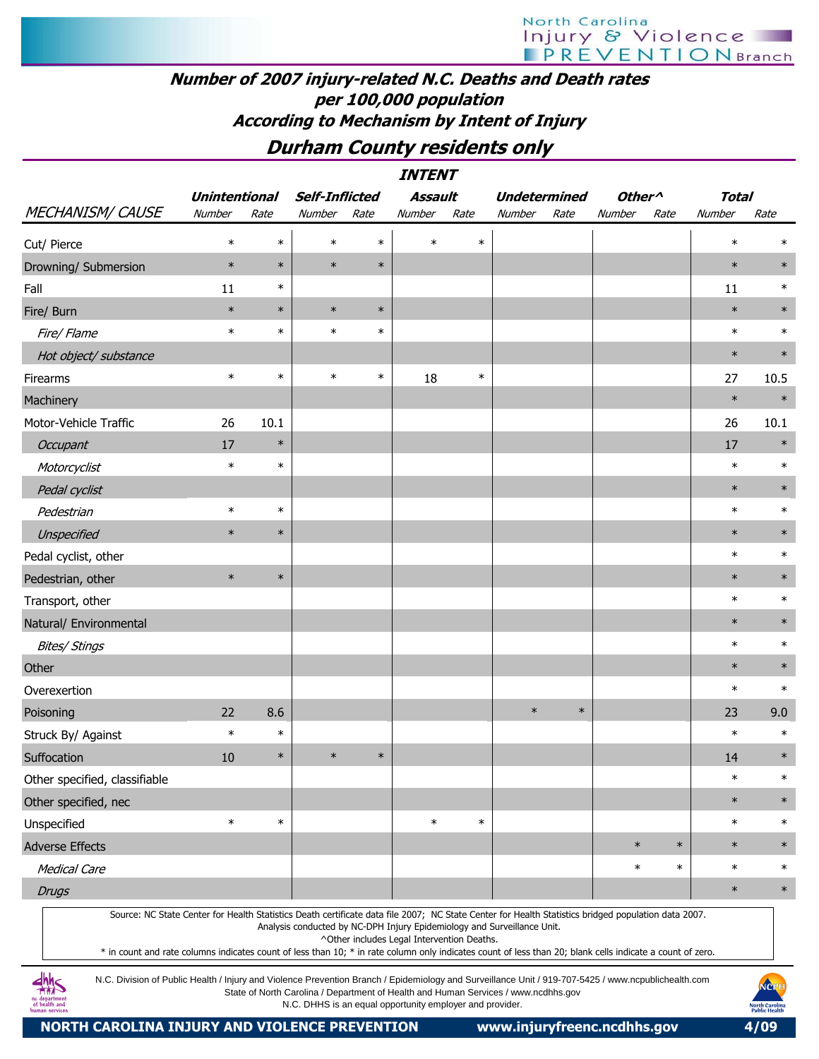# Number of 2007 injury-related N.C. Deaths and Death rates per 100,000 population

## According to Mechanism by Intent of Injury

## Durham County residents only

| MECHANISM/ CAUSE | Unintentional Number | Unintentional Rate | Self-Inflicted Number | Self-Inflicted Rate | Assault Number | Assault Rate | Undetermined Number | Undetermined Rate | Other^ Number | Other^ Rate | Total Number | Total Rate |
|---|---|---|---|---|---|---|---|---|---|---|---|---|
| Cut/ Pierce | * | * | * | * | * | * | | | | | * | * |
| Drowning/ Submersion | * | * | * | * | | | | | | | * | * |
| Fall | 11 | * | | | | | | | | | 11 | * |
| Fire/ Burn | * | * | * | * | | | | | | | * | * |
| *Fire/ Flame* | * | * | * | * | | | | | | | * | * |
| *Hot object/ substance* | | | | | | | | | | | * | * |
| Firearms | * | * | * | * | 18 | * | | | | | 27 | 10.5 |
| Machinery | | | | | | | | | | | * | * |
| Motor-Vehicle Traffic | 26 | 10.1 | | | | | | | | | 26 | 10.1 |
| *Occupant* | 17 | * | | | | | | | | | 17 | * |
| *Motorcyclist* | * | * | | | | | | | | | * | * |
| *Pedal cyclist* | | | | | | | | | | | * | * |
| *Pedestrian* | * | * | | | | | | | | | * | * |
| *Unspecified* | * | * | | | | | | | | | * | * |
| Pedal cyclist, other | | | | | | | | | | | * | * |
| Pedestrian, other | * | * | | | | | | | | | * | * |
| Transport, other | | | | | | | | | | | * | * |
| Natural/ Environmental | | | | | | | | | | | * | * |
| *Bites/ Stings* | | | | | | | | | | | * | * |
| Other | | | | | | | | | | | * | * |
| Overexertion | | | | | | | | | | | * | * |
| Poisoning | 22 | 8.6 | | | | | * | * | | | 23 | 9.0 |
| Struck By/ Against | * | * | | | | | | | | | * | * |
| Suffocation | 10 | * | * | * | | | | | | | 14 | * |
| Other specified, classifiable | | | | | | | | | | | * | * |
| Other specified, nec | | | | | | | | | | | * | * |
| Unspecified | * | * | | | * | * | | | | | * | * |
| Adverse Effects | | | | | | | | | * | * | * | * |
| *Medical Care* | | | | | | | | | * | * | * | * |
| *Drugs* | | | | | | | | | | | * | * |

Source: NC State Center for Health Statistics Death certificate data file 2007; NC State Center for Health Statistics bridged population data 2007.
Analysis conducted by NC-DPH Injury Epidemiology and Surveillance Unit.
^Other includes Legal Intervention Deaths.
* in count and rate columns indicates count of less than 10; * in rate column only indicates count of less than 20; blank cells indicate a count of zero.

N.C. Division of Public Health / Injury and Violence Prevention Branch / Epidemiology and Surveillance Unit / 919-707-5425 / www.ncpublichealth.com
State of North Carolina / Department of Health and Human Services / www.ncdhhs.gov
N.C. DHHS is an equal opportunity employer and provider.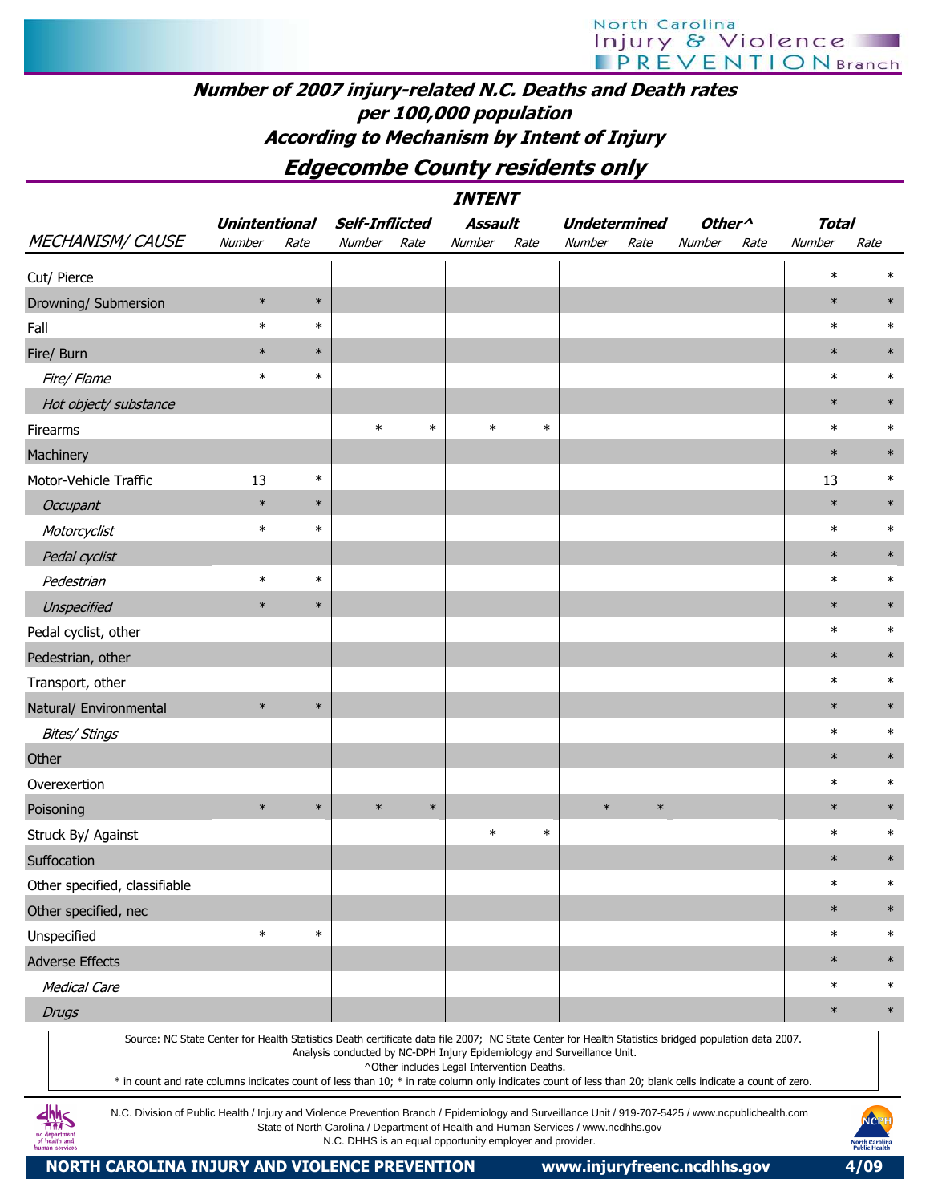# Number of 2007 injury-related N.C. Deaths and Death rates per 100,000 population According to Mechanism by Intent of Injury

## Edgecombe County residents only

| | INTENT | | | | | | | | | | | |
|---|---|---|---|---|---|---|---|---|---|---|---|---|
| | Unintentional | | Self-Inflicted | | Assault | | Undetermined | | Other^ | | Total | |
| MECHANISM/ CAUSE | Number | Rate | Number | Rate | Number | Rate | Number | Rate | Number | Rate | Number | Rate |
| Cut/ Pierce | | | | | | | | | | | * | * |
| Drowning/ Submersion | * | * | | | | | | | | | * | * |
| Fall | * | * | | | | | | | | | * | * |
| Fire/ Burn | * | * | | | | | | | | | * | * |
| *Fire/ Flame* | * | * | | | | | | | | | * | * |
| *Hot object/ substance* | | | | | | | | | | | * | * |
| Firearms | | | * | * | * | * | | | | | * | * |
| Machinery | | | | | | | | | | | * | * |
| Motor-Vehicle Traffic | 13 | * | | | | | | | | | 13 | * |
| *Occupant* | * | * | | | | | | | | | * | * |
| *Motorcyclist* | * | * | | | | | | | | | * | * |
| *Pedal cyclist* | | | | | | | | | | | * | * |
| *Pedestrian* | * | * | | | | | | | | | * | * |
| *Unspecified* | * | * | | | | | | | | | * | * |
| Pedal cyclist, other | | | | | | | | | | | * | * |
| Pedestrian, other | | | | | | | | | | | * | * |
| Transport, other | | | | | | | | | | | * | * |
| Natural/ Environmental | * | * | | | | | | | | | * | * |
| *Bites/ Stings* | | | | | | | | | | | * | * |
| Other | | | | | | | | | | | * | * |
| Overexertion | | | | | | | | | | | * | * |
| Poisoning | * | * | * | * | | | * | * | | | * | * |
| Struck By/ Against | | | | | * | * | | | | | * | * |
| Suffocation | | | | | | | | | | | * | * |
| Other specified, classifiable | | | | | | | | | | | * | * |
| Other specified, nec | | | | | | | | | | | * | * |
| Unspecified | * | * | | | | | | | | | * | * |
| Adverse Effects | | | | | | | | | | | * | * |
| *Medical Care* | | | | | | | | | | | * | * |
| *Drugs* | | | | | | | | | | | * | * |

Source: NC State Center for Health Statistics Death certificate data file 2007; NC State Center for Health Statistics bridged population data 2007.
Analysis conducted by NC-DPH Injury Epidemiology and Surveillance Unit.
^Other includes Legal Intervention Deaths.
* in count and rate columns indicates count of less than 10; * in rate column only indicates count of less than 20; blank cells indicate a count of zero.

N.C. Division of Public Health / Injury and Violence Prevention Branch / Epidemiology and Surveillance Unit / 919-707-5425 / www.ncpublichealth.com
State of North Carolina / Department of Health and Human Services / www.ncdhhs.gov
N.C. DHHS is an equal opportunity employer and provider.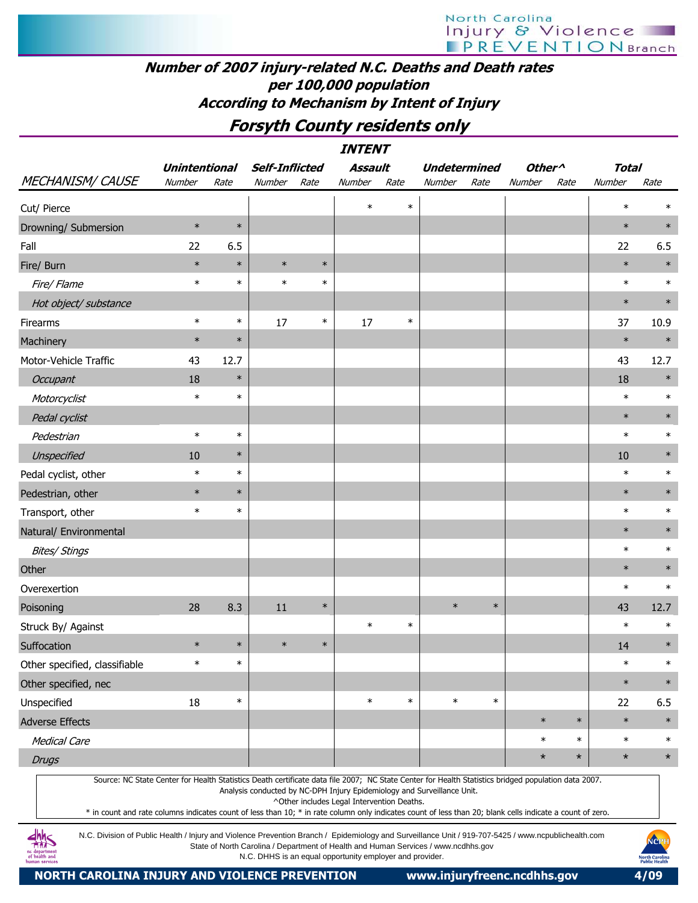## Number of 2007 injury-related N.C. Deaths and Death rates per 100,000 population According to Mechanism by Intent of Injury

## Forsyth County residents only

| | INTENT | | | | | | | | | | | |
|---|---|---|---|---|---|---|---|---|---|---|---|---|
| | Unintentional | | Self-Inflicted | | Assault | | Undetermined | | Other^ | | Total | |
| MECHANISM/ CAUSE | Number | Rate | Number | Rate | Number | Rate | Number | Rate | Number | Rate | Number | Rate |
| Cut/ Pierce | | | | | * | * | | | | | * | * |
| Drowning/ Submersion | * | * | | | | | | | | | * | * |
| Fall | 22 | 6.5 | | | | | | | | | 22 | 6.5 |
| Fire/ Burn | * | * | * | * | | | | | | | * | * |
| *Fire/ Flame* | * | * | * | * | | | | | | | * | * |
| *Hot object/ substance* | | | | | | | | | | | * | * |
| Firearms | * | * | 17 | * | 17 | * | | | | | 37 | 10.9 |
| Machinery | * | * | | | | | | | | | * | * |
| Motor-Vehicle Traffic | 43 | 12.7 | | | | | | | | | 43 | 12.7 |
| *Occupant* | 18 | * | | | | | | | | | 18 | * |
| *Motorcyclist* | * | * | | | | | | | | | * | * |
| *Pedal cyclist* | | | | | | | | | | | * | * |
| *Pedestrian* | * | * | | | | | | | | | * | * |
| *Unspecified* | 10 | * | | | | | | | | | 10 | * |
| Pedal cyclist, other | * | * | | | | | | | | | * | * |
| Pedestrian, other | * | * | | | | | | | | | * | * |
| Transport, other | * | * | | | | | | | | | * | * |
| Natural/ Environmental | | | | | | | | | | | * | * |
| *Bites/ Stings* | | | | | | | | | | | * | * |
| Other | | | | | | | | | | | * | * |
| Overexertion | | | | | | | | | | | * | * |
| Poisoning | 28 | 8.3 | 11 | * | | | * | * | | | 43 | 12.7 |
| Struck By/ Against | | | | | * | * | | | | | * | * |
| Suffocation | * | * | * | * | | | | | | | 14 | * |
| Other specified, classifiable | * | * | | | | | | | | | * | * |
| Other specified, nec | | | | | | | | | | | * | * |
| Unspecified | 18 | * | | | * | * | * | * | | | 22 | 6.5 |
| Adverse Effects | | | | | | | | | * | * | * | * |
| *Medical Care* | | | | | | | | | * | * | * | * |
| *Drugs* | | | | | | | | | * | * | * | * |

Source: NC State Center for Health Statistics Death certificate data file 2007; NC State Center for Health Statistics bridged population data 2007.
Analysis conducted by NC-DPH Injury Epidemiology and Surveillance Unit.
^Other includes Legal Intervention Deaths.
* in count and rate columns indicates count of less than 10; * in rate column only indicates count of less than 20; blank cells indicate a count of zero.

N.C. Division of Public Health / Injury and Violence Prevention Branch / Epidemiology and Surveillance Unit / 919-707-5425 / www.ncpublichealth.com
State of North Carolina / Department of Health and Human Services / www.ncdhhs.gov
N.C. DHHS is an equal opportunity employer and provider.

NORTH CAROLINA INJURY AND VIOLENCE PREVENTION www.injuryfreenc.ncdhhs.gov 4/09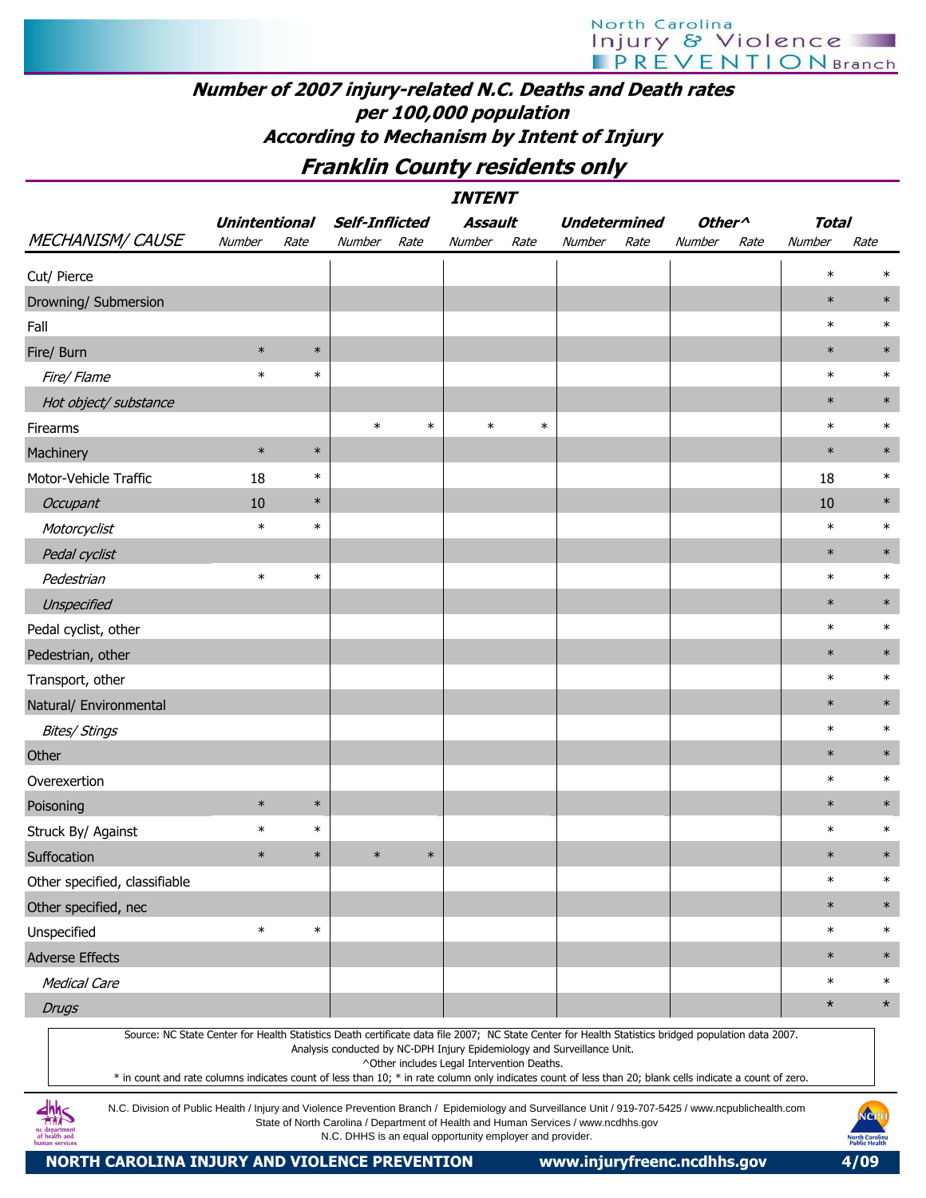## Number of 2007 injury-related N.C. Deaths and Death rates per 100,000 population According to Mechanism by Intent of Injury

## Franklin County residents only

| | INTENT | | | | | | | | | | | |
|---|---|---|---|---|---|---|---|---|---|---|---|---|
| | Unintentional | | Self-Inflicted | | Assault | | Undetermined | | Other^ | | Total | |
| MECHANISM/ CAUSE | Number | Rate | Number | Rate | Number | Rate | Number | Rate | Number | Rate | Number | Rate |
| Cut/ Pierce | | | | | | | | | | | * | * |
| Drowning/ Submersion | | | | | | | | | | | * | * |
| Fall | | | | | | | | | | | * | * |
| Fire/ Burn | * | * | | | | | | | | | * | * |
| *Fire/ Flame* | * | * | | | | | | | | | * | * |
| *Hot object/ substance* | | | | | | | | | | | * | * |
| Firearms | | | * | * | * | * | | | | | * | * |
| Machinery | * | * | | | | | | | | | * | * |
| Motor-Vehicle Traffic | 18 | * | | | | | | | | | 18 | * |
| *Occupant* | 10 | * | | | | | | | | | 10 | * |
| *Motorcyclist* | * | * | | | | | | | | | * | * |
| *Pedal cyclist* | | | | | | | | | | | * | * |
| *Pedestrian* | * | * | | | | | | | | | * | * |
| *Unspecified* | | | | | | | | | | | * | * |
| Pedal cyclist, other | | | | | | | | | | | * | * |
| Pedestrian, other | | | | | | | | | | | * | * |
| Transport, other | | | | | | | | | | | * | * |
| Natural/ Environmental | | | | | | | | | | | * | * |
| *Bites/ Stings* | | | | | | | | | | | * | * |
| Other | | | | | | | | | | | * | * |
| Overexertion | | | | | | | | | | | * | * |
| Poisoning | * | * | | | | | | | | | * | * |
| Struck By/ Against | * | * | | | | | | | | | * | * |
| Suffocation | * | * | * | * | | | | | | | * | * |
| Other specified, classifiable | | | | | | | | | | | * | * |
| Other specified, nec | | | | | | | | | | | * | * |
| Unspecified | * | * | | | | | | | | | * | * |
| Adverse Effects | | | | | | | | | | | * | * |
| *Medical Care* | | | | | | | | | | | * | * |
| *Drugs* | | | | | | | | | | | * | * |

Source: NC State Center for Health Statistics Death certificate data file 2007; NC State Center for Health Statistics bridged population data 2007.
Analysis conducted by NC-DPH Injury Epidemiology and Surveillance Unit.
^Other includes Legal Intervention Deaths.
* in count and rate columns indicates count of less than 10; * in rate column only indicates count of less than 20; blank cells indicate a count of zero.

N.C. Division of Public Health / Injury and Violence Prevention Branch / Epidemiology and Surveillance Unit / 919-707-5425 / www.ncpublichealth.com
State of North Carolina / Department of Health and Human Services / www.ncdhhs.gov
N.C. DHHS is an equal opportunity employer and provider.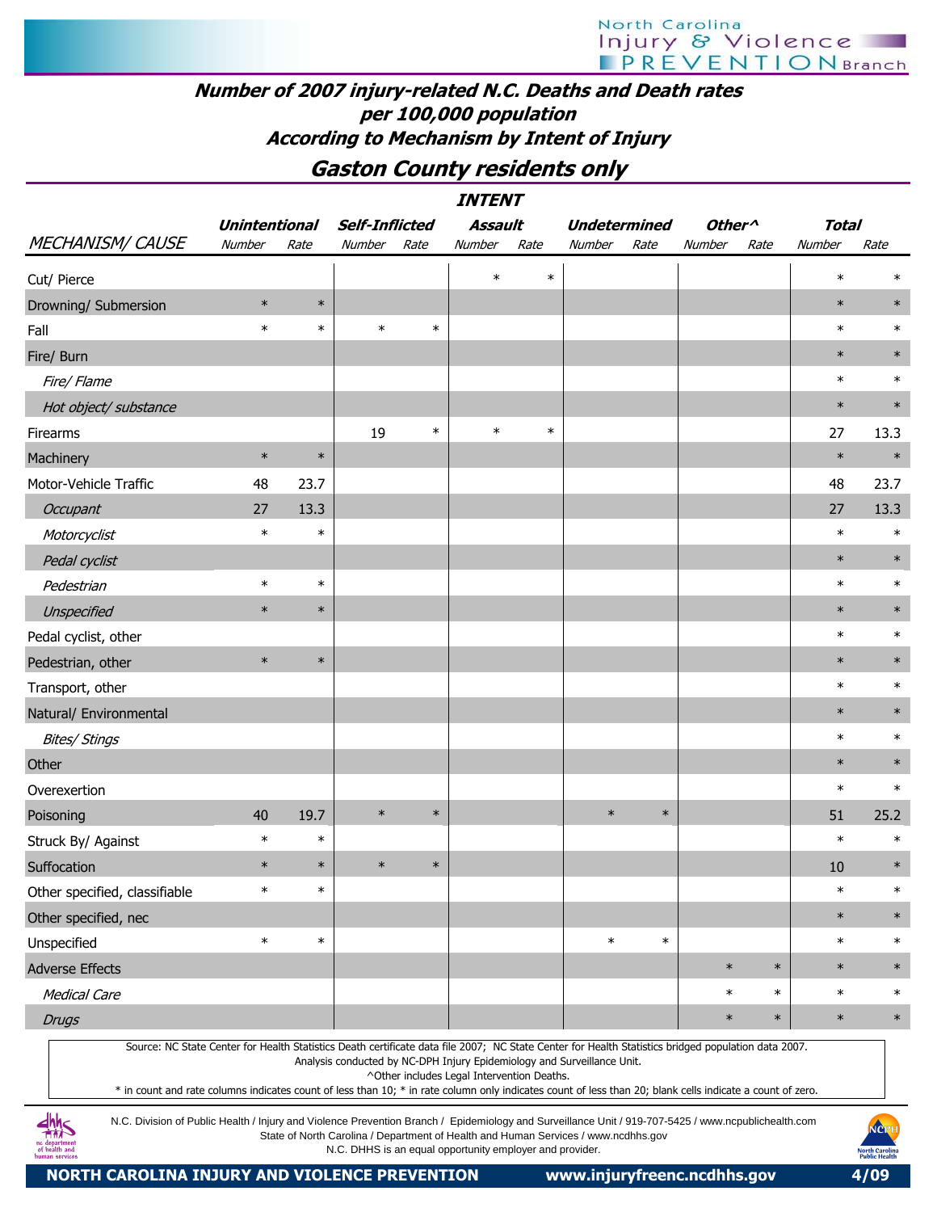# Number of 2007 injury-related N.C. Deaths and Death rates per 100,000 population

## According to Mechanism by Intent of Injury

## Gaston County residents only

| | INTENT | | | | | | | | | | | |
|---|---|---|---|---|---|---|---|---|---|---|---|---|
| | Unintentional | | Self-Inflicted | | Assault | | Undetermined | | Other^ | | Total | |
| MECHANISM/ CAUSE | Number | Rate | Number | Rate | Number | Rate | Number | Rate | Number | Rate | Number | Rate |
| Cut/ Pierce | | | | | * | * | | | | | * | * |
| Drowning/ Submersion | * | * | | | | | | | | | * | * |
| Fall | * | * | * | * | | | | | | | * | * |
| Fire/ Burn | | | | | | | | | | | * | * |
| *Fire/ Flame* | | | | | | | | | | | * | * |
| *Hot object/ substance* | | | | | | | | | | | * | * |
| Firearms | | | 19 | * | * | * | | | | | 27 | 13.3 |
| Machinery | * | * | | | | | | | | | * | * |
| Motor-Vehicle Traffic | 48 | 23.7 | | | | | | | | | 48 | 23.7 |
| *Occupant* | 27 | 13.3 | | | | | | | | | 27 | 13.3 |
| *Motorcyclist* | * | * | | | | | | | | | * | * |
| *Pedal cyclist* | | | | | | | | | | | * | * |
| *Pedestrian* | * | * | | | | | | | | | * | * |
| *Unspecified* | * | * | | | | | | | | | * | * |
| Pedal cyclist, other | | | | | | | | | | | * | * |
| Pedestrian, other | * | * | | | | | | | | | * | * |
| Transport, other | | | | | | | | | | | * | * |
| Natural/ Environmental | | | | | | | | | | | * | * |
| *Bites/ Stings* | | | | | | | | | | | * | * |
| Other | | | | | | | | | | | * | * |
| Overexertion | | | | | | | | | | | * | * |
| Poisoning | 40 | 19.7 | * | * | | | * | * | | | 51 | 25.2 |
| Struck By/ Against | * | * | | | | | | | | | * | * |
| Suffocation | * | * | * | * | | | | | | | 10 | * |
| Other specified, classifiable | * | * | | | | | | | | | * | * |
| Other specified, nec | | | | | | | | | | | * | * |
| Unspecified | * | * | | | | | * | * | | | * | * |
| Adverse Effects | | | | | | | | | * | * | * | * |
| *Medical Care* | | | | | | | | | * | * | * | * |
| *Drugs* | | | | | | | | | * | * | * | * |

Source: NC State Center for Health Statistics Death certificate data file 2007; NC State Center for Health Statistics bridged population data 2007.
Analysis conducted by NC-DPH Injury Epidemiology and Surveillance Unit.
^Other includes Legal Intervention Deaths.
* in count and rate columns indicates count of less than 10; * in rate column only indicates count of less than 20; blank cells indicate a count of zero.

N.C. Division of Public Health / Injury and Violence Prevention Branch / Epidemiology and Surveillance Unit / 919-707-5425 / www.ncpublichealth.com
State of North Carolina / Department of Health and Human Services / www.ncdhhs.gov
N.C. DHHS is an equal opportunity employer and provider.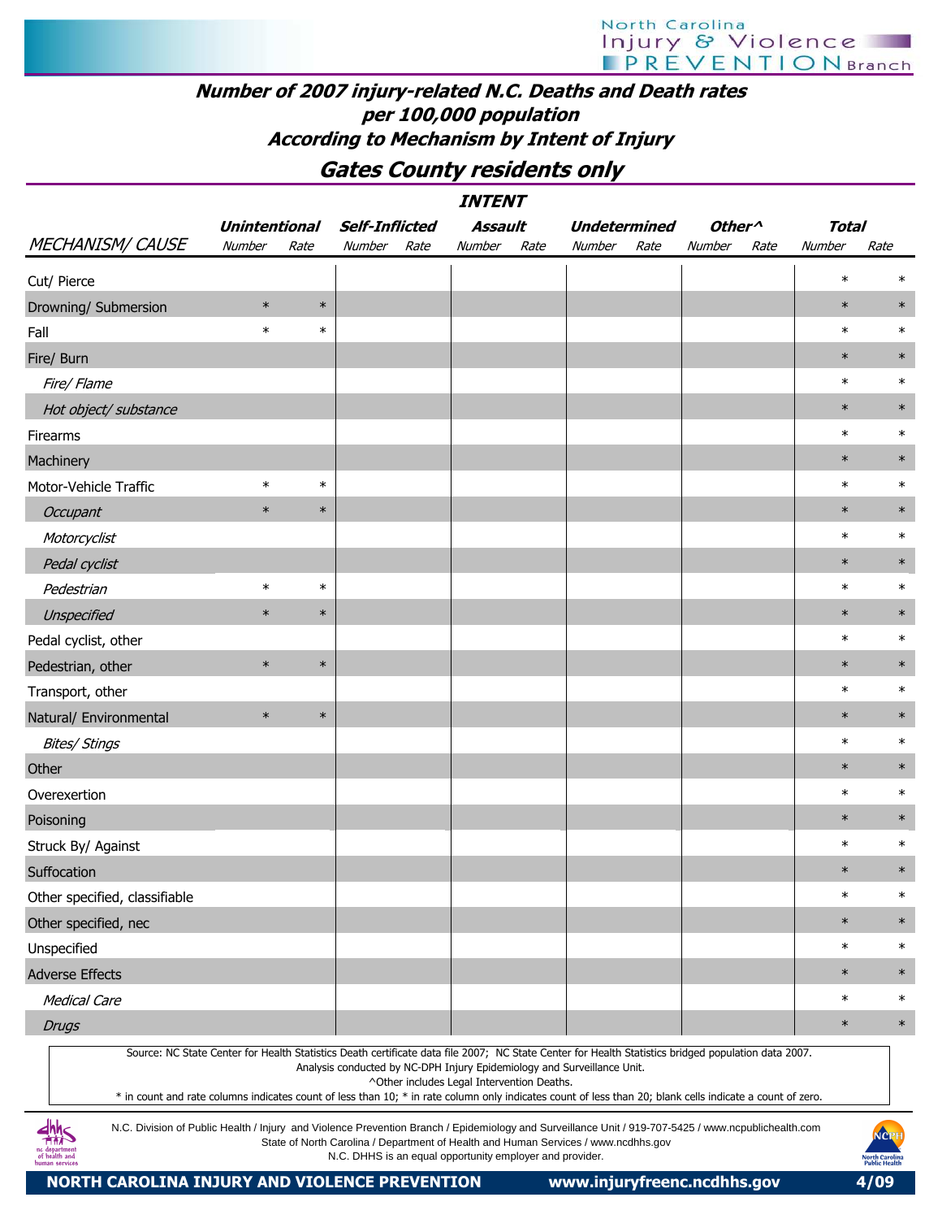## Number of 2007 injury-related N.C. Deaths and Death rates per 100,000 population According to Mechanism by Intent of Injury

## Gates County residents only

| | INTENT | | | | | | | | | | | |
|---|---|---|---|---|---|---|---|---|---|---|---|---|
| | Unintentional | | Self-Inflicted | | Assault | | Undetermined | | Other^ | | Total | |
| MECHANISM/ CAUSE | Number | Rate | Number | Rate | Number | Rate | Number | Rate | Number | Rate | Number | Rate |
| Cut/ Pierce | | | | | | | | | | | * | * |
| Drowning/ Submersion | * | * | | | | | | | | | * | * |
| Fall | * | * | | | | | | | | | * | * |
| Fire/ Burn | | | | | | | | | | | * | * |
| *Fire/ Flame* | | | | | | | | | | | * | * |
| *Hot object/ substance* | | | | | | | | | | | * | * |
| Firearms | | | | | | | | | | | * | * |
| Machinery | | | | | | | | | | | * | * |
| Motor-Vehicle Traffic | * | * | | | | | | | | | * | * |
| *Occupant* | * | * | | | | | | | | | * | * |
| *Motorcyclist* | | | | | | | | | | | * | * |
| *Pedal cyclist* | | | | | | | | | | | * | * |
| *Pedestrian* | * | * | | | | | | | | | * | * |
| *Unspecified* | * | * | | | | | | | | | * | * |
| Pedal cyclist, other | | | | | | | | | | | * | * |
| Pedestrian, other | * | * | | | | | | | | | * | * |
| Transport, other | | | | | | | | | | | * | * |
| Natural/ Environmental | * | * | | | | | | | | | * | * |
| *Bites/ Stings* | | | | | | | | | | | * | * |
| Other | | | | | | | | | | | * | * |
| Overexertion | | | | | | | | | | | * | * |
| Poisoning | | | | | | | | | | | * | * |
| Struck By/ Against | | | | | | | | | | | * | * |
| Suffocation | | | | | | | | | | | * | * |
| Other specified, classifiable | | | | | | | | | | | * | * |
| Other specified, nec | | | | | | | | | | | * | * |
| Unspecified | | | | | | | | | | | * | * |
| Adverse Effects | | | | | | | | | | | * | * |
| *Medical Care* | | | | | | | | | | | * | * |
| *Drugs* | | | | | | | | | | | * | * |

Source: NC State Center for Health Statistics Death certificate data file 2007; NC State Center for Health Statistics bridged population data 2007.
Analysis conducted by NC-DPH Injury Epidemiology and Surveillance Unit.
^Other includes Legal Intervention Deaths.
* in count and rate columns indicates count of less than 10; * in rate column only indicates count of less than 20; blank cells indicate a count of zero.

N.C. Division of Public Health / Injury and Violence Prevention Branch / Epidemiology and Surveillance Unit / 919-707-5425 / www.ncpublichealth.com
State of North Carolina / Department of Health and Human Services / www.ncdhhs.gov
N.C. DHHS is an equal opportunity employer and provider.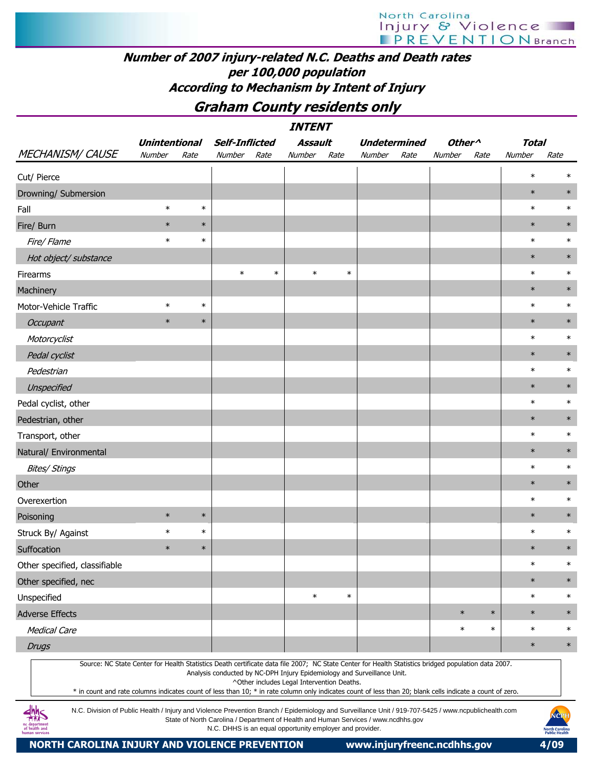## Number of 2007 injury-related N.C. Deaths and Death rates per 100,000 population According to Mechanism by Intent of Injury

## Graham County residents only

| | INTENT | | | | | | | | | | | |
|---|---|---|---|---|---|---|---|---|---|---|---|---|
| | Unintentional | | Self-Inflicted | | Assault | | Undetermined | | Other^ | | Total | |
| MECHANISM/ CAUSE | Number | Rate | Number | Rate | Number | Rate | Number | Rate | Number | Rate | Number | Rate |
| Cut/ Pierce | | | | | | | | | | | * | * |
| Drowning/ Submersion | | | | | | | | | | | * | * |
| Fall | * | * | | | | | | | | | * | * |
| Fire/ Burn | * | * | | | | | | | | | * | * |
| *Fire/ Flame* | * | * | | | | | | | | | * | * |
| *Hot object/ substance* | | | | | | | | | | | * | * |
| Firearms | | | * | * | * | * | | | | | * | * |
| Machinery | | | | | | | | | | | * | * |
| Motor-Vehicle Traffic | * | * | | | | | | | | | * | * |
| *Occupant* | * | * | | | | | | | | | * | * |
| *Motorcyclist* | | | | | | | | | | | * | * |
| *Pedal cyclist* | | | | | | | | | | | * | * |
| *Pedestrian* | | | | | | | | | | | * | * |
| *Unspecified* | | | | | | | | | | | * | * |
| Pedal cyclist, other | | | | | | | | | | | * | * |
| Pedestrian, other | | | | | | | | | | | * | * |
| Transport, other | | | | | | | | | | | * | * |
| Natural/ Environmental | | | | | | | | | | | * | * |
| *Bites/ Stings* | | | | | | | | | | | * | * |
| Other | | | | | | | | | | | * | * |
| Overexertion | | | | | | | | | | | * | * |
| Poisoning | * | * | | | | | | | | | * | * |
| Struck By/ Against | * | * | | | | | | | | | * | * |
| Suffocation | * | * | | | | | | | | | * | * |
| Other specified, classifiable | | | | | | | | | | | * | * |
| Other specified, nec | | | | | | | | | | | * | * |
| Unspecified | | | | | * | * | | | | | * | * |
| Adverse Effects | | | | | | | | | * | * | * | * |
| *Medical Care* | | | | | | | | | * | * | * | * |
| *Drugs* | | | | | | | | | | | * | * |

Source: NC State Center for Health Statistics Death certificate data file 2007; NC State Center for Health Statistics bridged population data 2007.
Analysis conducted by NC-DPH Injury Epidemiology and Surveillance Unit.
^Other includes Legal Intervention Deaths.
* in count and rate columns indicates count of less than 10; * in rate column only indicates count of less than 20; blank cells indicate a count of zero.

N.C. Division of Public Health / Injury and Violence Prevention Branch / Epidemiology and Surveillance Unit / 919-707-5425 / www.ncpublichealth.com
State of North Carolina / Department of Health and Human Services / www.ncdhhs.gov
N.C. DHHS is an equal opportunity employer and provider.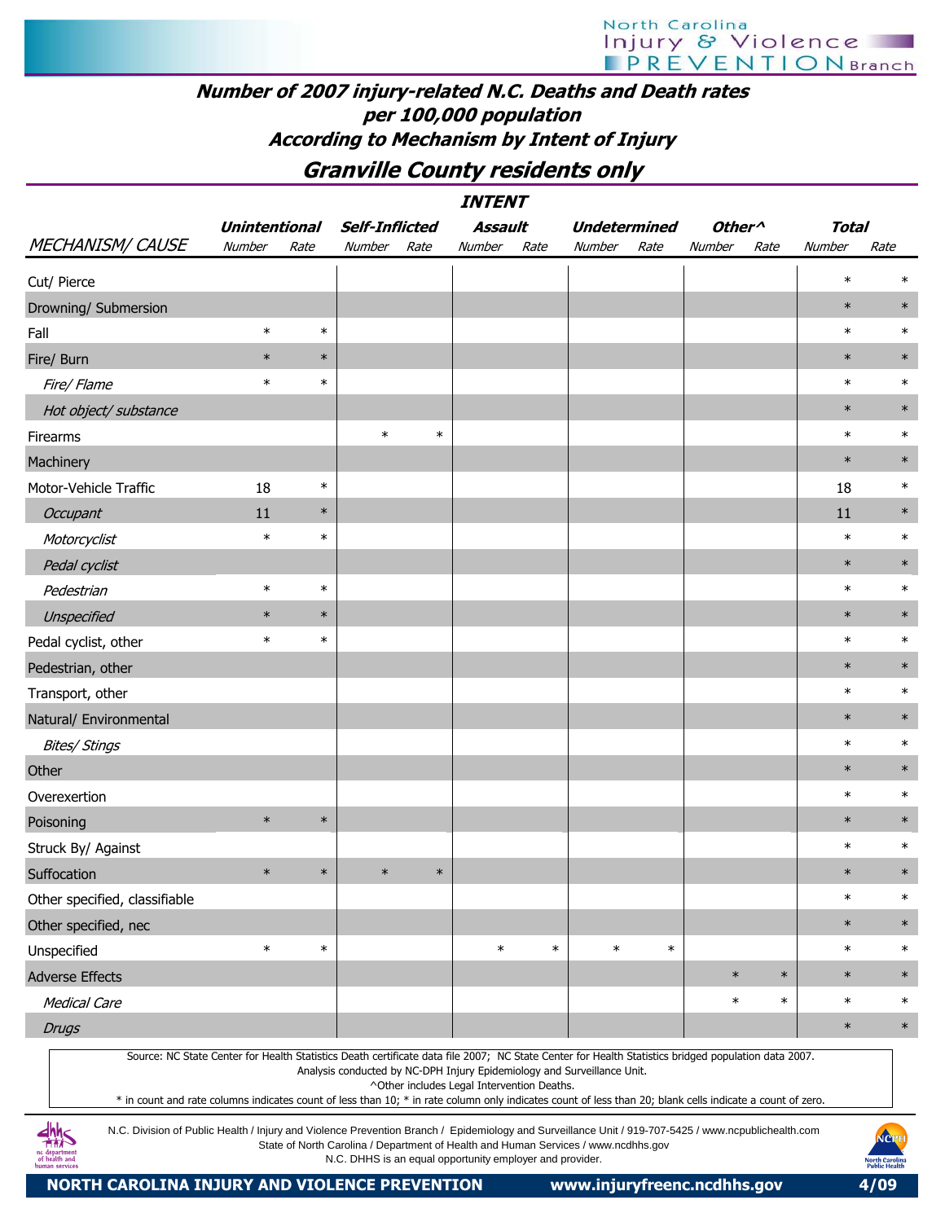## Number of 2007 injury-related N.C. Deaths and Death rates per 100,000 population According to Mechanism by Intent of Injury

## Granville County residents only

| MECHANISM/ CAUSE | Unintentional Number | Unintentional Rate | Self-Inflicted Number | Self-Inflicted Rate | Assault Number | Assault Rate | Undetermined Number | Undetermined Rate | Other^ Number | Other^ Rate | Total Number | Total Rate |
|---|---|---|---|---|---|---|---|---|---|---|---|---|
| Cut/ Pierce | | | | | | | | | | | * | * |
| Drowning/ Submersion | | | | | | | | | | | * | * |
| Fall | * | * | | | | | | | | | * | * |
| Fire/ Burn | * | * | | | | | | | | | * | * |
| *Fire/ Flame* | * | * | | | | | | | | | * | * |
| *Hot object/ substance* | | | | | | | | | | | * | * |
| Firearms | | | * | * | | | | | | | * | * |
| Machinery | | | | | | | | | | | * | * |
| Motor-Vehicle Traffic | 18 | * | | | | | | | | | 18 | * |
| *Occupant* | 11 | * | | | | | | | | | 11 | * |
| *Motorcyclist* | * | * | | | | | | | | | * | * |
| *Pedal cyclist* | | | | | | | | | | | * | * |
| *Pedestrian* | * | * | | | | | | | | | * | * |
| *Unspecified* | * | * | | | | | | | | | * | * |
| Pedal cyclist, other | * | * | | | | | | | | | * | * |
| Pedestrian, other | | | | | | | | | | | * | * |
| Transport, other | | | | | | | | | | | * | * |
| Natural/ Environmental | | | | | | | | | | | * | * |
| *Bites/ Stings* | | | | | | | | | | | * | * |
| Other | | | | | | | | | | | * | * |
| Overexertion | | | | | | | | | | | * | * |
| Poisoning | * | * | | | | | | | | | * | * |
| Struck By/ Against | | | | | | | | | | | * | * |
| Suffocation | * | * | * | * | | | | | | | * | * |
| Other specified, classifiable | | | | | | | | | | | * | * |
| Other specified, nec | | | | | | | | | | | * | * |
| Unspecified | * | * | | | * | * | * | * | | | * | * |
| Adverse Effects | | | | | | | | | * | * | * | * |
| *Medical Care* | | | | | | | | | * | * | * | * |
| *Drugs* | | | | | | | | | | | * | * |

Source: NC State Center for Health Statistics Death certificate data file 2007; NC State Center for Health Statistics bridged population data 2007. Analysis conducted by NC-DPH Injury Epidemiology and Surveillance Unit.
^Other includes Legal Intervention Deaths.
* in count and rate columns indicates count of less than 10; * in rate column only indicates count of less than 20; blank cells indicate a count of zero.

N.C. Division of Public Health / Injury and Violence Prevention Branch / Epidemiology and Surveillance Unit / 919-707-5425 / www.ncpublichealth.com
State of North Carolina / Department of Health and Human Services / www.ncdhhs.gov
N.C. DHHS is an equal opportunity employer and provider.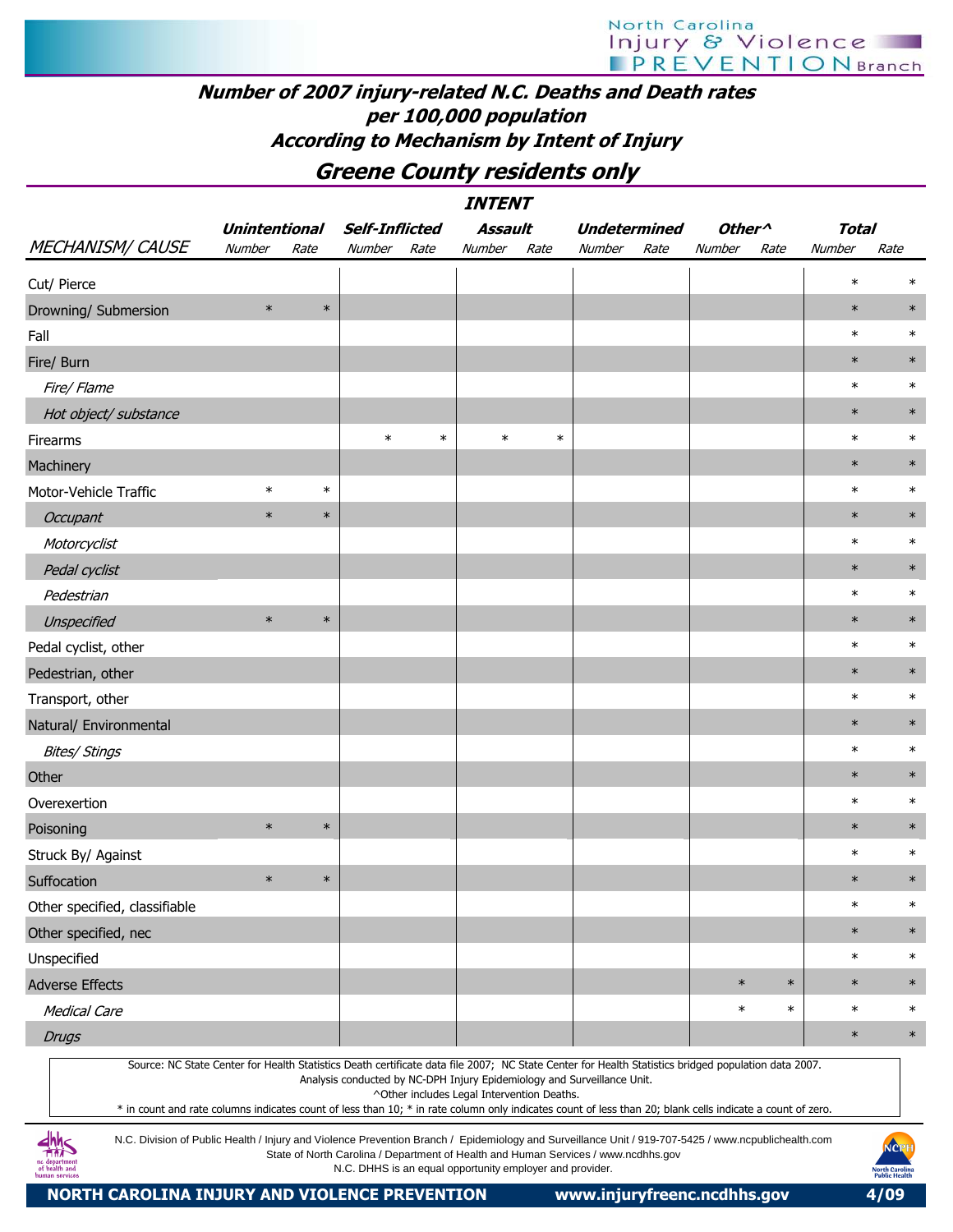# Number of 2007 injury-related N.C. Deaths and Death rates per 100,000 population According to Mechanism by Intent of Injury

## Greene County residents only

| MECHANISM/ CAUSE | Unintentional Number | Unintentional Rate | Self-Inflicted Number | Self-Inflicted Rate | Assault Number | Assault Rate | Undetermined Number | Undetermined Rate | Other^ Number | Other^ Rate | Total Number | Total Rate |
|---|---|---|---|---|---|---|---|---|---|---|---|---|
| Cut/ Pierce | | | | | | | | | | | * | * |
| Drowning/ Submersion | * | * | | | | | | | | | * | * |
| Fall | | | | | | | | | | | * | * |
| Fire/ Burn | | | | | | | | | | | * | * |
| *Fire/ Flame* | | | | | | | | | | | * | * |
| *Hot object/ substance* | | | | | | | | | | | * | * |
| Firearms | | | * | * | * | * | | | | | * | * |
| Machinery | | | | | | | | | | | * | * |
| Motor-Vehicle Traffic | * | * | | | | | | | | | * | * |
| *Occupant* | * | * | | | | | | | | | * | * |
| *Motorcyclist* | | | | | | | | | | | * | * |
| *Pedal cyclist* | | | | | | | | | | | * | * |
| *Pedestrian* | | | | | | | | | | | * | * |
| *Unspecified* | * | * | | | | | | | | | * | * |
| Pedal cyclist, other | | | | | | | | | | | * | * |
| Pedestrian, other | | | | | | | | | | | * | * |
| Transport, other | | | | | | | | | | | * | * |
| Natural/ Environmental | | | | | | | | | | | * | * |
| *Bites/ Stings* | | | | | | | | | | | * | * |
| Other | | | | | | | | | | | * | * |
| Overexertion | | | | | | | | | | | * | * |
| Poisoning | * | * | | | | | | | | | * | * |
| Struck By/ Against | | | | | | | | | | | * | * |
| Suffocation | * | * | | | | | | | | | * | * |
| Other specified, classifiable | | | | | | | | | | | * | * |
| Other specified, nec | | | | | | | | | | | * | * |
| Unspecified | | | | | | | | | | | * | * |
| Adverse Effects | | | | | | | | | * | * | * | * |
| *Medical Care* | | | | | | | | | * | * | * | * |
| *Drugs* | | | | | | | | | | | * | * |

Source: NC State Center for Health Statistics Death certificate data file 2007; NC State Center for Health Statistics bridged population data 2007.
Analysis conducted by NC-DPH Injury Epidemiology and Surveillance Unit.
^Other includes Legal Intervention Deaths.
* in count and rate columns indicates count of less than 10; * in rate column only indicates count of less than 20; blank cells indicate a count of zero.

N.C. Division of Public Health / Injury and Violence Prevention Branch / Epidemiology and Surveillance Unit / 919-707-5425 / www.ncpublichealth.com
State of North Carolina / Department of Health and Human Services / www.ncdhhs.gov
N.C. DHHS is an equal opportunity employer and provider.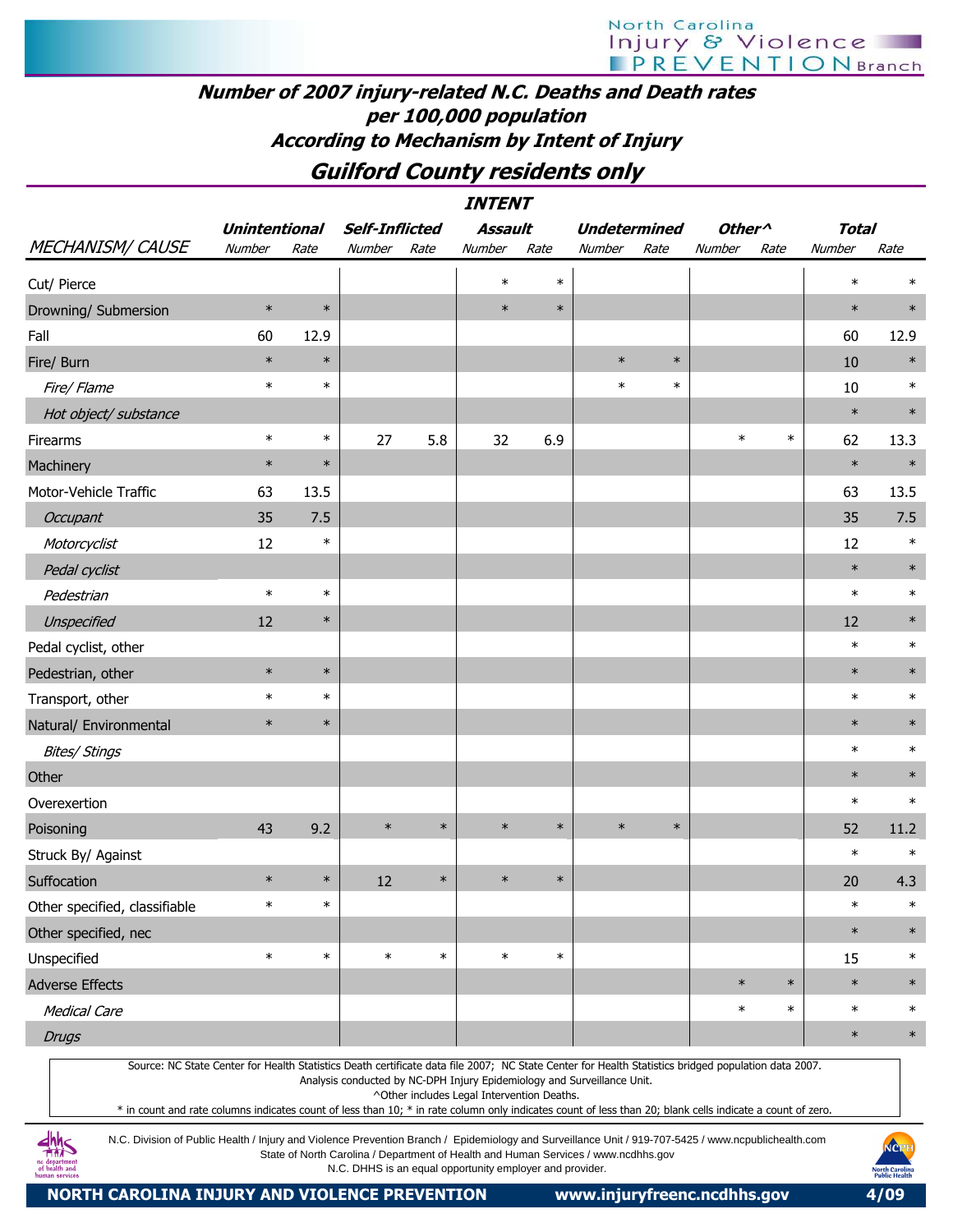## Number of 2007 injury-related N.C. Deaths and Death rates per 100,000 population According to Mechanism by Intent of Injury

## Guilford County residents only

| MECHANISM/ CAUSE | Unintentional | | Self-Inflicted | | Assault | | Undetermined | | Other^ | | Total | |
|---|---|---|---|---|---|---|---|---|---|---|---|---|
| | Number | Rate | Number | Rate | Number | Rate | Number | Rate | Number | Rate | Number | Rate |
| Cut/ Pierce | | | | | * | * | | | | | * | * |
| Drowning/ Submersion | * | * | | | * | * | | | | | * | * |
| Fall | 60 | 12.9 | | | | | | | | | 60 | 12.9 |
| Fire/ Burn | * | * | | | | | * | * | | | 10 | * |
| *Fire/ Flame* | * | * | | | | | * | * | | | 10 | * |
| *Hot object/ substance* | | | | | | | | | | | * | * |
| Firearms | * | * | 27 | 5.8 | 32 | 6.9 | | | * | * | 62 | 13.3 |
| Machinery | * | * | | | | | | | | | * | * |
| Motor-Vehicle Traffic | 63 | 13.5 | | | | | | | | | 63 | 13.5 |
| *Occupant* | 35 | 7.5 | | | | | | | | | 35 | 7.5 |
| *Motorcyclist* | 12 | * | | | | | | | | | 12 | * |
| *Pedal cyclist* | | | | | | | | | | | * | * |
| *Pedestrian* | * | * | | | | | | | | | * | * |
| *Unspecified* | 12 | * | | | | | | | | | 12 | * |
| Pedal cyclist, other | | | | | | | | | | | * | * |
| Pedestrian, other | * | * | | | | | | | | | * | * |
| Transport, other | * | * | | | | | | | | | * | * |
| Natural/ Environmental | * | * | | | | | | | | | * | * |
| *Bites/ Stings* | | | | | | | | | | | * | * |
| Other | | | | | | | | | | | * | * |
| Overexertion | | | | | | | | | | | * | * |
| Poisoning | 43 | 9.2 | * | * | * | * | * | * | | | 52 | 11.2 |
| Struck By/ Against | | | | | | | | | | | * | * |
| Suffocation | * | * | 12 | * | * | * | | | | | 20 | 4.3 |
| Other specified, classifiable | * | * | | | | | | | | | * | * |
| Other specified, nec | | | | | | | | | | | * | * |
| Unspecified | * | * | * | * | * | * | | | | | 15 | * |
| Adverse Effects | | | | | | | | | * | * | * | * |
| *Medical Care* | | | | | | | | | * | * | * | * |
| *Drugs* | | | | | | | | | | | * | * |

Source: NC State Center for Health Statistics Death certificate data file 2007; NC State Center for Health Statistics bridged population data 2007.
Analysis conducted by NC-DPH Injury Epidemiology and Surveillance Unit.
^Other includes Legal Intervention Deaths.
* in count and rate columns indicates count of less than 10; * in rate column only indicates count of less than 20; blank cells indicate a count of zero.

N.C. Division of Public Health / Injury and Violence Prevention Branch / Epidemiology and Surveillance Unit / 919-707-5425 / www.ncpublichealth.com
State of North Carolina / Department of Health and Human Services / www.ncdhhs.gov
N.C. DHHS is an equal opportunity employer and provider.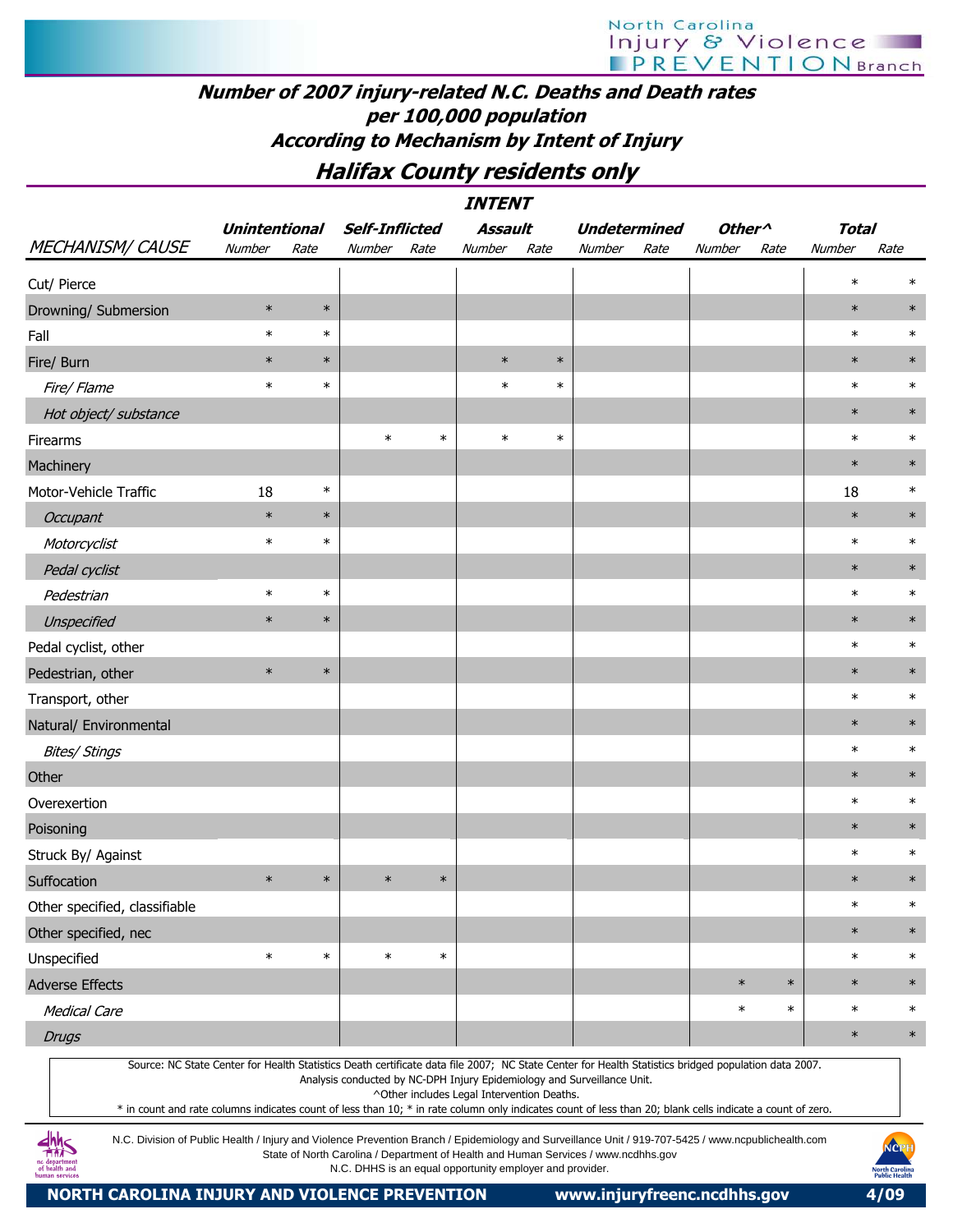## Number of 2007 injury-related N.C. Deaths and Death rates per 100,000 population According to Mechanism by Intent of Injury

## Halifax County residents only

| | INTENT | | | | | | | | | | | |
|---|---|---|---|---|---|---|---|---|---|---|---|---|
| | Unintentional | | Self-Inflicted | | Assault | | Undetermined | | Other^ | | Total | |
| MECHANISM/ CAUSE | Number | Rate | Number | Rate | Number | Rate | Number | Rate | Number | Rate | Number | Rate |
| Cut/ Pierce | | | | | | | | | | | * | * |
| Drowning/ Submersion | * | * | | | | | | | | | * | * |
| Fall | * | * | | | | | | | | | * | * |
| Fire/ Burn | * | * | | | * | * | | | | | * | * |
| *Fire/ Flame* | * | * | | | * | * | | | | | * | * |
| *Hot object/ substance* | | | | | | | | | | | * | * |
| Firearms | | | * | * | * | * | | | | | * | * |
| Machinery | | | | | | | | | | | * | * |
| Motor-Vehicle Traffic | 18 | * | | | | | | | | | 18 | * |
| *Occupant* | * | * | | | | | | | | | * | * |
| *Motorcyclist* | * | * | | | | | | | | | * | * |
| *Pedal cyclist* | | | | | | | | | | | * | * |
| *Pedestrian* | * | * | | | | | | | | | * | * |
| *Unspecified* | * | * | | | | | | | | | * | * |
| Pedal cyclist, other | | | | | | | | | | | * | * |
| Pedestrian, other | * | * | | | | | | | | | * | * |
| Transport, other | | | | | | | | | | | * | * |
| Natural/ Environmental | | | | | | | | | | | * | * |
| *Bites/ Stings* | | | | | | | | | | | * | * |
| Other | | | | | | | | | | | * | * |
| Overexertion | | | | | | | | | | | * | * |
| Poisoning | | | | | | | | | | | * | * |
| Struck By/ Against | | | | | | | | | | | * | * |
| Suffocation | * | * | * | * | | | | | | | * | * |
| Other specified, classifiable | | | | | | | | | | | * | * |
| Other specified, nec | | | | | | | | | | | * | * |
| Unspecified | * | * | * | * | | | | | | | * | * |
| Adverse Effects | | | | | | | | | * | * | * | * |
| *Medical Care* | | | | | | | | | * | * | * | * |
| *Drugs* | | | | | | | | | | | * | * |

Source: NC State Center for Health Statistics Death certificate data file 2007; NC State Center for Health Statistics bridged population data 2007.
Analysis conducted by NC-DPH Injury Epidemiology and Surveillance Unit.
^Other includes Legal Intervention Deaths.
* in count and rate columns indicates count of less than 10; * in rate column only indicates count of less than 20; blank cells indicate a count of zero.

N.C. Division of Public Health / Injury and Violence Prevention Branch / Epidemiology and Surveillance Unit / 919-707-5425 / www.ncpublichealth.com
State of North Carolina / Department of Health and Human Services / www.ncdhhs.gov
N.C. DHHS is an equal opportunity employer and provider.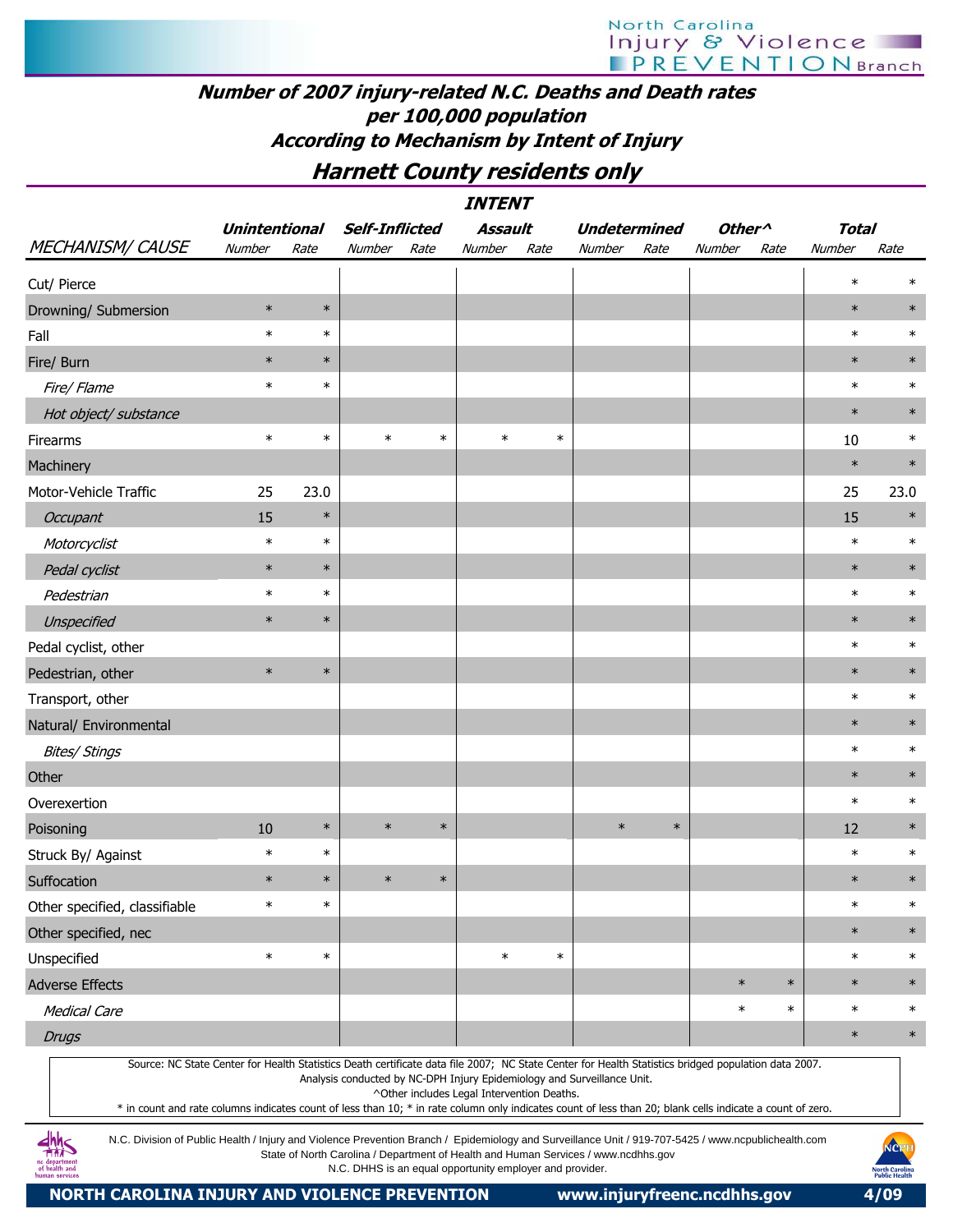# Number of 2007 injury-related N.C. Deaths and Death rates per 100,000 population According to Mechanism by Intent of Injury

## Harnett County residents only

| | INTENT | | | | | | | | | | | |
|---|---|---|---|---|---|---|---|---|---|---|---|---|
| | Unintentional | | Self-Inflicted | | Assault | | Undetermined | | Other^ | | Total | |
| MECHANISM/ CAUSE | Number | Rate | Number | Rate | Number | Rate | Number | Rate | Number | Rate | Number | Rate |
| Cut/ Pierce | | | | | | | | | | | * | * |
| Drowning/ Submersion | * | * | | | | | | | | | * | * |
| Fall | * | * | | | | | | | | | * | * |
| Fire/ Burn | * | * | | | | | | | | | * | * |
| *Fire/ Flame* | * | * | | | | | | | | | * | * |
| *Hot object/ substance* | | | | | | | | | | | * | * |
| Firearms | * | * | * | * | * | * | | | | | 10 | * |
| Machinery | | | | | | | | | | | * | * |
| Motor-Vehicle Traffic | 25 | 23.0 | | | | | | | | | 25 | 23.0 |
| *Occupant* | 15 | * | | | | | | | | | 15 | * |
| *Motorcyclist* | * | * | | | | | | | | | * | * |
| *Pedal cyclist* | * | * | | | | | | | | | * | * |
| *Pedestrian* | * | * | | | | | | | | | * | * |
| *Unspecified* | * | * | | | | | | | | | * | * |
| Pedal cyclist, other | | | | | | | | | | | * | * |
| Pedestrian, other | * | * | | | | | | | | | * | * |
| Transport, other | | | | | | | | | | | * | * |
| Natural/ Environmental | | | | | | | | | | | * | * |
| *Bites/ Stings* | | | | | | | | | | | * | * |
| Other | | | | | | | | | | | * | * |
| Overexertion | | | | | | | | | | | * | * |
| Poisoning | 10 | * | * | * | | | * | * | | | 12 | * |
| Struck By/ Against | * | * | | | | | | | | | * | * |
| Suffocation | * | * | * | * | | | | | | | * | * |
| Other specified, classifiable | * | * | | | | | | | | | * | * |
| Other specified, nec | | | | | | | | | | | * | * |
| Unspecified | * | * | | | * | * | | | | | * | * |
| Adverse Effects | | | | | | | | | * | * | * | * |
| *Medical Care* | | | | | | | | | * | * | * | * |
| *Drugs* | | | | | | | | | | | * | * |

Source: NC State Center for Health Statistics Death certificate data file 2007; NC State Center for Health Statistics bridged population data 2007.
Analysis conducted by NC-DPH Injury Epidemiology and Surveillance Unit.
^Other includes Legal Intervention Deaths.
* in count and rate columns indicates count of less than 10; * in rate column only indicates count of less than 20; blank cells indicate a count of zero.

N.C. Division of Public Health / Injury and Violence Prevention Branch / Epidemiology and Surveillance Unit / 919-707-5425 / www.ncpublichealth.com
State of North Carolina / Department of Health and Human Services / www.ncdhhs.gov
N.C. DHHS is an equal opportunity employer and provider.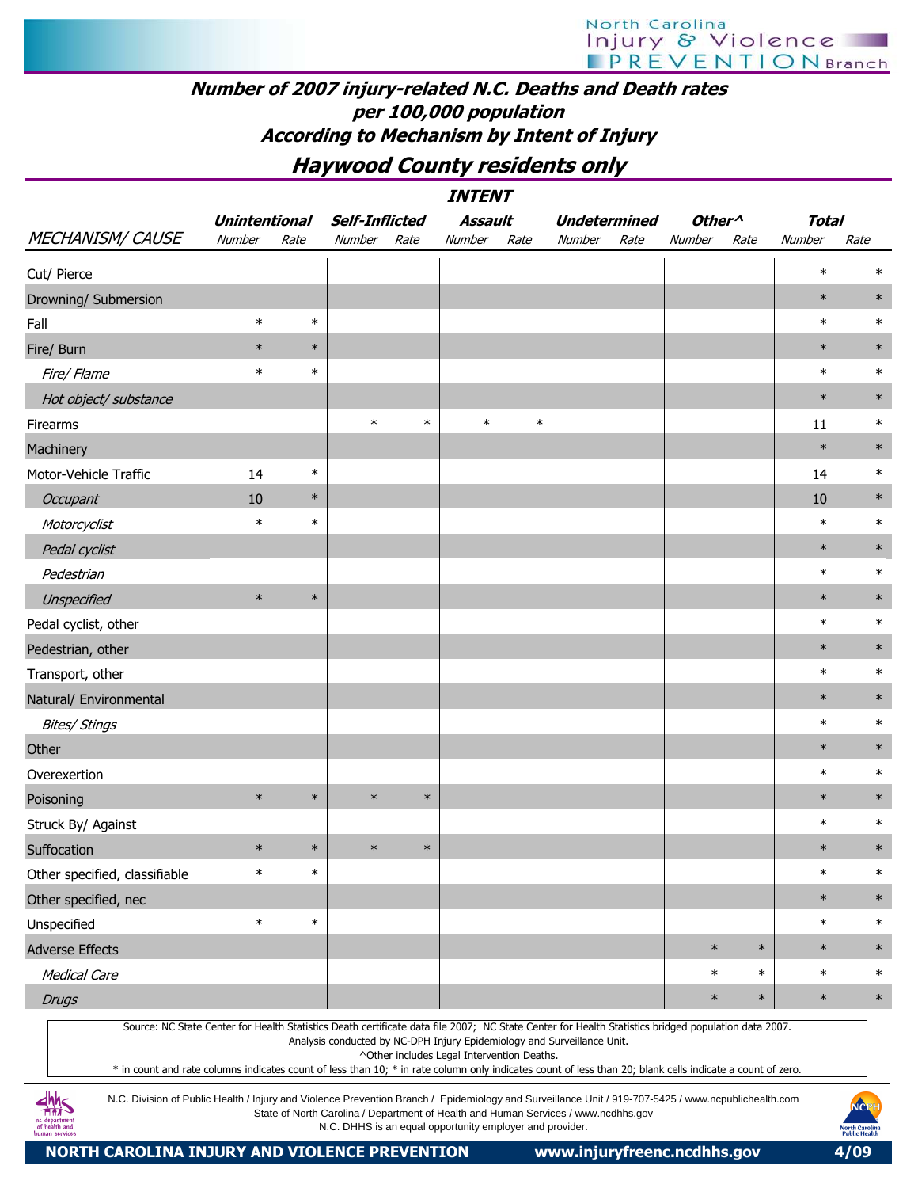# Number of 2007 injury-related N.C. Deaths and Death rates per 100,000 population According to Mechanism by Intent of Injury

## Haywood County residents only

| | INTENT | | | | | | | | | | | |
|---|---|---|---|---|---|---|---|---|---|---|---|---|
| | Unintentional | | Self-Inflicted | | Assault | | Undetermined | | Other^ | | Total | |
| MECHANISM/ CAUSE | Number | Rate | Number | Rate | Number | Rate | Number | Rate | Number | Rate | Number | Rate |
| Cut/ Pierce | | | | | | | | | | | * | * |
| Drowning/ Submersion | | | | | | | | | | | * | * |
| Fall | * | * | | | | | | | | | * | * |
| Fire/ Burn | * | * | | | | | | | | | * | * |
| *Fire/ Flame* | * | * | | | | | | | | | * | * |
| *Hot object/ substance* | | | | | | | | | | | * | * |
| Firearms | | | * | * | * | * | | | | | 11 | * |
| Machinery | | | | | | | | | | | * | * |
| Motor-Vehicle Traffic | 14 | * | | | | | | | | | 14 | * |
| *Occupant* | 10 | * | | | | | | | | | 10 | * |
| *Motorcyclist* | * | * | | | | | | | | | * | * |
| *Pedal cyclist* | | | | | | | | | | | * | * |
| *Pedestrian* | | | | | | | | | | | * | * |
| *Unspecified* | * | * | | | | | | | | | * | * |
| Pedal cyclist, other | | | | | | | | | | | * | * |
| Pedestrian, other | | | | | | | | | | | * | * |
| Transport, other | | | | | | | | | | | * | * |
| Natural/ Environmental | | | | | | | | | | | * | * |
| *Bites/ Stings* | | | | | | | | | | | * | * |
| Other | | | | | | | | | | | * | * |
| Overexertion | | | | | | | | | | | * | * |
| Poisoning | * | * | * | * | | | | | | | * | * |
| Struck By/ Against | | | | | | | | | | | * | * |
| Suffocation | * | * | * | * | | | | | | | * | * |
| Other specified, classifiable | * | * | | | | | | | | | * | * |
| Other specified, nec | | | | | | | | | | | * | * |
| Unspecified | * | * | | | | | | | | | * | * |
| Adverse Effects | | | | | | | | | * | * | * | * |
| *Medical Care* | | | | | | | | | * | * | * | * |
| *Drugs* | | | | | | | | | * | * | * | * |

Source: NC State Center for Health Statistics Death certificate data file 2007; NC State Center for Health Statistics bridged population data 2007.
Analysis conducted by NC-DPH Injury Epidemiology and Surveillance Unit.
^Other includes Legal Intervention Deaths.
* in count and rate columns indicates count of less than 10; * in rate column only indicates count of less than 20; blank cells indicate a count of zero.

N.C. Division of Public Health / Injury and Violence Prevention Branch / Epidemiology and Surveillance Unit / 919-707-5425 / www.ncpublichealth.com
State of North Carolina / Department of Health and Human Services / www.ncdhhs.gov
N.C. DHHS is an equal opportunity employer and provider.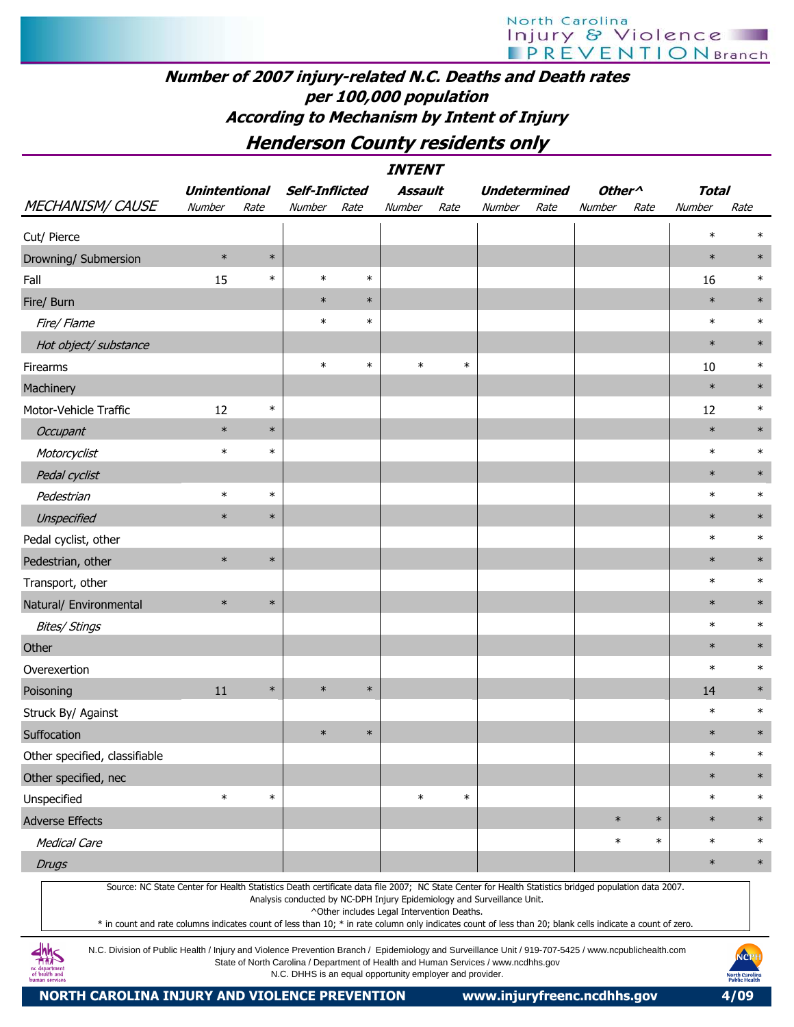## Number of 2007 injury-related N.C. Deaths and Death rates per 100,000 population According to Mechanism by Intent of Injury

### Henderson County residents only

| | INTENT | | | | | | | | | | | |
|---|---|---|---|---|---|---|---|---|---|---|---|---|
| | Unintentional | | Self-Inflicted | | Assault | | Undetermined | | Other^ | | Total | |
| MECHANISM/ CAUSE | Number | Rate | Number | Rate | Number | Rate | Number | Rate | Number | Rate | Number | Rate |
| Cut/ Pierce | | | | | | | | | | | * | * |
| Drowning/ Submersion | * | * | | | | | | | | | * | * |
| Fall | 15 | * | * | * | | | | | | | 16 | * |
| Fire/ Burn | | | * | * | | | | | | | * | * |
| *Fire/ Flame* | | | * | * | | | | | | | * | * |
| *Hot object/ substance* | | | | | | | | | | | * | * |
| Firearms | | | * | * | * | * | | | | | 10 | * |
| Machinery | | | | | | | | | | | * | * |
| Motor-Vehicle Traffic | 12 | * | | | | | | | | | 12 | * |
| *Occupant* | * | * | | | | | | | | | * | * |
| *Motorcyclist* | * | * | | | | | | | | | * | * |
| *Pedal cyclist* | | | | | | | | | | | * | * |
| *Pedestrian* | * | * | | | | | | | | | * | * |
| *Unspecified* | * | * | | | | | | | | | * | * |
| Pedal cyclist, other | | | | | | | | | | | * | * |
| Pedestrian, other | * | * | | | | | | | | | * | * |
| Transport, other | | | | | | | | | | | * | * |
| Natural/ Environmental | * | * | | | | | | | | | * | * |
| *Bites/ Stings* | | | | | | | | | | | * | * |
| Other | | | | | | | | | | | * | * |
| Overexertion | | | | | | | | | | | * | * |
| Poisoning | 11 | * | * | * | | | | | | | 14 | * |
| Struck By/ Against | | | | | | | | | | | * | * |
| Suffocation | | | * | * | | | | | | | * | * |
| Other specified, classifiable | | | | | | | | | | | * | * |
| Other specified, nec | | | | | | | | | | | * | * |
| Unspecified | * | * | | | * | * | | | | | * | * |
| Adverse Effects | | | | | | | | | * | * | * | * |
| *Medical Care* | | | | | | | | | * | * | * | * |
| *Drugs* | | | | | | | | | | | * | * |

Source: NC State Center for Health Statistics Death certificate data file 2007; NC State Center for Health Statistics bridged population data 2007.
Analysis conducted by NC-DPH Injury Epidemiology and Surveillance Unit.
^Other includes Legal Intervention Deaths.
* in count and rate columns indicates count of less than 10; * in rate column only indicates count of less than 20; blank cells indicate a count of zero.

N.C. Division of Public Health / Injury and Violence Prevention Branch / Epidemiology and Surveillance Unit / 919-707-5425 / www.ncpublichealth.com
State of North Carolina / Department of Health and Human Services / www.ncdhhs.gov
N.C. DHHS is an equal opportunity employer and provider.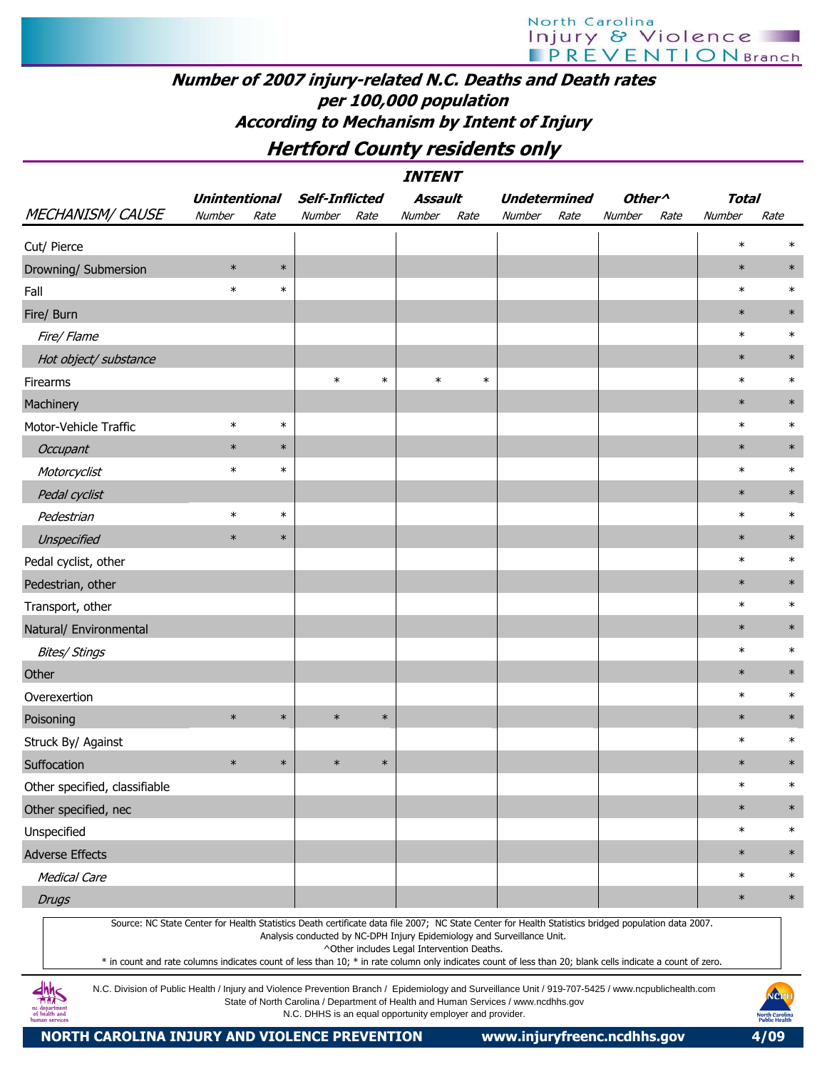# Number of 2007 injury-related N.C. Deaths and Death rates per 100,000 population According to Mechanism by Intent of Injury

## Hertford County residents only

| | INTENT | | | | | | | | | | | |
|---|---|---|---|---|---|---|---|---|---|---|---|---|
| | *Unintentional* | | *Self-Inflicted* | | *Assault* | | *Undetermined* | | *Other^* | | *Total* | |
| *MECHANISM/ CAUSE* | *Number* | *Rate* | *Number* | *Rate* | *Number* | *Rate* | *Number* | *Rate* | *Number* | *Rate* | *Number* | *Rate* |
| Cut/ Pierce | | | | | | | | | | | * | * |
| Drowning/ Submersion | * | * | | | | | | | | | * | * |
| Fall | * | * | | | | | | | | | * | * |
| Fire/ Burn | | | | | | | | | | | * | * |
| *Fire/ Flame* | | | | | | | | | | | * | * |
| *Hot object/ substance* | | | | | | | | | | | * | * |
| Firearms | | | * | * | * | * | | | | | * | * |
| Machinery | | | | | | | | | | | * | * |
| Motor-Vehicle Traffic | * | * | | | | | | | | | * | * |
| *Occupant* | * | * | | | | | | | | | * | * |
| *Motorcyclist* | * | * | | | | | | | | | * | * |
| *Pedal cyclist* | | | | | | | | | | | * | * |
| *Pedestrian* | * | * | | | | | | | | | * | * |
| *Unspecified* | * | * | | | | | | | | | * | * |
| Pedal cyclist, other | | | | | | | | | | | * | * |
| Pedestrian, other | | | | | | | | | | | * | * |
| Transport, other | | | | | | | | | | | * | * |
| Natural/ Environmental | | | | | | | | | | | * | * |
| *Bites/ Stings* | | | | | | | | | | | * | * |
| Other | | | | | | | | | | | * | * |
| Overexertion | | | | | | | | | | | * | * |
| Poisoning | * | * | * | * | | | | | | | * | * |
| Struck By/ Against | | | | | | | | | | | * | * |
| Suffocation | * | * | * | * | | | | | | | * | * |
| Other specified, classifiable | | | | | | | | | | | * | * |
| Other specified, nec | | | | | | | | | | | * | * |
| Unspecified | | | | | | | | | | | * | * |
| Adverse Effects | | | | | | | | | | | * | * |
| *Medical Care* | | | | | | | | | | | * | * |
| *Drugs* | | | | | | | | | | | * | * |

Source: NC State Center for Health Statistics Death certificate data file 2007; NC State Center for Health Statistics bridged population data 2007.
Analysis conducted by NC-DPH Injury Epidemiology and Surveillance Unit.
^Other includes Legal Intervention Deaths.
* in count and rate columns indicates count of less than 10; * in rate column only indicates count of less than 20; blank cells indicate a count of zero.

N.C. Division of Public Health / Injury and Violence Prevention Branch / Epidemiology and Surveillance Unit / 919-707-5425 / www.ncpublichealth.com
State of North Carolina / Department of Health and Human Services / www.ncdhhs.gov
N.C. DHHS is an equal opportunity employer and provider.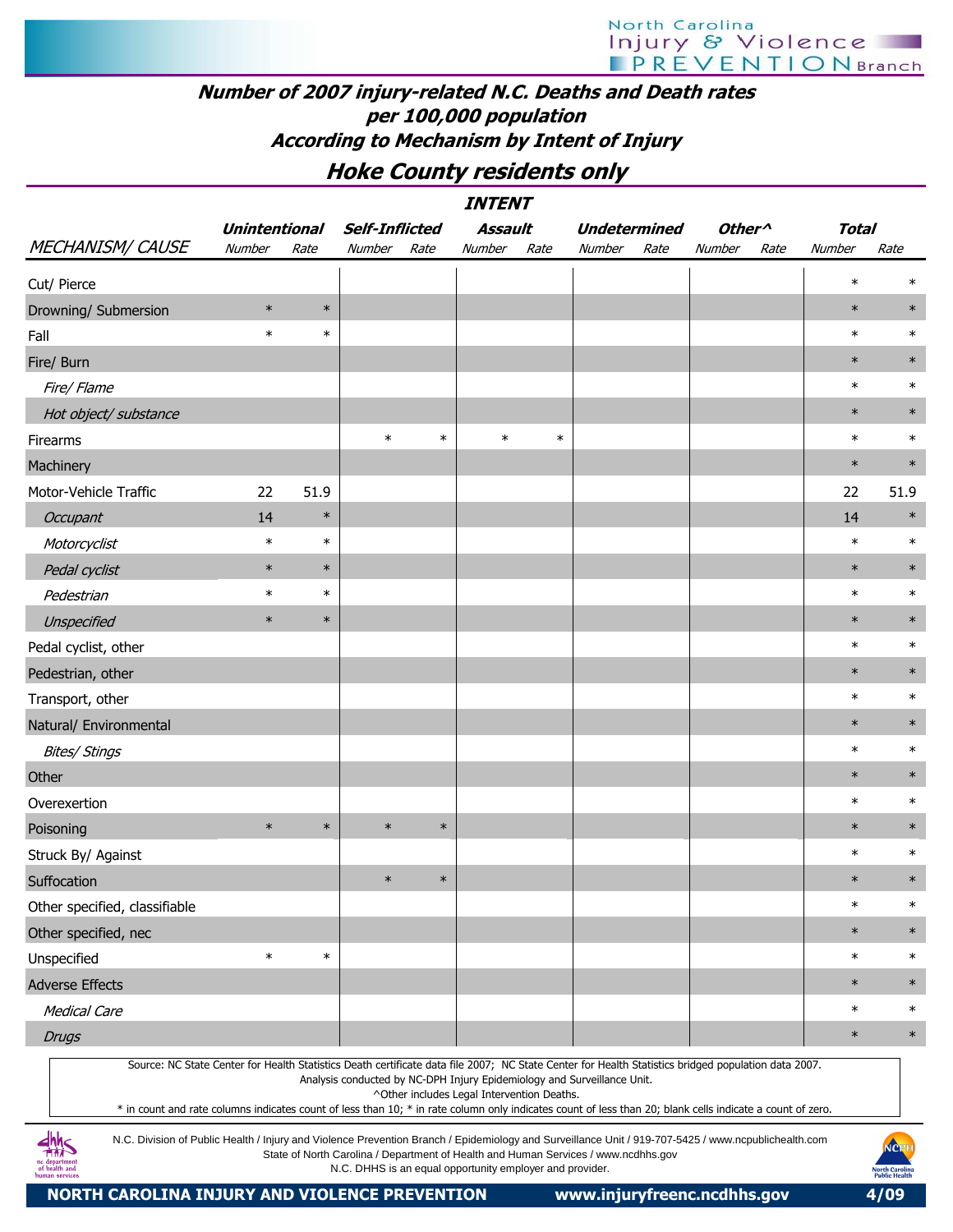# Number of 2007 injury-related N.C. Deaths and Death rates per 100,000 population According to Mechanism by Intent of Injury

## Hoke County residents only

| MECHANISM/ CAUSE | Unintentional Number | Unintentional Rate | Self-Inflicted Number | Self-Inflicted Rate | Assault Number | Assault Rate | Undetermined Number | Undetermined Rate | Other^ Number | Other^ Rate | Total Number | Total Rate |
|---|---|---|---|---|---|---|---|---|---|---|---|---|
| Cut/ Pierce | | | | | | | | | | | * | * |
| Drowning/ Submersion | * | * | | | | | | | | | * | * |
| Fall | * | * | | | | | | | | | * | * |
| Fire/ Burn | | | | | | | | | | | * | * |
| *Fire/ Flame* | | | | | | | | | | | * | * |
| *Hot object/ substance* | | | | | | | | | | | * | * |
| Firearms | | | * | * | * | * | | | | | * | * |
| Machinery | | | | | | | | | | | * | * |
| Motor-Vehicle Traffic | 22 | 51.9 | | | | | | | | | 22 | 51.9 |
| *Occupant* | 14 | * | | | | | | | | | 14 | * |
| *Motorcyclist* | * | * | | | | | | | | | * | * |
| *Pedal cyclist* | * | * | | | | | | | | | * | * |
| *Pedestrian* | * | * | | | | | | | | | * | * |
| *Unspecified* | * | * | | | | | | | | | * | * |
| Pedal cyclist, other | | | | | | | | | | | * | * |
| Pedestrian, other | | | | | | | | | | | * | * |
| Transport, other | | | | | | | | | | | * | * |
| Natural/ Environmental | | | | | | | | | | | * | * |
| *Bites/ Stings* | | | | | | | | | | | * | * |
| Other | | | | | | | | | | | * | * |
| Overexertion | | | | | | | | | | | * | * |
| Poisoning | * | * | * | * | | | | | | | * | * |
| Struck By/ Against | | | | | | | | | | | * | * |
| Suffocation | | | * | * | | | | | | | * | * |
| Other specified, classifiable | | | | | | | | | | | * | * |
| Other specified, nec | | | | | | | | | | | * | * |
| Unspecified | * | * | | | | | | | | | * | * |
| Adverse Effects | | | | | | | | | | | * | * |
| *Medical Care* | | | | | | | | | | | * | * |
| *Drugs* | | | | | | | | | | | * | * |

Source: NC State Center for Health Statistics Death certificate data file 2007; NC State Center for Health Statistics bridged population data 2007.
Analysis conducted by NC-DPH Injury Epidemiology and Surveillance Unit.
^Other includes Legal Intervention Deaths.
* in count and rate columns indicates count of less than 10; * in rate column only indicates count of less than 20; blank cells indicate a count of zero.

N.C. Division of Public Health / Injury and Violence Prevention Branch / Epidemiology and Surveillance Unit / 919-707-5425 / www.ncpublichealth.com
State of North Carolina / Department of Health and Human Services / www.ncdhhs.gov
N.C. DHHS is an equal opportunity employer and provider.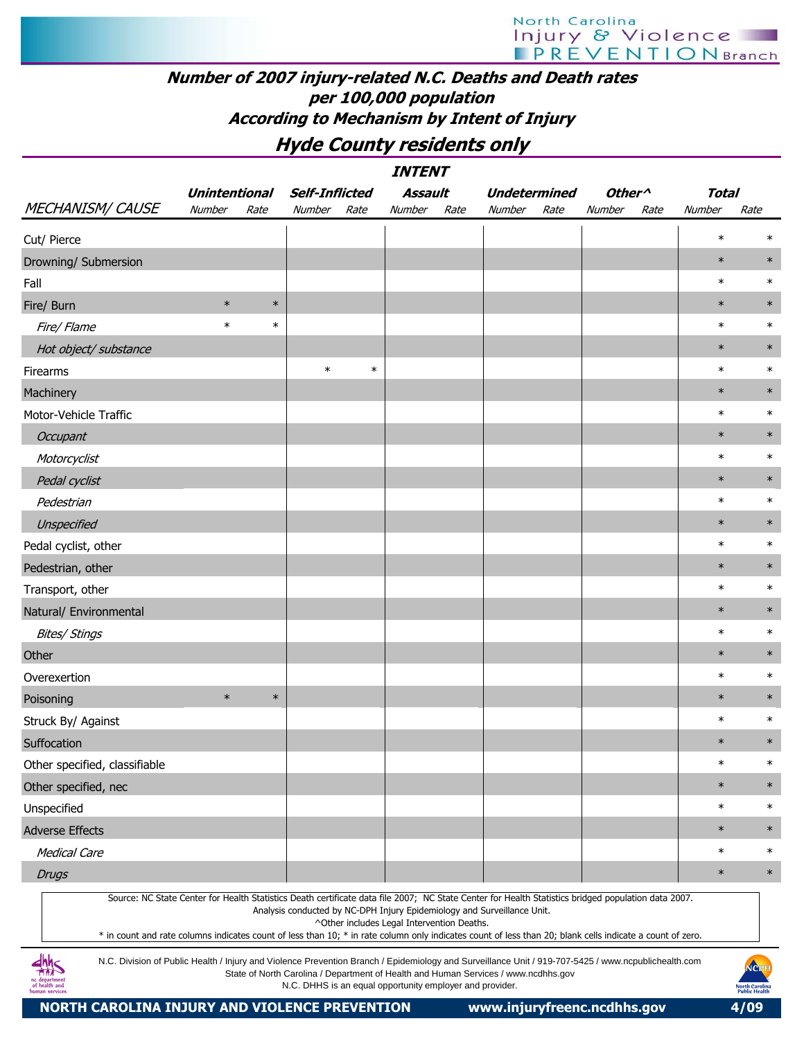# Number of 2007 injury-related N.C. Deaths and Death rates per 100,000 population According to Mechanism by Intent of Injury

## Hyde County residents only

| | INTENT | | | | | | | | | | | |
|---|---|---|---|---|---|---|---|---|---|---|---|---|
| | Unintentional | | Self-Inflicted | | Assault | | Undetermined | | Other^ | | Total | |
| MECHANISM/ CAUSE | Number | Rate | Number | Rate | Number | Rate | Number | Rate | Number | Rate | Number | Rate |
| Cut/ Pierce | | | | | | | | | | | * | * |
| Drowning/ Submersion | | | | | | | | | | | * | * |
| Fall | | | | | | | | | | | * | * |
| Fire/ Burn | * | * | | | | | | | | | * | * |
| *Fire/ Flame* | * | * | | | | | | | | | * | * |
| *Hot object/ substance* | | | | | | | | | | | * | * |
| Firearms | | | * | * | | | | | | | * | * |
| Machinery | | | | | | | | | | | * | * |
| Motor-Vehicle Traffic | | | | | | | | | | | * | * |
| *Occupant* | | | | | | | | | | | * | * |
| *Motorcyclist* | | | | | | | | | | | * | * |
| *Pedal cyclist* | | | | | | | | | | | * | * |
| *Pedestrian* | | | | | | | | | | | * | * |
| *Unspecified* | | | | | | | | | | | * | * |
| Pedal cyclist, other | | | | | | | | | | | * | * |
| Pedestrian, other | | | | | | | | | | | * | * |
| Transport, other | | | | | | | | | | | * | * |
| Natural/ Environmental | | | | | | | | | | | * | * |
| *Bites/ Stings* | | | | | | | | | | | * | * |
| Other | | | | | | | | | | | * | * |
| Overexertion | | | | | | | | | | | * | * |
| Poisoning | * | * | | | | | | | | | * | * |
| Struck By/ Against | | | | | | | | | | | * | * |
| Suffocation | | | | | | | | | | | * | * |
| Other specified, classifiable | | | | | | | | | | | * | * |
| Other specified, nec | | | | | | | | | | | * | * |
| Unspecified | | | | | | | | | | | * | * |
| Adverse Effects | | | | | | | | | | | * | * |
| *Medical Care* | | | | | | | | | | | * | * |
| *Drugs* | | | | | | | | | | | * | * |

Source: NC State Center for Health Statistics Death certificate data file 2007; NC State Center for Health Statistics bridged population data 2007.
Analysis conducted by NC-DPH Injury Epidemiology and Surveillance Unit.
^Other includes Legal Intervention Deaths.
* in count and rate columns indicates count of less than 10; * in rate column only indicates count of less than 20; blank cells indicate a count of zero.

N.C. Division of Public Health / Injury and Violence Prevention Branch / Epidemiology and Surveillance Unit / 919-707-5425 / www.ncpublichealth.com
State of North Carolina / Department of Health and Human Services / www.ncdhhs.gov
N.C. DHHS is an equal opportunity employer and provider.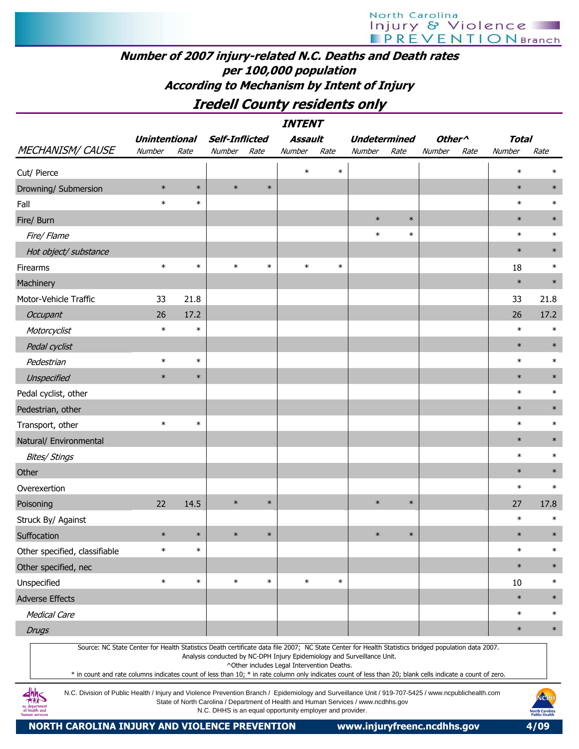## Number of 2007 injury-related N.C. Deaths and Death rates per 100,000 population According to Mechanism by Intent of Injury

## Iredell County residents only

| | INTENT | | | | | | | | | | | |
|---|---|---|---|---|---|---|---|---|---|---|---|---|
| | Unintentional | | Self-Inflicted | | Assault | | Undetermined | | Other^ | | Total | |
| MECHANISM/ CAUSE | Number | Rate | Number | Rate | Number | Rate | Number | Rate | Number | Rate | Number | Rate |
| Cut/ Pierce | | | | | * | * | | | | | * | * |
| Drowning/ Submersion | * | * | * | * | | | | | | | * | * |
| Fall | * | * | | | | | | | | | * | * |
| Fire/ Burn | | | | | | | * | * | | | * | * |
| *Fire/ Flame* | | | | | | | * | * | | | * | * |
| *Hot object/ substance* | | | | | | | | | | | * | * |
| Firearms | * | * | * | * | * | * | | | | | 18 | * |
| Machinery | | | | | | | | | | | * | * |
| Motor-Vehicle Traffic | 33 | 21.8 | | | | | | | | | 33 | 21.8 |
| *Occupant* | 26 | 17.2 | | | | | | | | | 26 | 17.2 |
| *Motorcyclist* | * | * | | | | | | | | | * | * |
| *Pedal cyclist* | | | | | | | | | | | * | * |
| *Pedestrian* | * | * | | | | | | | | | * | * |
| *Unspecified* | * | * | | | | | | | | | * | * |
| Pedal cyclist, other | | | | | | | | | | | * | * |
| Pedestrian, other | | | | | | | | | | | * | * |
| Transport, other | * | * | | | | | | | | | * | * |
| Natural/ Environmental | | | | | | | | | | | * | * |
| *Bites/ Stings* | | | | | | | | | | | * | * |
| Other | | | | | | | | | | | * | * |
| Overexertion | | | | | | | | | | | * | * |
| Poisoning | 22 | 14.5 | * | * | | | * | * | | | 27 | 17.8 |
| Struck By/ Against | | | | | | | | | | | * | * |
| Suffocation | * | * | * | * | | | * | * | | | * | * |
| Other specified, classifiable | * | * | | | | | | | | | * | * |
| Other specified, nec | | | | | | | | | | | * | * |
| Unspecified | * | * | * | * | * | * | | | | | 10 | * |
| Adverse Effects | | | | | | | | | | | * | * |
| *Medical Care* | | | | | | | | | | | * | * |
| *Drugs* | | | | | | | | | | | * | * |

Source: NC State Center for Health Statistics Death certificate data file 2007; NC State Center for Health Statistics bridged population data 2007.
Analysis conducted by NC-DPH Injury Epidemiology and Surveillance Unit.
^Other includes Legal Intervention Deaths.
* in count and rate columns indicates count of less than 10; * in rate column only indicates count of less than 20; blank cells indicate a count of zero.

N.C. Division of Public Health / Injury and Violence Prevention Branch / Epidemiology and Surveillance Unit / 919-707-5425 / www.ncpublichealth.com
State of North Carolina / Department of Health and Human Services / www.ncdhhs.gov
N.C. DHHS is an equal opportunity employer and provider.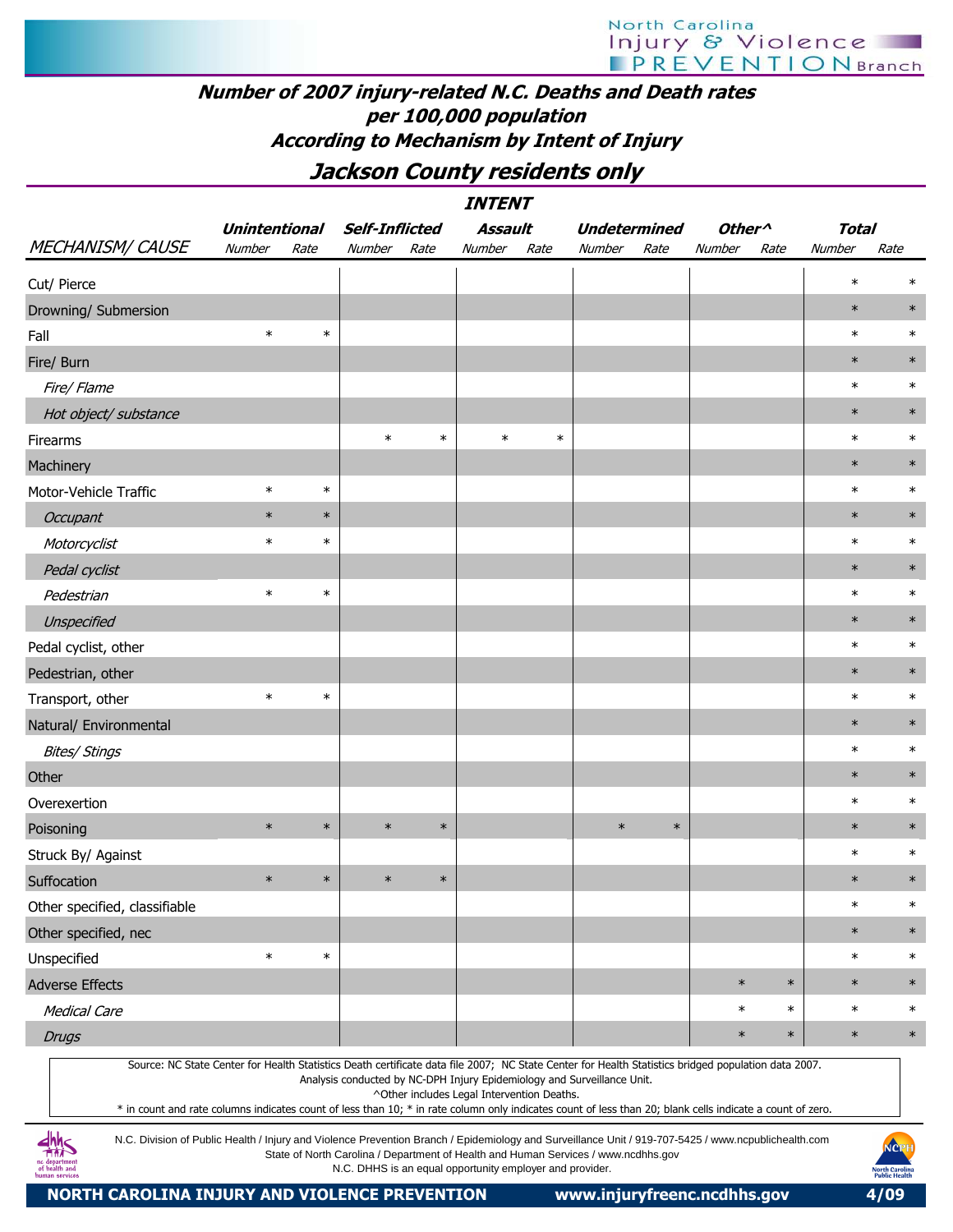# Number of 2007 injury-related N.C. Deaths and Death rates per 100,000 population

## According to Mechanism by Intent of Injury

## Jackson County residents only

| | INTENT | | | | | | | | | | | |
|---|---|---|---|---|---|---|---|---|---|---|---|---|
| | Unintentional | | Self-Inflicted | | Assault | | Undetermined | | Other^ | | Total | |
| MECHANISM/ CAUSE | Number | Rate | Number | Rate | Number | Rate | Number | Rate | Number | Rate | Number | Rate |
| Cut/ Pierce | | | | | | | | | | | * | * |
| Drowning/ Submersion | | | | | | | | | | | * | * |
| Fall | * | * | | | | | | | | | * | * |
| Fire/ Burn | | | | | | | | | | | * | * |
| *Fire/ Flame* | | | | | | | | | | | * | * |
| *Hot object/ substance* | | | | | | | | | | | * | * |
| Firearms | | | * | * | * | * | | | | | * | * |
| Machinery | | | | | | | | | | | * | * |
| Motor-Vehicle Traffic | * | * | | | | | | | | | * | * |
| *Occupant* | * | * | | | | | | | | | * | * |
| *Motorcyclist* | * | * | | | | | | | | | * | * |
| *Pedal cyclist* | | | | | | | | | | | * | * |
| *Pedestrian* | * | * | | | | | | | | | * | * |
| *Unspecified* | | | | | | | | | | | * | * |
| Pedal cyclist, other | | | | | | | | | | | * | * |
| Pedestrian, other | | | | | | | | | | | * | * |
| Transport, other | * | * | | | | | | | | | * | * |
| Natural/ Environmental | | | | | | | | | | | * | * |
| *Bites/ Stings* | | | | | | | | | | | * | * |
| Other | | | | | | | | | | | * | * |
| Overexertion | | | | | | | | | | | * | * |
| Poisoning | * | * | * | * | | | * | * | | | * | * |
| Struck By/ Against | | | | | | | | | | | * | * |
| Suffocation | * | * | * | * | | | | | | | * | * |
| Other specified, classifiable | | | | | | | | | | | * | * |
| Other specified, nec | | | | | | | | | | | * | * |
| Unspecified | * | * | | | | | | | | | * | * |
| Adverse Effects | | | | | | | | | * | * | * | * |
| *Medical Care* | | | | | | | | | * | * | * | * |
| *Drugs* | | | | | | | | | * | * | * | * |

Source: NC State Center for Health Statistics Death certificate data file 2007; NC State Center for Health Statistics bridged population data 2007.
Analysis conducted by NC-DPH Injury Epidemiology and Surveillance Unit.
^Other includes Legal Intervention Deaths.
* in count and rate columns indicates count of less than 10; * in rate column only indicates count of less than 20; blank cells indicate a count of zero.

N.C. Division of Public Health / Injury and Violence Prevention Branch / Epidemiology and Surveillance Unit / 919-707-5425 / www.ncpublichealth.com
State of North Carolina / Department of Health and Human Services / www.ncdhhs.gov
N.C. DHHS is an equal opportunity employer and provider.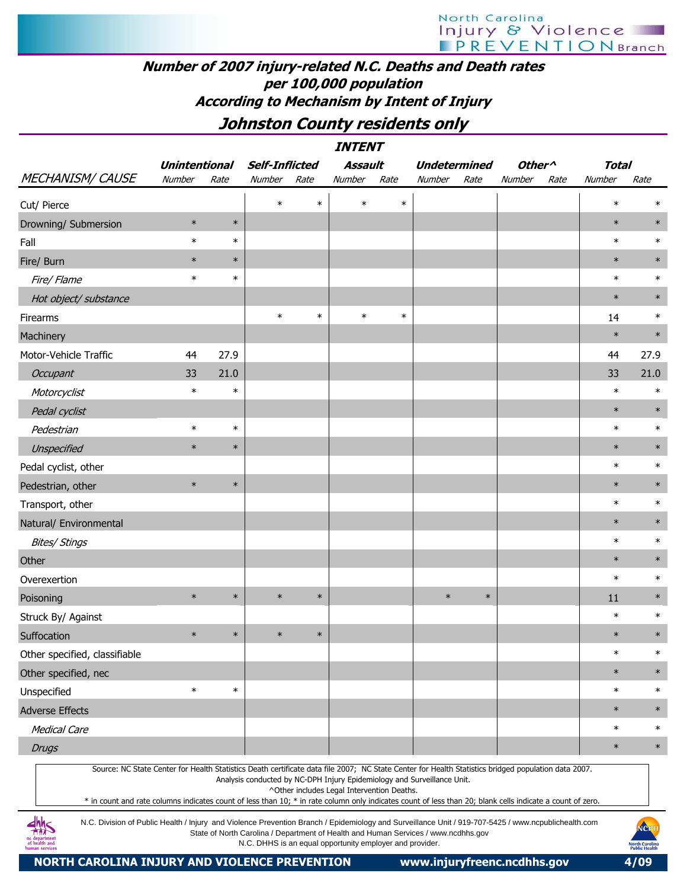## Number of 2007 injury-related N.C. Deaths and Death rates per 100,000 population According to Mechanism by Intent of Injury

## Johnston County residents only

| | INTENT | | | | | | | | | | | |
|---|---|---|---|---|---|---|---|---|---|---|---|---|
| | Unintentional | | Self-Inflicted | | Assault | | Undetermined | | Other^ | | Total | |
| MECHANISM/ CAUSE | Number | Rate | Number | Rate | Number | Rate | Number | Rate | Number | Rate | Number | Rate |
| Cut/ Pierce | | | * | * | * | * | | | | | * | * |
| Drowning/ Submersion | * | * | | | | | | | | | * | * |
| Fall | * | * | | | | | | | | | * | * |
| Fire/ Burn | * | * | | | | | | | | | * | * |
| *Fire/ Flame* | * | * | | | | | | | | | * | * |
| *Hot object/ substance* | | | | | | | | | | | * | * |
| Firearms | | | * | * | * | * | | | | | 14 | * |
| Machinery | | | | | | | | | | | * | * |
| Motor-Vehicle Traffic | 44 | 27.9 | | | | | | | | | 44 | 27.9 |
| *Occupant* | 33 | 21.0 | | | | | | | | | 33 | 21.0 |
| *Motorcyclist* | * | * | | | | | | | | | * | * |
| *Pedal cyclist* | | | | | | | | | | | * | * |
| *Pedestrian* | * | * | | | | | | | | | * | * |
| *Unspecified* | * | * | | | | | | | | | * | * |
| Pedal cyclist, other | | | | | | | | | | | * | * |
| Pedestrian, other | * | * | | | | | | | | | * | * |
| Transport, other | | | | | | | | | | | * | * |
| Natural/ Environmental | | | | | | | | | | | * | * |
| *Bites/ Stings* | | | | | | | | | | | * | * |
| Other | | | | | | | | | | | * | * |
| Overexertion | | | | | | | | | | | * | * |
| Poisoning | * | * | * | * | | | * | * | | | 11 | * |
| Struck By/ Against | | | | | | | | | | | * | * |
| Suffocation | * | * | * | * | | | | | | | * | * |
| Other specified, classifiable | | | | | | | | | | | * | * |
| Other specified, nec | | | | | | | | | | | * | * |
| Unspecified | * | * | | | | | | | | | * | * |
| Adverse Effects | | | | | | | | | | | * | * |
| *Medical Care* | | | | | | | | | | | * | * |
| *Drugs* | | | | | | | | | | | * | * |

Source: NC State Center for Health Statistics Death certificate data file 2007; NC State Center for Health Statistics bridged population data 2007.
Analysis conducted by NC-DPH Injury Epidemiology and Surveillance Unit.
^Other includes Legal Intervention Deaths.
* in count and rate columns indicates count of less than 10; * in rate column only indicates count of less than 20; blank cells indicate a count of zero.

N.C. Division of Public Health / Injury and Violence Prevention Branch / Epidemiology and Surveillance Unit / 919-707-5425 / www.ncpublichealth.com
State of North Carolina / Department of Health and Human Services / www.ncdhhs.gov
N.C. DHHS is an equal opportunity employer and provider.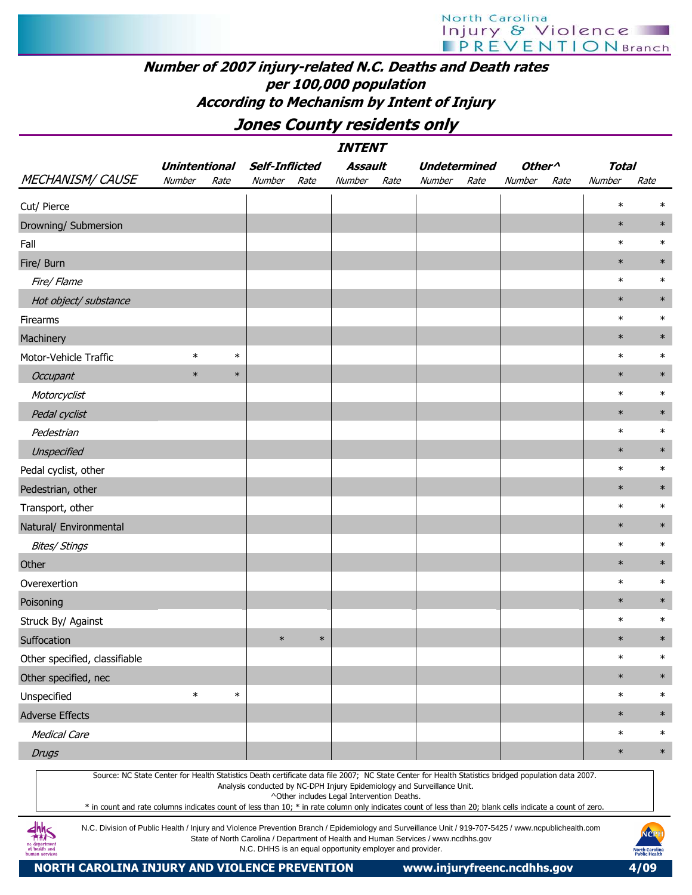# Number of 2007 injury-related N.C. Deaths and Death rates per 100,000 population According to Mechanism by Intent of Injury

## Jones County residents only

| | INTENT | | | | | | | | | | | |
|---|---|---|---|---|---|---|---|---|---|---|---|---|
| | Unintentional | | Self-Inflicted | | Assault | | Undetermined | | Other^ | | Total | |
| MECHANISM/ CAUSE | Number | Rate | Number | Rate | Number | Rate | Number | Rate | Number | Rate | Number | Rate |
| Cut/ Pierce | | | | | | | | | | | * | * |
| Drowning/ Submersion | | | | | | | | | | | * | * |
| Fall | | | | | | | | | | | * | * |
| Fire/ Burn | | | | | | | | | | | * | * |
| *Fire/ Flame* | | | | | | | | | | | * | * |
| *Hot object/ substance* | | | | | | | | | | | * | * |
| Firearms | | | | | | | | | | | * | * |
| Machinery | | | | | | | | | | | * | * |
| Motor-Vehicle Traffic | * | * | | | | | | | | | * | * |
| *Occupant* | * | * | | | | | | | | | * | * |
| *Motorcyclist* | | | | | | | | | | | * | * |
| *Pedal cyclist* | | | | | | | | | | | * | * |
| *Pedestrian* | | | | | | | | | | | * | * |
| *Unspecified* | | | | | | | | | | | * | * |
| Pedal cyclist, other | | | | | | | | | | | * | * |
| Pedestrian, other | | | | | | | | | | | * | * |
| Transport, other | | | | | | | | | | | * | * |
| Natural/ Environmental | | | | | | | | | | | * | * |
| *Bites/ Stings* | | | | | | | | | | | * | * |
| Other | | | | | | | | | | | * | * |
| Overexertion | | | | | | | | | | | * | * |
| Poisoning | | | | | | | | | | | * | * |
| Struck By/ Against | | | | | | | | | | | * | * |
| Suffocation | | | * | * | | | | | | | * | * |
| Other specified, classifiable | | | | | | | | | | | * | * |
| Other specified, nec | | | | | | | | | | | * | * |
| Unspecified | * | * | | | | | | | | | * | * |
| Adverse Effects | | | | | | | | | | | * | * |
| *Medical Care* | | | | | | | | | | | * | * |
| *Drugs* | | | | | | | | | | | * | * |

Source: NC State Center for Health Statistics Death certificate data file 2007; NC State Center for Health Statistics bridged population data 2007.
Analysis conducted by NC-DPH Injury Epidemiology and Surveillance Unit.
^Other includes Legal Intervention Deaths.
* in count and rate columns indicates count of less than 10; * in rate column only indicates count of less than 20; blank cells indicate a count of zero.

N.C. Division of Public Health / Injury and Violence Prevention Branch / Epidemiology and Surveillance Unit / 919-707-5425 / www.ncpublichealth.com
State of North Carolina / Department of Health and Human Services / www.ncdhhs.gov
N.C. DHHS is an equal opportunity employer and provider.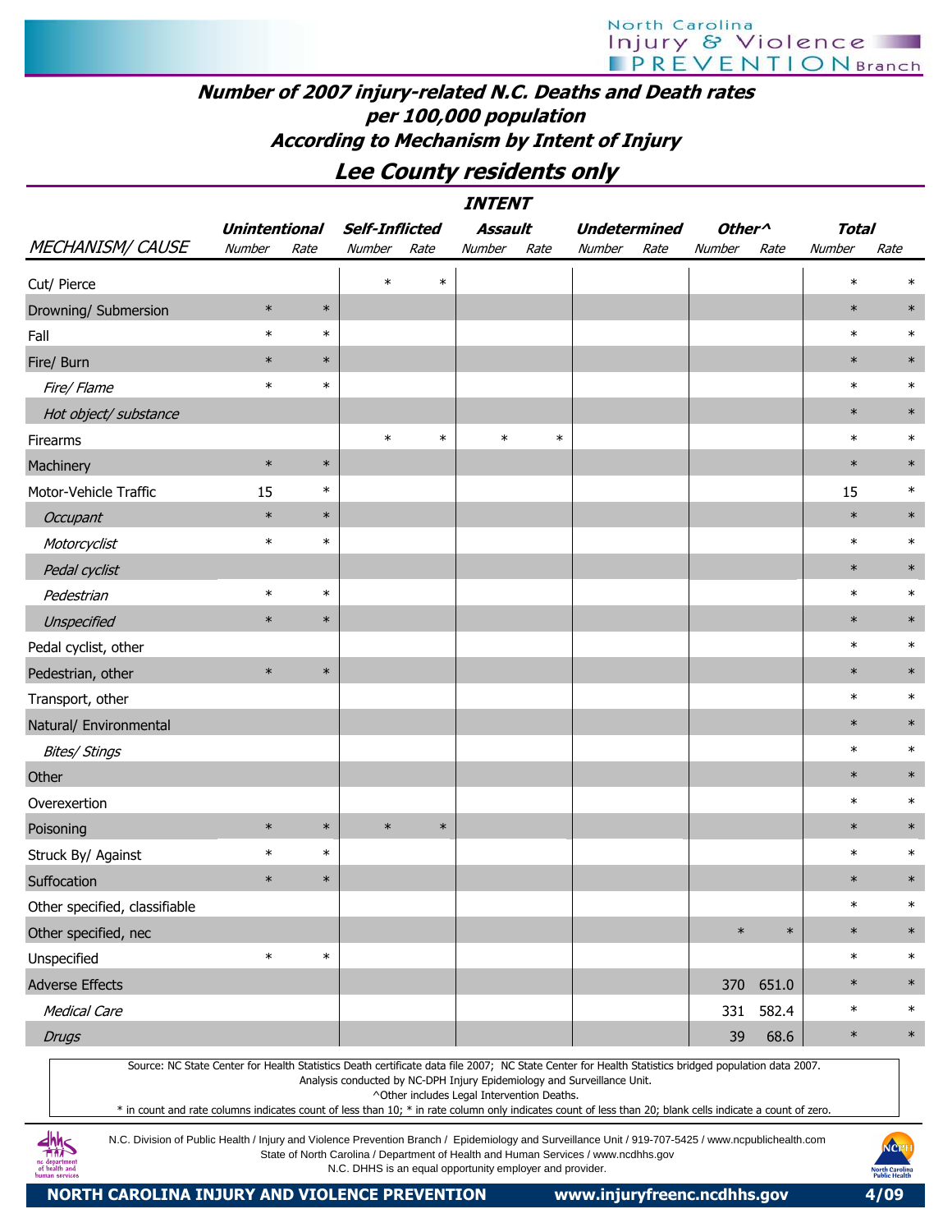## Number of 2007 injury-related N.C. Deaths and Death rates per 100,000 population According to Mechanism by Intent of Injury

## Lee County residents only

| | INTENT | | | | | | | | | | | |
|---|---|---|---|---|---|---|---|---|---|---|---|---|
| | Unintentional | | Self-Inflicted | | Assault | | Undetermined | | Other^ | | Total | |
| MECHANISM/ CAUSE | Number | Rate | Number | Rate | Number | Rate | Number | Rate | Number | Rate | Number | Rate |
| Cut/ Pierce | | | * | * | | | | | | | * | * |
| Drowning/ Submersion | * | * | | | | | | | | | * | * |
| Fall | * | * | | | | | | | | | * | * |
| Fire/ Burn | * | * | | | | | | | | | * | * |
| *Fire/ Flame* | * | * | | | | | | | | | * | * |
| *Hot object/ substance* | | | | | | | | | | | * | * |
| Firearms | | | * | * | * | * | | | | | * | * |
| Machinery | * | * | | | | | | | | | * | * |
| Motor-Vehicle Traffic | 15 | * | | | | | | | | | 15 | * |
| *Occupant* | * | * | | | | | | | | | * | * |
| *Motorcyclist* | * | * | | | | | | | | | * | * |
| *Pedal cyclist* | | | | | | | | | | | * | * |
| *Pedestrian* | * | * | | | | | | | | | * | * |
| *Unspecified* | * | * | | | | | | | | | * | * |
| Pedal cyclist, other | | | | | | | | | | | * | * |
| Pedestrian, other | * | * | | | | | | | | | * | * |
| Transport, other | | | | | | | | | | | * | * |
| Natural/ Environmental | | | | | | | | | | | * | * |
| *Bites/ Stings* | | | | | | | | | | | * | * |
| Other | | | | | | | | | | | * | * |
| Overexertion | | | | | | | | | | | * | * |
| Poisoning | * | * | * | * | | | | | | | * | * |
| Struck By/ Against | * | * | | | | | | | | | * | * |
| Suffocation | * | * | | | | | | | | | * | * |
| Other specified, classifiable | | | | | | | | | | | * | * |
| Other specified, nec | | | | | | | | | * | * | * | * |
| Unspecified | * | * | | | | | | | | | * | * |
| Adverse Effects | | | | | | | | | 370 | 651.0 | * | * |
| *Medical Care* | | | | | | | | | 331 | 582.4 | * | * |
| *Drugs* | | | | | | | | | 39 | 68.6 | * | * |

Source: NC State Center for Health Statistics Death certificate data file 2007; NC State Center for Health Statistics bridged population data 2007.
Analysis conducted by NC-DPH Injury Epidemiology and Surveillance Unit.
^Other includes Legal Intervention Deaths.
* in count and rate columns indicates count of less than 10; * in rate column only indicates count of less than 20; blank cells indicate a count of zero.

N.C. Division of Public Health / Injury and Violence Prevention Branch / Epidemiology and Surveillance Unit / 919-707-5425 / www.ncpublichealth.com
State of North Carolina / Department of Health and Human Services / www.ncdhhs.gov
N.C. DHHS is an equal opportunity employer and provider.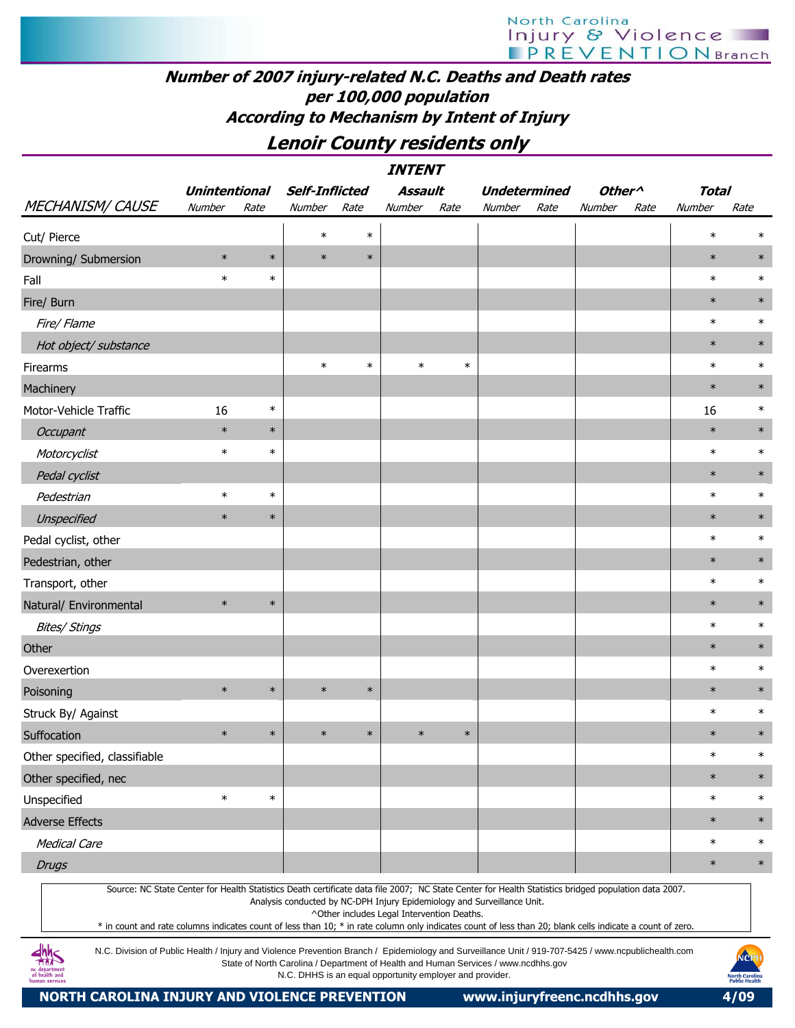# Number of 2007 injury-related N.C. Deaths and Death rates per 100,000 population According to Mechanism by Intent of Injury

## Lenoir County residents only

| | INTENT | | | | | | | | | | | |
|---|---|---|---|---|---|---|---|---|---|---|---|---|
| | Unintentional | | Self-Inflicted | | Assault | | Undetermined | | Other^ | | Total | |
| MECHANISM/ CAUSE | Number | Rate | Number | Rate | Number | Rate | Number | Rate | Number | Rate | Number | Rate |
| Cut/ Pierce | | | * | * | | | | | | | * | * |
| Drowning/ Submersion | * | * | * | * | | | | | | | * | * |
| Fall | * | * | | | | | | | | | * | * |
| Fire/ Burn | | | | | | | | | | | * | * |
| *Fire/ Flame* | | | | | | | | | | | * | * |
| *Hot object/ substance* | | | | | | | | | | | * | * |
| Firearms | | | * | * | * | * | | | | | * | * |
| Machinery | | | | | | | | | | | * | * |
| Motor-Vehicle Traffic | 16 | * | | | | | | | | | 16 | * |
| *Occupant* | * | * | | | | | | | | | * | * |
| *Motorcyclist* | * | * | | | | | | | | | * | * |
| *Pedal cyclist* | | | | | | | | | | | * | * |
| *Pedestrian* | * | * | | | | | | | | | * | * |
| *Unspecified* | * | * | | | | | | | | | * | * |
| Pedal cyclist, other | | | | | | | | | | | * | * |
| Pedestrian, other | | | | | | | | | | | * | * |
| Transport, other | | | | | | | | | | | * | * |
| Natural/ Environmental | * | * | | | | | | | | | * | * |
| *Bites/ Stings* | | | | | | | | | | | * | * |
| Other | | | | | | | | | | | * | * |
| Overexertion | | | | | | | | | | | * | * |
| Poisoning | * | * | * | * | | | | | | | * | * |
| Struck By/ Against | | | | | | | | | | | * | * |
| Suffocation | * | * | * | * | * | * | | | | | * | * |
| Other specified, classifiable | | | | | | | | | | | * | * |
| Other specified, nec | | | | | | | | | | | * | * |
| Unspecified | * | * | | | | | | | | | * | * |
| Adverse Effects | | | | | | | | | | | * | * |
| *Medical Care* | | | | | | | | | | | * | * |
| *Drugs* | | | | | | | | | | | * | * |

Source: NC State Center for Health Statistics Death certificate data file 2007; NC State Center for Health Statistics bridged population data 2007.
Analysis conducted by NC-DPH Injury Epidemiology and Surveillance Unit.
^Other includes Legal Intervention Deaths.
* in count and rate columns indicates count of less than 10; * in rate column only indicates count of less than 20; blank cells indicate a count of zero.

N.C. Division of Public Health / Injury and Violence Prevention Branch / Epidemiology and Surveillance Unit / 919-707-5425 / www.ncpublichealth.com
State of North Carolina / Department of Health and Human Services / www.ncdhhs.gov
N.C. DHHS is an equal opportunity employer and provider.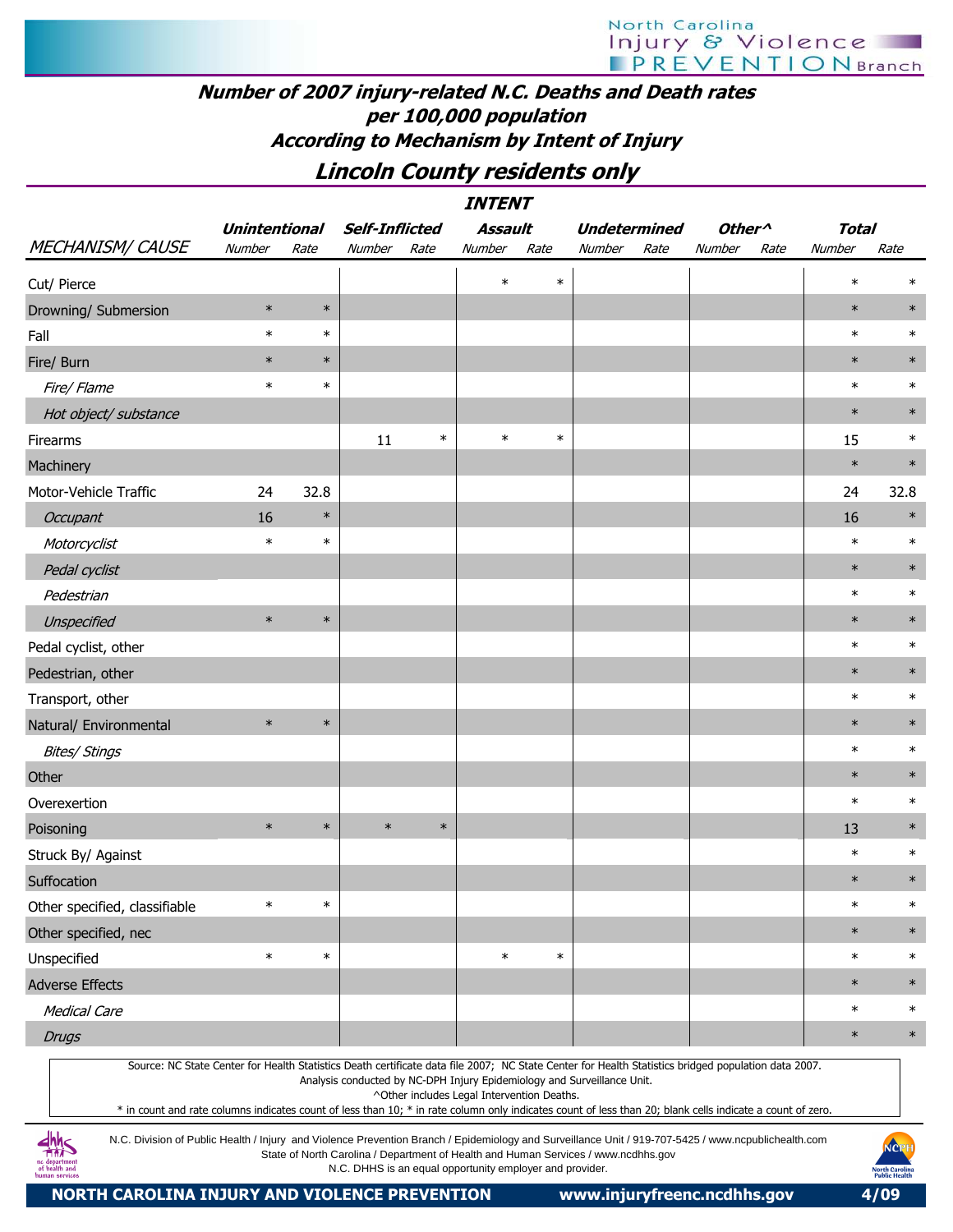# Number of 2007 injury-related N.C. Deaths and Death rates per 100,000 population

## According to Mechanism by Intent of Injury

## Lincoln County residents only

| MECHANISM/ CAUSE | Unintentional | | Self-Inflicted | | Assault | | Undetermined | | Other^ | | Total | |
|---|---|---|---|---|---|---|---|---|---|---|---|---|
| | Number | Rate | Number | Rate | Number | Rate | Number | Rate | Number | Rate | Number | Rate |
| Cut/ Pierce | | | | | * | * | | | | | * | * |
| Drowning/ Submersion | * | * | | | | | | | | | * | * |
| Fall | * | * | | | | | | | | | * | * |
| Fire/ Burn | * | * | | | | | | | | | * | * |
| *Fire/ Flame* | * | * | | | | | | | | | * | * |
| *Hot object/ substance* | | | | | | | | | | | * | * |
| Firearms | | | 11 | * | * | * | | | | | 15 | * |
| Machinery | | | | | | | | | | | * | * |
| Motor-Vehicle Traffic | 24 | 32.8 | | | | | | | | | 24 | 32.8 |
| *Occupant* | 16 | * | | | | | | | | | 16 | * |
| *Motorcyclist* | * | * | | | | | | | | | * | * |
| *Pedal cyclist* | | | | | | | | | | | * | * |
| *Pedestrian* | | | | | | | | | | | * | * |
| *Unspecified* | * | * | | | | | | | | | * | * |
| Pedal cyclist, other | | | | | | | | | | | * | * |
| Pedestrian, other | | | | | | | | | | | * | * |
| Transport, other | | | | | | | | | | | * | * |
| Natural/ Environmental | * | * | | | | | | | | | * | * |
| *Bites/ Stings* | | | | | | | | | | | * | * |
| Other | | | | | | | | | | | * | * |
| Overexertion | | | | | | | | | | | * | * |
| Poisoning | * | * | * | * | | | | | | | 13 | * |
| Struck By/ Against | | | | | | | | | | | * | * |
| Suffocation | | | | | | | | | | | * | * |
| Other specified, classifiable | * | * | | | | | | | | | * | * |
| Other specified, nec | | | | | | | | | | | * | * |
| Unspecified | * | * | | | * | * | | | | | * | * |
| Adverse Effects | | | | | | | | | | | * | * |
| *Medical Care* | | | | | | | | | | | * | * |
| *Drugs* | | | | | | | | | | | * | * |

Source: NC State Center for Health Statistics Death certificate data file 2007; NC State Center for Health Statistics bridged population data 2007.
Analysis conducted by NC-DPH Injury Epidemiology and Surveillance Unit.
^Other includes Legal Intervention Deaths.
* in count and rate columns indicates count of less than 10; * in rate column only indicates count of less than 20; blank cells indicate a count of zero.

N.C. Division of Public Health / Injury and Violence Prevention Branch / Epidemiology and Surveillance Unit / 919-707-5425 / www.ncpublichealth.com
State of North Carolina / Department of Health and Human Services / www.ncdhhs.gov
N.C. DHHS is an equal opportunity employer and provider.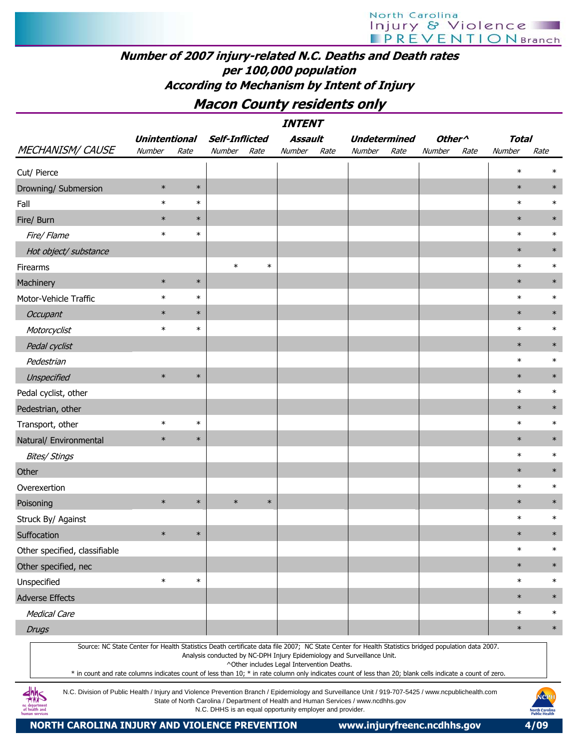# Number of 2007 injury-related N.C. Deaths and Death rates per 100,000 population According to Mechanism by Intent of Injury

## Macon County residents only

| | INTENT | | | | | | | | | | | |
|---|---|---|---|---|---|---|---|---|---|---|---|---|
| | Unintentional | | Self-Inflicted | | Assault | | Undetermined | | Other^ | | Total | |
| MECHANISM/ CAUSE | Number | Rate | Number | Rate | Number | Rate | Number | Rate | Number | Rate | Number | Rate |
| Cut/ Pierce | | | | | | | | | | | * | * |
| Drowning/ Submersion | * | * | | | | | | | | | * | * |
| Fall | * | * | | | | | | | | | * | * |
| Fire/ Burn | * | * | | | | | | | | | * | * |
| *Fire/ Flame* | * | * | | | | | | | | | * | * |
| *Hot object/ substance* | | | | | | | | | | | * | * |
| Firearms | | | * | * | | | | | | | * | * |
| Machinery | * | * | | | | | | | | | * | * |
| Motor-Vehicle Traffic | * | * | | | | | | | | | * | * |
| *Occupant* | * | * | | | | | | | | | * | * |
| *Motorcyclist* | * | * | | | | | | | | | * | * |
| *Pedal cyclist* | | | | | | | | | | | * | * |
| *Pedestrian* | | | | | | | | | | | * | * |
| *Unspecified* | * | * | | | | | | | | | * | * |
| Pedal cyclist, other | | | | | | | | | | | * | * |
| Pedestrian, other | | | | | | | | | | | * | * |
| Transport, other | * | * | | | | | | | | | * | * |
| Natural/ Environmental | * | * | | | | | | | | | * | * |
| *Bites/ Stings* | | | | | | | | | | | * | * |
| Other | | | | | | | | | | | * | * |
| Overexertion | | | | | | | | | | | * | * |
| Poisoning | * | * | * | * | | | | | | | * | * |
| Struck By/ Against | | | | | | | | | | | * | * |
| Suffocation | * | * | | | | | | | | | * | * |
| Other specified, classifiable | | | | | | | | | | | * | * |
| Other specified, nec | | | | | | | | | | | * | * |
| Unspecified | * | * | | | | | | | | | * | * |
| Adverse Effects | | | | | | | | | | | * | * |
| *Medical Care* | | | | | | | | | | | * | * |
| *Drugs* | | | | | | | | | | | * | * |

Source: NC State Center for Health Statistics Death certificate data file 2007; NC State Center for Health Statistics bridged population data 2007.
Analysis conducted by NC-DPH Injury Epidemiology and Surveillance Unit.
^Other includes Legal Intervention Deaths.
* in count and rate columns indicates count of less than 10; * in rate column only indicates count of less than 20; blank cells indicate a count of zero.

N.C. Division of Public Health / Injury and Violence Prevention Branch / Epidemiology and Surveillance Unit / 919-707-5425 / www.ncpublichealth.com
State of North Carolina / Department of Health and Human Services / www.ncdhhs.gov
N.C. DHHS is an equal opportunity employer and provider.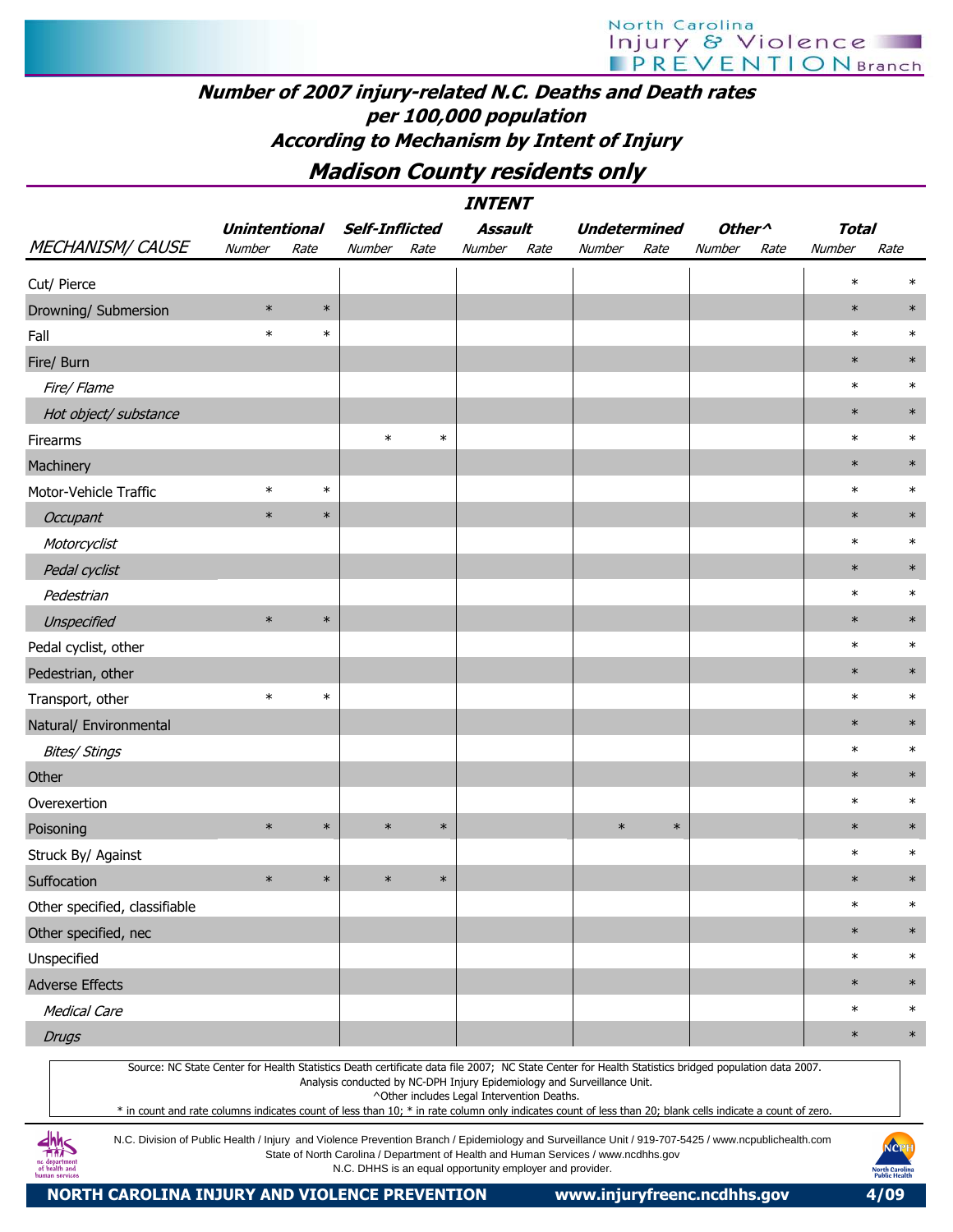# Number of 2007 injury-related N.C. Deaths and Death rates per 100,000 population

## According to Mechanism by Intent of Injury

## Madison County residents only

| | INTENT | | | | | | | | | | | |
|---|---|---|---|---|---|---|---|---|---|---|---|---|
| | Unintentional | | Self-Inflicted | | Assault | | Undetermined | | Other^ | | Total | |
| MECHANISM/ CAUSE | Number | Rate | Number | Rate | Number | Rate | Number | Rate | Number | Rate | Number | Rate |
| Cut/ Pierce | | | | | | | | | | | * | * |
| Drowning/ Submersion | * | * | | | | | | | | | * | * |
| Fall | * | * | | | | | | | | | * | * |
| Fire/ Burn | | | | | | | | | | | * | * |
| *Fire/ Flame* | | | | | | | | | | | * | * |
| *Hot object/ substance* | | | | | | | | | | | * | * |
| Firearms | | | * | * | | | | | | | * | * |
| Machinery | | | | | | | | | | | * | * |
| Motor-Vehicle Traffic | * | * | | | | | | | | | * | * |
| *Occupant* | * | * | | | | | | | | | * | * |
| *Motorcyclist* | | | | | | | | | | | * | * |
| *Pedal cyclist* | | | | | | | | | | | * | * |
| *Pedestrian* | | | | | | | | | | | * | * |
| *Unspecified* | * | * | | | | | | | | | * | * |
| Pedal cyclist, other | | | | | | | | | | | * | * |
| Pedestrian, other | | | | | | | | | | | * | * |
| Transport, other | * | * | | | | | | | | | * | * |
| Natural/ Environmental | | | | | | | | | | | * | * |
| *Bites/ Stings* | | | | | | | | | | | * | * |
| Other | | | | | | | | | | | * | * |
| Overexertion | | | | | | | | | | | * | * |
| Poisoning | * | * | * | * | | | * | * | | | * | * |
| Struck By/ Against | | | | | | | | | | | * | * |
| Suffocation | * | * | * | * | | | | | | | * | * |
| Other specified, classifiable | | | | | | | | | | | * | * |
| Other specified, nec | | | | | | | | | | | * | * |
| Unspecified | | | | | | | | | | | * | * |
| Adverse Effects | | | | | | | | | | | * | * |
| *Medical Care* | | | | | | | | | | | * | * |
| *Drugs* | | | | | | | | | | | * | * |

Source: NC State Center for Health Statistics Death certificate data file 2007; NC State Center for Health Statistics bridged population data 2007.
Analysis conducted by NC-DPH Injury Epidemiology and Surveillance Unit.
^Other includes Legal Intervention Deaths.
* in count and rate columns indicates count of less than 10; * in rate column only indicates count of less than 20; blank cells indicate a count of zero.

N.C. Division of Public Health / Injury and Violence Prevention Branch / Epidemiology and Surveillance Unit / 919-707-5425 / www.ncpublichealth.com
State of North Carolina / Department of Health and Human Services / www.ncdhhs.gov
N.C. DHHS is an equal opportunity employer and provider.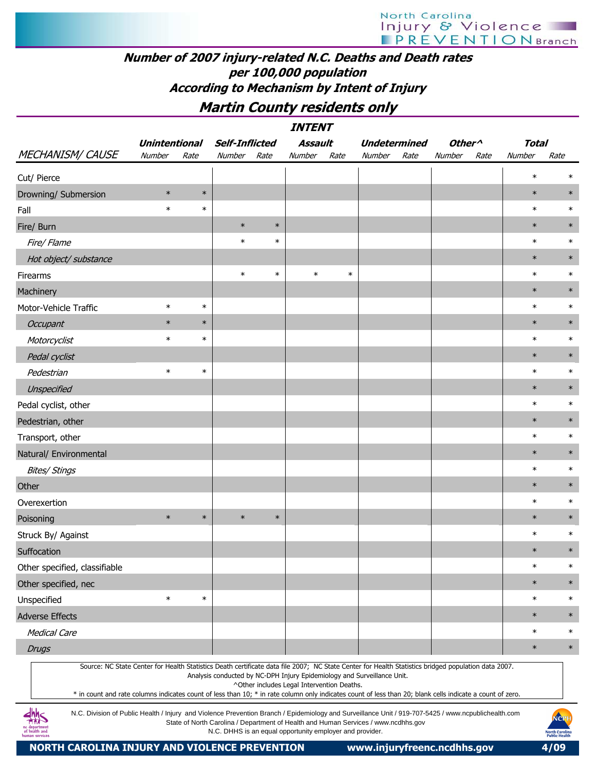## Number of 2007 injury-related N.C. Deaths and Death rates per 100,000 population According to Mechanism by Intent of Injury

### Martin County residents only

| MECHANISM/ CAUSE | Unintentional Number | Unintentional Rate | Self-Inflicted Number | Self-Inflicted Rate | Assault Number | Assault Rate | Undetermined Number | Undetermined Rate | Other^ Number | Other^ Rate | Total Number | Total Rate |
|---|---|---|---|---|---|---|---|---|---|---|---|---|
| Cut/ Pierce | | | | | | | | | | | * | * |
| Drowning/ Submersion | * | * | | | | | | | | | * | * |
| Fall | * | * | | | | | | | | | * | * |
| Fire/ Burn | | | * | * | | | | | | | * | * |
| *Fire/ Flame* | | | * | * | | | | | | | * | * |
| *Hot object/ substance* | | | | | | | | | | | * | * |
| Firearms | | | * | * | * | * | | | | | * | * |
| Machinery | | | | | | | | | | | * | * |
| Motor-Vehicle Traffic | * | * | | | | | | | | | * | * |
| *Occupant* | * | * | | | | | | | | | * | * |
| *Motorcyclist* | * | * | | | | | | | | | * | * |
| *Pedal cyclist* | | | | | | | | | | | * | * |
| *Pedestrian* | * | * | | | | | | | | | * | * |
| *Unspecified* | | | | | | | | | | | * | * |
| Pedal cyclist, other | | | | | | | | | | | * | * |
| Pedestrian, other | | | | | | | | | | | * | * |
| Transport, other | | | | | | | | | | | * | * |
| Natural/ Environmental | | | | | | | | | | | * | * |
| *Bites/ Stings* | | | | | | | | | | | * | * |
| Other | | | | | | | | | | | * | * |
| Overexertion | | | | | | | | | | | * | * |
| Poisoning | * | * | * | * | | | | | | | * | * |
| Struck By/ Against | | | | | | | | | | | * | * |
| Suffocation | | | | | | | | | | | * | * |
| Other specified, classifiable | | | | | | | | | | | * | * |
| Other specified, nec | | | | | | | | | | | * | * |
| Unspecified | * | * | | | | | | | | | * | * |
| Adverse Effects | | | | | | | | | | | * | * |
| *Medical Care* | | | | | | | | | | | * | * |
| *Drugs* | | | | | | | | | | | * | * |

Source: NC State Center for Health Statistics Death certificate data file 2007; NC State Center for Health Statistics bridged population data 2007.
Analysis conducted by NC-DPH Injury Epidemiology and Surveillance Unit.
^Other includes Legal Intervention Deaths.
* in count and rate columns indicates count of less than 10; * in rate column only indicates count of less than 20; blank cells indicate a count of zero.

N.C. Division of Public Health / Injury and Violence Prevention Branch / Epidemiology and Surveillance Unit / 919-707-5425 / www.ncpublichealth.com
State of North Carolina / Department of Health and Human Services / www.ncdhhs.gov
N.C. DHHS is an equal opportunity employer and provider.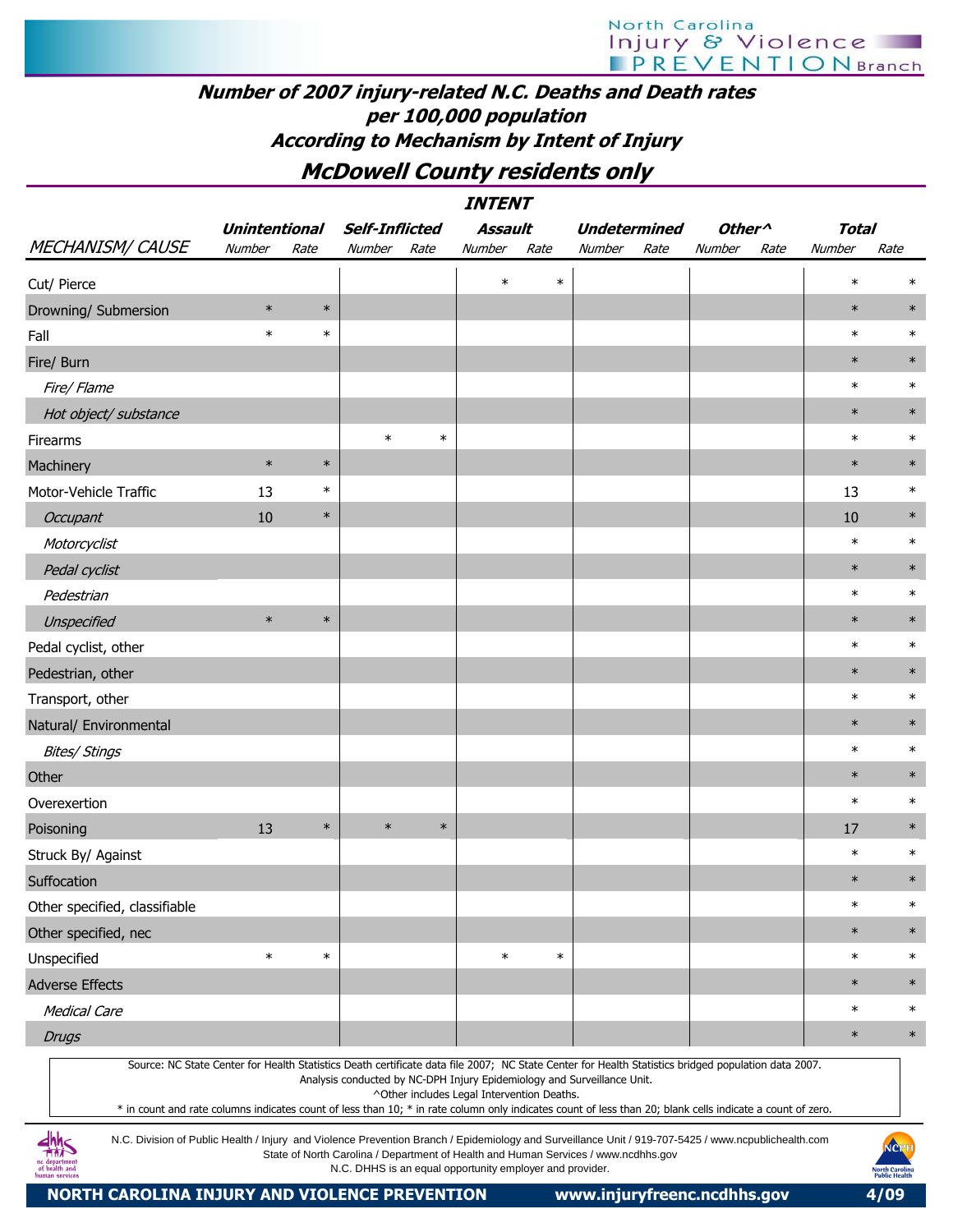## Number of 2007 injury-related N.C. Deaths and Death rates per 100,000 population According to Mechanism by Intent of Injury

## McDowell County residents only

| MECHANISM/ CAUSE | Unintentional Number | Unintentional Rate | Self-Inflicted Number | Self-Inflicted Rate | Assault Number | Assault Rate | Undetermined Number | Undetermined Rate | Other^ Number | Other^ Rate | Total Number | Total Rate |
|---|---|---|---|---|---|---|---|---|---|---|---|---|
| Cut/ Pierce | | | | | * | * | | | | | * | * |
| Drowning/ Submersion | * | * | | | | | | | | | * | * |
| Fall | * | * | | | | | | | | | * | * |
| Fire/ Burn | | | | | | | | | | | * | * |
| *Fire/ Flame* | | | | | | | | | | | * | * |
| *Hot object/ substance* | | | | | | | | | | | * | * |
| Firearms | | | * | * | | | | | | | * | * |
| Machinery | * | * | | | | | | | | | * | * |
| Motor-Vehicle Traffic | 13 | * | | | | | | | | | 13 | * |
| *Occupant* | 10 | * | | | | | | | | | 10 | * |
| *Motorcyclist* | | | | | | | | | | | * | * |
| *Pedal cyclist* | | | | | | | | | | | * | * |
| *Pedestrian* | | | | | | | | | | | * | * |
| *Unspecified* | * | * | | | | | | | | | * | * |
| Pedal cyclist, other | | | | | | | | | | | * | * |
| Pedestrian, other | | | | | | | | | | | * | * |
| Transport, other | | | | | | | | | | | * | * |
| Natural/ Environmental | | | | | | | | | | | * | * |
| *Bites/ Stings* | | | | | | | | | | | * | * |
| Other | | | | | | | | | | | * | * |
| Overexertion | | | | | | | | | | | * | * |
| Poisoning | 13 | * | * | * | | | | | | | 17 | * |
| Struck By/ Against | | | | | | | | | | | * | * |
| Suffocation | | | | | | | | | | | * | * |
| Other specified, classifiable | | | | | | | | | | | * | * |
| Other specified, nec | | | | | | | | | | | * | * |
| Unspecified | * | * | | | * | * | | | | | * | * |
| Adverse Effects | | | | | | | | | | | * | * |
| *Medical Care* | | | | | | | | | | | * | * |
| *Drugs* | | | | | | | | | | | * | * |

Source: NC State Center for Health Statistics Death certificate data file 2007; NC State Center for Health Statistics bridged population data 2007.
Analysis conducted by NC-DPH Injury Epidemiology and Surveillance Unit.
^Other includes Legal Intervention Deaths.
* in count and rate columns indicates count of less than 10; * in rate column only indicates count of less than 20; blank cells indicate a count of zero.

N.C. Division of Public Health / Injury and Violence Prevention Branch / Epidemiology and Surveillance Unit / 919-707-5425 / www.ncpublichealth.com
State of North Carolina / Department of Health and Human Services / www.ncdhhs.gov
N.C. DHHS is an equal opportunity employer and provider.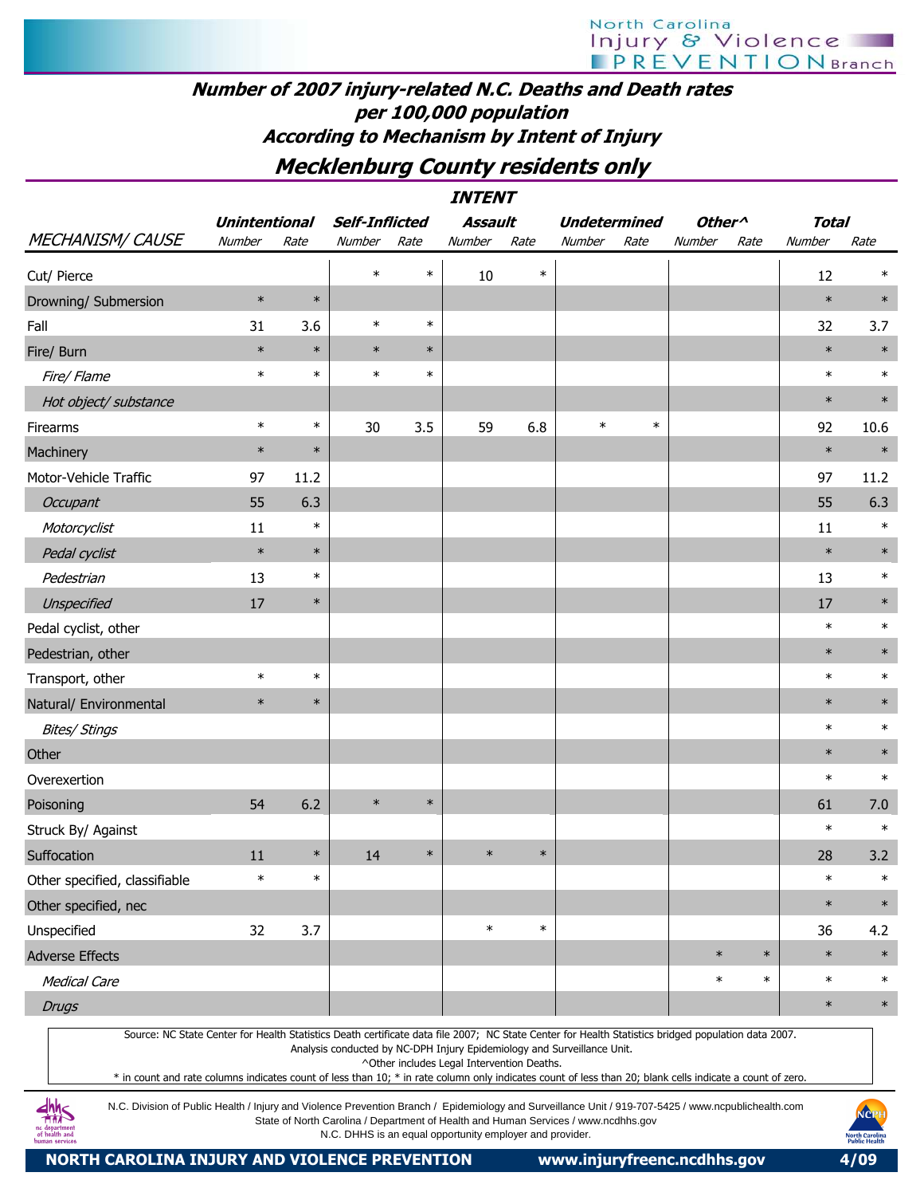## Number of 2007 injury-related N.C. Deaths and Death rates per 100,000 population According to Mechanism by Intent of Injury

## Mecklenburg County residents only

| | INTENT | | | | | | | | | | | |
|---|---|---|---|---|---|---|---|---|---|---|---|---|
| | Unintentional | | Self-Inflicted | | Assault | | Undetermined | | Other^ | | Total | |
| MECHANISM/ CAUSE | Number | Rate | Number | Rate | Number | Rate | Number | Rate | Number | Rate | Number | Rate |
| Cut/ Pierce | | | * | * | 10 | * | | | | | 12 | * |
| Drowning/ Submersion | * | * | | | | | | | | | * | * |
| Fall | 31 | 3.6 | * | * | | | | | | | 32 | 3.7 |
| Fire/ Burn | * | * | * | * | | | | | | | * | * |
| *Fire/ Flame* | * | * | * | * | | | | | | | * | * |
| *Hot object/ substance* | | | | | | | | | | | * | * |
| Firearms | * | * | 30 | 3.5 | 59 | 6.8 | * | * | | | 92 | 10.6 |
| Machinery | * | * | | | | | | | | | * | * |
| Motor-Vehicle Traffic | 97 | 11.2 | | | | | | | | | 97 | 11.2 |
| *Occupant* | 55 | 6.3 | | | | | | | | | 55 | 6.3 |
| *Motorcyclist* | 11 | * | | | | | | | | | 11 | * |
| *Pedal cyclist* | * | * | | | | | | | | | * | * |
| *Pedestrian* | 13 | * | | | | | | | | | 13 | * |
| *Unspecified* | 17 | * | | | | | | | | | 17 | * |
| Pedal cyclist, other | | | | | | | | | | | * | * |
| Pedestrian, other | | | | | | | | | | | * | * |
| Transport, other | * | * | | | | | | | | | * | * |
| Natural/ Environmental | * | * | | | | | | | | | * | * |
| *Bites/ Stings* | | | | | | | | | | | * | * |
| Other | | | | | | | | | | | * | * |
| Overexertion | | | | | | | | | | | * | * |
| Poisoning | 54 | 6.2 | * | * | | | | | | | 61 | 7.0 |
| Struck By/ Against | | | | | | | | | | | * | * |
| Suffocation | 11 | * | 14 | * | * | * | | | | | 28 | 3.2 |
| Other specified, classifiable | * | * | | | | | | | | | * | * |
| Other specified, nec | | | | | | | | | | | * | * |
| Unspecified | 32 | 3.7 | | | * | * | | | | | 36 | 4.2 |
| Adverse Effects | | | | | | | | | * | * | * | * |
| *Medical Care* | | | | | | | | | * | * | * | * |
| *Drugs* | | | | | | | | | | | * | * |

Source: NC State Center for Health Statistics Death certificate data file 2007; NC State Center for Health Statistics bridged population data 2007.
Analysis conducted by NC-DPH Injury Epidemiology and Surveillance Unit.
^Other includes Legal Intervention Deaths.
* in count and rate columns indicates count of less than 10; * in rate column only indicates count of less than 20; blank cells indicate a count of zero.

N.C. Division of Public Health / Injury and Violence Prevention Branch / Epidemiology and Surveillance Unit / 919-707-5425 / www.ncpublichealth.com
State of North Carolina / Department of Health and Human Services / www.ncdhhs.gov
N.C. DHHS is an equal opportunity employer and provider.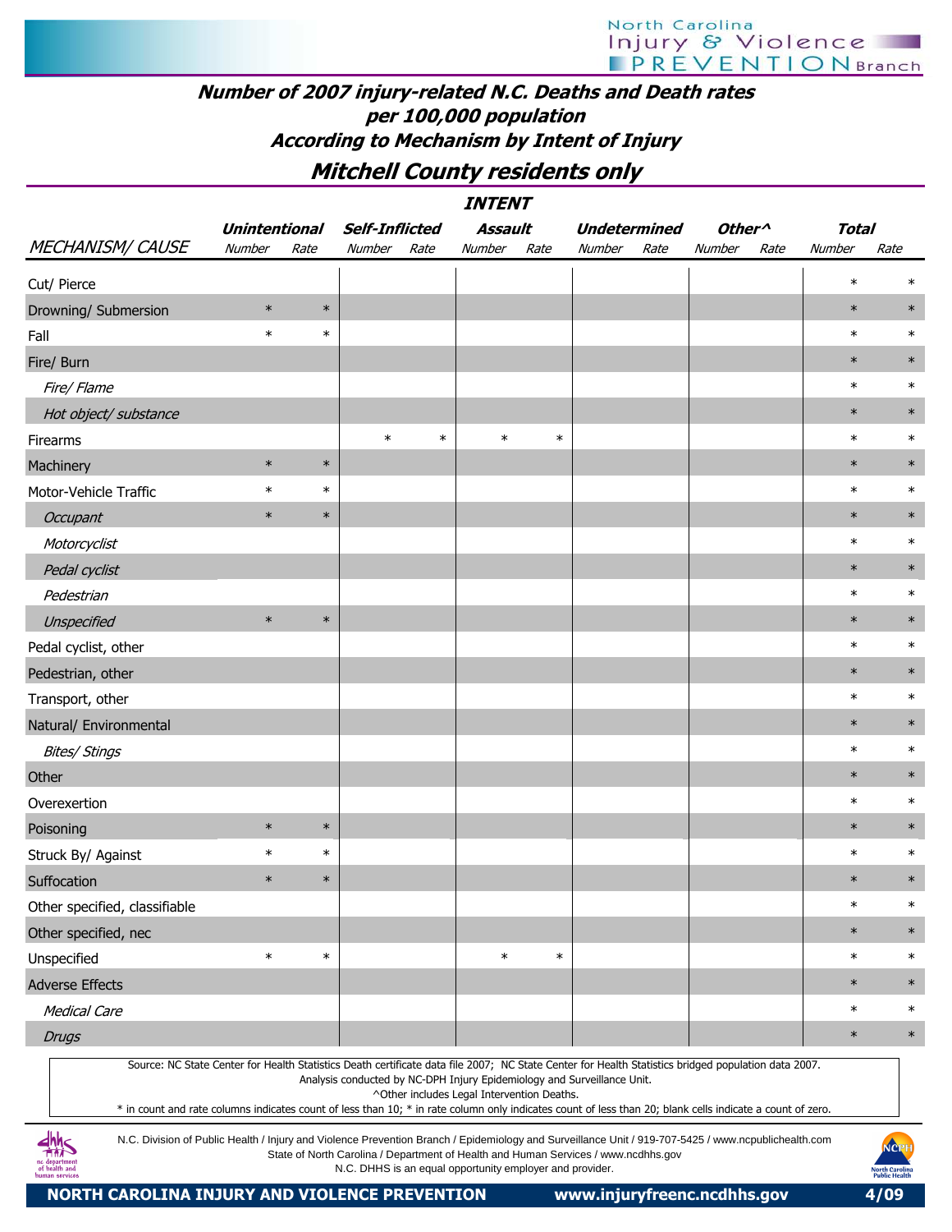## Number of 2007 injury-related N.C. Deaths and Death rates per 100,000 population According to Mechanism by Intent of Injury

### Mitchell County residents only

| | INTENT | | | | | | | | | | | |
|---|---|---|---|---|---|---|---|---|---|---|---|---|
| | Unintentional | | Self-Inflicted | | Assault | | Undetermined | | Other^ | | Total | |
| MECHANISM/ CAUSE | Number | Rate | Number | Rate | Number | Rate | Number | Rate | Number | Rate | Number | Rate |
| Cut/ Pierce | | | | | | | | | | | * | * |
| Drowning/ Submersion | * | * | | | | | | | | | * | * |
| Fall | * | * | | | | | | | | | * | * |
| Fire/ Burn | | | | | | | | | | | * | * |
| *Fire/ Flame* | | | | | | | | | | | * | * |
| *Hot object/ substance* | | | | | | | | | | | * | * |
| Firearms | | | * | * | * | * | | | | | * | * |
| Machinery | * | * | | | | | | | | | * | * |
| Motor-Vehicle Traffic | * | * | | | | | | | | | * | * |
| *Occupant* | * | * | | | | | | | | | * | * |
| *Motorcyclist* | | | | | | | | | | | * | * |
| *Pedal cyclist* | | | | | | | | | | | * | * |
| *Pedestrian* | | | | | | | | | | | * | * |
| *Unspecified* | * | * | | | | | | | | | * | * |
| Pedal cyclist, other | | | | | | | | | | | * | * |
| Pedestrian, other | | | | | | | | | | | * | * |
| Transport, other | | | | | | | | | | | * | * |
| Natural/ Environmental | | | | | | | | | | | * | * |
| *Bites/ Stings* | | | | | | | | | | | * | * |
| Other | | | | | | | | | | | * | * |
| Overexertion | | | | | | | | | | | * | * |
| Poisoning | * | * | | | | | | | | | * | * |
| Struck By/ Against | * | * | | | | | | | | | * | * |
| Suffocation | * | * | | | | | | | | | * | * |
| Other specified, classifiable | | | | | | | | | | | * | * |
| Other specified, nec | | | | | | | | | | | * | * |
| Unspecified | * | * | | | * | * | | | | | * | * |
| Adverse Effects | | | | | | | | | | | * | * |
| *Medical Care* | | | | | | | | | | | * | * |
| *Drugs* | | | | | | | | | | | * | * |

Source: NC State Center for Health Statistics Death certificate data file 2007; NC State Center for Health Statistics bridged population data 2007.
Analysis conducted by NC-DPH Injury Epidemiology and Surveillance Unit.
^Other includes Legal Intervention Deaths.
* in count and rate columns indicates count of less than 10; * in rate column only indicates count of less than 20; blank cells indicate a count of zero.

N.C. Division of Public Health / Injury and Violence Prevention Branch / Epidemiology and Surveillance Unit / 919-707-5425 / www.ncpublichealth.com
State of North Carolina / Department of Health and Human Services / www.ncdhhs.gov
N.C. DHHS is an equal opportunity employer and provider.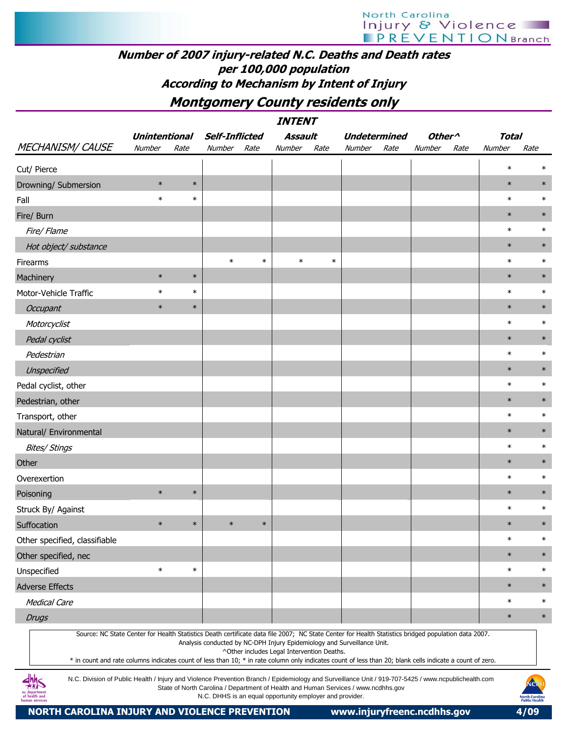## Number of 2007 injury-related N.C. Deaths and Death rates per 100,000 population According to Mechanism by Intent of Injury

## Montgomery County residents only

| MECHANISM/ CAUSE | Unintentional Number | Unintentional Rate | Self-Inflicted Number | Self-Inflicted Rate | Assault Number | Assault Rate | Undetermined Number | Undetermined Rate | Other^ Number | Other^ Rate | Total Number | Total Rate |
|---|---|---|---|---|---|---|---|---|---|---|---|---|
| Cut/ Pierce | | | | | | | | | | | * | * |
| Drowning/ Submersion | * | * | | | | | | | | | * | * |
| Fall | * | * | | | | | | | | | * | * |
| Fire/ Burn | | | | | | | | | | | * | * |
| *Fire/ Flame* | | | | | | | | | | | * | * |
| *Hot object/ substance* | | | | | | | | | | | * | * |
| Firearms | | | * | * | * | * | | | | | * | * |
| Machinery | * | * | | | | | | | | | * | * |
| Motor-Vehicle Traffic | * | * | | | | | | | | | * | * |
| *Occupant* | * | * | | | | | | | | | * | * |
| *Motorcyclist* | | | | | | | | | | | * | * |
| *Pedal cyclist* | | | | | | | | | | | * | * |
| *Pedestrian* | | | | | | | | | | | * | * |
| *Unspecified* | | | | | | | | | | | * | * |
| Pedal cyclist, other | | | | | | | | | | | * | * |
| Pedestrian, other | | | | | | | | | | | * | * |
| Transport, other | | | | | | | | | | | * | * |
| Natural/ Environmental | | | | | | | | | | | * | * |
| *Bites/ Stings* | | | | | | | | | | | * | * |
| Other | | | | | | | | | | | * | * |
| Overexertion | | | | | | | | | | | * | * |
| Poisoning | * | * | | | | | | | | | * | * |
| Struck By/ Against | | | | | | | | | | | * | * |
| Suffocation | * | * | * | * | | | | | | | * | * |
| Other specified, classifiable | | | | | | | | | | | * | * |
| Other specified, nec | | | | | | | | | | | * | * |
| Unspecified | * | * | | | | | | | | | * | * |
| Adverse Effects | | | | | | | | | | | * | * |
| *Medical Care* | | | | | | | | | | | * | * |
| *Drugs* | | | | | | | | | | | * | * |

Source: NC State Center for Health Statistics Death certificate data file 2007; NC State Center for Health Statistics bridged population data 2007.
Analysis conducted by NC-DPH Injury Epidemiology and Surveillance Unit.
^Other includes Legal Intervention Deaths.
* in count and rate columns indicates count of less than 10; * in rate column only indicates count of less than 20; blank cells indicate a count of zero.

N.C. Division of Public Health / Injury and Violence Prevention Branch / Epidemiology and Surveillance Unit / 919-707-5425 / www.ncpublichealth.com
State of North Carolina / Department of Health and Human Services / www.ncdhhs.gov
N.C. DHHS is an equal opportunity employer and provider.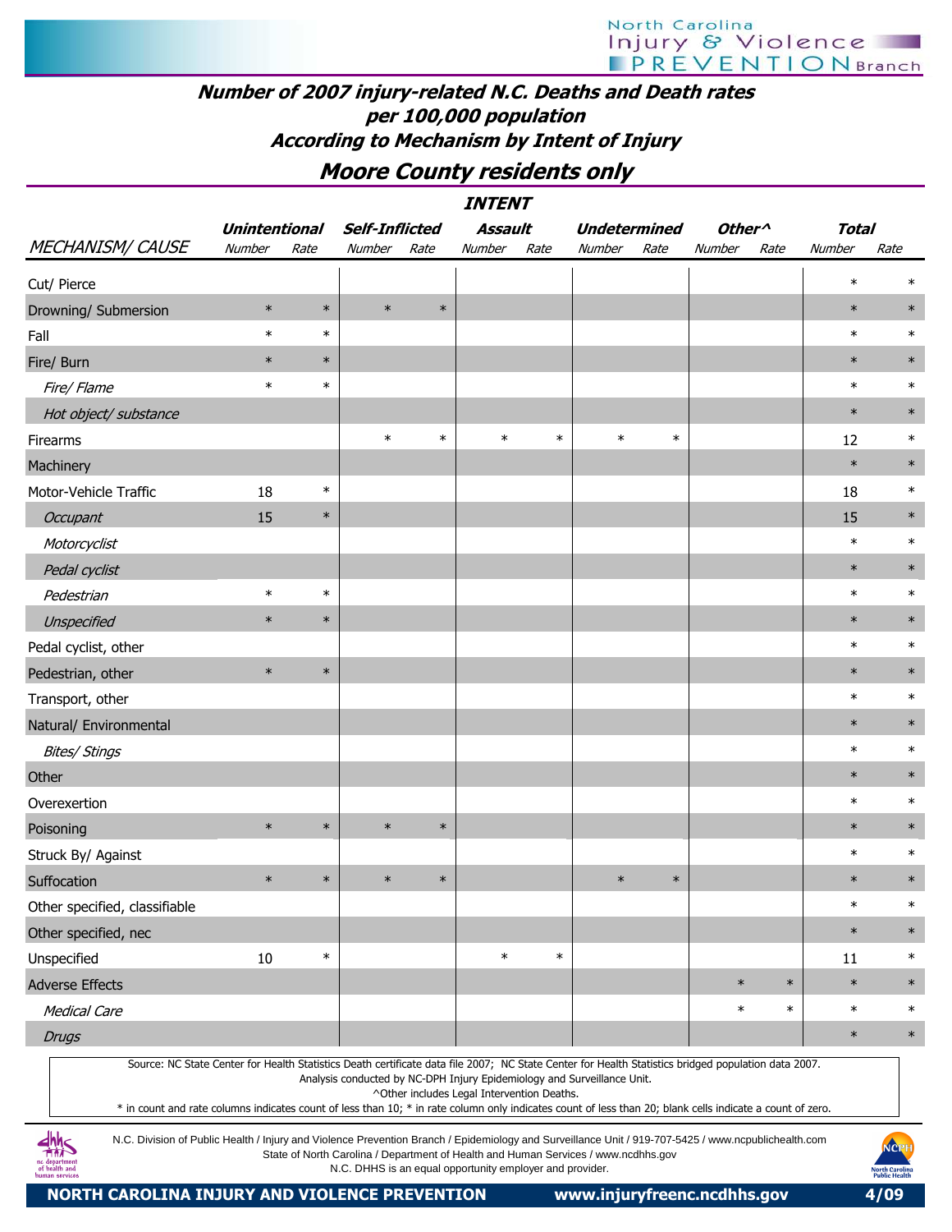# Number of 2007 injury-related N.C. Deaths and Death rates per 100,000 population According to Mechanism by Intent of Injury

## Moore County residents only

| | INTENT | | | | | | | | | | | |
|---|---|---|---|---|---|---|---|---|---|---|---|---|
| | Unintentional | | Self-Inflicted | | Assault | | Undetermined | | Other^ | | Total | |
| MECHANISM/ CAUSE | Number | Rate | Number | Rate | Number | Rate | Number | Rate | Number | Rate | Number | Rate |
| Cut/ Pierce | | | | | | | | | | | * | * |
| Drowning/ Submersion | * | * | * | * | | | | | | | * | * |
| Fall | * | * | | | | | | | | | * | * |
| Fire/ Burn | * | * | | | | | | | | | * | * |
| *Fire/ Flame* | * | * | | | | | | | | | * | * |
| *Hot object/ substance* | | | | | | | | | | | * | * |
| Firearms | | | * | * | * | * | * | * | | | 12 | * |
| Machinery | | | | | | | | | | | * | * |
| Motor-Vehicle Traffic | 18 | * | | | | | | | | | 18 | * |
| *Occupant* | 15 | * | | | | | | | | | 15 | * |
| *Motorcyclist* | | | | | | | | | | | * | * |
| *Pedal cyclist* | | | | | | | | | | | * | * |
| *Pedestrian* | * | * | | | | | | | | | * | * |
| *Unspecified* | * | * | | | | | | | | | * | * |
| Pedal cyclist, other | | | | | | | | | | | * | * |
| Pedestrian, other | * | * | | | | | | | | | * | * |
| Transport, other | | | | | | | | | | | * | * |
| Natural/ Environmental | | | | | | | | | | | * | * |
| *Bites/ Stings* | | | | | | | | | | | * | * |
| Other | | | | | | | | | | | * | * |
| Overexertion | | | | | | | | | | | * | * |
| Poisoning | * | * | * | * | | | | | | | * | * |
| Struck By/ Against | | | | | | | | | | | * | * |
| Suffocation | * | * | * | * | | | * | * | | | * | * |
| Other specified, classifiable | | | | | | | | | | | * | * |
| Other specified, nec | | | | | | | | | | | * | * |
| Unspecified | 10 | * | | | * | * | | | | | 11 | * |
| Adverse Effects | | | | | | | | | * | * | * | * |
| *Medical Care* | | | | | | | | | * | * | * | * |
| *Drugs* | | | | | | | | | | | * | * |

Source: NC State Center for Health Statistics Death certificate data file 2007; NC State Center for Health Statistics bridged population data 2007.
Analysis conducted by NC-DPH Injury Epidemiology and Surveillance Unit.
^Other includes Legal Intervention Deaths.
* in count and rate columns indicates count of less than 10; * in rate column only indicates count of less than 20; blank cells indicate a count of zero.

N.C. Division of Public Health / Injury and Violence Prevention Branch / Epidemiology and Surveillance Unit / 919-707-5425 / www.ncpublichealth.com
State of North Carolina / Department of Health and Human Services / www.ncdhhs.gov
N.C. DHHS is an equal opportunity employer and provider.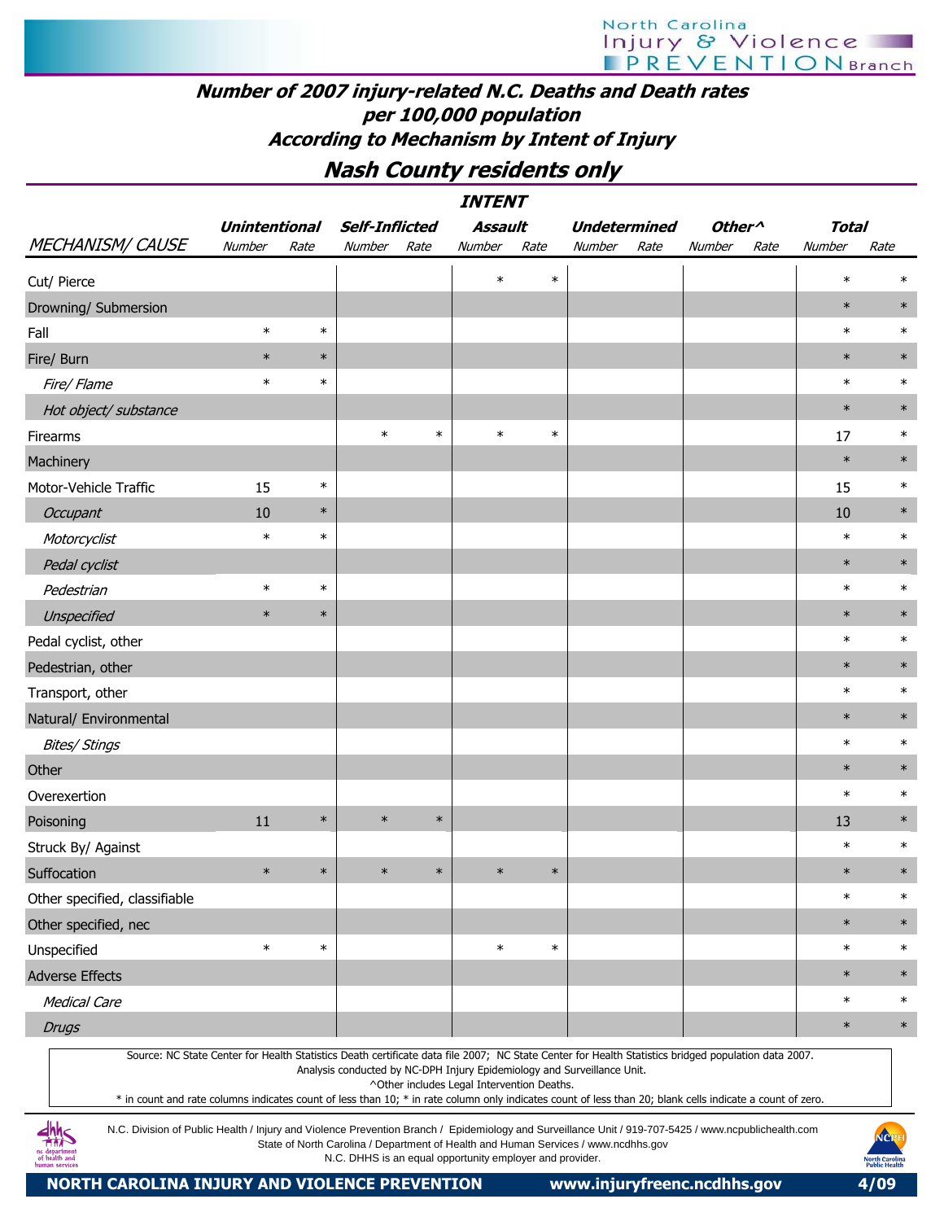# Number of 2007 injury-related N.C. Deaths and Death rates per 100,000 population According to Mechanism by Intent of Injury

## Nash County residents only

| MECHANISM/ CAUSE | Unintentional Number | Unintentional Rate | Self-Inflicted Number | Self-Inflicted Rate | Assault Number | Assault Rate | Undetermined Number | Undetermined Rate | Other^ Number | Other^ Rate | Total Number | Total Rate |
|---|---|---|---|---|---|---|---|---|---|---|---|---|
| Cut/ Pierce | | | | | * | * | | | | | * | * |
| Drowning/ Submersion | | | | | | | | | | | * | * |
| Fall | * | * | | | | | | | | | * | * |
| Fire/ Burn | * | * | | | | | | | | | * | * |
| *Fire/ Flame* | * | * | | | | | | | | | * | * |
| *Hot object/ substance* | | | | | | | | | | | * | * |
| Firearms | | | * | * | * | * | | | | | 17 | * |
| Machinery | | | | | | | | | | | * | * |
| Motor-Vehicle Traffic | 15 | * | | | | | | | | | 15 | * |
| *Occupant* | 10 | * | | | | | | | | | 10 | * |
| *Motorcyclist* | * | * | | | | | | | | | * | * |
| *Pedal cyclist* | | | | | | | | | | | * | * |
| *Pedestrian* | * | * | | | | | | | | | * | * |
| *Unspecified* | * | * | | | | | | | | | * | * |
| Pedal cyclist, other | | | | | | | | | | | * | * |
| Pedestrian, other | | | | | | | | | | | * | * |
| Transport, other | | | | | | | | | | | * | * |
| Natural/ Environmental | | | | | | | | | | | * | * |
| *Bites/ Stings* | | | | | | | | | | | * | * |
| Other | | | | | | | | | | | * | * |
| Overexertion | | | | | | | | | | | * | * |
| Poisoning | 11 | * | * | * | | | | | | | 13 | * |
| Struck By/ Against | | | | | | | | | | | * | * |
| Suffocation | * | * | * | * | * | * | | | | | * | * |
| Other specified, classifiable | | | | | | | | | | | * | * |
| Other specified, nec | | | | | | | | | | | * | * |
| Unspecified | * | * | | | * | * | | | | | * | * |
| Adverse Effects | | | | | | | | | | | * | * |
| *Medical Care* | | | | | | | | | | | * | * |
| *Drugs* | | | | | | | | | | | * | * |

Source: NC State Center for Health Statistics Death certificate data file 2007; NC State Center for Health Statistics bridged population data 2007.
Analysis conducted by NC-DPH Injury Epidemiology and Surveillance Unit.
^Other includes Legal Intervention Deaths.
* in count and rate columns indicates count of less than 10; * in rate column only indicates count of less than 20; blank cells indicate a count of zero.

N.C. Division of Public Health / Injury and Violence Prevention Branch / Epidemiology and Surveillance Unit / 919-707-5425 / www.ncpublichealth.com
State of North Carolina / Department of Health and Human Services / www.ncdhhs.gov
N.C. DHHS is an equal opportunity employer and provider.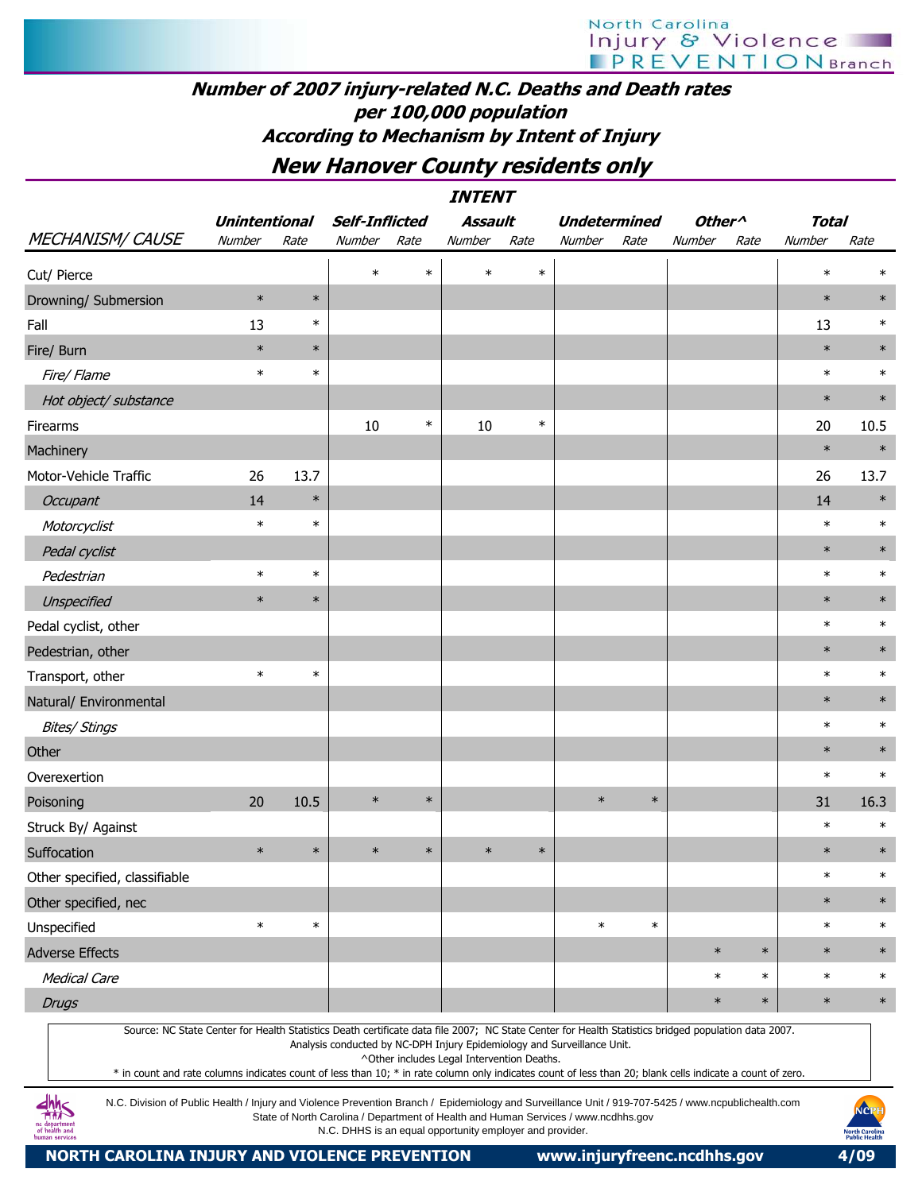# Number of 2007 injury-related N.C. Deaths and Death rates per 100,000 population According to Mechanism by Intent of Injury

## New Hanover County residents only

| MECHANISM/ CAUSE | Unintentional Number | Unintentional Rate | Self-Inflicted Number | Self-Inflicted Rate | Assault Number | Assault Rate | Undetermined Number | Undetermined Rate | Other^ Number | Other^ Rate | Total Number | Total Rate |
|---|---|---|---|---|---|---|---|---|---|---|---|---|
| Cut/ Pierce | | | * | * | * | * | | | | | * | * |
| Drowning/ Submersion | * | * | | | | | | | | | * | * |
| Fall | 13 | * | | | | | | | | | 13 | * |
| Fire/ Burn | * | * | | | | | | | | | * | * |
| *Fire/ Flame* | * | * | | | | | | | | | * | * |
| *Hot object/ substance* | | | | | | | | | | | * | * |
| Firearms | | | 10 | * | 10 | * | | | | | 20 | 10.5 |
| Machinery | | | | | | | | | | | * | * |
| Motor-Vehicle Traffic | 26 | 13.7 | | | | | | | | | 26 | 13.7 |
| *Occupant* | 14 | * | | | | | | | | | 14 | * |
| *Motorcyclist* | * | * | | | | | | | | | * | * |
| *Pedal cyclist* | | | | | | | | | | | * | * |
| *Pedestrian* | * | * | | | | | | | | | * | * |
| *Unspecified* | * | * | | | | | | | | | * | * |
| Pedal cyclist, other | | | | | | | | | | | * | * |
| Pedestrian, other | | | | | | | | | | | * | * |
| Transport, other | * | * | | | | | | | | | * | * |
| Natural/ Environmental | | | | | | | | | | | * | * |
| *Bites/ Stings* | | | | | | | | | | | * | * |
| Other | | | | | | | | | | | * | * |
| Overexertion | | | | | | | | | | | * | * |
| Poisoning | 20 | 10.5 | * | * | | | * | * | | | 31 | 16.3 |
| Struck By/ Against | | | | | | | | | | | * | * |
| Suffocation | * | * | * | * | * | * | | | | | * | * |
| Other specified, classifiable | | | | | | | | | | | * | * |
| Other specified, nec | | | | | | | | | | | * | * |
| Unspecified | * | * | | | | | * | * | | | * | * |
| Adverse Effects | | | | | | | | | * | * | * | * |
| *Medical Care* | | | | | | | | | * | * | * | * |
| *Drugs* | | | | | | | | | * | * | * | * |

Source: NC State Center for Health Statistics Death certificate data file 2007; NC State Center for Health Statistics bridged population data 2007.
Analysis conducted by NC-DPH Injury Epidemiology and Surveillance Unit.
^Other includes Legal Intervention Deaths.
* in count and rate columns indicates count of less than 10; * in rate column only indicates count of less than 20; blank cells indicate a count of zero.

N.C. Division of Public Health / Injury and Violence Prevention Branch / Epidemiology and Surveillance Unit / 919-707-5425 / www.ncpublichealth.com
State of North Carolina / Department of Health and Human Services / www.ncdhhs.gov
N.C. DHHS is an equal opportunity employer and provider.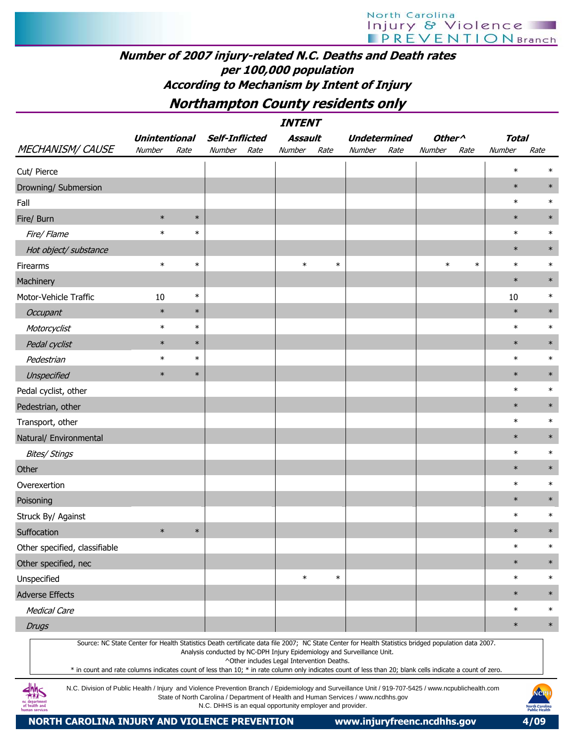## Number of 2007 injury-related N.C. Deaths and Death rates per 100,000 population According to Mechanism by Intent of Injury

## Northampton County residents only

| | INTENT | | | | | | | | | | | |
|---|---|---|---|---|---|---|---|---|---|---|---|---|
| | Unintentional | | Self-Inflicted | | Assault | | Undetermined | | Other^ | | Total | |
| MECHANISM/ CAUSE | Number | Rate | Number | Rate | Number | Rate | Number | Rate | Number | Rate | Number | Rate |
| Cut/ Pierce | | | | | | | | | | | * | * |
| Drowning/ Submersion | | | | | | | | | | | * | * |
| Fall | | | | | | | | | | | * | * |
| Fire/ Burn | * | * | | | | | | | | | * | * |
| *Fire/ Flame* | * | * | | | | | | | | | * | * |
| *Hot object/ substance* | | | | | | | | | | | * | * |
| Firearms | * | * | | | * | * | | | * | * | * | * |
| Machinery | | | | | | | | | | | * | * |
| Motor-Vehicle Traffic | 10 | * | | | | | | | | | 10 | * |
| *Occupant* | * | * | | | | | | | | | * | * |
| *Motorcyclist* | * | * | | | | | | | | | * | * |
| *Pedal cyclist* | * | * | | | | | | | | | * | * |
| *Pedestrian* | * | * | | | | | | | | | * | * |
| *Unspecified* | * | * | | | | | | | | | * | * |
| Pedal cyclist, other | | | | | | | | | | | * | * |
| Pedestrian, other | | | | | | | | | | | * | * |
| Transport, other | | | | | | | | | | | * | * |
| Natural/ Environmental | | | | | | | | | | | * | * |
| *Bites/ Stings* | | | | | | | | | | | * | * |
| Other | | | | | | | | | | | * | * |
| Overexertion | | | | | | | | | | | * | * |
| Poisoning | | | | | | | | | | | * | * |
| Struck By/ Against | | | | | | | | | | | * | * |
| Suffocation | * | * | | | | | | | | | * | * |
| Other specified, classifiable | | | | | | | | | | | * | * |
| Other specified, nec | | | | | | | | | | | * | * |
| Unspecified | | | | | * | * | | | | | * | * |
| Adverse Effects | | | | | | | | | | | * | * |
| *Medical Care* | | | | | | | | | | | * | * |
| *Drugs* | | | | | | | | | | | * | * |

Source: NC State Center for Health Statistics Death certificate data file 2007; NC State Center for Health Statistics bridged population data 2007.
Analysis conducted by NC-DPH Injury Epidemiology and Surveillance Unit.
^Other includes Legal Intervention Deaths.
* in count and rate columns indicates count of less than 10; * in rate column only indicates count of less than 20; blank cells indicate a count of zero.

N.C. Division of Public Health / Injury and Violence Prevention Branch / Epidemiology and Surveillance Unit / 919-707-5425 / www.ncpublichealth.com
State of North Carolina / Department of Health and Human Services / www.ncdhhs.gov
N.C. DHHS is an equal opportunity employer and provider.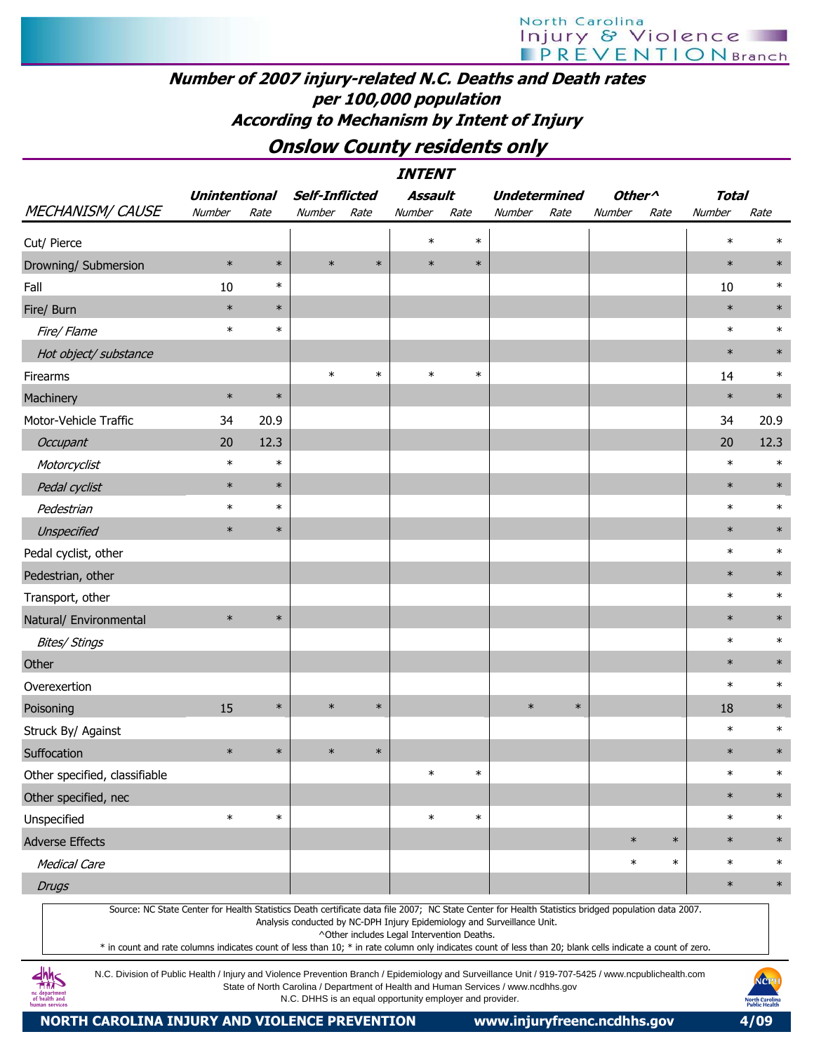# Number of 2007 injury-related N.C. Deaths and Death rates per 100,000 population According to Mechanism by Intent of Injury

## Onslow County residents only

| | INTENT | | | | | | | | | | | |
|---|---|---|---|---|---|---|---|---|---|---|---|---|
| | Unintentional | | Self-Inflicted | | Assault | | Undetermined | | Other^ | | Total | |
| MECHANISM/ CAUSE | Number | Rate | Number | Rate | Number | Rate | Number | Rate | Number | Rate | Number | Rate |
| Cut/ Pierce | | | | | * | * | | | | | * | * |
| Drowning/ Submersion | * | * | * | * | * | * | | | | | * | * |
| Fall | 10 | * | | | | | | | | | 10 | * |
| Fire/ Burn | * | * | | | | | | | | | * | * |
| *Fire/ Flame* | * | * | | | | | | | | | * | * |
| *Hot object/ substance* | | | | | | | | | | | * | * |
| Firearms | | | * | * | * | * | | | | | 14 | * |
| Machinery | * | * | | | | | | | | | * | * |
| Motor-Vehicle Traffic | 34 | 20.9 | | | | | | | | | 34 | 20.9 |
| *Occupant* | 20 | 12.3 | | | | | | | | | 20 | 12.3 |
| *Motorcyclist* | * | * | | | | | | | | | * | * |
| *Pedal cyclist* | * | * | | | | | | | | | * | * |
| *Pedestrian* | * | * | | | | | | | | | * | * |
| *Unspecified* | * | * | | | | | | | | | * | * |
| Pedal cyclist, other | | | | | | | | | | | * | * |
| Pedestrian, other | | | | | | | | | | | * | * |
| Transport, other | | | | | | | | | | | * | * |
| Natural/ Environmental | * | * | | | | | | | | | * | * |
| *Bites/ Stings* | | | | | | | | | | | * | * |
| Other | | | | | | | | | | | * | * |
| Overexertion | | | | | | | | | | | * | * |
| Poisoning | 15 | * | * | * | | | * | * | | | 18 | * |
| Struck By/ Against | | | | | | | | | | | * | * |
| Suffocation | * | * | * | * | | | | | | | * | * |
| Other specified, classifiable | | | | | * | * | | | | | * | * |
| Other specified, nec | | | | | | | | | | | * | * |
| Unspecified | * | * | | | * | * | | | | | * | * |
| Adverse Effects | | | | | | | | | * | * | * | * |
| *Medical Care* | | | | | | | | | * | * | * | * |
| *Drugs* | | | | | | | | | | | * | * |

Source: NC State Center for Health Statistics Death certificate data file 2007; NC State Center for Health Statistics bridged population data 2007.
Analysis conducted by NC-DPH Injury Epidemiology and Surveillance Unit.
^Other includes Legal Intervention Deaths.
* in count and rate columns indicates count of less than 10; * in rate column only indicates count of less than 20; blank cells indicate a count of zero.

N.C. Division of Public Health / Injury and Violence Prevention Branch / Epidemiology and Surveillance Unit / 919-707-5425 / www.ncpublichealth.com
State of North Carolina / Department of Health and Human Services / www.ncdhhs.gov
N.C. DHHS is an equal opportunity employer and provider.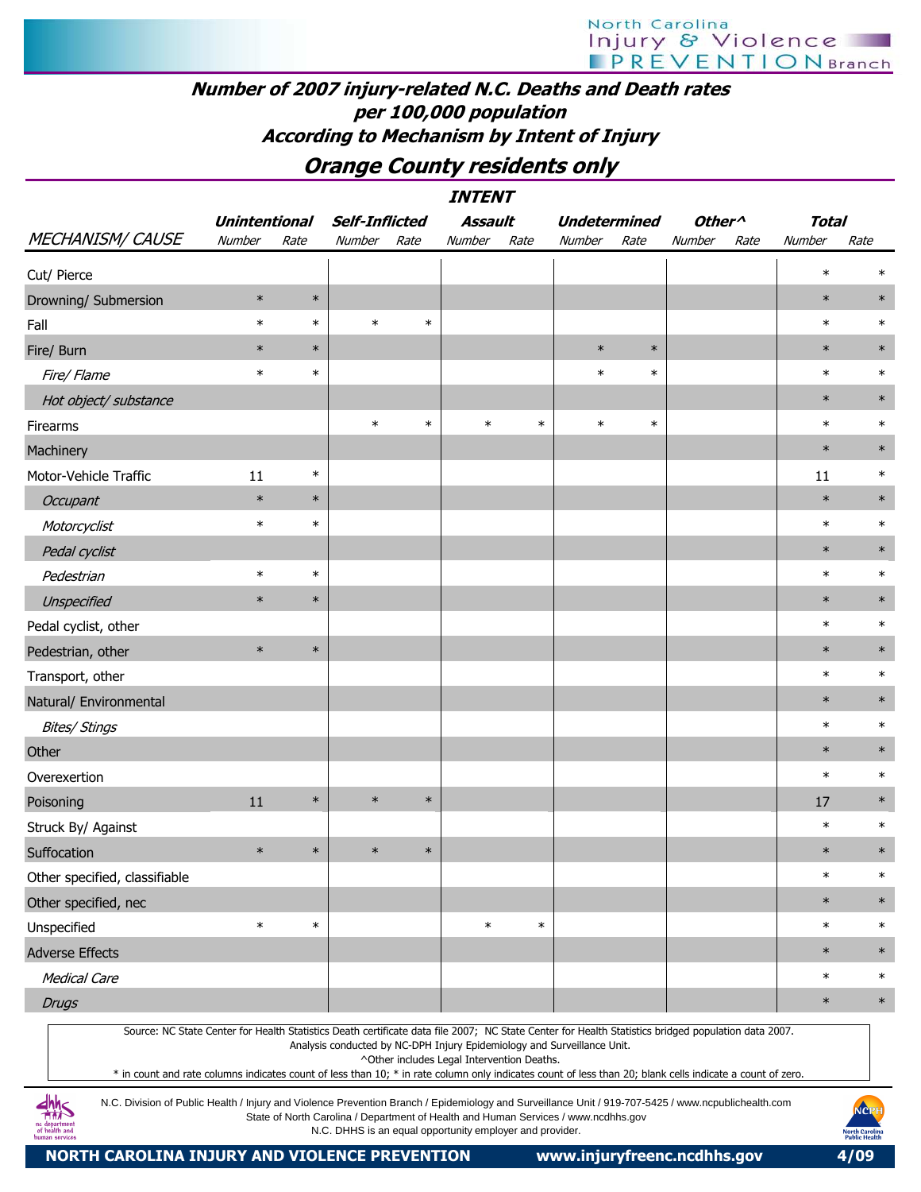# Number of 2007 injury-related N.C. Deaths and Death rates per 100,000 population According to Mechanism by Intent of Injury

## Orange County residents only

| MECHANISM/ CAUSE | Unintentional Number | Unintentional Rate | Self-Inflicted Number | Self-Inflicted Rate | Assault Number | Assault Rate | Undetermined Number | Undetermined Rate | Other^ Number | Other^ Rate | Total Number | Total Rate |
|---|---|---|---|---|---|---|---|---|---|---|---|---|
| Cut/ Pierce | | | | | | | | | | | * | * |
| Drowning/ Submersion | * | * | | | | | | | | | * | * |
| Fall | * | * | * | * | | | | | | | * | * |
| Fire/ Burn | * | * | | | | | * | * | | | * | * |
| *Fire/ Flame* | * | * | | | | | * | * | | | * | * |
| *Hot object/ substance* | | | | | | | | | | | * | * |
| Firearms | | | * | * | * | * | * | * | | | * | * |
| Machinery | | | | | | | | | | | * | * |
| Motor-Vehicle Traffic | 11 | * | | | | | | | | | 11 | * |
| *Occupant* | * | * | | | | | | | | | * | * |
| *Motorcyclist* | * | * | | | | | | | | | * | * |
| *Pedal cyclist* | | | | | | | | | | | * | * |
| *Pedestrian* | * | * | | | | | | | | | * | * |
| *Unspecified* | * | * | | | | | | | | | * | * |
| Pedal cyclist, other | | | | | | | | | | | * | * |
| Pedestrian, other | * | * | | | | | | | | | * | * |
| Transport, other | | | | | | | | | | | * | * |
| Natural/ Environmental | | | | | | | | | | | * | * |
| *Bites/ Stings* | | | | | | | | | | | * | * |
| Other | | | | | | | | | | | * | * |
| Overexertion | | | | | | | | | | | * | * |
| Poisoning | 11 | * | * | * | | | | | | | 17 | * |
| Struck By/ Against | | | | | | | | | | | * | * |
| Suffocation | * | * | * | * | | | | | | | * | * |
| Other specified, classifiable | | | | | | | | | | | * | * |
| Other specified, nec | | | | | | | | | | | * | * |
| Unspecified | * | * | | | * | * | | | | | * | * |
| Adverse Effects | | | | | | | | | | | * | * |
| *Medical Care* | | | | | | | | | | | * | * |
| *Drugs* | | | | | | | | | | | * | * |

Source: NC State Center for Health Statistics Death certificate data file 2007; NC State Center for Health Statistics bridged population data 2007.
Analysis conducted by NC-DPH Injury Epidemiology and Surveillance Unit.
^Other includes Legal Intervention Deaths.
* in count and rate columns indicates count of less than 10; * in rate column only indicates count of less than 20; blank cells indicate a count of zero.

N.C. Division of Public Health / Injury and Violence Prevention Branch / Epidemiology and Surveillance Unit / 919-707-5425 / www.ncpublichealth.com
State of North Carolina / Department of Health and Human Services / www.ncdhhs.gov
N.C. DHHS is an equal opportunity employer and provider.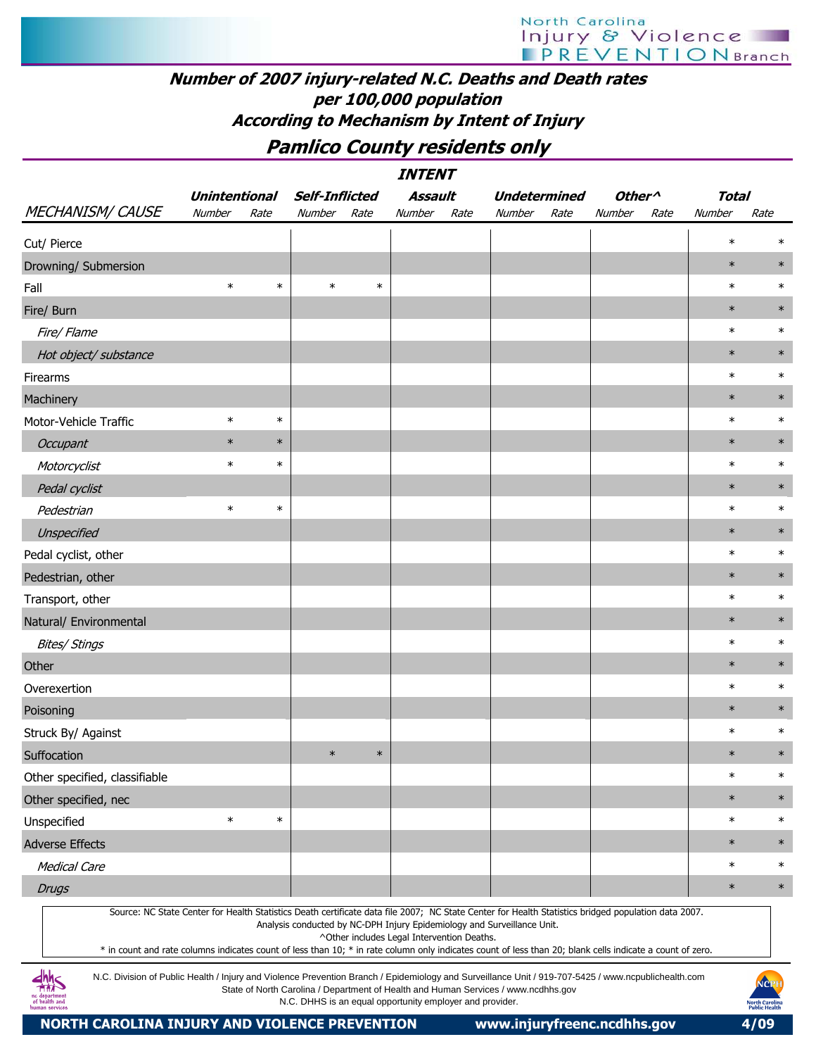## Number of 2007 injury-related N.C. Deaths and Death rates per 100,000 population According to Mechanism by Intent of Injury

## Pamlico County residents only

| | INTENT | | | | | | | | | | | |
|---|---|---|---|---|---|---|---|---|---|---|---|---|
| | Unintentional | | Self-Inflicted | | Assault | | Undetermined | | Other^ | | Total | |
| MECHANISM/ CAUSE | Number | Rate | Number | Rate | Number | Rate | Number | Rate | Number | Rate | Number | Rate |
| Cut/ Pierce | | | | | | | | | | | * | * |
| Drowning/ Submersion | | | | | | | | | | | * | * |
| Fall | * | * | * | * | | | | | | | * | * |
| Fire/ Burn | | | | | | | | | | | * | * |
| *Fire/ Flame* | | | | | | | | | | | * | * |
| *Hot object/ substance* | | | | | | | | | | | * | * |
| Firearms | | | | | | | | | | | * | * |
| Machinery | | | | | | | | | | | * | * |
| Motor-Vehicle Traffic | * | * | | | | | | | | | * | * |
| *Occupant* | * | * | | | | | | | | | * | * |
| *Motorcyclist* | * | * | | | | | | | | | * | * |
| *Pedal cyclist* | | | | | | | | | | | * | * |
| *Pedestrian* | * | * | | | | | | | | | * | * |
| *Unspecified* | | | | | | | | | | | * | * |
| Pedal cyclist, other | | | | | | | | | | | * | * |
| Pedestrian, other | | | | | | | | | | | * | * |
| Transport, other | | | | | | | | | | | * | * |
| Natural/ Environmental | | | | | | | | | | | * | * |
| *Bites/ Stings* | | | | | | | | | | | * | * |
| Other | | | | | | | | | | | * | * |
| Overexertion | | | | | | | | | | | * | * |
| Poisoning | | | | | | | | | | | * | * |
| Struck By/ Against | | | | | | | | | | | * | * |
| Suffocation | | | * | * | | | | | | | * | * |
| Other specified, classifiable | | | | | | | | | | | * | * |
| Other specified, nec | | | | | | | | | | | * | * |
| Unspecified | * | * | | | | | | | | | * | * |
| Adverse Effects | | | | | | | | | | | * | * |
| *Medical Care* | | | | | | | | | | | * | * |
| *Drugs* | | | | | | | | | | | * | * |

Source: NC State Center for Health Statistics Death certificate data file 2007; NC State Center for Health Statistics bridged population data 2007.
Analysis conducted by NC-DPH Injury Epidemiology and Surveillance Unit.
^Other includes Legal Intervention Deaths.
* in count and rate columns indicates count of less than 10; * in rate column only indicates count of less than 20; blank cells indicate a count of zero.

N.C. Division of Public Health / Injury and Violence Prevention Branch / Epidemiology and Surveillance Unit / 919-707-5425 / www.ncpublichealth.com
State of North Carolina / Department of Health and Human Services / www.ncdhhs.gov
N.C. DHHS is an equal opportunity employer and provider.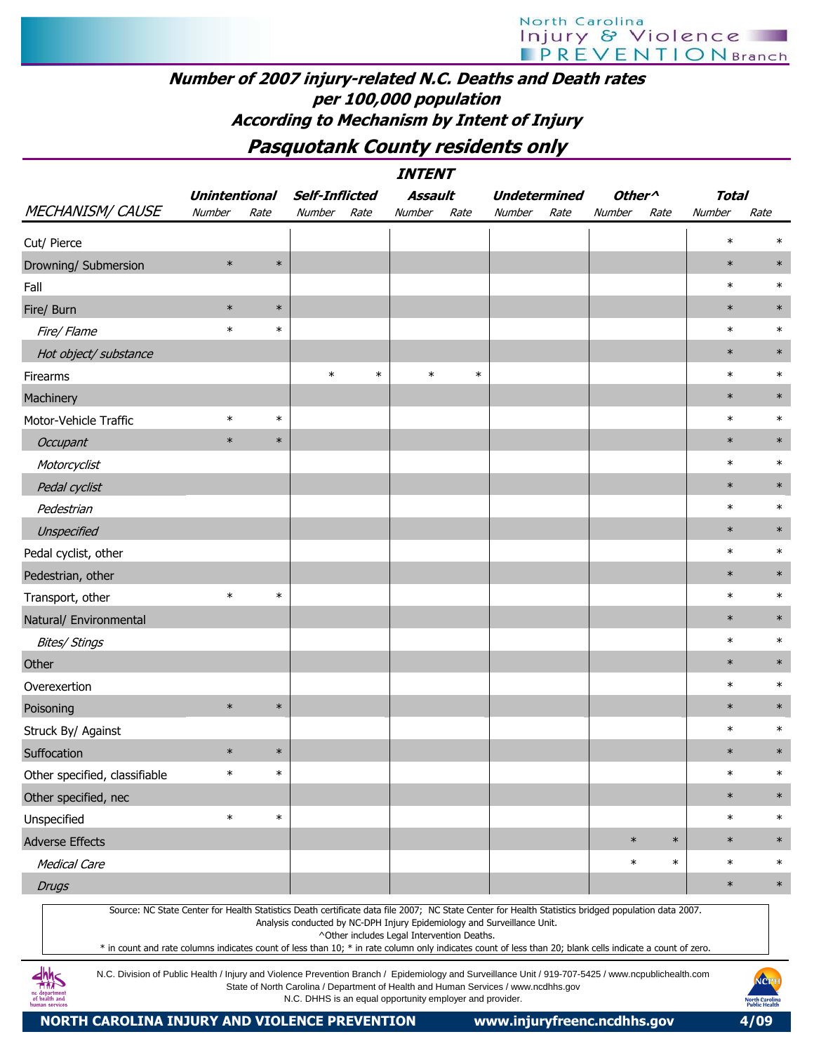## Number of 2007 injury-related N.C. Deaths and Death rates per 100,000 population According to Mechanism by Intent of Injury

## Pasquotank County residents only

| | INTENT | | | | | | | | | | | |
|---|---|---|---|---|---|---|---|---|---|---|---|---|
| | Unintentional | | Self-Inflicted | | Assault | | Undetermined | | Other^ | | Total | |
| MECHANISM/ CAUSE | Number | Rate | Number | Rate | Number | Rate | Number | Rate | Number | Rate | Number | Rate |
| Cut/ Pierce | | | | | | | | | | | * | * |
| Drowning/ Submersion | * | * | | | | | | | | | * | * |
| Fall | | | | | | | | | | | * | * |
| Fire/ Burn | * | * | | | | | | | | | * | * |
| *Fire/ Flame* | * | * | | | | | | | | | * | * |
| *Hot object/ substance* | | | | | | | | | | | * | * |
| Firearms | | | * | * | * | * | | | | | * | * |
| Machinery | | | | | | | | | | | * | * |
| Motor-Vehicle Traffic | * | * | | | | | | | | | * | * |
| *Occupant* | * | * | | | | | | | | | * | * |
| *Motorcyclist* | | | | | | | | | | | * | * |
| *Pedal cyclist* | | | | | | | | | | | * | * |
| *Pedestrian* | | | | | | | | | | | * | * |
| *Unspecified* | | | | | | | | | | | * | * |
| Pedal cyclist, other | | | | | | | | | | | * | * |
| Pedestrian, other | | | | | | | | | | | * | * |
| Transport, other | * | * | | | | | | | | | * | * |
| Natural/ Environmental | | | | | | | | | | | * | * |
| *Bites/ Stings* | | | | | | | | | | | * | * |
| Other | | | | | | | | | | | * | * |
| Overexertion | | | | | | | | | | | * | * |
| Poisoning | * | * | | | | | | | | | * | * |
| Struck By/ Against | | | | | | | | | | | * | * |
| Suffocation | * | * | | | | | | | | | * | * |
| Other specified, classifiable | * | * | | | | | | | | | * | * |
| Other specified, nec | | | | | | | | | | | * | * |
| Unspecified | * | * | | | | | | | | | * | * |
| Adverse Effects | | | | | | | | | * | * | * | * |
| *Medical Care* | | | | | | | | | * | * | * | * |
| *Drugs* | | | | | | | | | | | * | * |

Source: NC State Center for Health Statistics Death certificate data file 2007; NC State Center for Health Statistics bridged population data 2007.
Analysis conducted by NC-DPH Injury Epidemiology and Surveillance Unit.
^Other includes Legal Intervention Deaths.
* in count and rate columns indicates count of less than 10; * in rate column only indicates count of less than 20; blank cells indicate a count of zero.

N.C. Division of Public Health / Injury and Violence Prevention Branch / Epidemiology and Surveillance Unit / 919-707-5425 / www.ncpublichealth.com
State of North Carolina / Department of Health and Human Services / www.ncdhhs.gov
N.C. DHHS is an equal opportunity employer and provider.

NORTH CAROLINA INJURY AND VIOLENCE PREVENTION www.injuryfreenc.ncdhhs.gov 4/09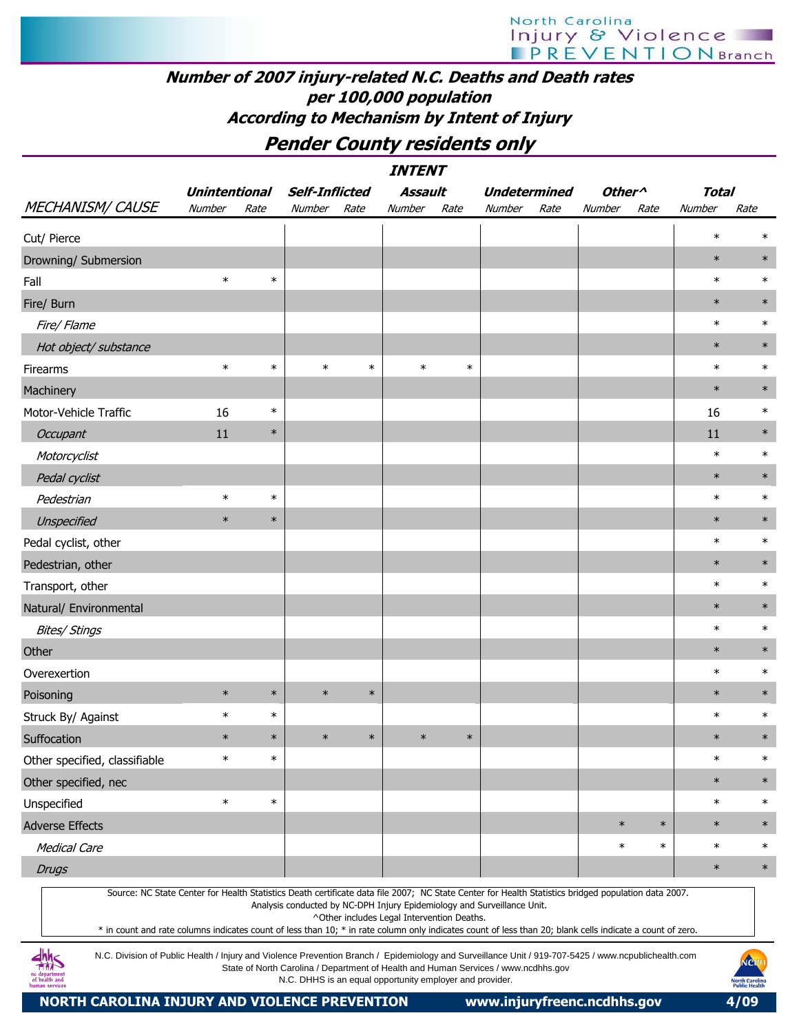**Number of 2007 injury-related N.C. Deaths and Death rates per 100,000 population According to Mechanism by Intent of Injury**

## Pender County residents only

| MECHANISM/ CAUSE | Unintentional Number | Unintentional Rate | Self-Inflicted Number | Self-Inflicted Rate | Assault Number | Assault Rate | Undetermined Number | Undetermined Rate | Other^ Number | Other^ Rate | Total Number | Total Rate |
|---|---|---|---|---|---|---|---|---|---|---|---|---|
| Cut/ Pierce | | | | | | | | | | | * | * |
| Drowning/ Submersion | | | | | | | | | | | * | * |
| Fall | * | * | | | | | | | | | * | * |
| Fire/ Burn | | | | | | | | | | | * | * |
| *Fire/ Flame* | | | | | | | | | | | * | * |
| *Hot object/ substance* | | | | | | | | | | | * | * |
| Firearms | * | * | * | * | * | * | | | | | * | * |
| Machinery | | | | | | | | | | | * | * |
| Motor-Vehicle Traffic | 16 | * | | | | | | | | | 16 | * |
| *Occupant* | 11 | * | | | | | | | | | 11 | * |
| *Motorcyclist* | | | | | | | | | | | * | * |
| *Pedal cyclist* | | | | | | | | | | | * | * |
| *Pedestrian* | * | * | | | | | | | | | * | * |
| *Unspecified* | * | * | | | | | | | | | * | * |
| Pedal cyclist, other | | | | | | | | | | | * | * |
| Pedestrian, other | | | | | | | | | | | * | * |
| Transport, other | | | | | | | | | | | * | * |
| Natural/ Environmental | | | | | | | | | | | * | * |
| *Bites/ Stings* | | | | | | | | | | | * | * |
| Other | | | | | | | | | | | * | * |
| Overexertion | | | | | | | | | | | * | * |
| Poisoning | * | * | * | * | | | | | | | * | * |
| Struck By/ Against | * | * | | | | | | | | | * | * |
| Suffocation | * | * | * | * | * | * | | | | | * | * |
| Other specified, classifiable | * | * | | | | | | | | | * | * |
| Other specified, nec | | | | | | | | | | | * | * |
| Unspecified | * | * | | | | | | | | | * | * |
| Adverse Effects | | | | | | | | | * | * | * | * |
| *Medical Care* | | | | | | | | | * | * | * | * |
| *Drugs* | | | | | | | | | | | * | * |

Source: NC State Center for Health Statistics Death certificate data file 2007; NC State Center for Health Statistics bridged population data 2007.
Analysis conducted by NC-DPH Injury Epidemiology and Surveillance Unit.
^Other includes Legal Intervention Deaths.
* in count and rate columns indicates count of less than 10; * in rate column only indicates count of less than 20; blank cells indicate a count of zero.

N.C. Division of Public Health / Injury and Violence Prevention Branch / Epidemiology and Surveillance Unit / 919-707-5425 / www.ncpublichealth.com
State of North Carolina / Department of Health and Human Services / www.ncdhhs.gov
N.C. DHHS is an equal opportunity employer and provider.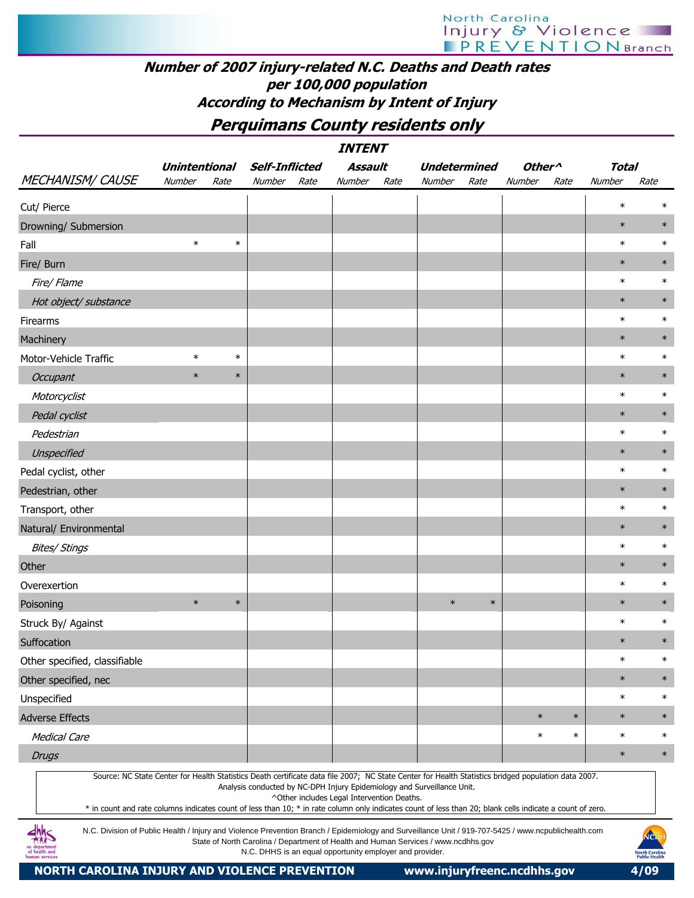# Number of 2007 injury-related N.C. Deaths and Death rates per 100,000 population According to Mechanism by Intent of Injury

## Perquimans County residents only

| | INTENT | | | | | | | | | | | |
|---|---|---|---|---|---|---|---|---|---|---|---|---|
| | Unintentional | | Self-Inflicted | | Assault | | Undetermined | | Other^ | | Total | |
| MECHANISM/ CAUSE | Number | Rate | Number | Rate | Number | Rate | Number | Rate | Number | Rate | Number | Rate |
| Cut/ Pierce | | | | | | | | | | | * | * |
| Drowning/ Submersion | | | | | | | | | | | * | * |
| Fall | * | * | | | | | | | | | * | * |
| Fire/ Burn | | | | | | | | | | | * | * |
| *Fire/ Flame* | | | | | | | | | | | * | * |
| *Hot object/ substance* | | | | | | | | | | | * | * |
| Firearms | | | | | | | | | | | * | * |
| Machinery | | | | | | | | | | | * | * |
| Motor-Vehicle Traffic | * | * | | | | | | | | | * | * |
| *Occupant* | * | * | | | | | | | | | * | * |
| *Motorcyclist* | | | | | | | | | | | * | * |
| *Pedal cyclist* | | | | | | | | | | | * | * |
| *Pedestrian* | | | | | | | | | | | * | * |
| *Unspecified* | | | | | | | | | | | * | * |
| Pedal cyclist, other | | | | | | | | | | | * | * |
| Pedestrian, other | | | | | | | | | | | * | * |
| Transport, other | | | | | | | | | | | * | * |
| Natural/ Environmental | | | | | | | | | | | * | * |
| *Bites/ Stings* | | | | | | | | | | | * | * |
| Other | | | | | | | | | | | * | * |
| Overexertion | | | | | | | | | | | * | * |
| Poisoning | * | * | | | | | * | * | | | * | * |
| Struck By/ Against | | | | | | | | | | | * | * |
| Suffocation | | | | | | | | | | | * | * |
| Other specified, classifiable | | | | | | | | | | | * | * |
| Other specified, nec | | | | | | | | | | | * | * |
| Unspecified | | | | | | | | | | | * | * |
| Adverse Effects | | | | | | | | | * | * | * | * |
| *Medical Care* | | | | | | | | | * | * | * | * |
| *Drugs* | | | | | | | | | | | * | * |

Source: NC State Center for Health Statistics Death certificate data file 2007; NC State Center for Health Statistics bridged population data 2007.
Analysis conducted by NC-DPH Injury Epidemiology and Surveillance Unit.
^Other includes Legal Intervention Deaths.
* in count and rate columns indicates count of less than 10; * in rate column only indicates count of less than 20; blank cells indicate a count of zero.

N.C. Division of Public Health / Injury and Violence Prevention Branch / Epidemiology and Surveillance Unit / 919-707-5425 / www.ncpublichealth.com
State of North Carolina / Department of Health and Human Services / www.ncdhhs.gov
N.C. DHHS is an equal opportunity employer and provider.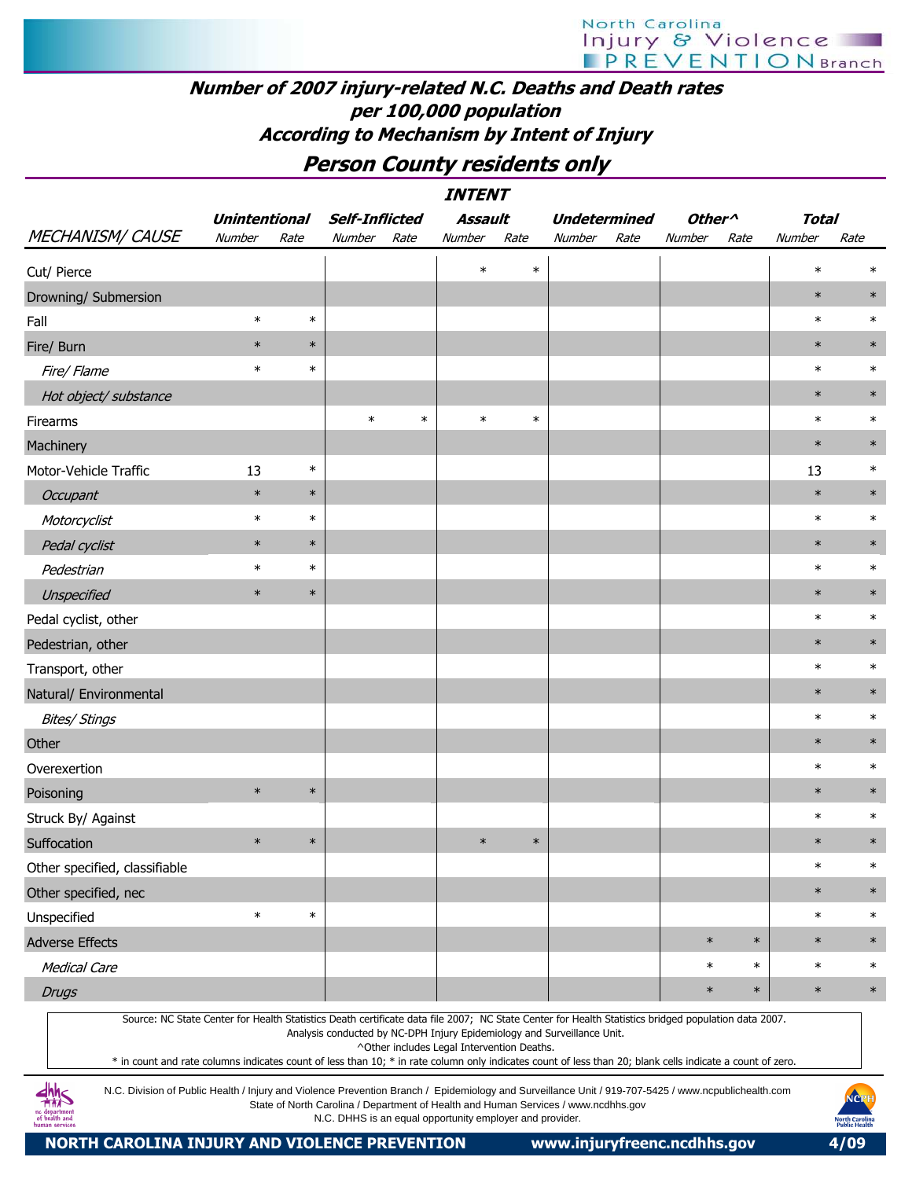## Number of 2007 injury-related N.C. Deaths and Death rates per 100,000 population According to Mechanism by Intent of Injury

## Person County residents only

| | INTENT | | | | | | | | | | | |
|---|---|---|---|---|---|---|---|---|---|---|---|---|
| | Unintentional | | Self-Inflicted | | Assault | | Undetermined | | Other^ | | Total | |
| MECHANISM/ CAUSE | Number | Rate | Number | Rate | Number | Rate | Number | Rate | Number | Rate | Number | Rate |
| Cut/ Pierce | | | | | * | * | | | | | * | * |
| Drowning/ Submersion | | | | | | | | | | | * | * |
| Fall | * | * | | | | | | | | | * | * |
| Fire/ Burn | * | * | | | | | | | | | * | * |
| *Fire/ Flame* | * | * | | | | | | | | | * | * |
| *Hot object/ substance* | | | | | | | | | | | * | * |
| Firearms | | | * | * | * | * | | | | | * | * |
| Machinery | | | | | | | | | | | * | * |
| Motor-Vehicle Traffic | 13 | * | | | | | | | | | 13 | * |
| *Occupant* | * | * | | | | | | | | | * | * |
| *Motorcyclist* | * | * | | | | | | | | | * | * |
| *Pedal cyclist* | * | * | | | | | | | | | * | * |
| *Pedestrian* | * | * | | | | | | | | | * | * |
| *Unspecified* | * | * | | | | | | | | | * | * |
| Pedal cyclist, other | | | | | | | | | | | * | * |
| Pedestrian, other | | | | | | | | | | | * | * |
| Transport, other | | | | | | | | | | | * | * |
| Natural/ Environmental | | | | | | | | | | | * | * |
| *Bites/ Stings* | | | | | | | | | | | * | * |
| Other | | | | | | | | | | | * | * |
| Overexertion | | | | | | | | | | | * | * |
| Poisoning | * | * | | | | | | | | | * | * |
| Struck By/ Against | | | | | | | | | | | * | * |
| Suffocation | * | * | | | * | * | | | | | * | * |
| Other specified, classifiable | | | | | | | | | | | * | * |
| Other specified, nec | | | | | | | | | | | * | * |
| Unspecified | * | * | | | | | | | | | * | * |
| Adverse Effects | | | | | | | | | * | * | * | * |
| *Medical Care* | | | | | | | | | * | * | * | * |
| *Drugs* | | | | | | | | | * | * | * | * |

Source: NC State Center for Health Statistics Death certificate data file 2007; NC State Center for Health Statistics bridged population data 2007.
Analysis conducted by NC-DPH Injury Epidemiology and Surveillance Unit.
^Other includes Legal Intervention Deaths.
* in count and rate columns indicates count of less than 10; * in rate column only indicates count of less than 20; blank cells indicate a count of zero.

N.C. Division of Public Health / Injury and Violence Prevention Branch / Epidemiology and Surveillance Unit / 919-707-5425 / www.ncpublichealth.com
State of North Carolina / Department of Health and Human Services / www.ncdhhs.gov
N.C. DHHS is an equal opportunity employer and provider.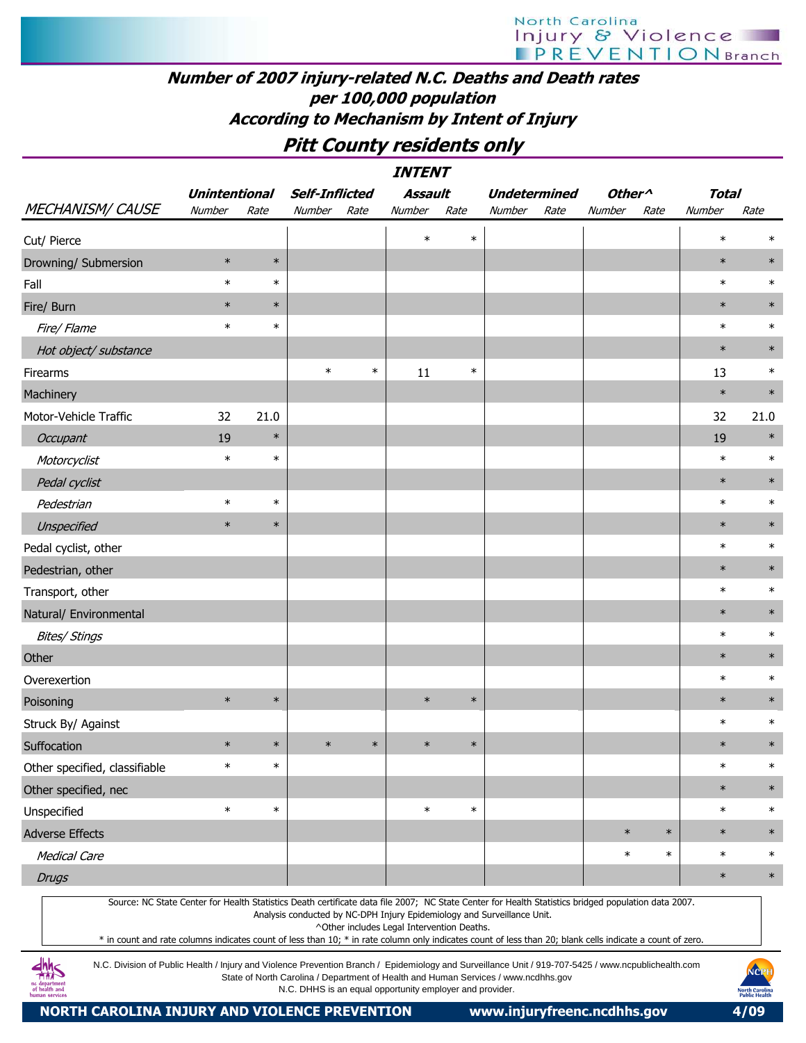# Number of 2007 injury-related N.C. Deaths and Death rates per 100,000 population According to Mechanism by Intent of Injury

## Pitt County residents only

| | INTENT | | | | | | | | | | | |
|---|---|---|---|---|---|---|---|---|---|---|---|---|
| | Unintentional | | Self-Inflicted | | Assault | | Undetermined | | Other^ | | Total | |
| MECHANISM/ CAUSE | Number | Rate | Number | Rate | Number | Rate | Number | Rate | Number | Rate | Number | Rate |
| Cut/ Pierce | | | | | * | * | | | | | * | * |
| Drowning/ Submersion | * | * | | | | | | | | | * | * |
| Fall | * | * | | | | | | | | | * | * |
| Fire/ Burn | * | * | | | | | | | | | * | * |
| *Fire/ Flame* | * | * | | | | | | | | | * | * |
| *Hot object/ substance* | | | | | | | | | | | * | * |
| Firearms | | | * | * | 11 | * | | | | | 13 | * |
| Machinery | | | | | | | | | | | * | * |
| Motor-Vehicle Traffic | 32 | 21.0 | | | | | | | | | 32 | 21.0 |
| *Occupant* | 19 | * | | | | | | | | | 19 | * |
| *Motorcyclist* | * | * | | | | | | | | | * | * |
| *Pedal cyclist* | | | | | | | | | | | * | * |
| *Pedestrian* | * | * | | | | | | | | | * | * |
| *Unspecified* | * | * | | | | | | | | | * | * |
| Pedal cyclist, other | | | | | | | | | | | * | * |
| Pedestrian, other | | | | | | | | | | | * | * |
| Transport, other | | | | | | | | | | | * | * |
| Natural/ Environmental | | | | | | | | | | | * | * |
| *Bites/ Stings* | | | | | | | | | | | * | * |
| Other | | | | | | | | | | | * | * |
| Overexertion | | | | | | | | | | | * | * |
| Poisoning | * | * | | | * | * | | | | | * | * |
| Struck By/ Against | | | | | | | | | | | * | * |
| Suffocation | * | * | * | * | * | * | | | | | * | * |
| Other specified, classifiable | * | * | | | | | | | | | * | * |
| Other specified, nec | | | | | | | | | | | * | * |
| Unspecified | * | * | | | * | * | | | | | * | * |
| Adverse Effects | | | | | | | | | * | * | * | * |
| *Medical Care* | | | | | | | | | * | * | * | * |
| *Drugs* | | | | | | | | | | | * | * |

Source: NC State Center for Health Statistics Death certificate data file 2007; NC State Center for Health Statistics bridged population data 2007.
Analysis conducted by NC-DPH Injury Epidemiology and Surveillance Unit.
^Other includes Legal Intervention Deaths.
* in count and rate columns indicates count of less than 10; * in rate column only indicates count of less than 20; blank cells indicate a count of zero.

N.C. Division of Public Health / Injury and Violence Prevention Branch / Epidemiology and Surveillance Unit / 919-707-5425 / www.ncpublichealth.com
State of North Carolina / Department of Health and Human Services / www.ncdhhs.gov
N.C. DHHS is an equal opportunity employer and provider.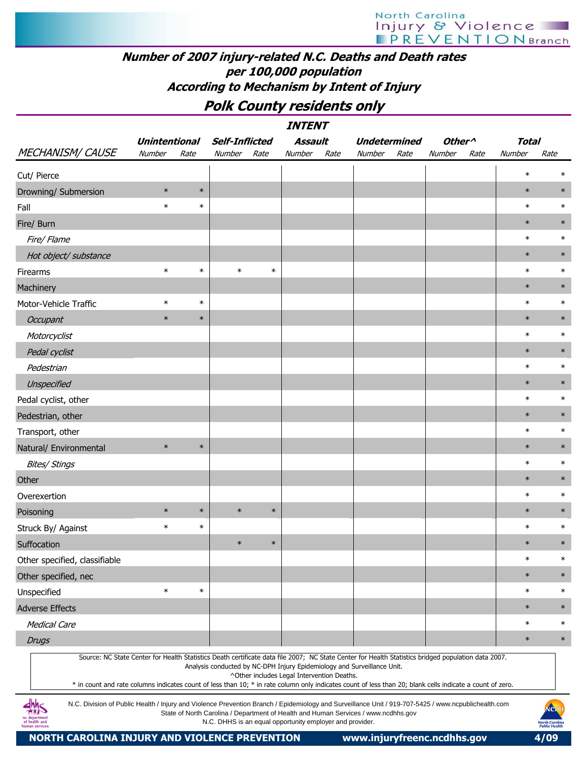# Number of 2007 injury-related N.C. Deaths and Death rates per 100,000 population According to Mechanism by Intent of Injury

## Polk County residents only

| | INTENT | | | | | | | | | | | |
|---|---|---|---|---|---|---|---|---|---|---|---|---|
| | Unintentional | | Self-Inflicted | | Assault | | Undetermined | | Other^ | | Total | |
| MECHANISM/ CAUSE | Number | Rate | Number | Rate | Number | Rate | Number | Rate | Number | Rate | Number | Rate |
| Cut/ Pierce | | | | | | | | | | | * | * |
| Drowning/ Submersion | * | * | | | | | | | | | * | * |
| Fall | * | * | | | | | | | | | * | * |
| Fire/ Burn | | | | | | | | | | | * | * |
| *Fire/ Flame* | | | | | | | | | | | * | * |
| *Hot object/ substance* | | | | | | | | | | | * | * |
| Firearms | * | * | * | * | | | | | | | * | * |
| Machinery | | | | | | | | | | | * | * |
| Motor-Vehicle Traffic | * | * | | | | | | | | | * | * |
| *Occupant* | * | * | | | | | | | | | * | * |
| *Motorcyclist* | | | | | | | | | | | * | * |
| *Pedal cyclist* | | | | | | | | | | | * | * |
| *Pedestrian* | | | | | | | | | | | * | * |
| *Unspecified* | | | | | | | | | | | * | * |
| Pedal cyclist, other | | | | | | | | | | | * | * |
| Pedestrian, other | | | | | | | | | | | * | * |
| Transport, other | | | | | | | | | | | * | * |
| Natural/ Environmental | * | * | | | | | | | | | * | * |
| *Bites/ Stings* | | | | | | | | | | | * | * |
| Other | | | | | | | | | | | * | * |
| Overexertion | | | | | | | | | | | * | * |
| Poisoning | * | * | * | * | | | | | | | * | * |
| Struck By/ Against | * | * | | | | | | | | | * | * |
| Suffocation | | | * | * | | | | | | | * | * |
| Other specified, classifiable | | | | | | | | | | | * | * |
| Other specified, nec | | | | | | | | | | | * | * |
| Unspecified | * | * | | | | | | | | | * | * |
| Adverse Effects | | | | | | | | | | | * | * |
| *Medical Care* | | | | | | | | | | | * | * |
| *Drugs* | | | | | | | | | | | * | * |

Source: NC State Center for Health Statistics Death certificate data file 2007; NC State Center for Health Statistics bridged population data 2007. Analysis conducted by NC-DPH Injury Epidemiology and Surveillance Unit.

^Other includes Legal Intervention Deaths.

* in count and rate columns indicates count of less than 10; * in rate column only indicates count of less than 20; blank cells indicate a count of zero.

N.C. Division of Public Health / Injury and Violence Prevention Branch / Epidemiology and Surveillance Unit / 919-707-5425 / www.ncpublichealth.com
State of North Carolina / Department of Health and Human Services / www.ncdhhs.gov
N.C. DHHS is an equal opportunity employer and provider.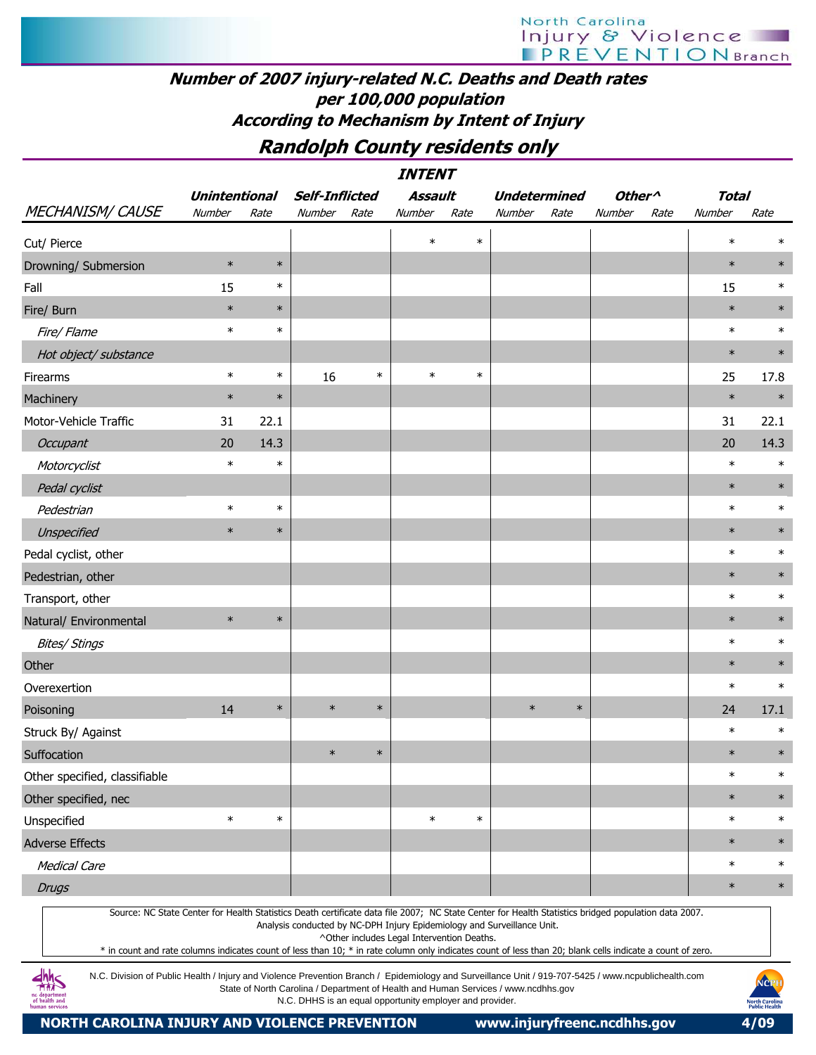## Number of 2007 injury-related N.C. Deaths and Death rates per 100,000 population According to Mechanism by Intent of Injury

## Randolph County residents only

| | INTENT | | | | | | | | | | | |
|---|---|---|---|---|---|---|---|---|---|---|---|---|
| | Unintentional | | Self-Inflicted | | Assault | | Undetermined | | Other^ | | Total | |
| MECHANISM/ CAUSE | Number | Rate | Number | Rate | Number | Rate | Number | Rate | Number | Rate | Number | Rate |
| Cut/ Pierce | | | | | * | * | | | | | * | * |
| Drowning/ Submersion | * | * | | | | | | | | | * | * |
| Fall | 15 | * | | | | | | | | | 15 | * |
| Fire/ Burn | * | * | | | | | | | | | * | * |
| *Fire/ Flame* | * | * | | | | | | | | | * | * |
| *Hot object/ substance* | | | | | | | | | | | * | * |
| Firearms | * | * | 16 | * | * | * | | | | | 25 | 17.8 |
| Machinery | * | * | | | | | | | | | * | * |
| Motor-Vehicle Traffic | 31 | 22.1 | | | | | | | | | 31 | 22.1 |
| *Occupant* | 20 | 14.3 | | | | | | | | | 20 | 14.3 |
| *Motorcyclist* | * | * | | | | | | | | | * | * |
| *Pedal cyclist* | | | | | | | | | | | * | * |
| *Pedestrian* | * | * | | | | | | | | | * | * |
| *Unspecified* | * | * | | | | | | | | | * | * |
| Pedal cyclist, other | | | | | | | | | | | * | * |
| Pedestrian, other | | | | | | | | | | | * | * |
| Transport, other | | | | | | | | | | | * | * |
| Natural/ Environmental | * | * | | | | | | | | | * | * |
| *Bites/ Stings* | | | | | | | | | | | * | * |
| Other | | | | | | | | | | | * | * |
| Overexertion | | | | | | | | | | | * | * |
| Poisoning | 14 | * | * | * | | | * | * | | | 24 | 17.1 |
| Struck By/ Against | | | | | | | | | | | * | * |
| Suffocation | | | * | * | | | | | | | * | * |
| Other specified, classifiable | | | | | | | | | | | * | * |
| Other specified, nec | | | | | | | | | | | * | * |
| Unspecified | * | * | | | * | * | | | | | * | * |
| Adverse Effects | | | | | | | | | | | * | * |
| *Medical Care* | | | | | | | | | | | * | * |
| *Drugs* | | | | | | | | | | | * | * |

Source: NC State Center for Health Statistics Death certificate data file 2007; NC State Center for Health Statistics bridged population data 2007.
Analysis conducted by NC-DPH Injury Epidemiology and Surveillance Unit.
^Other includes Legal Intervention Deaths.
* in count and rate columns indicates count of less than 10; * in rate column only indicates count of less than 20; blank cells indicate a count of zero.

N.C. Division of Public Health / Injury and Violence Prevention Branch / Epidemiology and Surveillance Unit / 919-707-5425 / www.ncpublichealth.com
State of North Carolina / Department of Health and Human Services / www.ncdhhs.gov
N.C. DHHS is an equal opportunity employer and provider.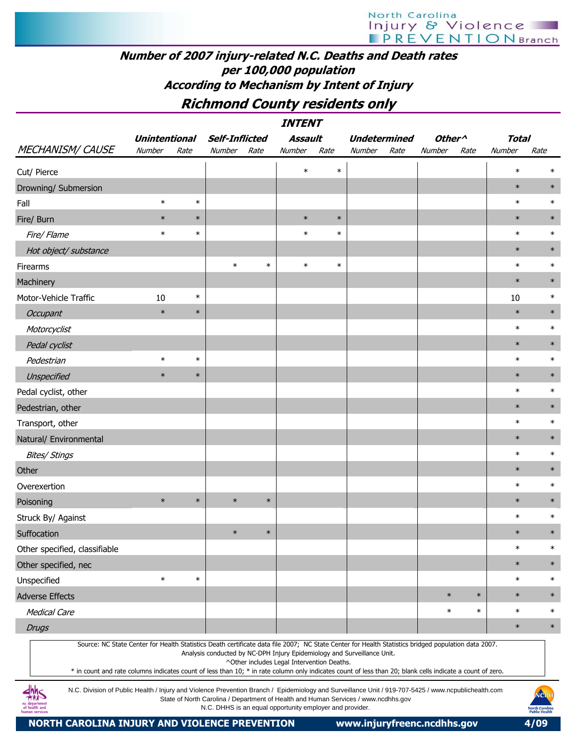# Number of 2007 injury-related N.C. Deaths and Death rates per 100,000 population

## According to Mechanism by Intent of Injury

## Richmond County residents only

| MECHANISM/ CAUSE | Unintentional | | Self-Inflicted | | Assault | | Undetermined | | Other^ | | Total | |
|---|---|---|---|---|---|---|---|---|---|---|---|---|
| | Number | Rate | Number | Rate | Number | Rate | Number | Rate | Number | Rate | Number | Rate |
| Cut/ Pierce | | | | | * | * | | | | | * | * |
| Drowning/ Submersion | | | | | | | | | | | * | * |
| Fall | * | * | | | | | | | | | * | * |
| Fire/ Burn | * | * | | | * | * | | | | | * | * |
| *Fire/ Flame* | * | * | | | * | * | | | | | * | * |
| *Hot object/ substance* | | | | | | | | | | | * | * |
| Firearms | | | * | * | * | * | | | | | * | * |
| Machinery | | | | | | | | | | | * | * |
| Motor-Vehicle Traffic | 10 | * | | | | | | | | | 10 | * |
| *Occupant* | * | * | | | | | | | | | * | * |
| *Motorcyclist* | | | | | | | | | | | * | * |
| *Pedal cyclist* | | | | | | | | | | | * | * |
| *Pedestrian* | * | * | | | | | | | | | * | * |
| *Unspecified* | * | * | | | | | | | | | * | * |
| Pedal cyclist, other | | | | | | | | | | | * | * |
| Pedestrian, other | | | | | | | | | | | * | * |
| Transport, other | | | | | | | | | | | * | * |
| Natural/ Environmental | | | | | | | | | | | * | * |
| *Bites/ Stings* | | | | | | | | | | | * | * |
| Other | | | | | | | | | | | * | * |
| Overexertion | | | | | | | | | | | * | * |
| Poisoning | * | * | * | * | | | | | | | * | * |
| Struck By/ Against | | | | | | | | | | | * | * |
| Suffocation | | | * | * | | | | | | | * | * |
| Other specified, classifiable | | | | | | | | | | | * | * |
| Other specified, nec | | | | | | | | | | | * | * |
| Unspecified | * | * | | | | | | | | | * | * |
| Adverse Effects | | | | | | | | | * | * | * | * |
| *Medical Care* | | | | | | | | | * | * | * | * |
| *Drugs* | | | | | | | | | | | * | * |

Source: NC State Center for Health Statistics Death certificate data file 2007; NC State Center for Health Statistics bridged population data 2007. Analysis conducted by NC-DPH Injury Epidemiology and Surveillance Unit.

^Other includes Legal Intervention Deaths.

* in count and rate columns indicates count of less than 10; * in rate column only indicates count of less than 20; blank cells indicate a count of zero.

N.C. Division of Public Health / Injury and Violence Prevention Branch / Epidemiology and Surveillance Unit / 919-707-5425 / www.ncpublichealth.com
State of North Carolina / Department of Health and Human Services / www.ncdhhs.gov
N.C. DHHS is an equal opportunity employer and provider.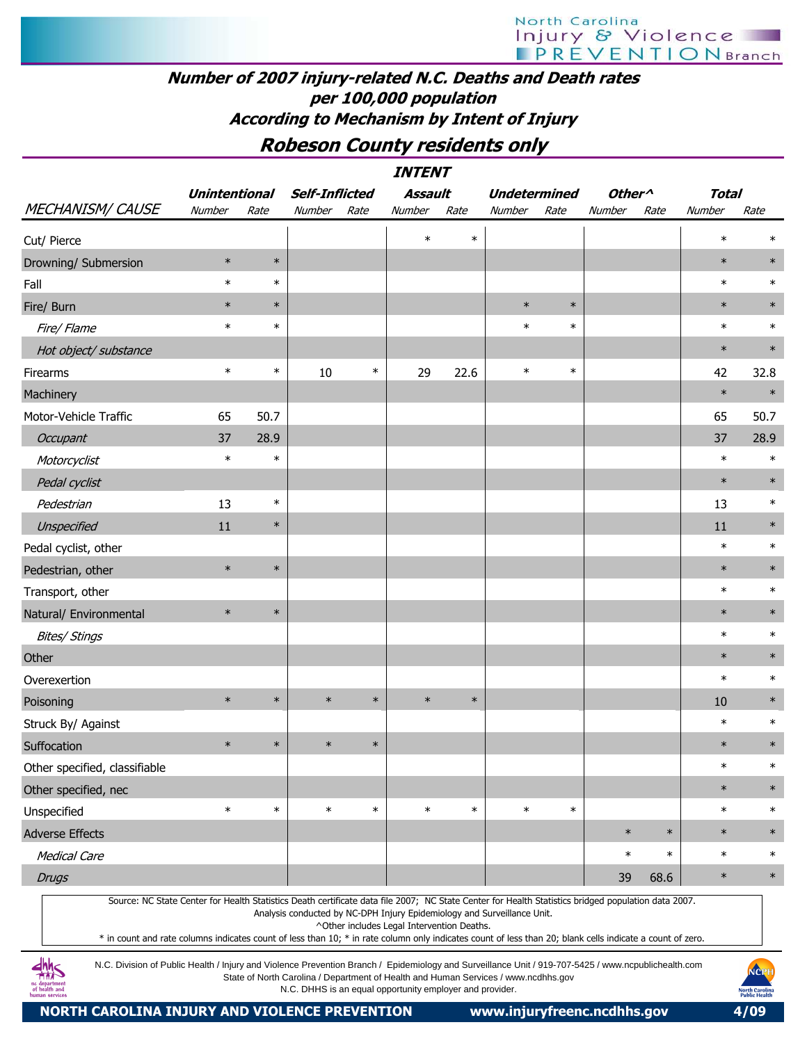# Number of 2007 injury-related N.C. Deaths and Death rates per 100,000 population According to Mechanism by Intent of Injury

## Robeson County residents only

| | INTENT | | | | | | | | | | | |
|---|---|---|---|---|---|---|---|---|---|---|---|---|
| | Unintentional | | Self-Inflicted | | Assault | | Undetermined | | Other^ | | Total | |
| MECHANISM/ CAUSE | Number | Rate | Number | Rate | Number | Rate | Number | Rate | Number | Rate | Number | Rate |
| Cut/ Pierce | | | | | * | * | | | | | * | * |
| Drowning/ Submersion | * | * | | | | | | | | | * | * |
| Fall | * | * | | | | | | | | | * | * |
| Fire/ Burn | * | * | | | | | * | * | | | * | * |
| *Fire/ Flame* | * | * | | | | | * | * | | | * | * |
| *Hot object/ substance* | | | | | | | | | | | * | * |
| Firearms | * | * | 10 | * | 29 | 22.6 | * | * | | | 42 | 32.8 |
| Machinery | | | | | | | | | | | * | * |
| Motor-Vehicle Traffic | 65 | 50.7 | | | | | | | | | 65 | 50.7 |
| *Occupant* | 37 | 28.9 | | | | | | | | | 37 | 28.9 |
| *Motorcyclist* | * | * | | | | | | | | | * | * |
| *Pedal cyclist* | | | | | | | | | | | * | * |
| *Pedestrian* | 13 | * | | | | | | | | | 13 | * |
| *Unspecified* | 11 | * | | | | | | | | | 11 | * |
| Pedal cyclist, other | | | | | | | | | | | * | * |
| Pedestrian, other | * | * | | | | | | | | | * | * |
| Transport, other | | | | | | | | | | | * | * |
| Natural/ Environmental | * | * | | | | | | | | | * | * |
| *Bites/ Stings* | | | | | | | | | | | * | * |
| Other | | | | | | | | | | | * | * |
| Overexertion | | | | | | | | | | | * | * |
| Poisoning | * | * | * | * | * | * | | | | | 10 | * |
| Struck By/ Against | | | | | | | | | | | * | * |
| Suffocation | * | * | * | * | | | | | | | * | * |
| Other specified, classifiable | | | | | | | | | | | * | * |
| Other specified, nec | | | | | | | | | | | * | * |
| Unspecified | * | * | * | * | * | * | * | * | | | * | * |
| Adverse Effects | | | | | | | | | * | * | * | * |
| *Medical Care* | | | | | | | | | * | * | * | * |
| *Drugs* | | | | | | | | | 39 | 68.6 | * | * |

Source: NC State Center for Health Statistics Death certificate data file 2007; NC State Center for Health Statistics bridged population data 2007.
Analysis conducted by NC-DPH Injury Epidemiology and Surveillance Unit.
^Other includes Legal Intervention Deaths.
* in count and rate columns indicates count of less than 10; * in rate column only indicates count of less than 20; blank cells indicate a count of zero.

N.C. Division of Public Health / Injury and Violence Prevention Branch / Epidemiology and Surveillance Unit / 919-707-5425 / www.ncpublichealth.com
State of North Carolina / Department of Health and Human Services / www.ncdhhs.gov
N.C. DHHS is an equal opportunity employer and provider.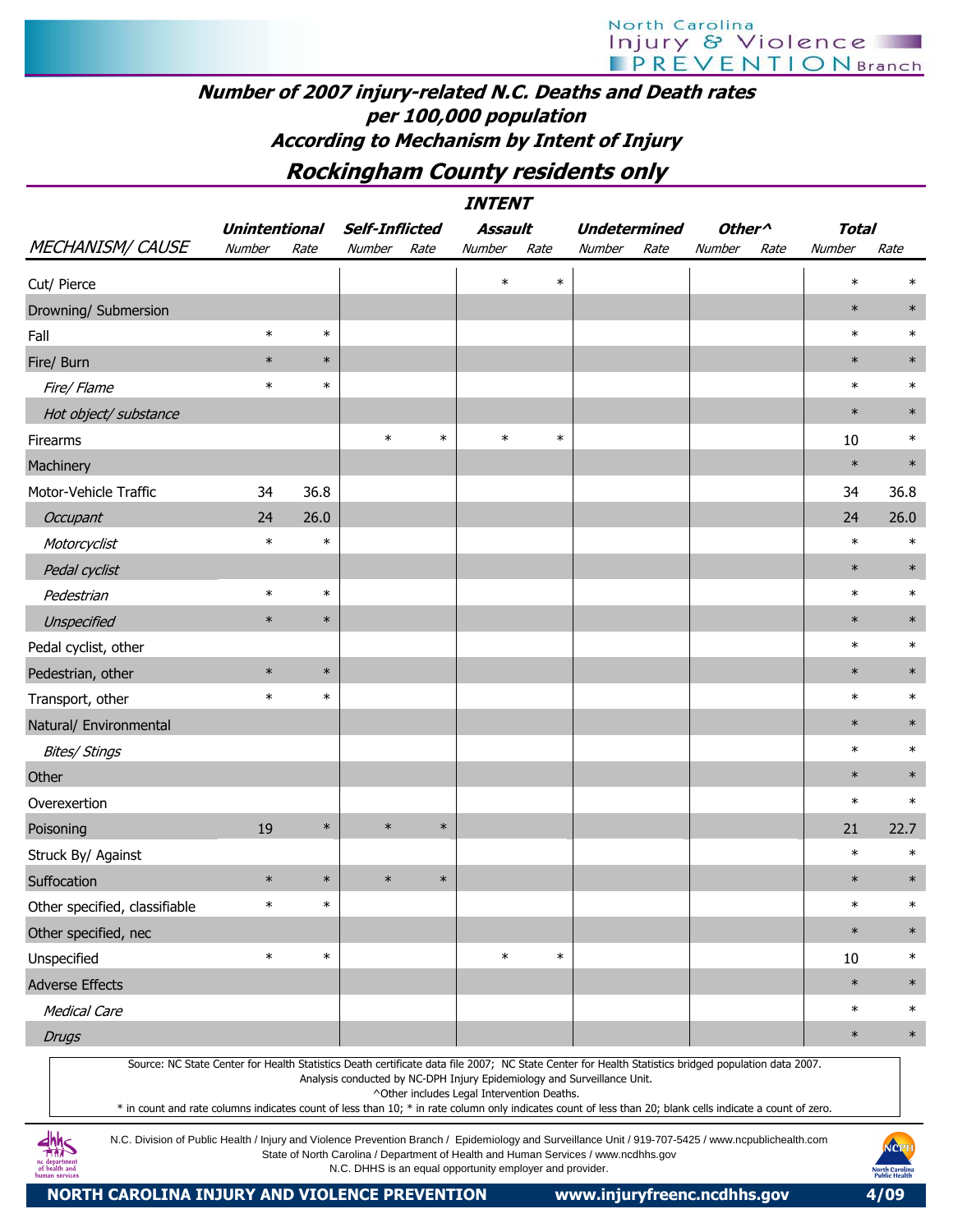## Number of 2007 injury-related N.C. Deaths and Death rates per 100,000 population According to Mechanism by Intent of Injury

## Rockingham County residents only

| MECHANISM/ CAUSE | Unintentional Number | Unintentional Rate | Self-Inflicted Number | Self-Inflicted Rate | Assault Number | Assault Rate | Undetermined Number | Undetermined Rate | Other^ Number | Other^ Rate | Total Number | Total Rate |
|---|---|---|---|---|---|---|---|---|---|---|---|---|
| Cut/ Pierce | | | | | * | * | | | | | * | * |
| Drowning/ Submersion | | | | | | | | | | | * | * |
| Fall | * | * | | | | | | | | | * | * |
| Fire/ Burn | * | * | | | | | | | | | * | * |
| *Fire/ Flame* | * | * | | | | | | | | | * | * |
| *Hot object/ substance* | | | | | | | | | | | * | * |
| Firearms | | | * | * | * | * | | | | | 10 | * |
| Machinery | | | | | | | | | | | * | * |
| Motor-Vehicle Traffic | 34 | 36.8 | | | | | | | | | 34 | 36.8 |
| *Occupant* | 24 | 26.0 | | | | | | | | | 24 | 26.0 |
| *Motorcyclist* | * | * | | | | | | | | | * | * |
| *Pedal cyclist* | | | | | | | | | | | * | * |
| *Pedestrian* | * | * | | | | | | | | | * | * |
| *Unspecified* | * | * | | | | | | | | | * | * |
| Pedal cyclist, other | | | | | | | | | | | * | * |
| Pedestrian, other | * | * | | | | | | | | | * | * |
| Transport, other | * | * | | | | | | | | | * | * |
| Natural/ Environmental | | | | | | | | | | | * | * |
| *Bites/ Stings* | | | | | | | | | | | * | * |
| Other | | | | | | | | | | | * | * |
| Overexertion | | | | | | | | | | | * | * |
| Poisoning | 19 | * | * | * | | | | | | | 21 | 22.7 |
| Struck By/ Against | | | | | | | | | | | * | * |
| Suffocation | * | * | * | * | | | | | | | * | * |
| Other specified, classifiable | * | * | | | | | | | | | * | * |
| Other specified, nec | | | | | | | | | | | * | * |
| Unspecified | * | * | | | * | * | | | | | 10 | * |
| Adverse Effects | | | | | | | | | | | * | * |
| *Medical Care* | | | | | | | | | | | * | * |
| *Drugs* | | | | | | | | | | | * | * |

Source: NC State Center for Health Statistics Death certificate data file 2007; NC State Center for Health Statistics bridged population data 2007.
Analysis conducted by NC-DPH Injury Epidemiology and Surveillance Unit.
^Other includes Legal Intervention Deaths.
* in count and rate columns indicates count of less than 10; * in rate column only indicates count of less than 20; blank cells indicate a count of zero.

N.C. Division of Public Health / Injury and Violence Prevention Branch / Epidemiology and Surveillance Unit / 919-707-5425 / www.ncpublichealth.com
State of North Carolina / Department of Health and Human Services / www.ncdhhs.gov
N.C. DHHS is an equal opportunity employer and provider.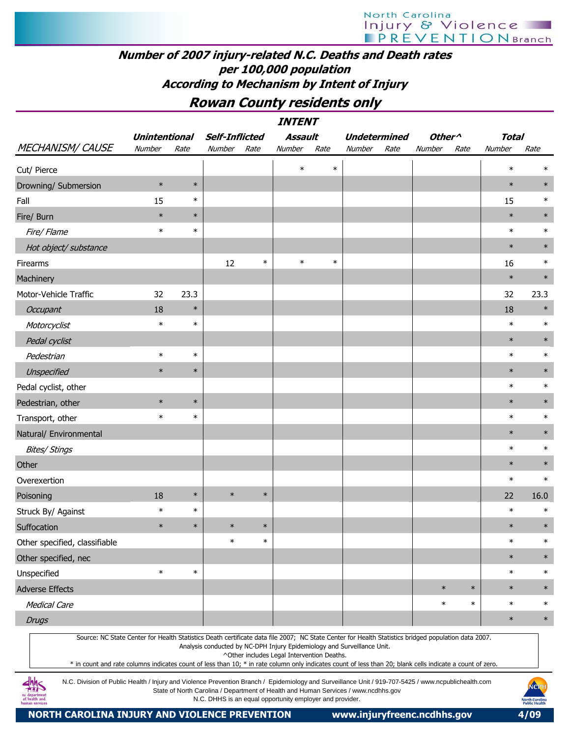# Number of 2007 injury-related N.C. Deaths and Death rates per 100,000 population According to Mechanism by Intent of Injury

## Rowan County residents only

| | INTENT | | | | | | | | | | | |
|---|---|---|---|---|---|---|---|---|---|---|---|---|
| | Unintentional | | Self-Inflicted | | Assault | | Undetermined | | Other^ | | Total | |
| MECHANISM/ CAUSE | Number | Rate | Number | Rate | Number | Rate | Number | Rate | Number | Rate | Number | Rate |
| Cut/ Pierce | | | | | * | * | | | | | * | * |
| Drowning/ Submersion | * | * | | | | | | | | | * | * |
| Fall | 15 | * | | | | | | | | | 15 | * |
| Fire/ Burn | * | * | | | | | | | | | * | * |
| *Fire/ Flame* | * | * | | | | | | | | | * | * |
| *Hot object/ substance* | | | | | | | | | | | * | * |
| Firearms | | | 12 | * | * | * | | | | | 16 | * |
| Machinery | | | | | | | | | | | * | * |
| Motor-Vehicle Traffic | 32 | 23.3 | | | | | | | | | 32 | 23.3 |
| *Occupant* | 18 | * | | | | | | | | | 18 | * |
| *Motorcyclist* | * | * | | | | | | | | | * | * |
| *Pedal cyclist* | | | | | | | | | | | * | * |
| *Pedestrian* | * | * | | | | | | | | | * | * |
| *Unspecified* | * | * | | | | | | | | | * | * |
| Pedal cyclist, other | | | | | | | | | | | * | * |
| Pedestrian, other | * | * | | | | | | | | | * | * |
| Transport, other | * | * | | | | | | | | | * | * |
| Natural/ Environmental | | | | | | | | | | | * | * |
| *Bites/ Stings* | | | | | | | | | | | * | * |
| Other | | | | | | | | | | | * | * |
| Overexertion | | | | | | | | | | | * | * |
| Poisoning | 18 | * | * | * | | | | | | | 22 | 16.0 |
| Struck By/ Against | * | * | | | | | | | | | * | * |
| Suffocation | * | * | * | * | | | | | | | * | * |
| Other specified, classifiable | | | * | * | | | | | | | * | * |
| Other specified, nec | | | | | | | | | | | * | * |
| Unspecified | * | * | | | | | | | | | * | * |
| Adverse Effects | | | | | | | | | * | * | * | * |
| *Medical Care* | | | | | | | | | * | * | * | * |
| *Drugs* | | | | | | | | | | | * | * |

Source: NC State Center for Health Statistics Death certificate data file 2007; NC State Center for Health Statistics bridged population data 2007.
Analysis conducted by NC-DPH Injury Epidemiology and Surveillance Unit.
^Other includes Legal Intervention Deaths.
* in count and rate columns indicates count of less than 10; * in rate column only indicates count of less than 20; blank cells indicate a count of zero.

N.C. Division of Public Health / Injury and Violence Prevention Branch / Epidemiology and Surveillance Unit / 919-707-5425 / www.ncpublichealth.com
State of North Carolina / Department of Health and Human Services / www.ncdhhs.gov
N.C. DHHS is an equal opportunity employer and provider.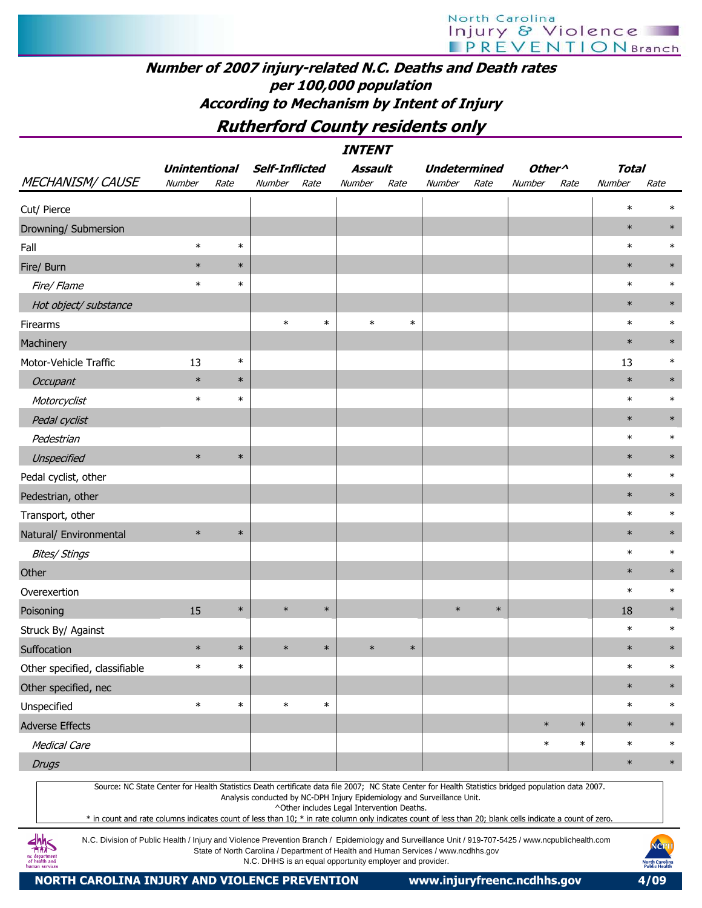# Number of 2007 injury-related N.C. Deaths and Death rates per 100,000 population According to Mechanism by Intent of Injury

## Rutherford County residents only

| MECHANISM/ CAUSE | Unintentional Number | Unintentional Rate | Self-Inflicted Number | Self-Inflicted Rate | Assault Number | Assault Rate | Undetermined Number | Undetermined Rate | Other^ Number | Other^ Rate | Total Number | Total Rate |
|---|---|---|---|---|---|---|---|---|---|---|---|---|
| Cut/ Pierce | | | | | | | | | | | * | * |
| Drowning/ Submersion | | | | | | | | | | | * | * |
| Fall | * | * | | | | | | | | | * | * |
| Fire/ Burn | * | * | | | | | | | | | * | * |
| *Fire/ Flame* | * | * | | | | | | | | | * | * |
| *Hot object/ substance* | | | | | | | | | | | * | * |
| Firearms | | | * | * | * | * | | | | | * | * |
| Machinery | | | | | | | | | | | * | * |
| Motor-Vehicle Traffic | 13 | * | | | | | | | | | 13 | * |
| *Occupant* | * | * | | | | | | | | | * | * |
| *Motorcyclist* | * | * | | | | | | | | | * | * |
| *Pedal cyclist* | | | | | | | | | | | * | * |
| *Pedestrian* | | | | | | | | | | | * | * |
| *Unspecified* | * | * | | | | | | | | | * | * |
| Pedal cyclist, other | | | | | | | | | | | * | * |
| Pedestrian, other | | | | | | | | | | | * | * |
| Transport, other | | | | | | | | | | | * | * |
| Natural/ Environmental | * | * | | | | | | | | | * | * |
| *Bites/ Stings* | | | | | | | | | | | * | * |
| Other | | | | | | | | | | | * | * |
| Overexertion | | | | | | | | | | | * | * |
| Poisoning | 15 | * | * | * | | | * | * | | | 18 | * |
| Struck By/ Against | | | | | | | | | | | * | * |
| Suffocation | * | * | * | * | * | * | | | | | * | * |
| Other specified, classifiable | * | * | | | | | | | | | * | * |
| Other specified, nec | | | | | | | | | | | * | * |
| Unspecified | * | * | * | * | | | | | | | * | * |
| Adverse Effects | | | | | | | | | * | * | * | * |
| *Medical Care* | | | | | | | | | * | * | * | * |
| *Drugs* | | | | | | | | | | | * | * |

Source: NC State Center for Health Statistics Death certificate data file 2007; NC State Center for Health Statistics bridged population data 2007.
Analysis conducted by NC-DPH Injury Epidemiology and Surveillance Unit.
^Other includes Legal Intervention Deaths.
* in count and rate columns indicates count of less than 10; * in rate column only indicates count of less than 20; blank cells indicate a count of zero.

N.C. Division of Public Health / Injury and Violence Prevention Branch / Epidemiology and Surveillance Unit / 919-707-5425 / www.ncpublichealth.com
State of North Carolina / Department of Health and Human Services / www.ncdhhs.gov
N.C. DHHS is an equal opportunity employer and provider.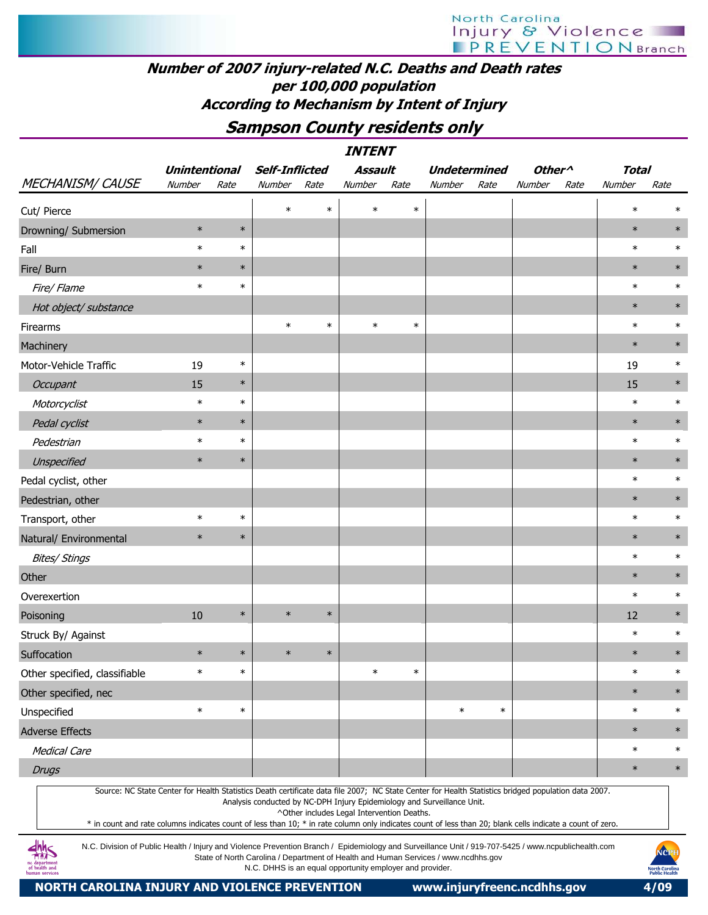# Number of 2007 injury-related N.C. Deaths and Death rates per 100,000 population According to Mechanism by Intent of Injury

## Sampson County residents only

| MECHANISM/ CAUSE | Unintentional | | Self-Inflicted | | Assault | | Undetermined | | Other^ | | Total | |
|---|---|---|---|---|---|---|---|---|---|---|---|---|
| | Number | Rate | Number | Rate | Number | Rate | Number | Rate | Number | Rate | Number | Rate |
| Cut/ Pierce | | | * | * | * | * | | | | | * | * |
| Drowning/ Submersion | * | * | | | | | | | | | * | * |
| Fall | * | * | | | | | | | | | * | * |
| Fire/ Burn | * | * | | | | | | | | | * | * |
| *Fire/ Flame* | * | * | | | | | | | | | * | * |
| *Hot object/ substance* | | | | | | | | | | | * | * |
| Firearms | | | * | * | * | * | | | | | * | * |
| Machinery | | | | | | | | | | | * | * |
| Motor-Vehicle Traffic | 19 | * | | | | | | | | | 19 | * |
| *Occupant* | 15 | * | | | | | | | | | 15 | * |
| *Motorcyclist* | * | * | | | | | | | | | * | * |
| *Pedal cyclist* | * | * | | | | | | | | | * | * |
| *Pedestrian* | * | * | | | | | | | | | * | * |
| *Unspecified* | * | * | | | | | | | | | * | * |
| Pedal cyclist, other | | | | | | | | | | | * | * |
| Pedestrian, other | | | | | | | | | | | * | * |
| Transport, other | * | * | | | | | | | | | * | * |
| Natural/ Environmental | * | * | | | | | | | | | * | * |
| *Bites/ Stings* | | | | | | | | | | | * | * |
| Other | | | | | | | | | | | * | * |
| Overexertion | | | | | | | | | | | * | * |
| Poisoning | 10 | * | * | * | | | | | | | 12 | * |
| Struck By/ Against | | | | | | | | | | | * | * |
| Suffocation | * | * | * | * | | | | | | | * | * |
| Other specified, classifiable | * | * | | | * | * | | | | | * | * |
| Other specified, nec | | | | | | | | | | | * | * |
| Unspecified | * | * | | | | | * | * | | | * | * |
| Adverse Effects | | | | | | | | | | | * | * |
| *Medical Care* | | | | | | | | | | | * | * |
| *Drugs* | | | | | | | | | | | * | * |

Source: NC State Center for Health Statistics Death certificate data file 2007; NC State Center for Health Statistics bridged population data 2007.
Analysis conducted by NC-DPH Injury Epidemiology and Surveillance Unit.
^Other includes Legal Intervention Deaths.
* in count and rate columns indicates count of less than 10; * in rate column only indicates count of less than 20; blank cells indicate a count of zero.

N.C. Division of Public Health / Injury and Violence Prevention Branch / Epidemiology and Surveillance Unit / 919-707-5425 / www.ncpublichealth.com
State of North Carolina / Department of Health and Human Services / www.ncdhhs.gov
N.C. DHHS is an equal opportunity employer and provider.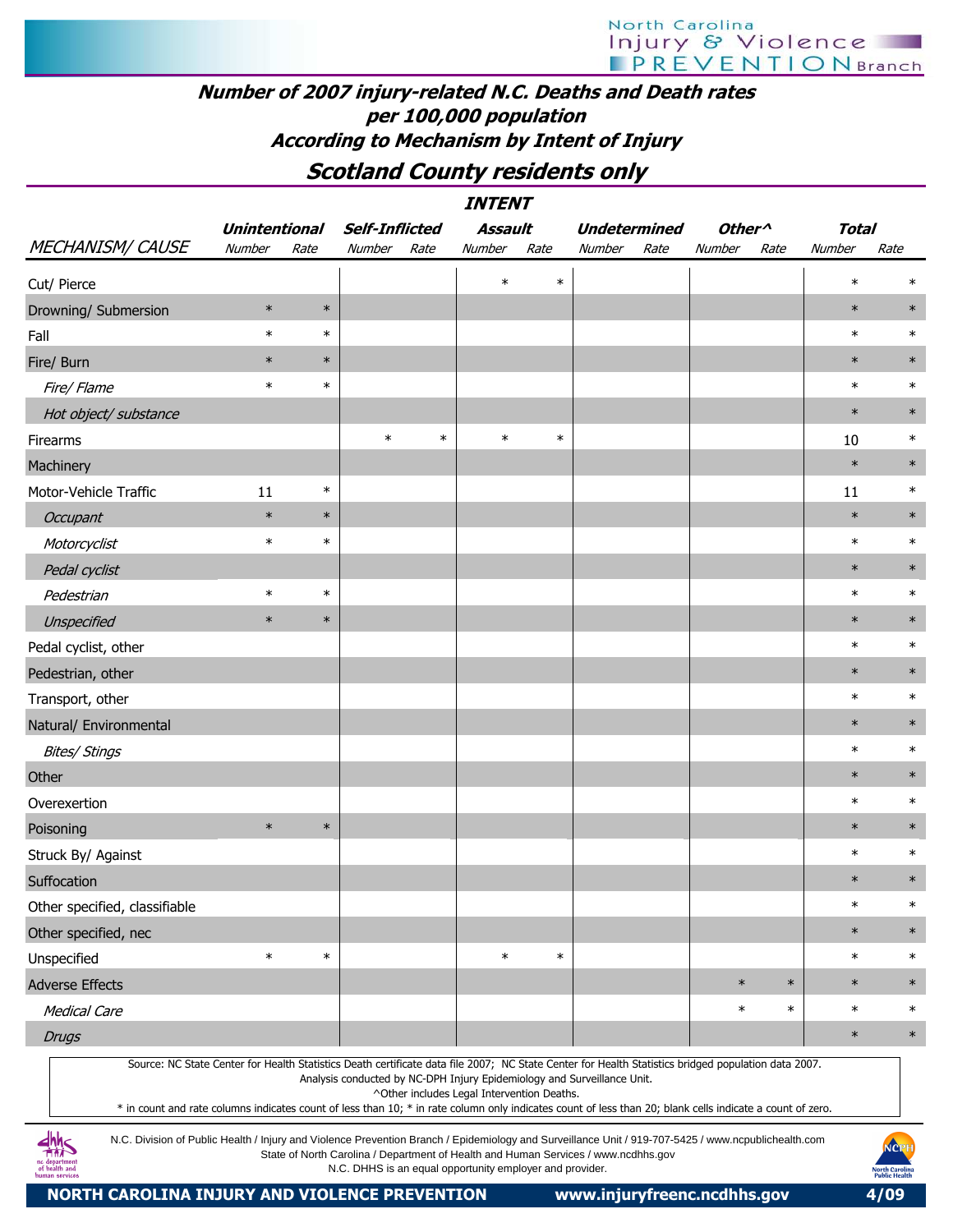# Number of 2007 injury-related N.C. Deaths and Death rates per 100,000 population According to Mechanism by Intent of Injury

## Scotland County residents only

| MECHANISM/ CAUSE | Unintentional Number | Unintentional Rate | Self-Inflicted Number | Self-Inflicted Rate | Assault Number | Assault Rate | Undetermined Number | Undetermined Rate | Other^ Number | Other^ Rate | Total Number | Total Rate |
|---|---|---|---|---|---|---|---|---|---|---|---|---|
| Cut/ Pierce | | | | | * | * | | | | | * | * |
| Drowning/ Submersion | * | * | | | | | | | | | * | * |
| Fall | * | * | | | | | | | | | * | * |
| Fire/ Burn | * | * | | | | | | | | | * | * |
| *Fire/ Flame* | * | * | | | | | | | | | * | * |
| *Hot object/ substance* | | | | | | | | | | | * | * |
| Firearms | | | * | * | * | * | | | | | 10 | * |
| Machinery | | | | | | | | | | | * | * |
| Motor-Vehicle Traffic | 11 | * | | | | | | | | | 11 | * |
| *Occupant* | * | * | | | | | | | | | * | * |
| *Motorcyclist* | * | * | | | | | | | | | * | * |
| *Pedal cyclist* | | | | | | | | | | | * | * |
| *Pedestrian* | * | * | | | | | | | | | * | * |
| *Unspecified* | * | * | | | | | | | | | * | * |
| Pedal cyclist, other | | | | | | | | | | | * | * |
| Pedestrian, other | | | | | | | | | | | * | * |
| Transport, other | | | | | | | | | | | * | * |
| Natural/ Environmental | | | | | | | | | | | * | * |
| *Bites/ Stings* | | | | | | | | | | | * | * |
| Other | | | | | | | | | | | * | * |
| Overexertion | | | | | | | | | | | * | * |
| Poisoning | * | * | | | | | | | | | * | * |
| Struck By/ Against | | | | | | | | | | | * | * |
| Suffocation | | | | | | | | | | | * | * |
| Other specified, classifiable | | | | | | | | | | | * | * |
| Other specified, nec | | | | | | | | | | | * | * |
| Unspecified | * | * | | | * | * | | | | | * | * |
| Adverse Effects | | | | | | | | | * | * | * | * |
| *Medical Care* | | | | | | | | | * | * | * | * |
| *Drugs* | | | | | | | | | | | * | * |

Source: NC State Center for Health Statistics Death certificate data file 2007; NC State Center for Health Statistics bridged population data 2007.
Analysis conducted by NC-DPH Injury Epidemiology and Surveillance Unit.
^Other includes Legal Intervention Deaths.
* in count and rate columns indicates count of less than 10; * in rate column only indicates count of less than 20; blank cells indicate a count of zero.

N.C. Division of Public Health / Injury and Violence Prevention Branch / Epidemiology and Surveillance Unit / 919-707-5425 / www.ncpublichealth.com
State of North Carolina / Department of Health and Human Services / www.ncdhhs.gov
N.C. DHHS is an equal opportunity employer and provider.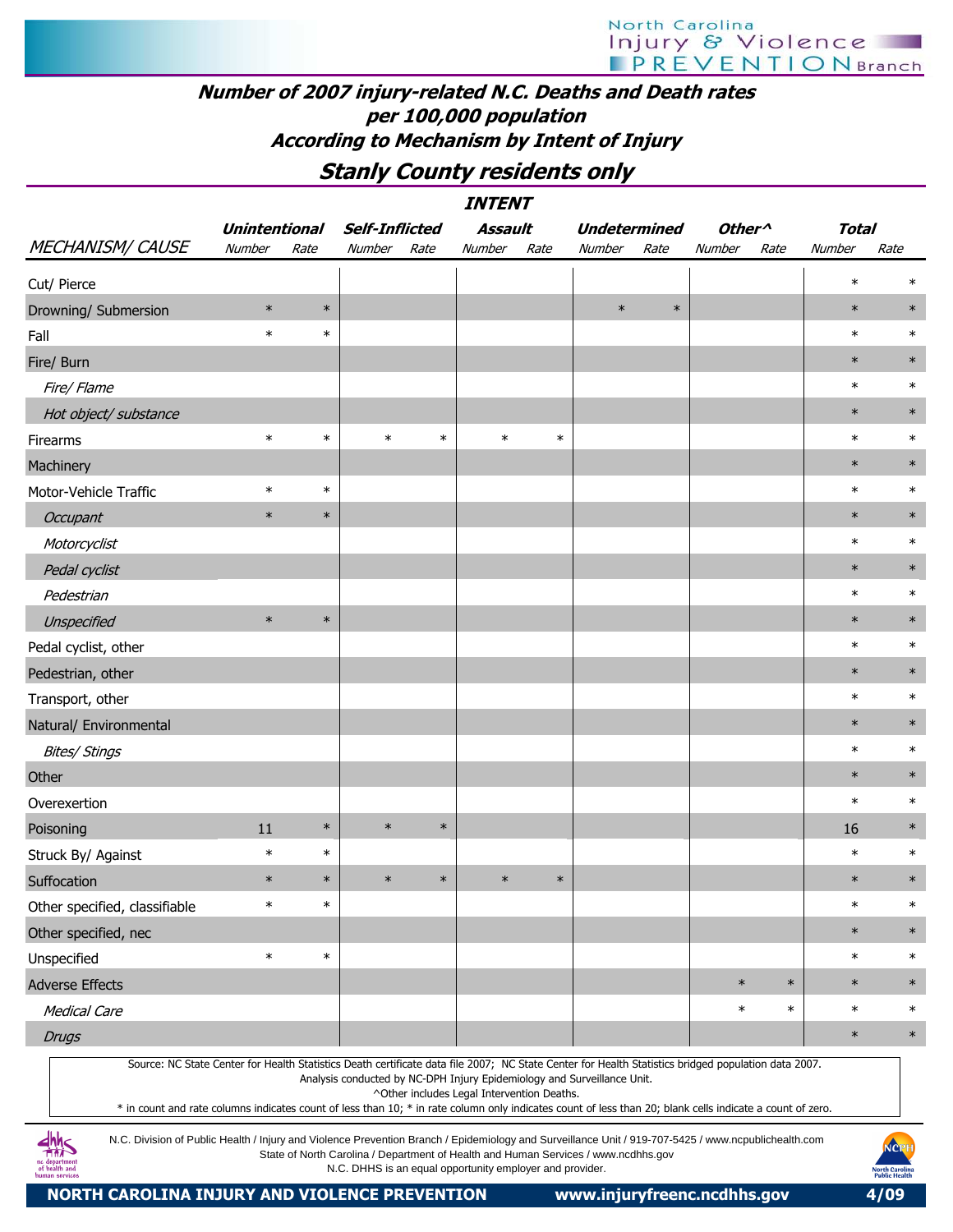# Number of 2007 injury-related N.C. Deaths and Death rates per 100,000 population According to Mechanism by Intent of Injury

## Stanly County residents only

| | INTENT | | | | | | | | | | | |
|---|---|---|---|---|---|---|---|---|---|---|---|---|
| | Unintentional | | Self-Inflicted | | Assault | | Undetermined | | Other^ | | Total | |
| MECHANISM/ CAUSE | Number | Rate | Number | Rate | Number | Rate | Number | Rate | Number | Rate | Number | Rate |
| Cut/ Pierce | | | | | | | | | | | * | * |
| Drowning/ Submersion | * | * | | | | | * | * | | | * | * |
| Fall | * | * | | | | | | | | | * | * |
| Fire/ Burn | | | | | | | | | | | * | * |
| *Fire/ Flame* | | | | | | | | | | | * | * |
| *Hot object/ substance* | | | | | | | | | | | * | * |
| Firearms | * | * | * | * | * | * | | | | | * | * |
| Machinery | | | | | | | | | | | * | * |
| Motor-Vehicle Traffic | * | * | | | | | | | | | * | * |
| *Occupant* | * | * | | | | | | | | | * | * |
| *Motorcyclist* | | | | | | | | | | | * | * |
| *Pedal cyclist* | | | | | | | | | | | * | * |
| *Pedestrian* | | | | | | | | | | | * | * |
| *Unspecified* | * | * | | | | | | | | | * | * |
| Pedal cyclist, other | | | | | | | | | | | * | * |
| Pedestrian, other | | | | | | | | | | | * | * |
| Transport, other | | | | | | | | | | | * | * |
| Natural/ Environmental | | | | | | | | | | | * | * |
| *Bites/ Stings* | | | | | | | | | | | * | * |
| Other | | | | | | | | | | | * | * |
| Overexertion | | | | | | | | | | | * | * |
| Poisoning | 11 | * | * | * | | | | | | | 16 | * |
| Struck By/ Against | * | * | | | | | | | | | * | * |
| Suffocation | * | * | * | * | * | * | | | | | * | * |
| Other specified, classifiable | * | * | | | | | | | | | * | * |
| Other specified, nec | | | | | | | | | | | * | * |
| Unspecified | * | * | | | | | | | | | * | * |
| Adverse Effects | | | | | | | | | * | * | * | * |
| *Medical Care* | | | | | | | | | * | * | * | * |
| *Drugs* | | | | | | | | | | | * | * |

Source: NC State Center for Health Statistics Death certificate data file 2007; NC State Center for Health Statistics bridged population data 2007.
Analysis conducted by NC-DPH Injury Epidemiology and Surveillance Unit.
^Other includes Legal Intervention Deaths.
* in count and rate columns indicates count of less than 10; * in rate column only indicates count of less than 20; blank cells indicate a count of zero.

N.C. Division of Public Health / Injury and Violence Prevention Branch / Epidemiology and Surveillance Unit / 919-707-5425 / www.ncpublichealth.com
State of North Carolina / Department of Health and Human Services / www.ncdhhs.gov
N.C. DHHS is an equal opportunity employer and provider.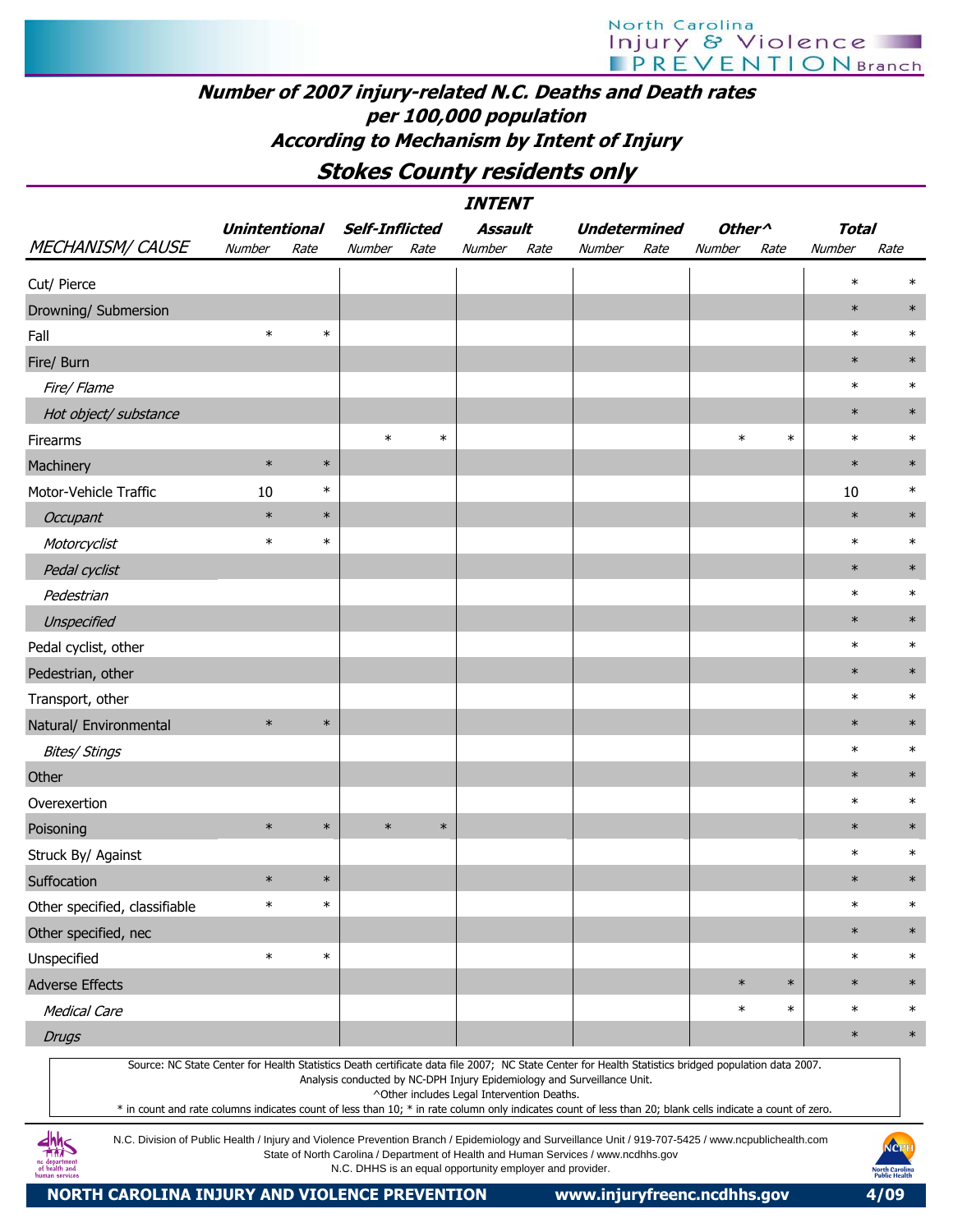# Number of 2007 injury-related N.C. Deaths and Death rates per 100,000 population According to Mechanism by Intent of Injury

## Stokes County residents only

| | INTENT | | | | | | | | | | | |
|---|---|---|---|---|---|---|---|---|---|---|---|---|
| | Unintentional | | Self-Inflicted | | Assault | | Undetermined | | Other^ | | Total | |
| MECHANISM/ CAUSE | Number | Rate | Number | Rate | Number | Rate | Number | Rate | Number | Rate | Number | Rate |
| Cut/ Pierce | | | | | | | | | | | * | * |
| Drowning/ Submersion | | | | | | | | | | | * | * |
| Fall | * | * | | | | | | | | | * | * |
| Fire/ Burn | | | | | | | | | | | * | * |
| *Fire/ Flame* | | | | | | | | | | | * | * |
| *Hot object/ substance* | | | | | | | | | | | * | * |
| Firearms | | | * | * | | | | | * | * | * | * |
| Machinery | * | * | | | | | | | | | * | * |
| Motor-Vehicle Traffic | 10 | * | | | | | | | | | 10 | * |
| *Occupant* | * | * | | | | | | | | | * | * |
| *Motorcyclist* | * | * | | | | | | | | | * | * |
| *Pedal cyclist* | | | | | | | | | | | * | * |
| *Pedestrian* | | | | | | | | | | | * | * |
| *Unspecified* | | | | | | | | | | | * | * |
| Pedal cyclist, other | | | | | | | | | | | * | * |
| Pedestrian, other | | | | | | | | | | | * | * |
| Transport, other | | | | | | | | | | | * | * |
| Natural/ Environmental | * | * | | | | | | | | | * | * |
| *Bites/ Stings* | | | | | | | | | | | * | * |
| Other | | | | | | | | | | | * | * |
| Overexertion | | | | | | | | | | | * | * |
| Poisoning | * | * | * | * | | | | | | | * | * |
| Struck By/ Against | | | | | | | | | | | * | * |
| Suffocation | * | * | | | | | | | | | * | * |
| Other specified, classifiable | * | * | | | | | | | | | * | * |
| Other specified, nec | | | | | | | | | | | * | * |
| Unspecified | * | * | | | | | | | | | * | * |
| Adverse Effects | | | | | | | | | * | * | * | * |
| *Medical Care* | | | | | | | | | * | * | * | * |
| *Drugs* | | | | | | | | | | | * | * |

Source: NC State Center for Health Statistics Death certificate data file 2007; NC State Center for Health Statistics bridged population data 2007.
Analysis conducted by NC-DPH Injury Epidemiology and Surveillance Unit.
^Other includes Legal Intervention Deaths.
* in count and rate columns indicates count of less than 10; * in rate column only indicates count of less than 20; blank cells indicate a count of zero.

N.C. Division of Public Health / Injury and Violence Prevention Branch / Epidemiology and Surveillance Unit / 919-707-5425 / www.ncpublichealth.com
State of North Carolina / Department of Health and Human Services / www.ncdhhs.gov
N.C. DHHS is an equal opportunity employer and provider.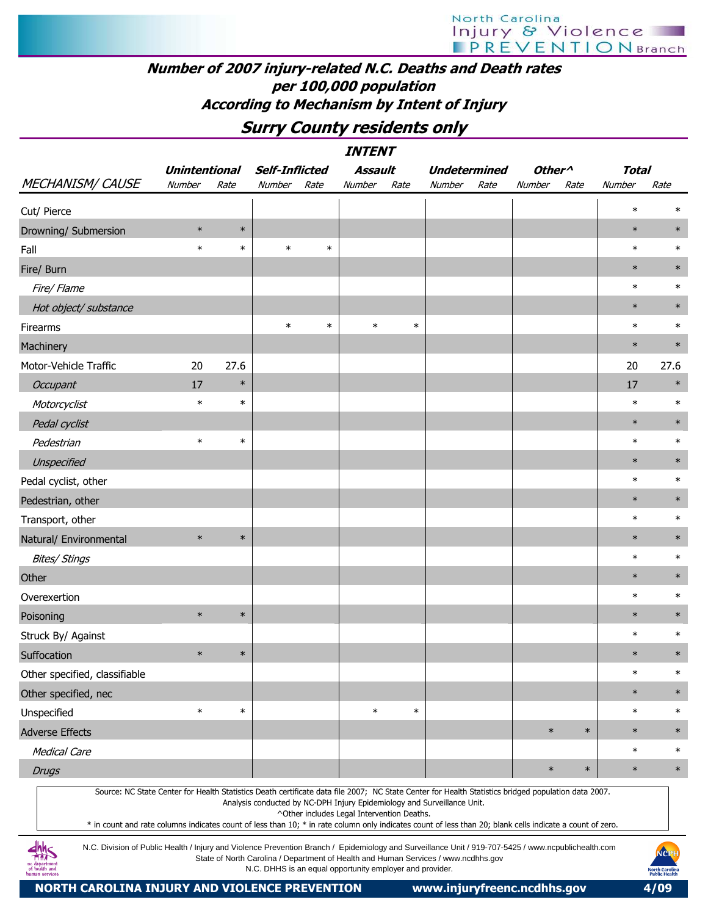## Number of 2007 injury-related N.C. Deaths and Death rates per 100,000 population According to Mechanism by Intent of Injury

### Surry County residents only

| MECHANISM/ CAUSE | Unintentional Number | Unintentional Rate | Self-Inflicted Number | Self-Inflicted Rate | Assault Number | Assault Rate | Undetermined Number | Undetermined Rate | Other^ Number | Other^ Rate | Total Number | Total Rate |
|---|---|---|---|---|---|---|---|---|---|---|---|---|
| Cut/ Pierce | | | | | | | | | | | * | * |
| Drowning/ Submersion | * | * | | | | | | | | | * | * |
| Fall | * | * | * | * | | | | | | | * | * |
| Fire/ Burn | | | | | | | | | | | * | * |
| *Fire/ Flame* | | | | | | | | | | | * | * |
| *Hot object/ substance* | | | | | | | | | | | * | * |
| Firearms | | | * | * | * | * | | | | | * | * |
| Machinery | | | | | | | | | | | * | * |
| Motor-Vehicle Traffic | 20 | 27.6 | | | | | | | | | 20 | 27.6 |
| *Occupant* | 17 | * | | | | | | | | | 17 | * |
| *Motorcyclist* | * | * | | | | | | | | | * | * |
| *Pedal cyclist* | | | | | | | | | | | * | * |
| *Pedestrian* | * | * | | | | | | | | | * | * |
| *Unspecified* | | | | | | | | | | | * | * |
| Pedal cyclist, other | | | | | | | | | | | * | * |
| Pedestrian, other | | | | | | | | | | | * | * |
| Transport, other | | | | | | | | | | | * | * |
| Natural/ Environmental | * | * | | | | | | | | | * | * |
| *Bites/ Stings* | | | | | | | | | | | * | * |
| Other | | | | | | | | | | | * | * |
| Overexertion | | | | | | | | | | | * | * |
| Poisoning | * | * | | | | | | | | | * | * |
| Struck By/ Against | | | | | | | | | | | * | * |
| Suffocation | * | * | | | | | | | | | * | * |
| Other specified, classifiable | | | | | | | | | | | * | * |
| Other specified, nec | | | | | | | | | | | * | * |
| Unspecified | * | * | | | * | * | | | | | * | * |
| Adverse Effects | | | | | | | | | * | * | * | * |
| *Medical Care* | | | | | | | | | | | * | * |
| *Drugs* | | | | | | | | | * | * | * | * |

Source: NC State Center for Health Statistics Death certificate data file 2007; NC State Center for Health Statistics bridged population data 2007.
Analysis conducted by NC-DPH Injury Epidemiology and Surveillance Unit.
^Other includes Legal Intervention Deaths.
* in count and rate columns indicates count of less than 10; * in rate column only indicates count of less than 20; blank cells indicate a count of zero.

N.C. Division of Public Health / Injury and Violence Prevention Branch / Epidemiology and Surveillance Unit / 919-707-5425 / www.ncpublichealth.com
State of North Carolina / Department of Health and Human Services / www.ncdhhs.gov
N.C. DHHS is an equal opportunity employer and provider.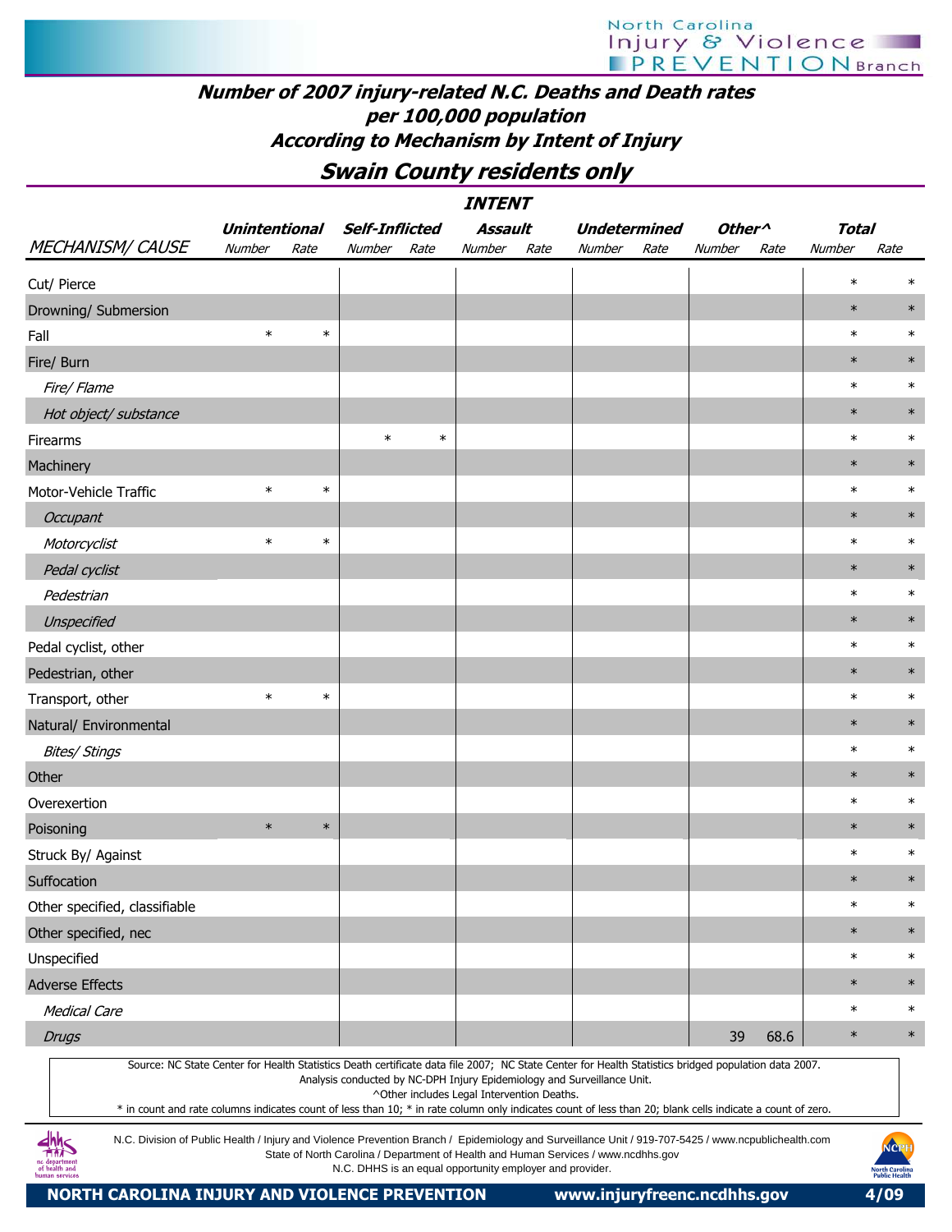## Number of 2007 injury-related N.C. Deaths and Death rates per 100,000 population According to Mechanism by Intent of Injury

### Swain County residents only

| | INTENT | | | | | | | | | | | |
|---|---|---|---|---|---|---|---|---|---|---|---|---|
| | Unintentional | | Self-Inflicted | | Assault | | Undetermined | | Other^ | | Total | |
| MECHANISM/ CAUSE | Number | Rate | Number | Rate | Number | Rate | Number | Rate | Number | Rate | Number | Rate |
| Cut/ Pierce | | | | | | | | | | | * | * |
| Drowning/ Submersion | | | | | | | | | | | * | * |
| Fall | * | * | | | | | | | | | * | * |
| Fire/ Burn | | | | | | | | | | | * | * |
| *Fire/ Flame* | | | | | | | | | | | * | * |
| *Hot object/ substance* | | | | | | | | | | | * | * |
| Firearms | | | * | * | | | | | | | * | * |
| Machinery | | | | | | | | | | | * | * |
| Motor-Vehicle Traffic | * | * | | | | | | | | | * | * |
| *Occupant* | | | | | | | | | | | * | * |
| *Motorcyclist* | * | * | | | | | | | | | * | * |
| *Pedal cyclist* | | | | | | | | | | | * | * |
| *Pedestrian* | | | | | | | | | | | * | * |
| *Unspecified* | | | | | | | | | | | * | * |
| Pedal cyclist, other | | | | | | | | | | | * | * |
| Pedestrian, other | | | | | | | | | | | * | * |
| Transport, other | * | * | | | | | | | | | * | * |
| Natural/ Environmental | | | | | | | | | | | * | * |
| *Bites/ Stings* | | | | | | | | | | | * | * |
| Other | | | | | | | | | | | * | * |
| Overexertion | | | | | | | | | | | * | * |
| Poisoning | * | * | | | | | | | | | * | * |
| Struck By/ Against | | | | | | | | | | | * | * |
| Suffocation | | | | | | | | | | | * | * |
| Other specified, classifiable | | | | | | | | | | | * | * |
| Other specified, nec | | | | | | | | | | | * | * |
| Unspecified | | | | | | | | | | | * | * |
| Adverse Effects | | | | | | | | | | | * | * |
| *Medical Care* | | | | | | | | | | | * | * |
| *Drugs* | | | | | | | | | 39 | 68.6 | * | * |

Source: NC State Center for Health Statistics Death certificate data file 2007; NC State Center for Health Statistics bridged population data 2007.
Analysis conducted by NC-DPH Injury Epidemiology and Surveillance Unit.
^Other includes Legal Intervention Deaths.
* in count and rate columns indicates count of less than 10; * in rate column only indicates count of less than 20; blank cells indicate a count of zero.

N.C. Division of Public Health / Injury and Violence Prevention Branch / Epidemiology and Surveillance Unit / 919-707-5425 / www.ncpublichealth.com
State of North Carolina / Department of Health and Human Services / www.ncdhhs.gov
N.C. DHHS is an equal opportunity employer and provider.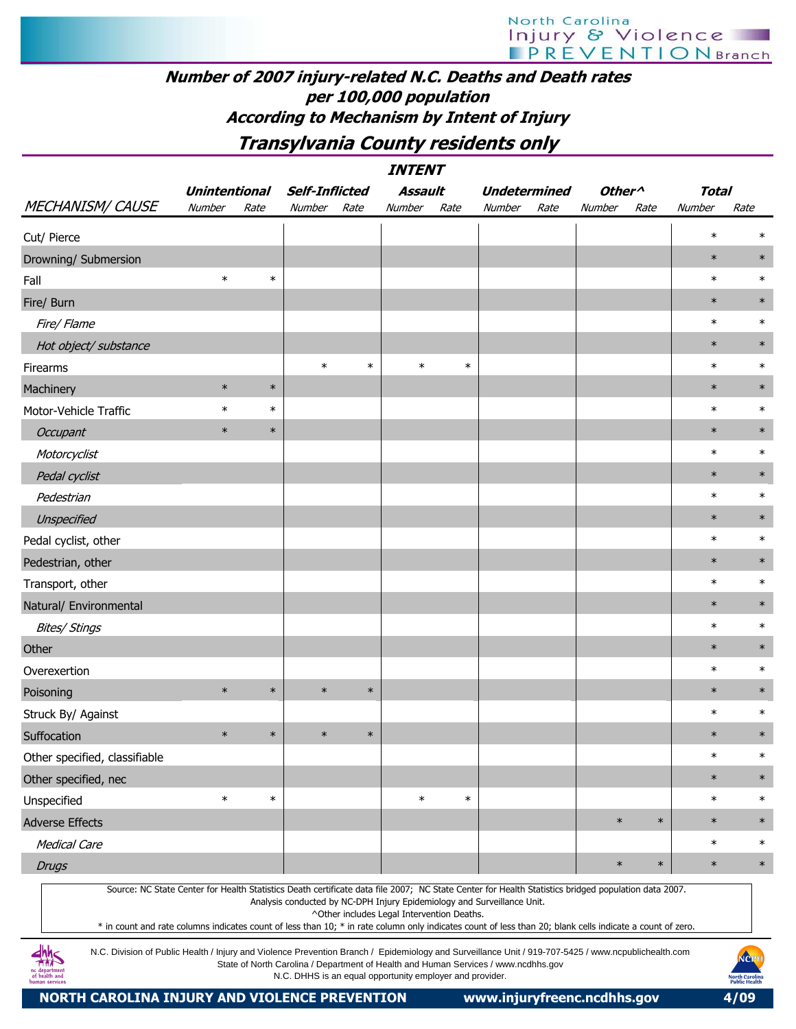# Number of 2007 injury-related N.C. Deaths and Death rates per 100,000 population

## According to Mechanism by Intent of Injury

## Transylvania County residents only

| MECHANISM/ CAUSE | INTENT | | | | | | | | | | | |
|---|---|---|---|---|---|---|---|---|---|---|---|---|
| | Unintentional | | Self-Inflicted | | Assault | | Undetermined | | Other^ | | Total | |
| | Number | Rate | Number | Rate | Number | Rate | Number | Rate | Number | Rate | Number | Rate |
| Cut/ Pierce | | | | | | | | | | | * | * |
| Drowning/ Submersion | | | | | | | | | | | * | * |
| Fall | * | * | | | | | | | | | * | * |
| Fire/ Burn | | | | | | | | | | | * | * |
| *Fire/ Flame* | | | | | | | | | | | * | * |
| *Hot object/ substance* | | | | | | | | | | | * | * |
| Firearms | | | * | * | * | * | | | | | * | * |
| Machinery | * | * | | | | | | | | | * | * |
| Motor-Vehicle Traffic | * | * | | | | | | | | | * | * |
| *Occupant* | * | * | | | | | | | | | * | * |
| *Motorcyclist* | | | | | | | | | | | * | * |
| *Pedal cyclist* | | | | | | | | | | | * | * |
| *Pedestrian* | | | | | | | | | | | * | * |
| *Unspecified* | | | | | | | | | | | * | * |
| Pedal cyclist, other | | | | | | | | | | | * | * |
| Pedestrian, other | | | | | | | | | | | * | * |
| Transport, other | | | | | | | | | | | * | * |
| Natural/ Environmental | | | | | | | | | | | * | * |
| *Bites/ Stings* | | | | | | | | | | | * | * |
| Other | | | | | | | | | | | * | * |
| Overexertion | | | | | | | | | | | * | * |
| Poisoning | * | * | * | * | | | | | | | * | * |
| Struck By/ Against | | | | | | | | | | | * | * |
| Suffocation | * | * | * | * | | | | | | | * | * |
| Other specified, classifiable | | | | | | | | | | | * | * |
| Other specified, nec | | | | | | | | | | | * | * |
| Unspecified | * | * | | | * | * | | | | | * | * |
| Adverse Effects | | | | | | | | | * | * | * | * |
| *Medical Care* | | | | | | | | | | | * | * |
| *Drugs* | | | | | | | | | * | * | * | * |

Source: NC State Center for Health Statistics Death certificate data file 2007; NC State Center for Health Statistics bridged population data 2007.
Analysis conducted by NC-DPH Injury Epidemiology and Surveillance Unit.
^Other includes Legal Intervention Deaths.
* in count and rate columns indicates count of less than 10; * in rate column only indicates count of less than 20; blank cells indicate a count of zero.

N.C. Division of Public Health / Injury and Violence Prevention Branch / Epidemiology and Surveillance Unit / 919-707-5425 / www.ncpublichealth.com
State of North Carolina / Department of Health and Human Services / www.ncdhhs.gov
N.C. DHHS is an equal opportunity employer and provider.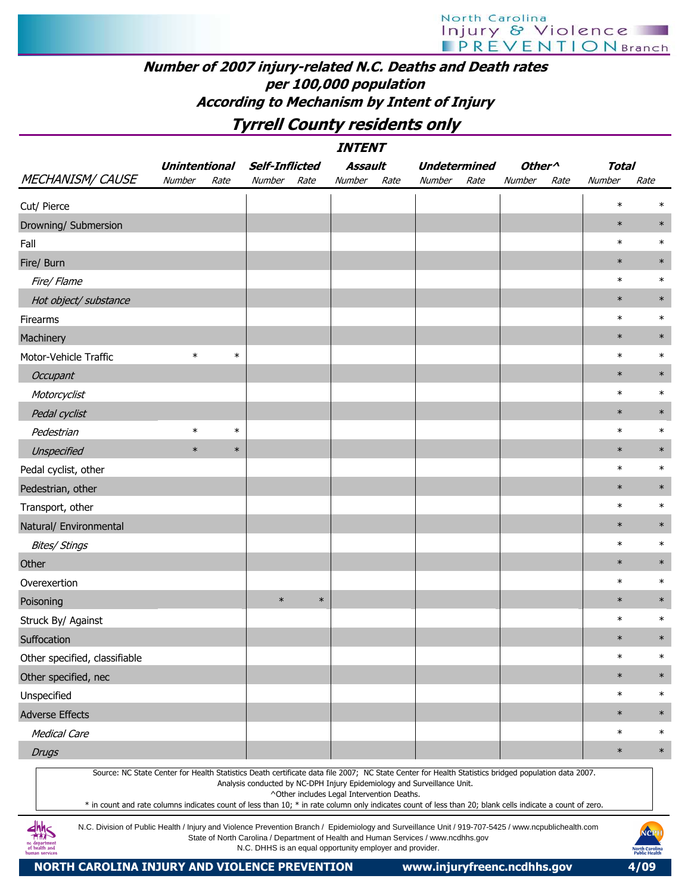# Number of 2007 injury-related N.C. Deaths and Death rates per 100,000 population

## According to Mechanism by Intent of Injury

## Tyrrell County residents only

| | INTENT | | | | | | | | | | | |
|---|---|---|---|---|---|---|---|---|---|---|---|---|
| | Unintentional | | Self-Inflicted | | Assault | | Undetermined | | Other^ | | Total | |
| MECHANISM/ CAUSE | Number | Rate | Number | Rate | Number | Rate | Number | Rate | Number | Rate | Number | Rate |
| Cut/ Pierce | | | | | | | | | | | * | * |
| Drowning/ Submersion | | | | | | | | | | | * | * |
| Fall | | | | | | | | | | | * | * |
| Fire/ Burn | | | | | | | | | | | * | * |
| *Fire/ Flame* | | | | | | | | | | | * | * |
| *Hot object/ substance* | | | | | | | | | | | * | * |
| Firearms | | | | | | | | | | | * | * |
| Machinery | | | | | | | | | | | * | * |
| Motor-Vehicle Traffic | * | * | | | | | | | | | * | * |
| *Occupant* | | | | | | | | | | | * | * |
| *Motorcyclist* | | | | | | | | | | | * | * |
| *Pedal cyclist* | | | | | | | | | | | * | * |
| *Pedestrian* | * | * | | | | | | | | | * | * |
| *Unspecified* | * | * | | | | | | | | | * | * |
| Pedal cyclist, other | | | | | | | | | | | * | * |
| Pedestrian, other | | | | | | | | | | | * | * |
| Transport, other | | | | | | | | | | | * | * |
| Natural/ Environmental | | | | | | | | | | | * | * |
| *Bites/ Stings* | | | | | | | | | | | * | * |
| Other | | | | | | | | | | | * | * |
| Overexertion | | | | | | | | | | | * | * |
| Poisoning | | | * | * | | | | | | | * | * |
| Struck By/ Against | | | | | | | | | | | * | * |
| Suffocation | | | | | | | | | | | * | * |
| Other specified, classifiable | | | | | | | | | | | * | * |
| Other specified, nec | | | | | | | | | | | * | * |
| Unspecified | | | | | | | | | | | * | * |
| Adverse Effects | | | | | | | | | | | * | * |
| *Medical Care* | | | | | | | | | | | * | * |
| *Drugs* | | | | | | | | | | | * | * |

Source: NC State Center for Health Statistics Death certificate data file 2007; NC State Center for Health Statistics bridged population data 2007.
Analysis conducted by NC-DPH Injury Epidemiology and Surveillance Unit.
^Other includes Legal Intervention Deaths.
* in count and rate columns indicates count of less than 10; * in rate column only indicates count of less than 20; blank cells indicate a count of zero.

N.C. Division of Public Health / Injury and Violence Prevention Branch / Epidemiology and Surveillance Unit / 919-707-5425 / www.ncpublichealth.com
State of North Carolina / Department of Health and Human Services / www.ncdhhs.gov
N.C. DHHS is an equal opportunity employer and provider.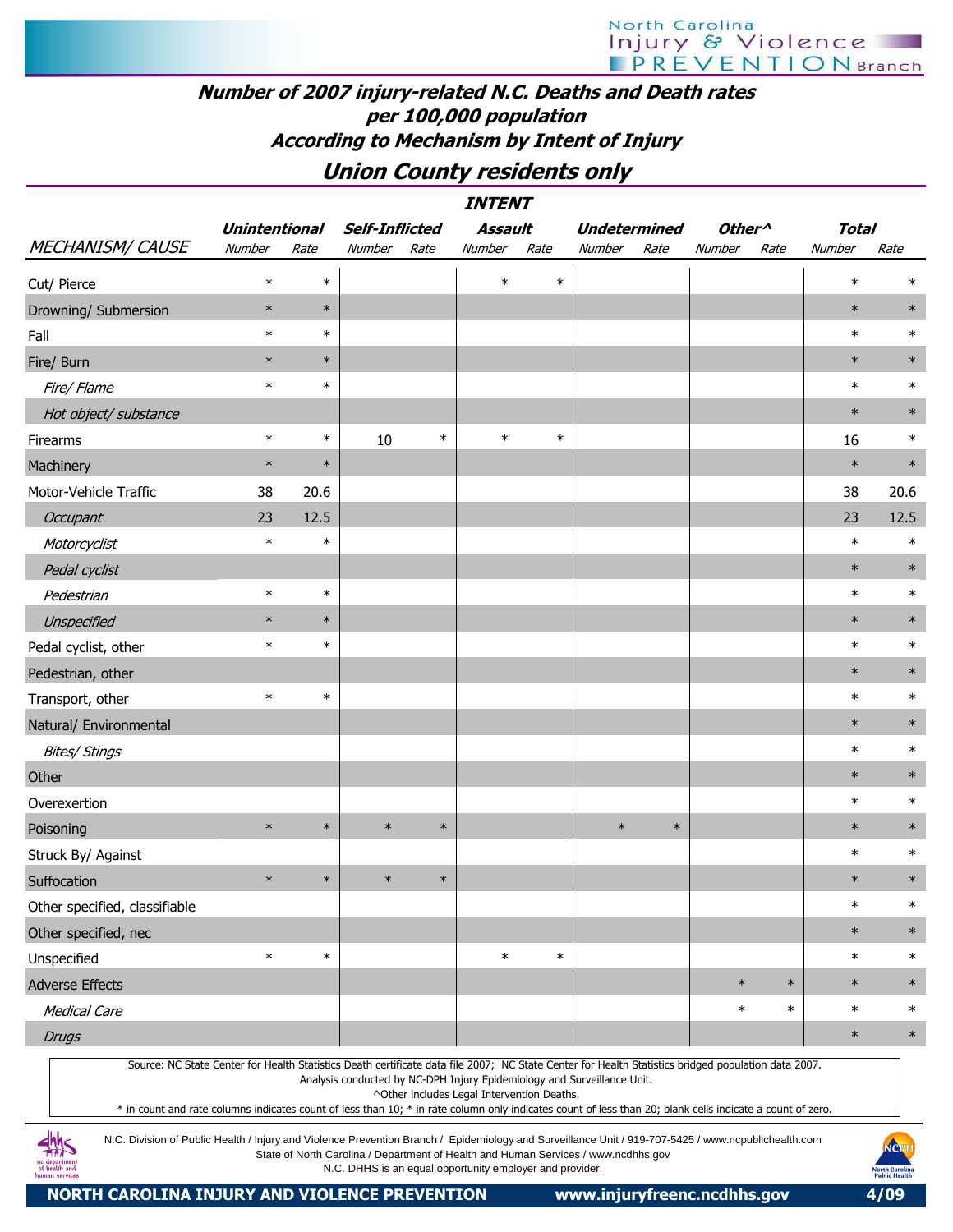## Number of 2007 injury-related N.C. Deaths and Death rates per 100,000 population According to Mechanism by Intent of Injury

## Union County residents only

| MECHANISM/ CAUSE | Unintentional Number | Unintentional Rate | Self-Inflicted Number | Self-Inflicted Rate | Assault Number | Assault Rate | Undetermined Number | Undetermined Rate | Other^ Number | Other^ Rate | Total Number | Total Rate |
|---|---|---|---|---|---|---|---|---|---|---|---|---|
| Cut/ Pierce | * | * | | | * | * | | | | | * | * |
| Drowning/ Submersion | * | * | | | | | | | | | * | * |
| Fall | * | * | | | | | | | | | * | * |
| Fire/ Burn | * | * | | | | | | | | | * | * |
| *Fire/ Flame* | * | * | | | | | | | | | * | * |
| *Hot object/ substance* | | | | | | | | | | | * | * |
| Firearms | * | * | 10 | * | * | * | | | | | 16 | * |
| Machinery | * | * | | | | | | | | | * | * |
| Motor-Vehicle Traffic | 38 | 20.6 | | | | | | | | | 38 | 20.6 |
| *Occupant* | 23 | 12.5 | | | | | | | | | 23 | 12.5 |
| *Motorcyclist* | * | * | | | | | | | | | * | * |
| *Pedal cyclist* | | | | | | | | | | | * | * |
| *Pedestrian* | * | * | | | | | | | | | * | * |
| *Unspecified* | * | * | | | | | | | | | * | * |
| Pedal cyclist, other | * | * | | | | | | | | | * | * |
| Pedestrian, other | | | | | | | | | | | * | * |
| Transport, other | * | * | | | | | | | | | * | * |
| Natural/ Environmental | | | | | | | | | | | * | * |
| *Bites/ Stings* | | | | | | | | | | | * | * |
| Other | | | | | | | | | | | * | * |
| Overexertion | | | | | | | | | | | * | * |
| Poisoning | * | * | * | * | | | * | * | | | * | * |
| Struck By/ Against | | | | | | | | | | | * | * |
| Suffocation | * | * | * | * | | | | | | | * | * |
| Other specified, classifiable | | | | | | | | | | | * | * |
| Other specified, nec | | | | | | | | | | | * | * |
| Unspecified | * | * | | | * | * | | | | | * | * |
| Adverse Effects | | | | | | | | | * | * | * | * |
| *Medical Care* | | | | | | | | | * | * | * | * |
| *Drugs* | | | | | | | | | | | * | * |

Source: NC State Center for Health Statistics Death certificate data file 2007; NC State Center for Health Statistics bridged population data 2007. Analysis conducted by NC-DPH Injury Epidemiology and Surveillance Unit.

^Other includes Legal Intervention Deaths.

* in count and rate columns indicates count of less than 10; * in rate column only indicates count of less than 20; blank cells indicate a count of zero.

N.C. Division of Public Health / Injury and Violence Prevention Branch / Epidemiology and Surveillance Unit / 919-707-5425 / www.ncpublichealth.com
State of North Carolina / Department of Health and Human Services / www.ncdhhs.gov
N.C. DHHS is an equal opportunity employer and provider.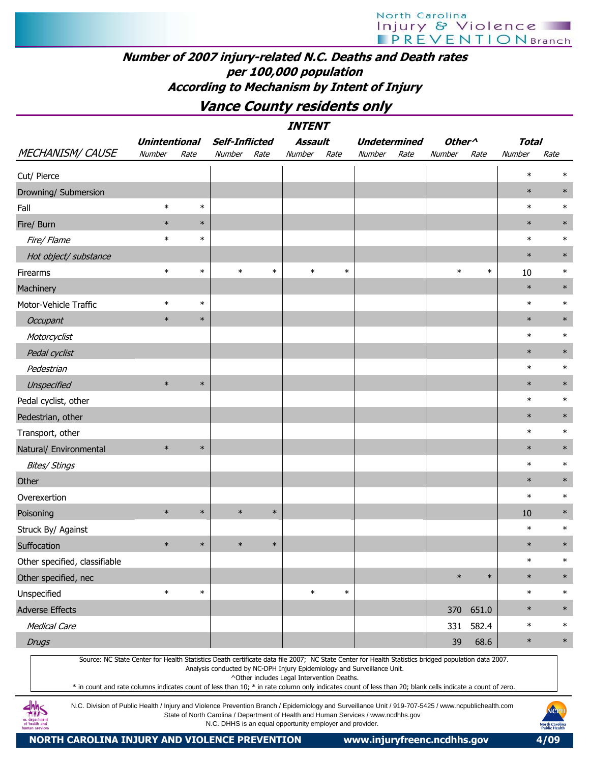## Number of 2007 injury-related N.C. Deaths and Death rates per 100,000 population According to Mechanism by Intent of Injury

### Vance County residents only

| | INTENT | | | | | | | | | | | |
|---|---|---|---|---|---|---|---|---|---|---|---|---|
| | Unintentional | | Self-Inflicted | | Assault | | Undetermined | | Other^ | | Total | |
| MECHANISM/ CAUSE | Number | Rate | Number | Rate | Number | Rate | Number | Rate | Number | Rate | Number | Rate |
| Cut/ Pierce | | | | | | | | | | | * | * |
| Drowning/ Submersion | | | | | | | | | | | * | * |
| Fall | * | * | | | | | | | | | * | * |
| Fire/ Burn | * | * | | | | | | | | | * | * |
| *Fire/ Flame* | * | * | | | | | | | | | * | * |
| *Hot object/ substance* | | | | | | | | | | | * | * |
| Firearms | * | * | * | * | * | * | | | * | * | 10 | * |
| Machinery | | | | | | | | | | | * | * |
| Motor-Vehicle Traffic | * | * | | | | | | | | | * | * |
| *Occupant* | * | * | | | | | | | | | * | * |
| *Motorcyclist* | | | | | | | | | | | * | * |
| *Pedal cyclist* | | | | | | | | | | | * | * |
| *Pedestrian* | | | | | | | | | | | * | * |
| *Unspecified* | * | * | | | | | | | | | * | * |
| Pedal cyclist, other | | | | | | | | | | | * | * |
| Pedestrian, other | | | | | | | | | | | * | * |
| Transport, other | | | | | | | | | | | * | * |
| Natural/ Environmental | * | * | | | | | | | | | * | * |
| *Bites/ Stings* | | | | | | | | | | | * | * |
| Other | | | | | | | | | | | * | * |
| Overexertion | | | | | | | | | | | * | * |
| Poisoning | * | * | * | * | | | | | | | 10 | * |
| Struck By/ Against | | | | | | | | | | | * | * |
| Suffocation | * | * | * | * | | | | | | | * | * |
| Other specified, classifiable | | | | | | | | | | | * | * |
| Other specified, nec | | | | | | | | | * | * | * | * |
| Unspecified | * | * | | | * | * | | | | | * | * |
| Adverse Effects | | | | | | | | | 370 | 651.0 | * | * |
| *Medical Care* | | | | | | | | | 331 | 582.4 | * | * |
| *Drugs* | | | | | | | | | 39 | 68.6 | * | * |

Source: NC State Center for Health Statistics Death certificate data file 2007; NC State Center for Health Statistics bridged population data 2007.
Analysis conducted by NC-DPH Injury Epidemiology and Surveillance Unit.
^Other includes Legal Intervention Deaths.
* in count and rate columns indicates count of less than 10; * in rate column only indicates count of less than 20; blank cells indicate a count of zero.

N.C. Division of Public Health / Injury and Violence Prevention Branch / Epidemiology and Surveillance Unit / 919-707-5425 / www.ncpublichealth.com
State of North Carolina / Department of Health and Human Services / www.ncdhhs.gov
N.C. DHHS is an equal opportunity employer and provider.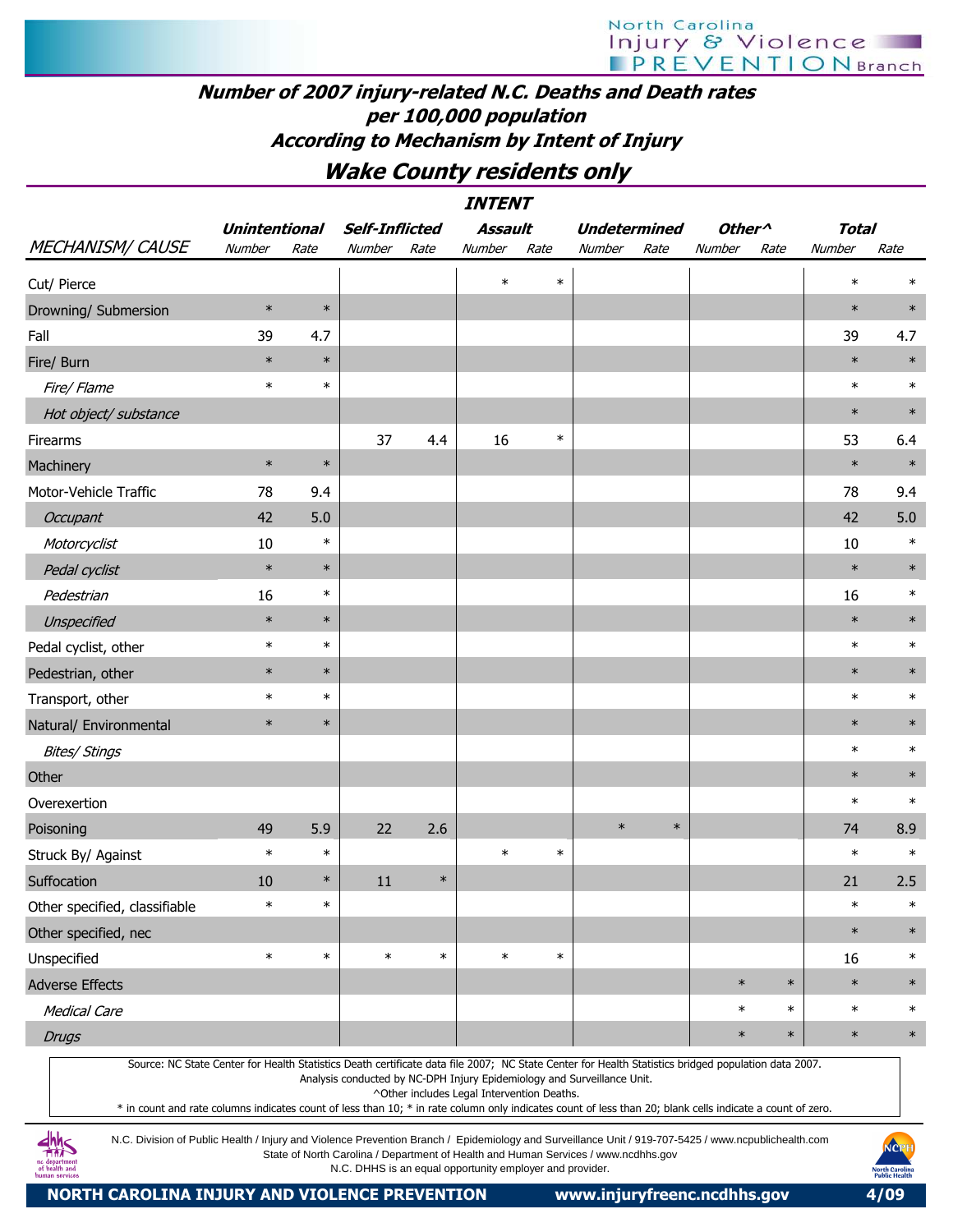# Number of 2007 injury-related N.C. Deaths and Death rates per 100,000 population

## According to Mechanism by Intent of Injury

## Wake County residents only

| | INTENT | | | | | | | | | | | |
|---|---|---|---|---|---|---|---|---|---|---|---|---|
| | Unintentional | | Self-Inflicted | | Assault | | Undetermined | | Other^ | | Total | |
| MECHANISM/ CAUSE | Number | Rate | Number | Rate | Number | Rate | Number | Rate | Number | Rate | Number | Rate |
| Cut/ Pierce | | | | | * | * | | | | | * | * |
| Drowning/ Submersion | * | * | | | | | | | | | * | * |
| Fall | 39 | 4.7 | | | | | | | | | 39 | 4.7 |
| Fire/ Burn | * | * | | | | | | | | | * | * |
| *Fire/ Flame* | * | * | | | | | | | | | * | * |
| *Hot object/ substance* | | | | | | | | | | | * | * |
| Firearms | | | 37 | 4.4 | 16 | * | | | | | 53 | 6.4 |
| Machinery | * | * | | | | | | | | | * | * |
| Motor-Vehicle Traffic | 78 | 9.4 | | | | | | | | | 78 | 9.4 |
| *Occupant* | 42 | 5.0 | | | | | | | | | 42 | 5.0 |
| *Motorcyclist* | 10 | * | | | | | | | | | 10 | * |
| *Pedal cyclist* | * | * | | | | | | | | | * | * |
| *Pedestrian* | 16 | * | | | | | | | | | 16 | * |
| *Unspecified* | * | * | | | | | | | | | * | * |
| Pedal cyclist, other | * | * | | | | | | | | | * | * |
| Pedestrian, other | * | * | | | | | | | | | * | * |
| Transport, other | * | * | | | | | | | | | * | * |
| Natural/ Environmental | * | * | | | | | | | | | * | * |
| *Bites/ Stings* | | | | | | | | | | | * | * |
| Other | | | | | | | | | | | * | * |
| Overexertion | | | | | | | | | | | * | * |
| Poisoning | 49 | 5.9 | 22 | 2.6 | | | * | * | | | 74 | 8.9 |
| Struck By/ Against | * | * | | | * | * | | | | | * | * |
| Suffocation | 10 | * | 11 | * | | | | | | | 21 | 2.5 |
| Other specified, classifiable | * | * | | | | | | | | | * | * |
| Other specified, nec | | | | | | | | | | | * | * |
| Unspecified | * | * | * | * | * | * | | | | | 16 | * |
| Adverse Effects | | | | | | | | | * | * | * | * |
| *Medical Care* | | | | | | | | | * | * | * | * |
| *Drugs* | | | | | | | | | * | * | * | * |

Source: NC State Center for Health Statistics Death certificate data file 2007; NC State Center for Health Statistics bridged population data 2007.
Analysis conducted by NC-DPH Injury Epidemiology and Surveillance Unit.
^Other includes Legal Intervention Deaths.
* in count and rate columns indicates count of less than 10; * in rate column only indicates count of less than 20; blank cells indicate a count of zero.

N.C. Division of Public Health / Injury and Violence Prevention Branch / Epidemiology and Surveillance Unit / 919-707-5425 / www.ncpublichealth.com
State of North Carolina / Department of Health and Human Services / www.ncdhhs.gov
N.C. DHHS is an equal opportunity employer and provider.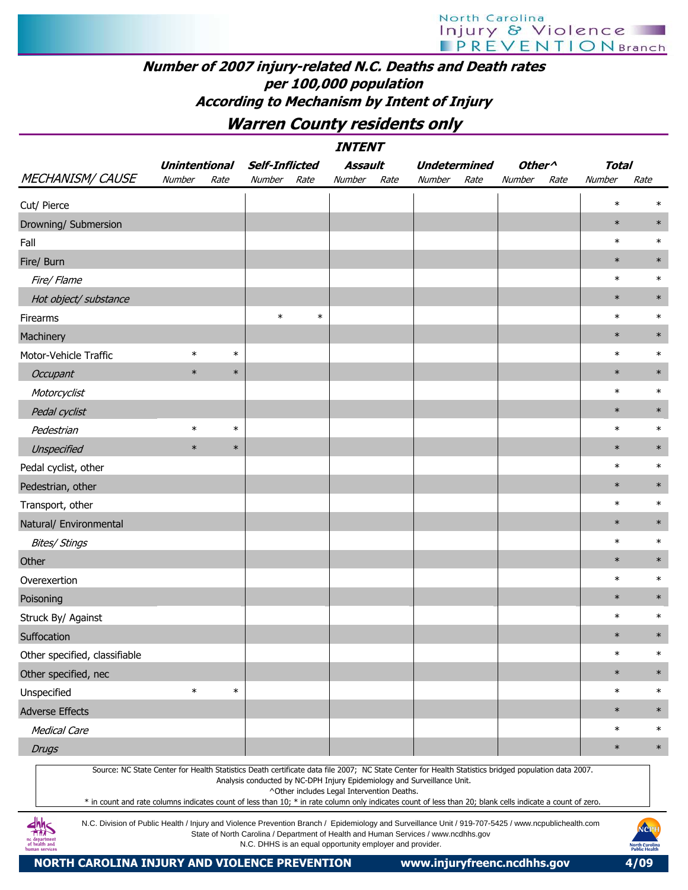## Number of 2007 injury-related N.C. Deaths and Death rates per 100,000 population According to Mechanism by Intent of Injury

## Warren County residents only

| | INTENT | | | | | | | | | | | |
|---|---|---|---|---|---|---|---|---|---|---|---|---|
| | Unintentional | | Self-Inflicted | | Assault | | Undetermined | | Other^ | | Total | |
| MECHANISM/ CAUSE | Number | Rate | Number | Rate | Number | Rate | Number | Rate | Number | Rate | Number | Rate |
| Cut/ Pierce | | | | | | | | | | | * | * |
| Drowning/ Submersion | | | | | | | | | | | * | * |
| Fall | | | | | | | | | | | * | * |
| Fire/ Burn | | | | | | | | | | | * | * |
| *Fire/ Flame* | | | | | | | | | | | * | * |
| *Hot object/ substance* | | | | | | | | | | | * | * |
| Firearms | | | * | * | | | | | | | * | * |
| Machinery | | | | | | | | | | | * | * |
| Motor-Vehicle Traffic | * | * | | | | | | | | | * | * |
| *Occupant* | * | * | | | | | | | | | * | * |
| *Motorcyclist* | | | | | | | | | | | * | * |
| *Pedal cyclist* | | | | | | | | | | | * | * |
| *Pedestrian* | * | * | | | | | | | | | * | * |
| *Unspecified* | * | * | | | | | | | | | * | * |
| Pedal cyclist, other | | | | | | | | | | | * | * |
| Pedestrian, other | | | | | | | | | | | * | * |
| Transport, other | | | | | | | | | | | * | * |
| Natural/ Environmental | | | | | | | | | | | * | * |
| *Bites/ Stings* | | | | | | | | | | | * | * |
| Other | | | | | | | | | | | * | * |
| Overexertion | | | | | | | | | | | * | * |
| Poisoning | | | | | | | | | | | * | * |
| Struck By/ Against | | | | | | | | | | | * | * |
| Suffocation | | | | | | | | | | | * | * |
| Other specified, classifiable | | | | | | | | | | | * | * |
| Other specified, nec | | | | | | | | | | | * | * |
| Unspecified | * | * | | | | | | | | | * | * |
| Adverse Effects | | | | | | | | | | | * | * |
| *Medical Care* | | | | | | | | | | | * | * |
| *Drugs* | | | | | | | | | | | * | * |

Source: NC State Center for Health Statistics Death certificate data file 2007; NC State Center for Health Statistics bridged population data 2007.
Analysis conducted by NC-DPH Injury Epidemiology and Surveillance Unit.
^Other includes Legal Intervention Deaths.
* in count and rate columns indicates count of less than 10; * in rate column only indicates count of less than 20; blank cells indicate a count of zero.

N.C. Division of Public Health / Injury and Violence Prevention Branch / Epidemiology and Surveillance Unit / 919-707-5425 / www.ncpublichealth.com
State of North Carolina / Department of Health and Human Services / www.ncdhhs.gov
N.C. DHHS is an equal opportunity employer and provider.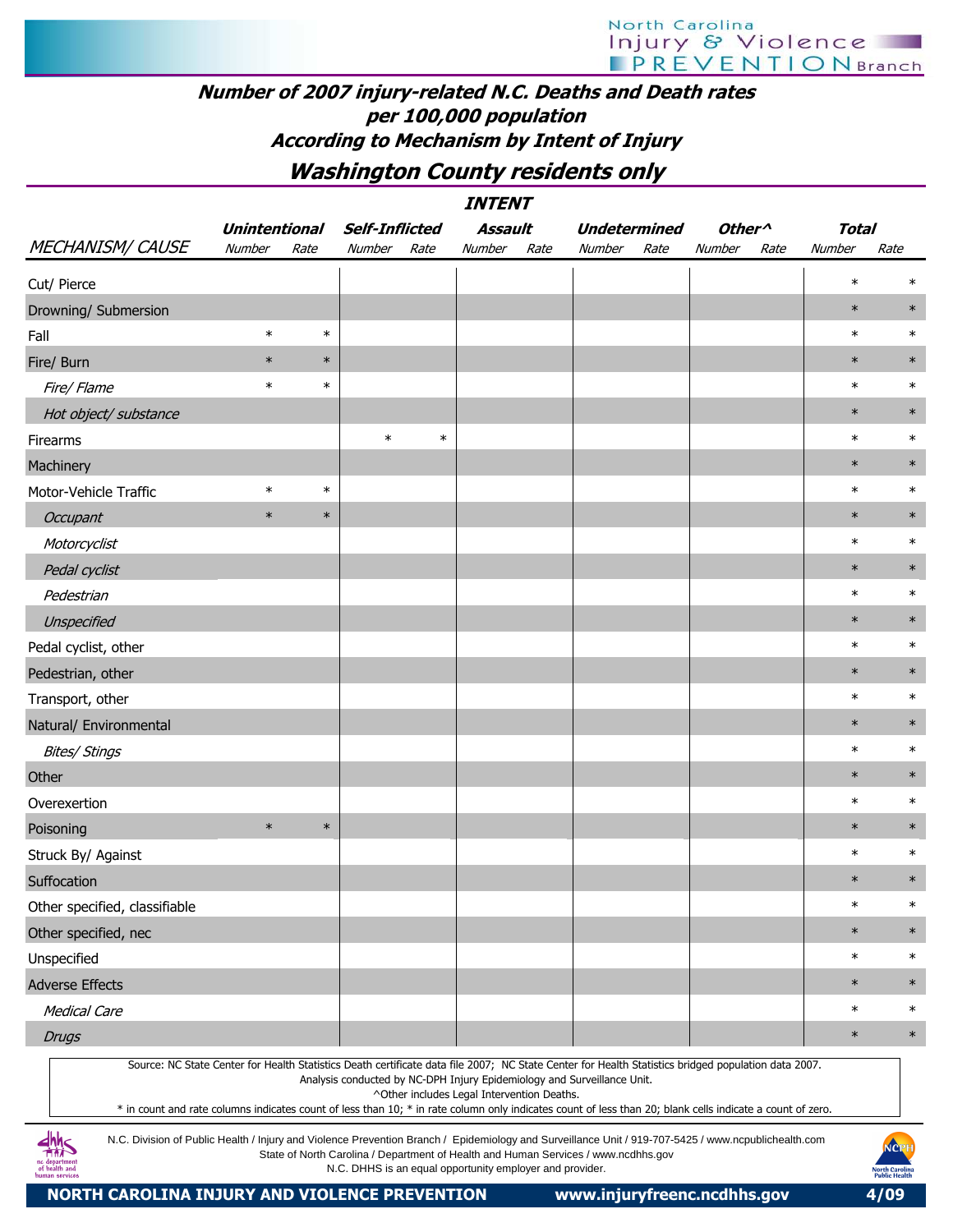## Number of 2007 injury-related N.C. Deaths and Death rates per 100,000 population According to Mechanism by Intent of Injury

## Washington County residents only

| | INTENT | | | | | | | | | | | |
|---|---|---|---|---|---|---|---|---|---|---|---|---|
| | Unintentional | | Self-Inflicted | | Assault | | Undetermined | | Other^ | | Total | |
| MECHANISM/ CAUSE | Number | Rate | Number | Rate | Number | Rate | Number | Rate | Number | Rate | Number | Rate |
| Cut/ Pierce | | | | | | | | | | | * | * |
| Drowning/ Submersion | | | | | | | | | | | * | * |
| Fall | * | * | | | | | | | | | * | * |
| Fire/ Burn | * | * | | | | | | | | | * | * |
| *Fire/ Flame* | * | * | | | | | | | | | * | * |
| *Hot object/ substance* | | | | | | | | | | | * | * |
| Firearms | | | * | * | | | | | | | * | * |
| Machinery | | | | | | | | | | | * | * |
| Motor-Vehicle Traffic | * | * | | | | | | | | | * | * |
| *Occupant* | * | * | | | | | | | | | * | * |
| *Motorcyclist* | | | | | | | | | | | * | * |
| *Pedal cyclist* | | | | | | | | | | | * | * |
| *Pedestrian* | | | | | | | | | | | * | * |
| *Unspecified* | | | | | | | | | | | * | * |
| Pedal cyclist, other | | | | | | | | | | | * | * |
| Pedestrian, other | | | | | | | | | | | * | * |
| Transport, other | | | | | | | | | | | * | * |
| Natural/ Environmental | | | | | | | | | | | * | * |
| *Bites/ Stings* | | | | | | | | | | | * | * |
| Other | | | | | | | | | | | * | * |
| Overexertion | | | | | | | | | | | * | * |
| Poisoning | * | * | | | | | | | | | * | * |
| Struck By/ Against | | | | | | | | | | | * | * |
| Suffocation | | | | | | | | | | | * | * |
| Other specified, classifiable | | | | | | | | | | | * | * |
| Other specified, nec | | | | | | | | | | | * | * |
| Unspecified | | | | | | | | | | | * | * |
| Adverse Effects | | | | | | | | | | | * | * |
| *Medical Care* | | | | | | | | | | | * | * |
| *Drugs* | | | | | | | | | | | * | * |

Source: NC State Center for Health Statistics Death certificate data file 2007; NC State Center for Health Statistics bridged population data 2007. Analysis conducted by NC-DPH Injury Epidemiology and Surveillance Unit.

^Other includes Legal Intervention Deaths.

* in count and rate columns indicates count of less than 10; * in rate column only indicates count of less than 20; blank cells indicate a count of zero.

N.C. Division of Public Health / Injury and Violence Prevention Branch / Epidemiology and Surveillance Unit / 919-707-5425 / www.ncpublichealth.com
State of North Carolina / Department of Health and Human Services / www.ncdhhs.gov
N.C. DHHS is an equal opportunity employer and provider.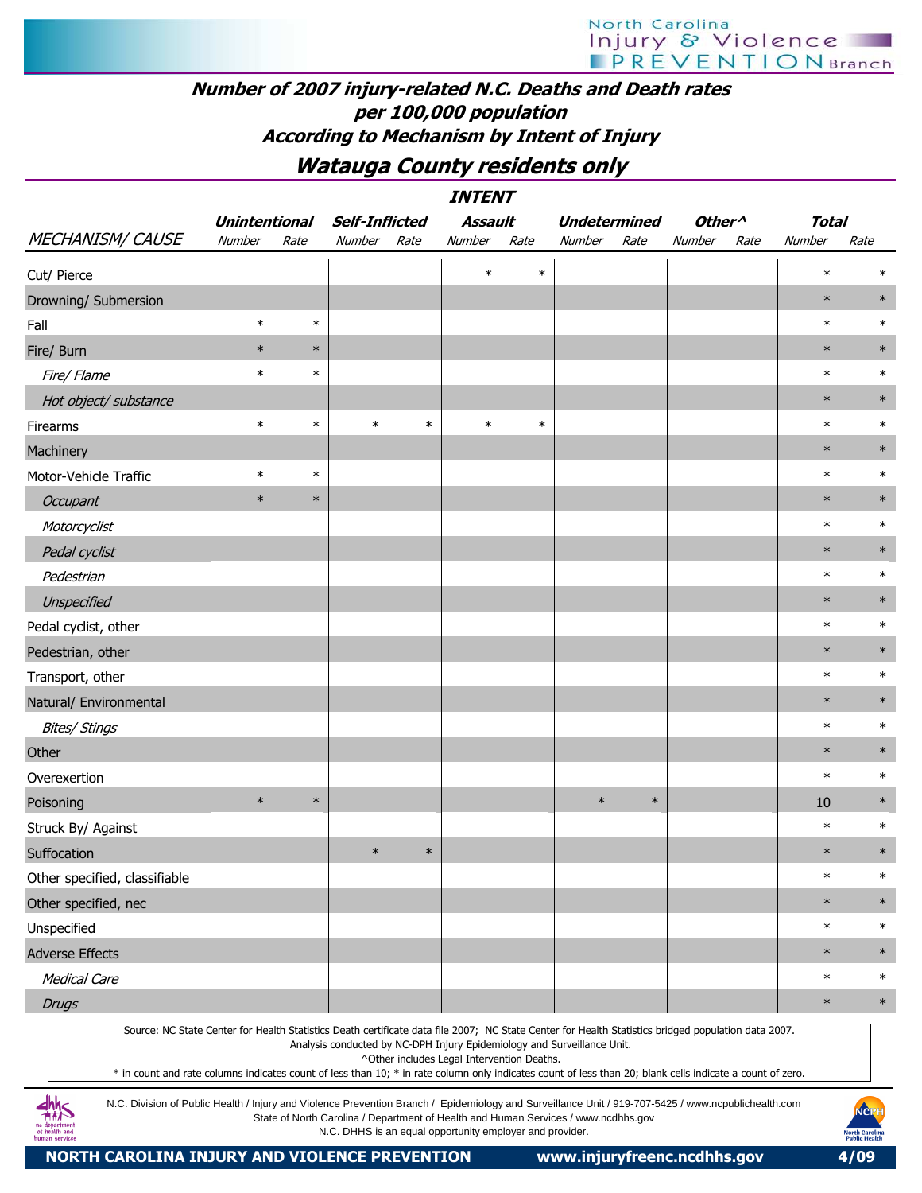# Number of 2007 injury-related N.C. Deaths and Death rates per 100,000 population According to Mechanism by Intent of Injury

## Watauga County residents only

| | INTENT | | | | | | | | | | | |
|---|---|---|---|---|---|---|---|---|---|---|---|---|
| | Unintentional | | Self-Inflicted | | Assault | | Undetermined | | Other^ | | Total | |
| MECHANISM/ CAUSE | Number | Rate | Number | Rate | Number | Rate | Number | Rate | Number | Rate | Number | Rate |
| Cut/ Pierce | | | | | * | * | | | | | * | * |
| Drowning/ Submersion | | | | | | | | | | | * | * |
| Fall | * | * | | | | | | | | | * | * |
| Fire/ Burn | * | * | | | | | | | | | * | * |
| *Fire/ Flame* | * | * | | | | | | | | | * | * |
| *Hot object/ substance* | | | | | | | | | | | * | * |
| Firearms | * | * | * | * | * | * | | | | | * | * |
| Machinery | | | | | | | | | | | * | * |
| Motor-Vehicle Traffic | * | * | | | | | | | | | * | * |
| *Occupant* | * | * | | | | | | | | | * | * |
| *Motorcyclist* | | | | | | | | | | | * | * |
| *Pedal cyclist* | | | | | | | | | | | * | * |
| *Pedestrian* | | | | | | | | | | | * | * |
| *Unspecified* | | | | | | | | | | | * | * |
| Pedal cyclist, other | | | | | | | | | | | * | * |
| Pedestrian, other | | | | | | | | | | | * | * |
| Transport, other | | | | | | | | | | | * | * |
| Natural/ Environmental | | | | | | | | | | | * | * |
| *Bites/ Stings* | | | | | | | | | | | * | * |
| Other | | | | | | | | | | | * | * |
| Overexertion | | | | | | | | | | | * | * |
| Poisoning | * | * | | | | | * | * | | | 10 | * |
| Struck By/ Against | | | | | | | | | | | * | * |
| Suffocation | | | * | * | | | | | | | * | * |
| Other specified, classifiable | | | | | | | | | | | * | * |
| Other specified, nec | | | | | | | | | | | * | * |
| Unspecified | | | | | | | | | | | * | * |
| Adverse Effects | | | | | | | | | | | * | * |
| *Medical Care* | | | | | | | | | | | * | * |
| *Drugs* | | | | | | | | | | | * | * |

Source: NC State Center for Health Statistics Death certificate data file 2007; NC State Center for Health Statistics bridged population data 2007.
Analysis conducted by NC-DPH Injury Epidemiology and Surveillance Unit.
^Other includes Legal Intervention Deaths.
* in count and rate columns indicates count of less than 10; * in rate column only indicates count of less than 20; blank cells indicate a count of zero.

N.C. Division of Public Health / Injury and Violence Prevention Branch / Epidemiology and Surveillance Unit / 919-707-5425 / www.ncpublichealth.com
State of North Carolina / Department of Health and Human Services / www.ncdhhs.gov
N.C. DHHS is an equal opportunity employer and provider.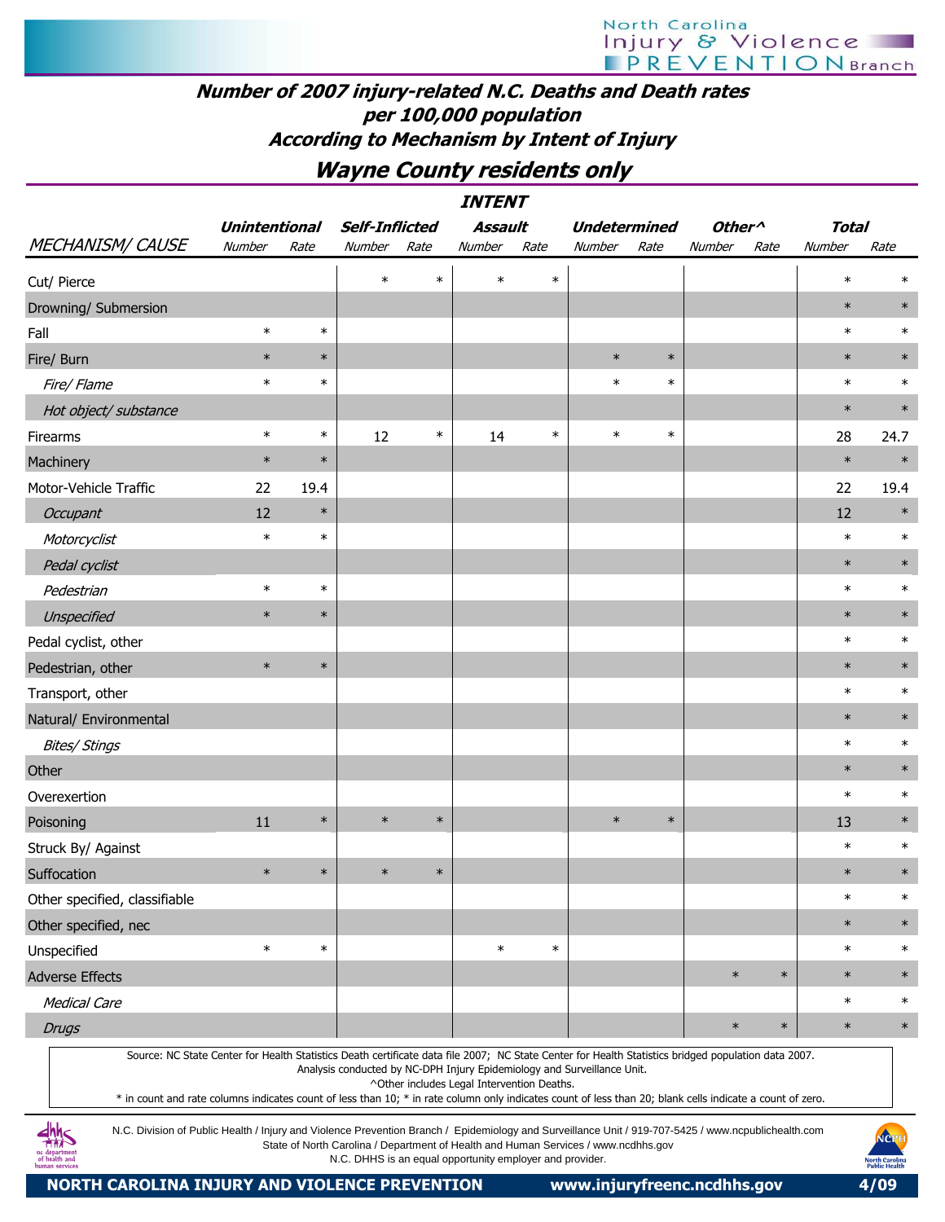North Carolina Injury & Violence PREVENTION Branch

## Number of 2007 injury-related N.C. Deaths and Death rates per 100,000 population According to Mechanism by Intent of Injury

## Wayne County residents only

| MECHANISM/ CAUSE | Unintentional Number | Unintentional Rate | Self-Inflicted Number | Self-Inflicted Rate | Assault Number | Assault Rate | Undetermined Number | Undetermined Rate | Other^ Number | Other^ Rate | Total Number | Total Rate |
|---|---|---|---|---|---|---|---|---|---|---|---|---|
| Cut/ Pierce | | | * | * | * | * | | | | | * | * |
| Drowning/ Submersion | | | | | | | | | | | * | * |
| Fall | * | * | | | | | | | | | * | * |
| Fire/ Burn | * | * | | | | | * | * | | | * | * |
| *Fire/ Flame* | * | * | | | | | * | * | | | * | * |
| *Hot object/ substance* | | | | | | | | | | | * | * |
| Firearms | * | * | 12 | * | 14 | * | * | * | | | 28 | 24.7 |
| Machinery | * | * | | | | | | | | | * | * |
| Motor-Vehicle Traffic | 22 | 19.4 | | | | | | | | | 22 | 19.4 |
| *Occupant* | 12 | * | | | | | | | | | 12 | * |
| *Motorcyclist* | * | * | | | | | | | | | * | * |
| *Pedal cyclist* | | | | | | | | | | | * | * |
| *Pedestrian* | * | * | | | | | | | | | * | * |
| *Unspecified* | * | * | | | | | | | | | * | * |
| Pedal cyclist, other | | | | | | | | | | | * | * |
| Pedestrian, other | * | * | | | | | | | | | * | * |
| Transport, other | | | | | | | | | | | * | * |
| Natural/ Environmental | | | | | | | | | | | * | * |
| *Bites/ Stings* | | | | | | | | | | | * | * |
| Other | | | | | | | | | | | * | * |
| Overexertion | | | | | | | | | | | * | * |
| Poisoning | 11 | * | * | * | | | * | * | | | 13 | * |
| Struck By/ Against | | | | | | | | | | | * | * |
| Suffocation | * | * | * | * | | | | | | | * | * |
| Other specified, classifiable | | | | | | | | | | | * | * |
| Other specified, nec | | | | | | | | | | | * | * |
| Unspecified | * | * | | | * | * | | | | | * | * |
| Adverse Effects | | | | | | | | | * | * | * | * |
| *Medical Care* | | | | | | | | | | | * | * |
| *Drugs* | | | | | | | | | * | * | * | * |

Source: NC State Center for Health Statistics Death certificate data file 2007; NC State Center for Health Statistics bridged population data 2007. Analysis conducted by NC-DPH Injury Epidemiology and Surveillance Unit.
^Other includes Legal Intervention Deaths.
* in count and rate columns indicates count of less than 10; * in rate column only indicates count of less than 20; blank cells indicate a count of zero.

N.C. Division of Public Health / Injury and Violence Prevention Branch / Epidemiology and Surveillance Unit / 919-707-5425 / www.ncpublichealth.com
State of North Carolina / Department of Health and Human Services / www.ncdhhs.gov
N.C. DHHS is an equal opportunity employer and provider.

NORTH CAROLINA INJURY AND VIOLENCE PREVENTION www.injuryfreenc.ncdhhs.gov 4/09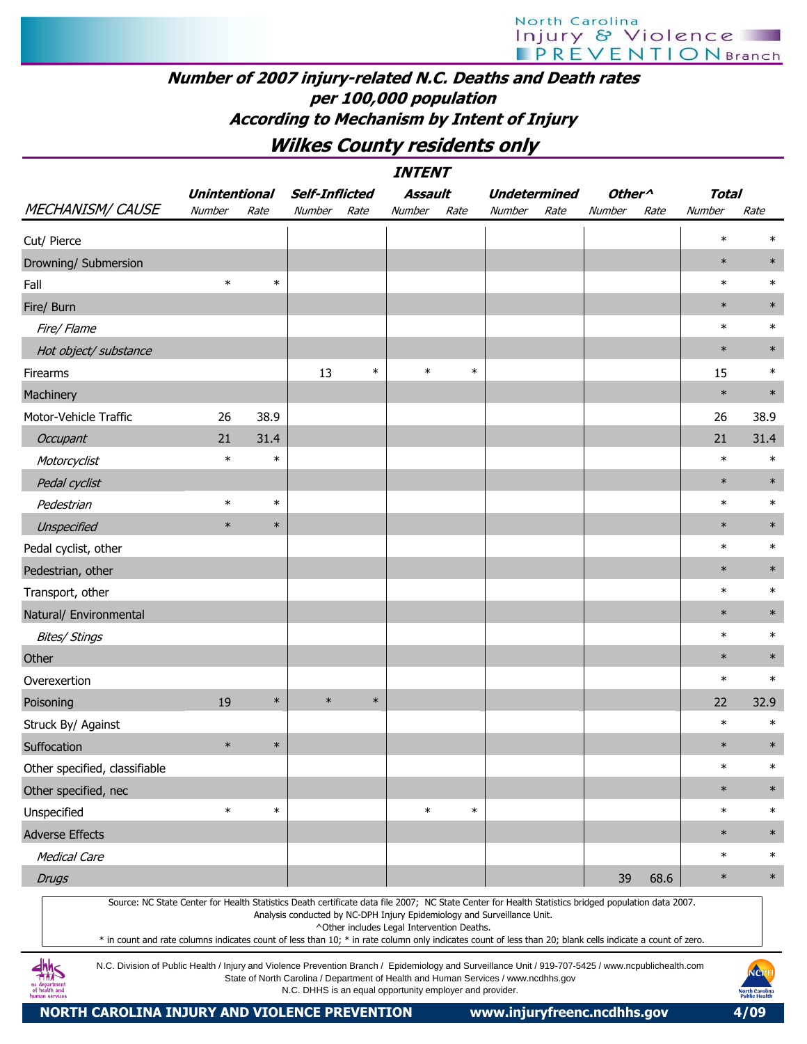# Number of 2007 injury-related N.C. Deaths and Death rates per 100,000 population According to Mechanism by Intent of Injury

## Wilkes County residents only

| | INTENT | | | | | | | | | | | |
|---|---|---|---|---|---|---|---|---|---|---|---|---|
| | Unintentional | | Self-Inflicted | | Assault | | Undetermined | | Other^ | | Total | |
| MECHANISM/ CAUSE | Number | Rate | Number | Rate | Number | Rate | Number | Rate | Number | Rate | Number | Rate |
| Cut/ Pierce | | | | | | | | | | | * | * |
| Drowning/ Submersion | | | | | | | | | | | * | * |
| Fall | * | * | | | | | | | | | * | * |
| Fire/ Burn | | | | | | | | | | | * | * |
| *Fire/ Flame* | | | | | | | | | | | * | * |
| *Hot object/ substance* | | | | | | | | | | | * | * |
| Firearms | | | 13 | * | * | * | | | | | 15 | * |
| Machinery | | | | | | | | | | | * | * |
| Motor-Vehicle Traffic | 26 | 38.9 | | | | | | | | | 26 | 38.9 |
| *Occupant* | 21 | 31.4 | | | | | | | | | 21 | 31.4 |
| *Motorcyclist* | * | * | | | | | | | | | * | * |
| *Pedal cyclist* | | | | | | | | | | | * | * |
| *Pedestrian* | * | * | | | | | | | | | * | * |
| *Unspecified* | * | * | | | | | | | | | * | * |
| Pedal cyclist, other | | | | | | | | | | | * | * |
| Pedestrian, other | | | | | | | | | | | * | * |
| Transport, other | | | | | | | | | | | * | * |
| Natural/ Environmental | | | | | | | | | | | * | * |
| *Bites/ Stings* | | | | | | | | | | | * | * |
| Other | | | | | | | | | | | * | * |
| Overexertion | | | | | | | | | | | * | * |
| Poisoning | 19 | * | * | * | | | | | | | 22 | 32.9 |
| Struck By/ Against | | | | | | | | | | | * | * |
| Suffocation | * | * | | | | | | | | | * | * |
| Other specified, classifiable | | | | | | | | | | | * | * |
| Other specified, nec | | | | | | | | | | | * | * |
| Unspecified | * | * | | | * | * | | | | | * | * |
| Adverse Effects | | | | | | | | | | | * | * |
| *Medical Care* | | | | | | | | | | | * | * |
| *Drugs* | | | | | | | | | 39 | 68.6 | * | * |

Source: NC State Center for Health Statistics Death certificate data file 2007; NC State Center for Health Statistics bridged population data 2007.
Analysis conducted by NC-DPH Injury Epidemiology and Surveillance Unit.
^Other includes Legal Intervention Deaths.
* in count and rate columns indicates count of less than 10; * in rate column only indicates count of less than 20; blank cells indicate a count of zero.

N.C. Division of Public Health / Injury and Violence Prevention Branch / Epidemiology and Surveillance Unit / 919-707-5425 / www.ncpublichealth.com
State of North Carolina / Department of Health and Human Services / www.ncdhhs.gov
N.C. DHHS is an equal opportunity employer and provider.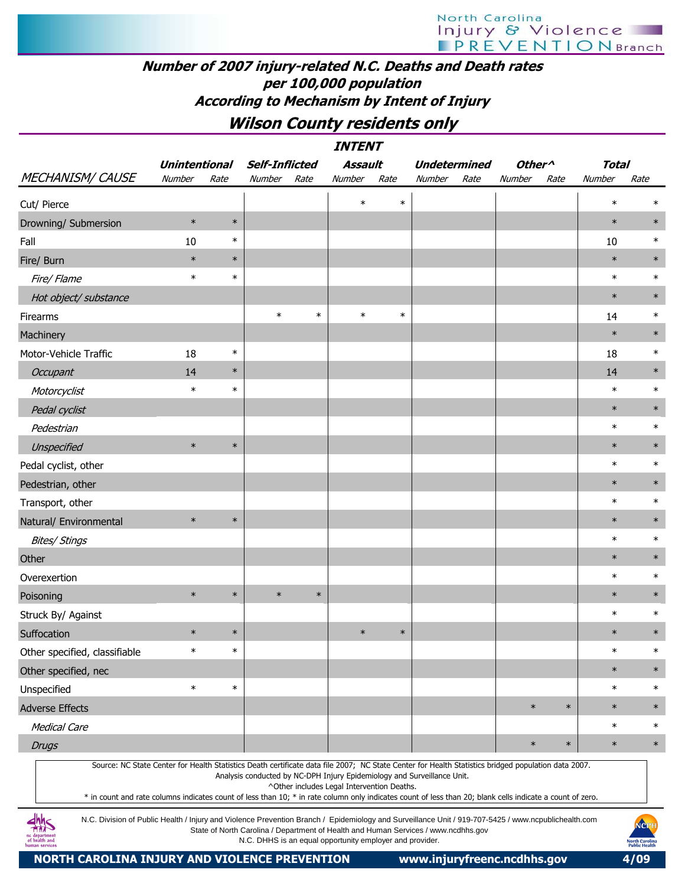# Number of 2007 injury-related N.C. Deaths and Death rates per 100,000 population According to Mechanism by Intent of Injury

## Wilson County residents only

| MECHANISM/ CAUSE | Unintentional Number | Unintentional Rate | Self-Inflicted Number | Self-Inflicted Rate | Assault Number | Assault Rate | Undetermined Number | Undetermined Rate | Other^ Number | Other^ Rate | Total Number | Total Rate |
|---|---|---|---|---|---|---|---|---|---|---|---|---|
| Cut/ Pierce | | | | | * | * | | | | | * | * |
| Drowning/ Submersion | * | * | | | | | | | | | * | * |
| Fall | 10 | * | | | | | | | | | 10 | * |
| Fire/ Burn | * | * | | | | | | | | | * | * |
| *Fire/ Flame* | * | * | | | | | | | | | * | * |
| *Hot object/ substance* | | | | | | | | | | | * | * |
| Firearms | | | * | * | * | * | | | | | 14 | * |
| Machinery | | | | | | | | | | | * | * |
| Motor-Vehicle Traffic | 18 | * | | | | | | | | | 18 | * |
| *Occupant* | 14 | * | | | | | | | | | 14 | * |
| *Motorcyclist* | * | * | | | | | | | | | * | * |
| *Pedal cyclist* | | | | | | | | | | | * | * |
| *Pedestrian* | | | | | | | | | | | * | * |
| *Unspecified* | * | * | | | | | | | | | * | * |
| Pedal cyclist, other | | | | | | | | | | | * | * |
| Pedestrian, other | | | | | | | | | | | * | * |
| Transport, other | | | | | | | | | | | * | * |
| Natural/ Environmental | * | * | | | | | | | | | * | * |
| *Bites/ Stings* | | | | | | | | | | | * | * |
| Other | | | | | | | | | | | * | * |
| Overexertion | | | | | | | | | | | * | * |
| Poisoning | * | * | * | * | | | | | | | * | * |
| Struck By/ Against | | | | | | | | | | | * | * |
| Suffocation | * | * | | | * | * | | | | | * | * |
| Other specified, classifiable | * | * | | | | | | | | | * | * |
| Other specified, nec | | | | | | | | | | | * | * |
| Unspecified | * | * | | | | | | | | | * | * |
| Adverse Effects | | | | | | | | | * | * | * | * |
| *Medical Care* | | | | | | | | | | | * | * |
| *Drugs* | | | | | | | | | * | * | * | * |

Source: NC State Center for Health Statistics Death certificate data file 2007; NC State Center for Health Statistics bridged population data 2007.
Analysis conducted by NC-DPH Injury Epidemiology and Surveillance Unit.
^Other includes Legal Intervention Deaths.
* in count and rate columns indicates count of less than 10; * in rate column only indicates count of less than 20; blank cells indicate a count of zero.

N.C. Division of Public Health / Injury and Violence Prevention Branch / Epidemiology and Surveillance Unit / 919-707-5425 / www.ncpublichealth.com
State of North Carolina / Department of Health and Human Services / www.ncdhhs.gov
N.C. DHHS is an equal opportunity employer and provider.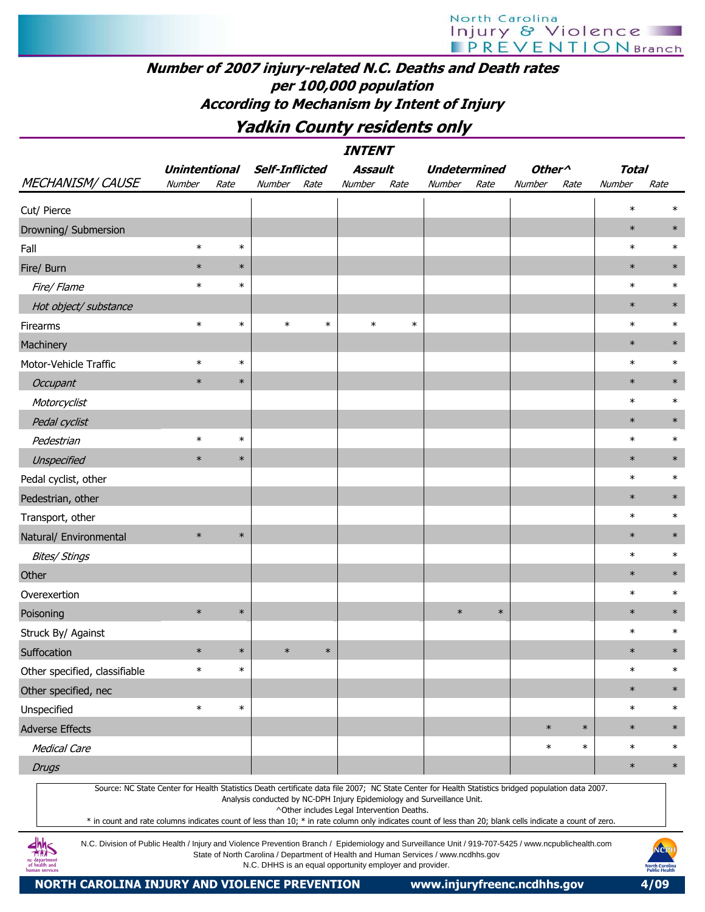## Number of 2007 injury-related N.C. Deaths and Death rates per 100,000 population According to Mechanism by Intent of Injury

## Yadkin County residents only

| | INTENT | | | | | | | | | | | |
|---|---|---|---|---|---|---|---|---|---|---|---|---|
| | Unintentional | | Self-Inflicted | | Assault | | Undetermined | | Other^ | | Total | |
| MECHANISM/ CAUSE | Number | Rate | Number | Rate | Number | Rate | Number | Rate | Number | Rate | Number | Rate |
| Cut/ Pierce | | | | | | | | | | | * | * |
| Drowning/ Submersion | | | | | | | | | | | * | * |
| Fall | * | * | | | | | | | | | * | * |
| Fire/ Burn | * | * | | | | | | | | | * | * |
| *Fire/ Flame* | * | * | | | | | | | | | * | * |
| *Hot object/ substance* | | | | | | | | | | | * | * |
| Firearms | * | * | * | * | * | * | | | | | * | * |
| Machinery | | | | | | | | | | | * | * |
| Motor-Vehicle Traffic | * | * | | | | | | | | | * | * |
| *Occupant* | * | * | | | | | | | | | * | * |
| *Motorcyclist* | | | | | | | | | | | * | * |
| *Pedal cyclist* | | | | | | | | | | | * | * |
| *Pedestrian* | * | * | | | | | | | | | * | * |
| *Unspecified* | * | * | | | | | | | | | * | * |
| Pedal cyclist, other | | | | | | | | | | | * | * |
| Pedestrian, other | | | | | | | | | | | * | * |
| Transport, other | | | | | | | | | | | * | * |
| Natural/ Environmental | * | * | | | | | | | | | * | * |
| *Bites/ Stings* | | | | | | | | | | | * | * |
| Other | | | | | | | | | | | * | * |
| Overexertion | | | | | | | | | | | * | * |
| Poisoning | * | * | | | | | * | * | | | * | * |
| Struck By/ Against | | | | | | | | | | | * | * |
| Suffocation | * | * | * | * | | | | | | | * | * |
| Other specified, classifiable | * | * | | | | | | | | | * | * |
| Other specified, nec | | | | | | | | | | | * | * |
| Unspecified | * | * | | | | | | | | | * | * |
| Adverse Effects | | | | | | | | | * | * | * | * |
| *Medical Care* | | | | | | | | | * | * | * | * |
| *Drugs* | | | | | | | | | | | * | * |

Source: NC State Center for Health Statistics Death certificate data file 2007; NC State Center for Health Statistics bridged population data 2007.
Analysis conducted by NC-DPH Injury Epidemiology and Surveillance Unit.
^Other includes Legal Intervention Deaths.
* in count and rate columns indicates count of less than 10; * in rate column only indicates count of less than 20; blank cells indicate a count of zero.

N.C. Division of Public Health / Injury and Violence Prevention Branch / Epidemiology and Surveillance Unit / 919-707-5425 / www.ncpublichealth.com
State of North Carolina / Department of Health and Human Services / www.ncdhhs.gov
N.C. DHHS is an equal opportunity employer and provider.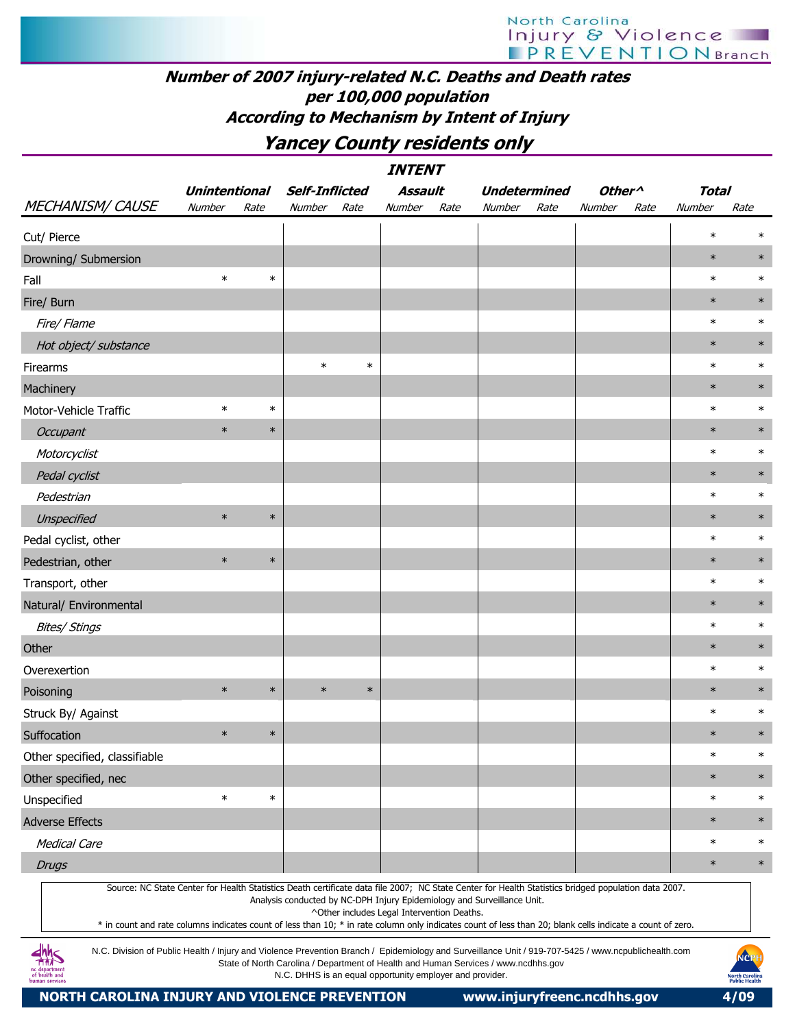## Number of 2007 injury-related N.C. Deaths and Death rates per 100,000 population According to Mechanism by Intent of Injury

## Yancey County residents only

| | INTENT | | | | | | | | | | | |
|---|---|---|---|---|---|---|---|---|---|---|---|---|
| | Unintentional | | Self-Inflicted | | Assault | | Undetermined | | Other^ | | Total | |
| MECHANISM/ CAUSE | Number | Rate | Number | Rate | Number | Rate | Number | Rate | Number | Rate | Number | Rate |
| Cut/ Pierce | | | | | | | | | | | * | * |
| Drowning/ Submersion | | | | | | | | | | | * | * |
| Fall | * | * | | | | | | | | | * | * |
| Fire/ Burn | | | | | | | | | | | * | * |
| *Fire/ Flame* | | | | | | | | | | | * | * |
| *Hot object/ substance* | | | | | | | | | | | * | * |
| Firearms | | | * | * | | | | | | | * | * |
| Machinery | | | | | | | | | | | * | * |
| Motor-Vehicle Traffic | * | * | | | | | | | | | * | * |
| *Occupant* | * | * | | | | | | | | | * | * |
| *Motorcyclist* | | | | | | | | | | | * | * |
| *Pedal cyclist* | | | | | | | | | | | * | * |
| *Pedestrian* | | | | | | | | | | | * | * |
| *Unspecified* | * | * | | | | | | | | | * | * |
| Pedal cyclist, other | | | | | | | | | | | * | * |
| Pedestrian, other | * | * | | | | | | | | | * | * |
| Transport, other | | | | | | | | | | | * | * |
| Natural/ Environmental | | | | | | | | | | | * | * |
| *Bites/ Stings* | | | | | | | | | | | * | * |
| Other | | | | | | | | | | | * | * |
| Overexertion | | | | | | | | | | | * | * |
| Poisoning | * | * | * | * | | | | | | | * | * |
| Struck By/ Against | | | | | | | | | | | * | * |
| Suffocation | * | * | | | | | | | | | * | * |
| Other specified, classifiable | | | | | | | | | | | * | * |
| Other specified, nec | | | | | | | | | | | * | * |
| Unspecified | * | * | | | | | | | | | * | * |
| Adverse Effects | | | | | | | | | | | * | * |
| *Medical Care* | | | | | | | | | | | * | * |
| *Drugs* | | | | | | | | | | | * | * |

Source: NC State Center for Health Statistics Death certificate data file 2007; NC State Center for Health Statistics bridged population data 2007.
Analysis conducted by NC-DPH Injury Epidemiology and Surveillance Unit.
^Other includes Legal Intervention Deaths.
* in count and rate columns indicates count of less than 10; * in rate column only indicates count of less than 20; blank cells indicate a count of zero.

N.C. Division of Public Health / Injury and Violence Prevention Branch / Epidemiology and Surveillance Unit / 919-707-5425 / www.ncpublichealth.com
State of North Carolina / Department of Health and Human Services / www.ncdhhs.gov
N.C. DHHS is an equal opportunity employer and provider.

NORTH CAROLINA INJURY AND VIOLENCE PREVENTION www.injuryfreenc.ncdhhs.gov 4/09